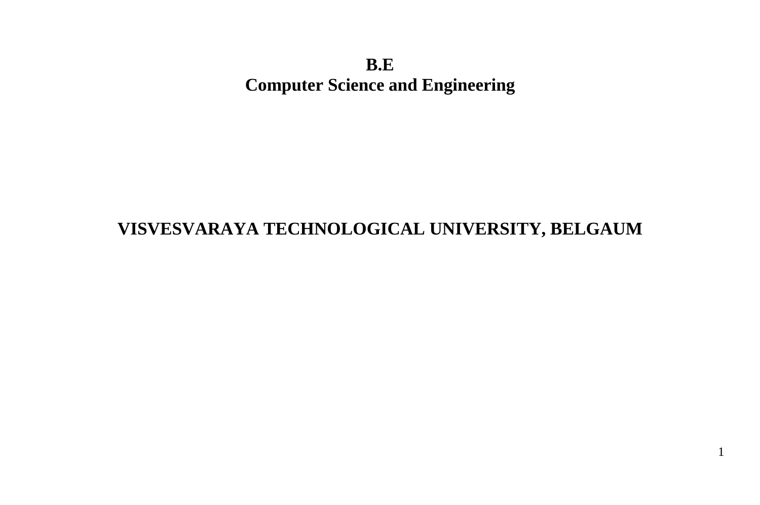# B.E
# Computer Science and Engineering

## VISVESVARAYA TECHNOLOGICAL UNIVERSITY, BELGAUM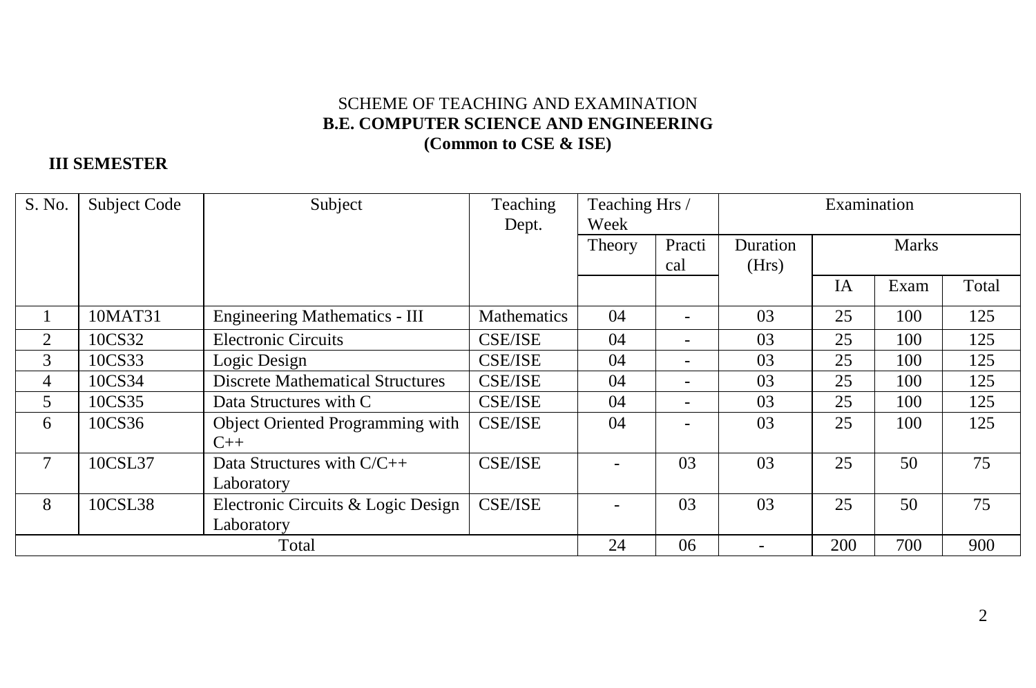SCHEME OF TEACHING AND EXAMINATION

**B.E. COMPUTER SCIENCE AND ENGINEERING**

**(Common to CSE & ISE)**

**III SEMESTER**

| S. No. | Subject Code | Subject | Teaching Dept. | Teaching Hrs / Week | | Examination | | | |
|---|---|---|---|---|---|---|---|---|---|
| | | | | Theory | Practical | Duration (Hrs) | Marks | | |
| | | | | | | | IA | Exam | Total |
| 1 | 10MAT31 | Engineering Mathematics - III | Mathematics | 04 | - | 03 | 25 | 100 | 125 |
| 2 | 10CS32 | Electronic Circuits | CSE/ISE | 04 | - | 03 | 25 | 100 | 125 |
| 3 | 10CS33 | Logic Design | CSE/ISE | 04 | - | 03 | 25 | 100 | 125 |
| 4 | 10CS34 | Discrete Mathematical Structures | CSE/ISE | 04 | - | 03 | 25 | 100 | 125 |
| 5 | 10CS35 | Data Structures with C | CSE/ISE | 04 | - | 03 | 25 | 100 | 125 |
| 6 | 10CS36 | Object Oriented Programming with C++ | CSE/ISE | 04 | - | 03 | 25 | 100 | 125 |
| 7 | 10CSL37 | Data Structures with C/C++ Laboratory | CSE/ISE | - | 03 | 03 | 25 | 50 | 75 |
| 8 | 10CSL38 | Electronic Circuits & Logic Design Laboratory | CSE/ISE | - | 03 | 03 | 25 | 50 | 75 |
| Total | | | | 24 | 06 | - | 200 | 700 | 900 |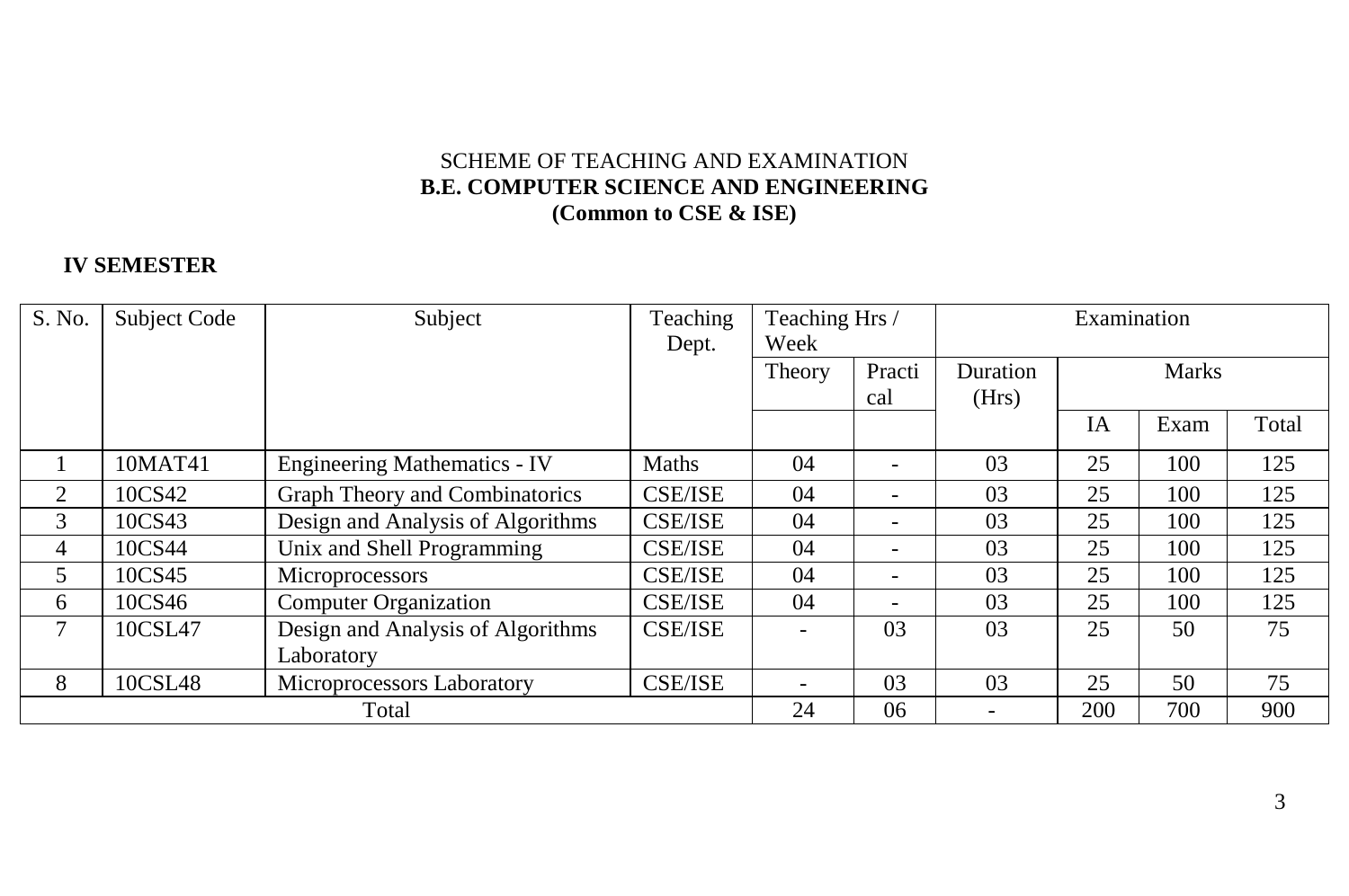SCHEME OF TEACHING AND EXAMINATION

**B.E. COMPUTER SCIENCE AND ENGINEERING**

**(Common to CSE & ISE)**

**IV SEMESTER**

| S. No. | Subject Code | Subject | Teaching Dept. | Teaching Hrs / Week | | Examination | | | |
|---|---|---|---|---|---|---|---|---|---|
| | | | | Theory | Practical | Duration (Hrs) | Marks | | |
| | | | | | | | IA | Exam | Total |
| 1 | 10MAT41 | Engineering Mathematics - IV | Maths | 04 | - | 03 | 25 | 100 | 125 |
| 2 | 10CS42 | Graph Theory and Combinatorics | CSE/ISE | 04 | - | 03 | 25 | 100 | 125 |
| 3 | 10CS43 | Design and Analysis of Algorithms | CSE/ISE | 04 | - | 03 | 25 | 100 | 125 |
| 4 | 10CS44 | Unix and Shell Programming | CSE/ISE | 04 | - | 03 | 25 | 100 | 125 |
| 5 | 10CS45 | Microprocessors | CSE/ISE | 04 | - | 03 | 25 | 100 | 125 |
| 6 | 10CS46 | Computer Organization | CSE/ISE | 04 | - | 03 | 25 | 100 | 125 |
| 7 | 10CSL47 | Design and Analysis of Algorithms Laboratory | CSE/ISE | - | 03 | 03 | 25 | 50 | 75 |
| 8 | 10CSL48 | Microprocessors Laboratory | CSE/ISE | - | 03 | 03 | 25 | 50 | 75 |
| Total | | | | 24 | 06 | - | 200 | 700 | 900 |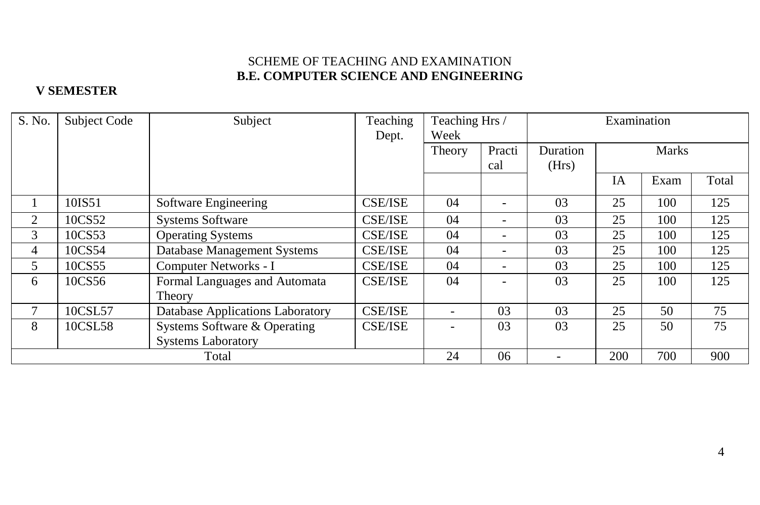SCHEME OF TEACHING AND EXAMINATION

**B.E. COMPUTER SCIENCE AND ENGINEERING**

**V SEMESTER**

| S. No. | Subject Code | Subject | Teaching Dept. | Teaching Hrs / Week | | Examination | | | |
|---|---|---|---|---|---|---|---|---|---|
| | | | | Theory | Practical | Duration (Hrs) | Marks | | |
| | | | | | | | IA | Exam | Total |
| 1 | 10IS51 | Software Engineering | CSE/ISE | 04 | - | 03 | 25 | 100 | 125 |
| 2 | 10CS52 | Systems Software | CSE/ISE | 04 | - | 03 | 25 | 100 | 125 |
| 3 | 10CS53 | Operating Systems | CSE/ISE | 04 | - | 03 | 25 | 100 | 125 |
| 4 | 10CS54 | Database Management Systems | CSE/ISE | 04 | - | 03 | 25 | 100 | 125 |
| 5 | 10CS55 | Computer Networks - I | CSE/ISE | 04 | - | 03 | 25 | 100 | 125 |
| 6 | 10CS56 | Formal Languages and Automata Theory | CSE/ISE | 04 | - | 03 | 25 | 100 | 125 |
| 7 | 10CSL57 | Database Applications Laboratory | CSE/ISE | - | 03 | 03 | 25 | 50 | 75 |
| 8 | 10CSL58 | Systems Software & Operating Systems Laboratory | CSE/ISE | - | 03 | 03 | 25 | 50 | 75 |
| Total | | | | 24 | 06 | - | 200 | 700 | 900 |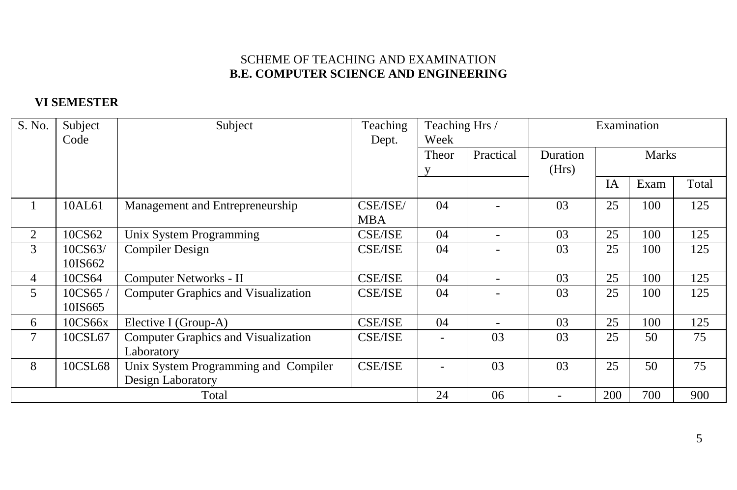SCHEME OF TEACHING AND EXAMINATION

**B.E. COMPUTER SCIENCE AND ENGINEERING**

**VI SEMESTER**

| S. No. | Subject Code | Subject | Teaching Dept. | Teaching Hrs / Week | | Examination | | | |
|---|---|---|---|---|---|---|---|---|---|
| | | | | Theory | Practical | Duration (Hrs) | Marks | | |
| | | | | | | | IA | Exam | Total |
| 1 | 10AL61 | Management and Entrepreneurship | CSE/ISE/ MBA | 04 | - | 03 | 25 | 100 | 125 |
| 2 | 10CS62 | Unix System Programming | CSE/ISE | 04 | - | 03 | 25 | 100 | 125 |
| 3 | 10CS63/ 10IS662 | Compiler Design | CSE/ISE | 04 | - | 03 | 25 | 100 | 125 |
| 4 | 10CS64 | Computer Networks - II | CSE/ISE | 04 | - | 03 | 25 | 100 | 125 |
| 5 | 10CS65 / 10IS665 | Computer Graphics and Visualization | CSE/ISE | 04 | - | 03 | 25 | 100 | 125 |
| 6 | 10CS66x | Elective I (Group-A) | CSE/ISE | 04 | - | 03 | 25 | 100 | 125 |
| 7 | 10CSL67 | Computer Graphics and Visualization Laboratory | CSE/ISE | - | 03 | 03 | 25 | 50 | 75 |
| 8 | 10CSL68 | Unix System Programming and Compiler Design Laboratory | CSE/ISE | - | 03 | 03 | 25 | 50 | 75 |
| Total | | | | 24 | 06 | - | 200 | 700 | 900 |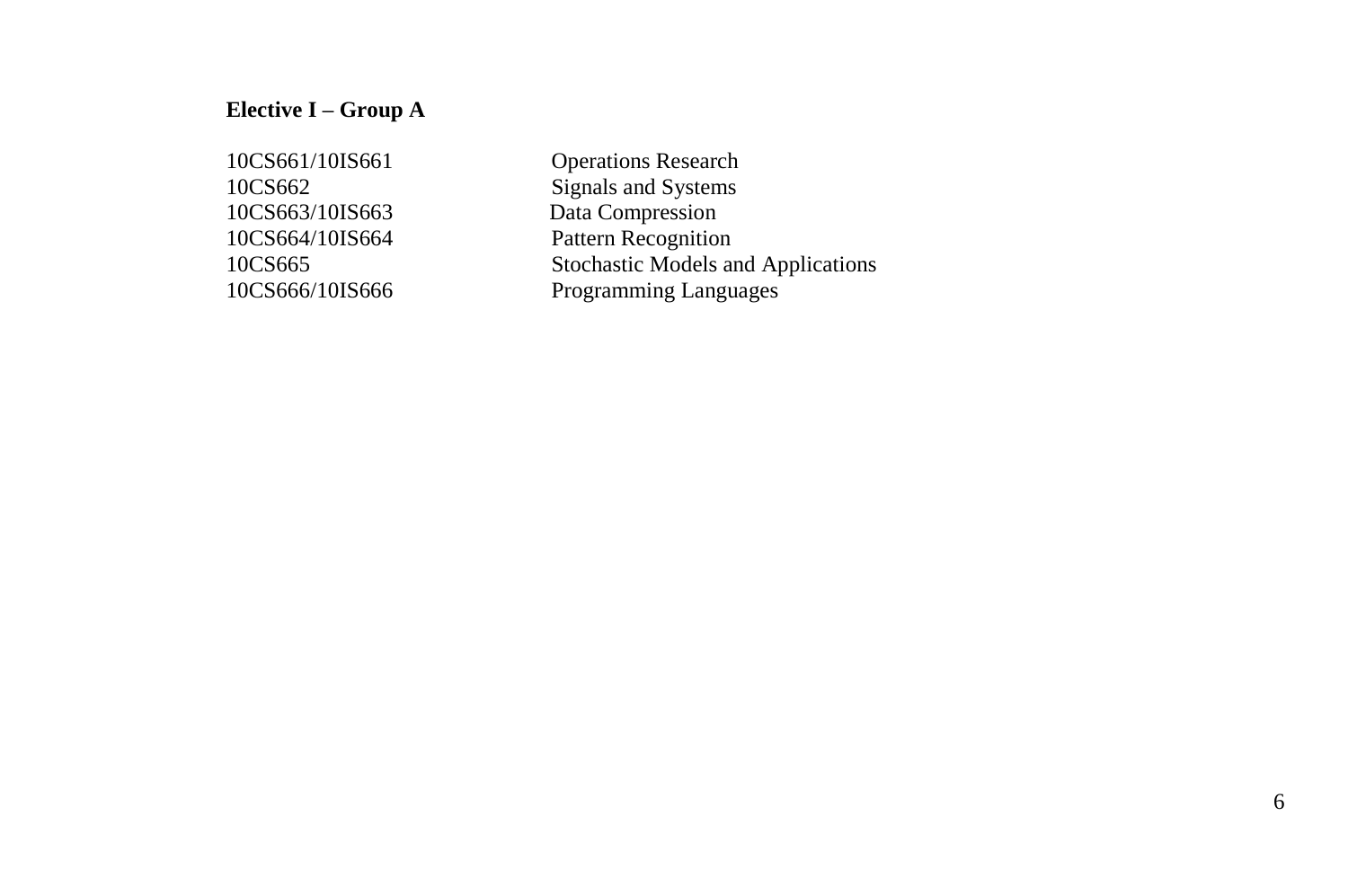**Elective I – Group A**

| | |
|---|---|
| 10CS661/10IS661 | Operations Research |
| 10CS662 | Signals and Systems |
| 10CS663/10IS663 | Data Compression |
| 10CS664/10IS664 | Pattern Recognition |
| 10CS665 | Stochastic Models and Applications |
| 10CS666/10IS666 | Programming Languages |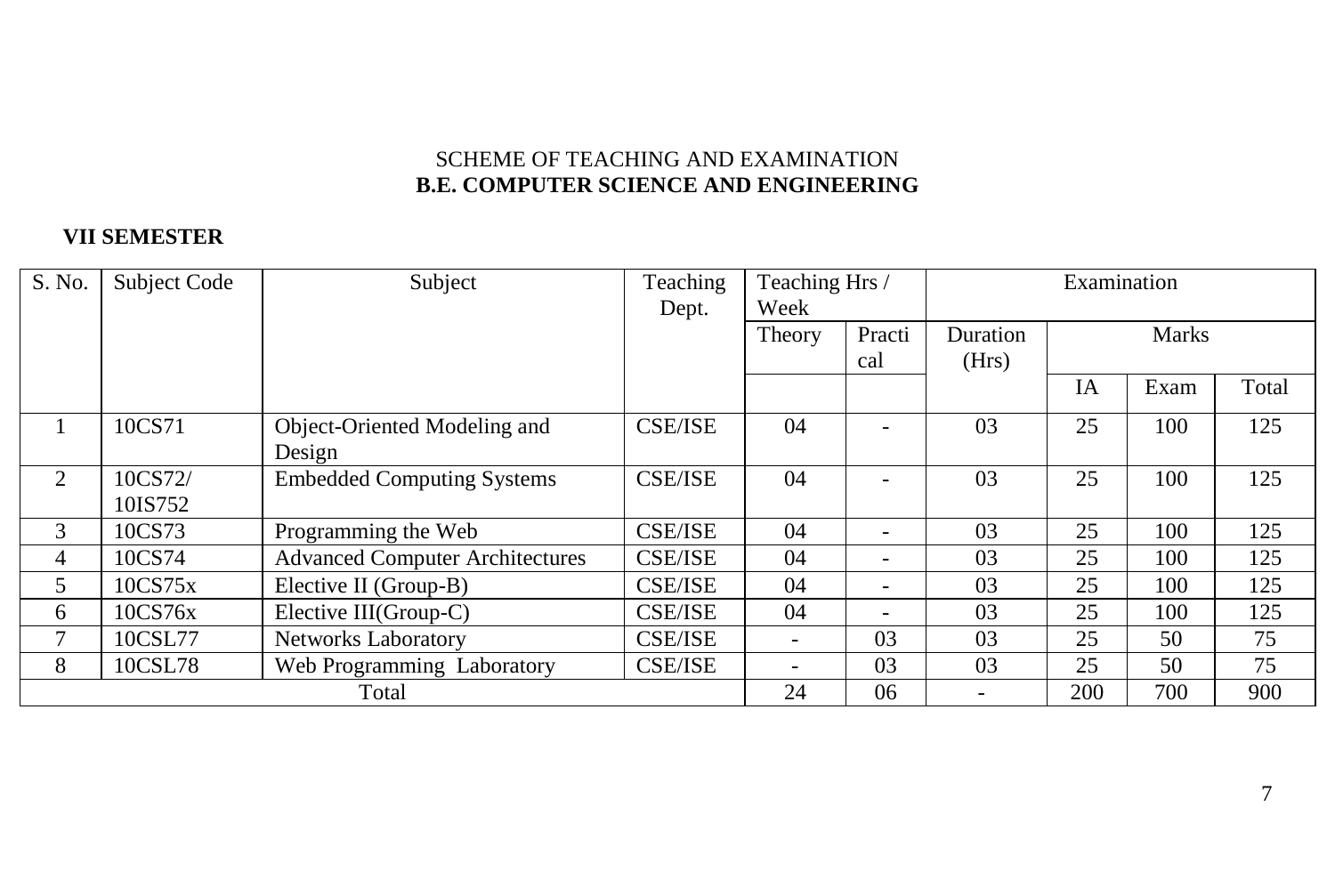SCHEME OF TEACHING AND EXAMINATION
**B.E. COMPUTER SCIENCE AND ENGINEERING**

**VII SEMESTER**

| S. No. | Subject Code | Subject | Teaching Dept. | Teaching Hrs / Week | | Examination | | | |
|---|---|---|---|---|---|---|---|---|---|
| | | | | Theory | Practical | Duration (Hrs) | Marks | | |
| | | | | | | | IA | Exam | Total |
| 1 | 10CS71 | Object-Oriented Modeling and Design | CSE/ISE | 04 | - | 03 | 25 | 100 | 125 |
| 2 | 10CS72/ 10IS752 | Embedded Computing Systems | CSE/ISE | 04 | - | 03 | 25 | 100 | 125 |
| 3 | 10CS73 | Programming the Web | CSE/ISE | 04 | - | 03 | 25 | 100 | 125 |
| 4 | 10CS74 | Advanced Computer Architectures | CSE/ISE | 04 | - | 03 | 25 | 100 | 125 |
| 5 | 10CS75x | Elective II (Group-B) | CSE/ISE | 04 | - | 03 | 25 | 100 | 125 |
| 6 | 10CS76x | Elective III(Group-C) | CSE/ISE | 04 | - | 03 | 25 | 100 | 125 |
| 7 | 10CSL77 | Networks Laboratory | CSE/ISE | - | 03 | 03 | 25 | 50 | 75 |
| 8 | 10CSL78 | Web Programming Laboratory | CSE/ISE | - | 03 | 03 | 25 | 50 | 75 |
| Total | | | | 24 | 06 | - | 200 | 700 | 900 |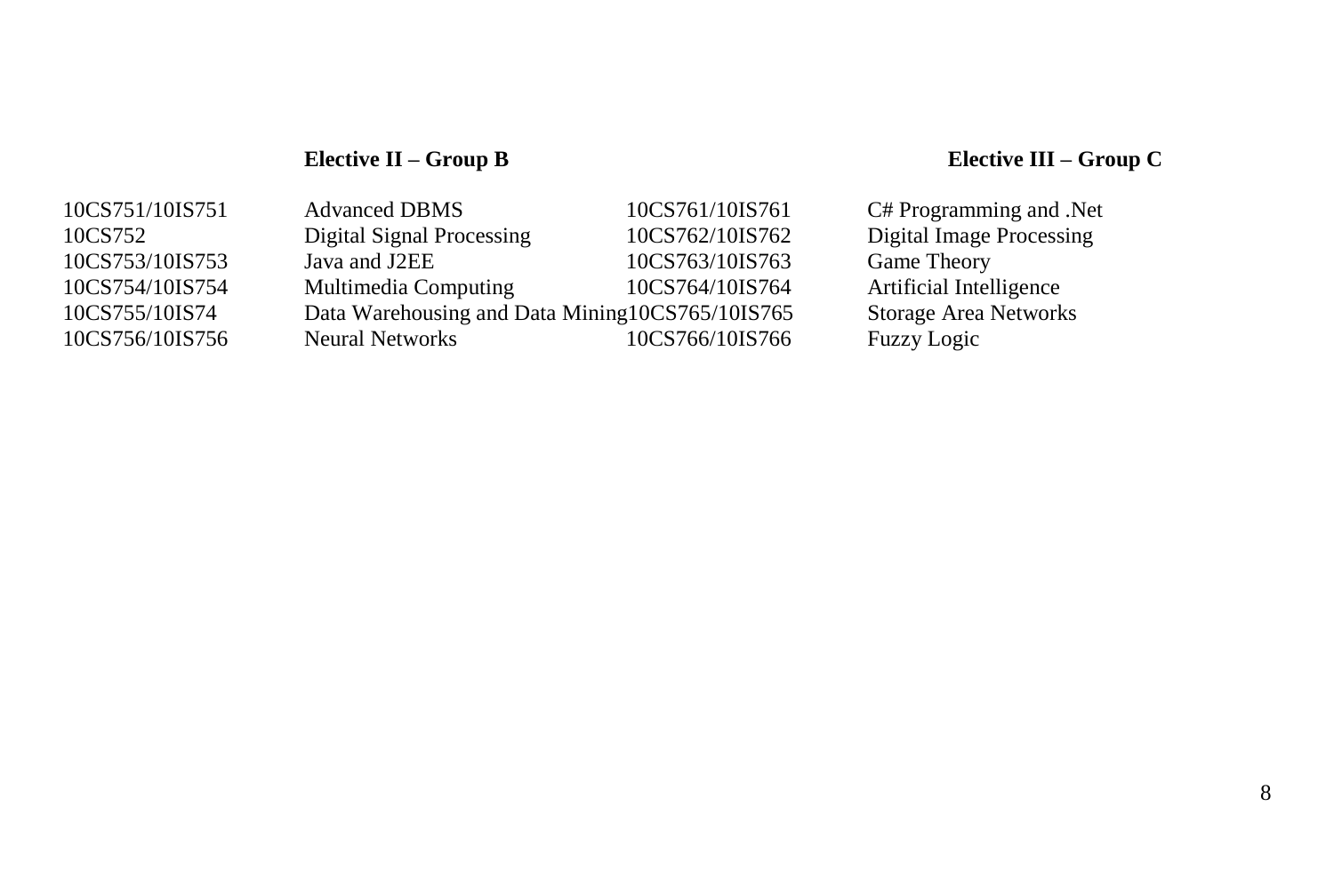| | **Elective II – Group B** | | **Elective III – Group C** |
|---|---|---|---|
| 10CS751/10IS751 | Advanced DBMS | 10CS761/10IS761 | C# Programming and .Net |
| 10CS752 | Digital Signal Processing | 10CS762/10IS762 | Digital Image Processing |
| 10CS753/10IS753 | Java and J2EE | 10CS763/10IS763 | Game Theory |
| 10CS754/10IS754 | Multimedia Computing | 10CS764/10IS764 | Artificial Intelligence |
| 10CS755/10IS74 | Data Warehousing and Data Mining | 10CS765/10IS765 | Storage Area Networks |
| 10CS756/10IS756 | Neural Networks | 10CS766/10IS766 | Fuzzy Logic |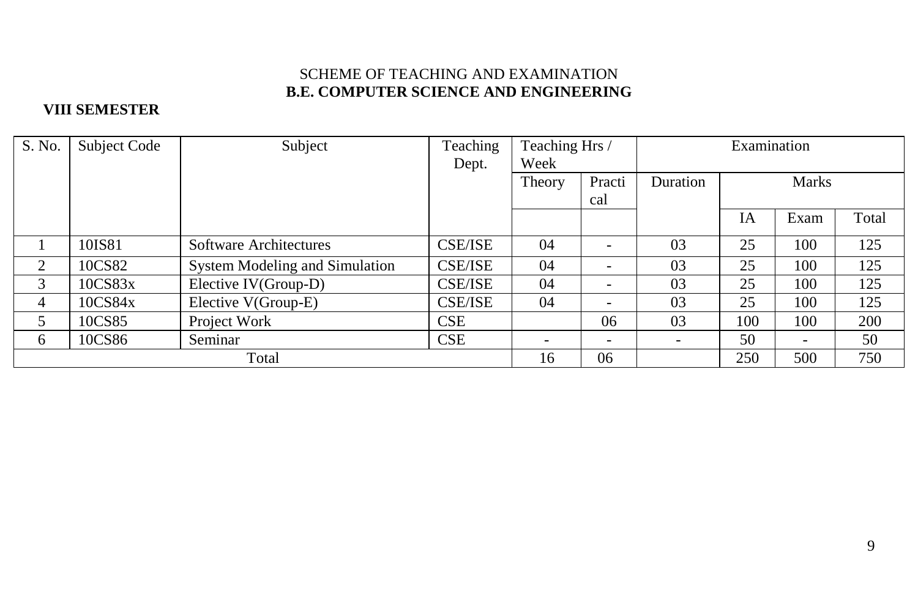SCHEME OF TEACHING AND EXAMINATION

**B.E. COMPUTER SCIENCE AND ENGINEERING**

**VIII SEMESTER**

| S. No. | Subject Code | Subject | Teaching Dept. | Teaching Hrs / Week | | Examination | | | |
|---|---|---|---|---|---|---|---|---|---|
| | | | | Theory | Practical | Duration | Marks | | |
| | | | | | | | IA | Exam | Total |
| 1 | 10IS81 | Software Architectures | CSE/ISE | 04 | - | 03 | 25 | 100 | 125 |
| 2 | 10CS82 | System Modeling and Simulation | CSE/ISE | 04 | - | 03 | 25 | 100 | 125 |
| 3 | 10CS83x | Elective IV(Group-D) | CSE/ISE | 04 | - | 03 | 25 | 100 | 125 |
| 4 | 10CS84x | Elective V(Group-E) | CSE/ISE | 04 | - | 03 | 25 | 100 | 125 |
| 5 | 10CS85 | Project Work | CSE | | 06 | 03 | 100 | 100 | 200 |
| 6 | 10CS86 | Seminar | CSE | - | - | - | 50 | - | 50 |
| Total | | | | 16 | 06 | | 250 | 500 | 750 |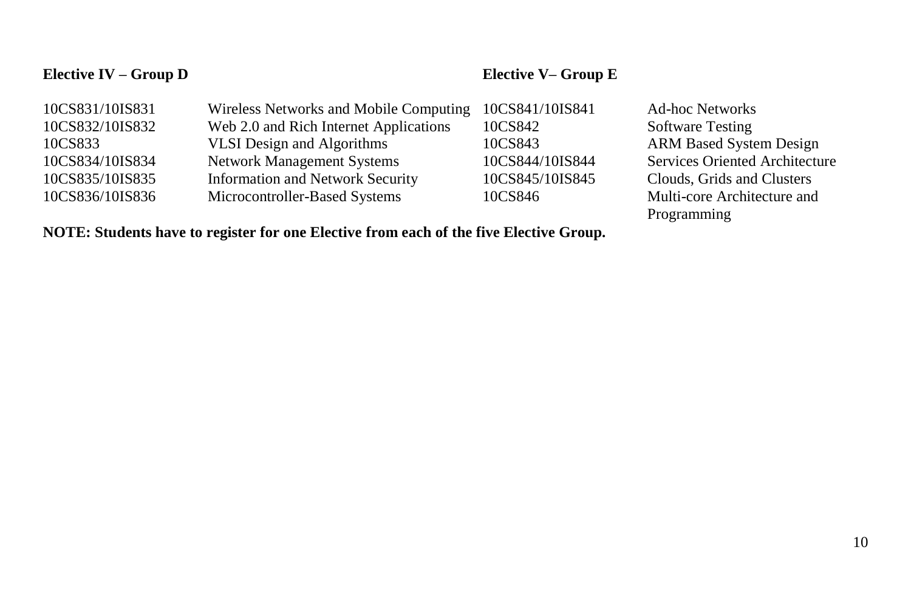**Elective IV – Group D**

| | |
|---|---|
| 10CS831/10IS831 | Wireless Networks and Mobile Computing |
| 10CS832/10IS832 | Web 2.0 and Rich Internet Applications |
| 10CS833 | VLSI Design and Algorithms |
| 10CS834/10IS834 | Network Management Systems |
| 10CS835/10IS835 | Information and Network Security |
| 10CS836/10IS836 | Microcontroller-Based Systems |

**Elective V– Group E**

| | |
|---|---|
| 10CS841/10IS841 | Ad-hoc Networks |
| 10CS842 | Software Testing |
| 10CS843 | ARM Based System Design |
| 10CS844/10IS844 | Services Oriented Architecture |
| 10CS845/10IS845 | Clouds, Grids and Clusters |
| 10CS846 | Multi-core Architecture and Programming |

**NOTE: Students have to register for one Elective from each of the five Elective Group.**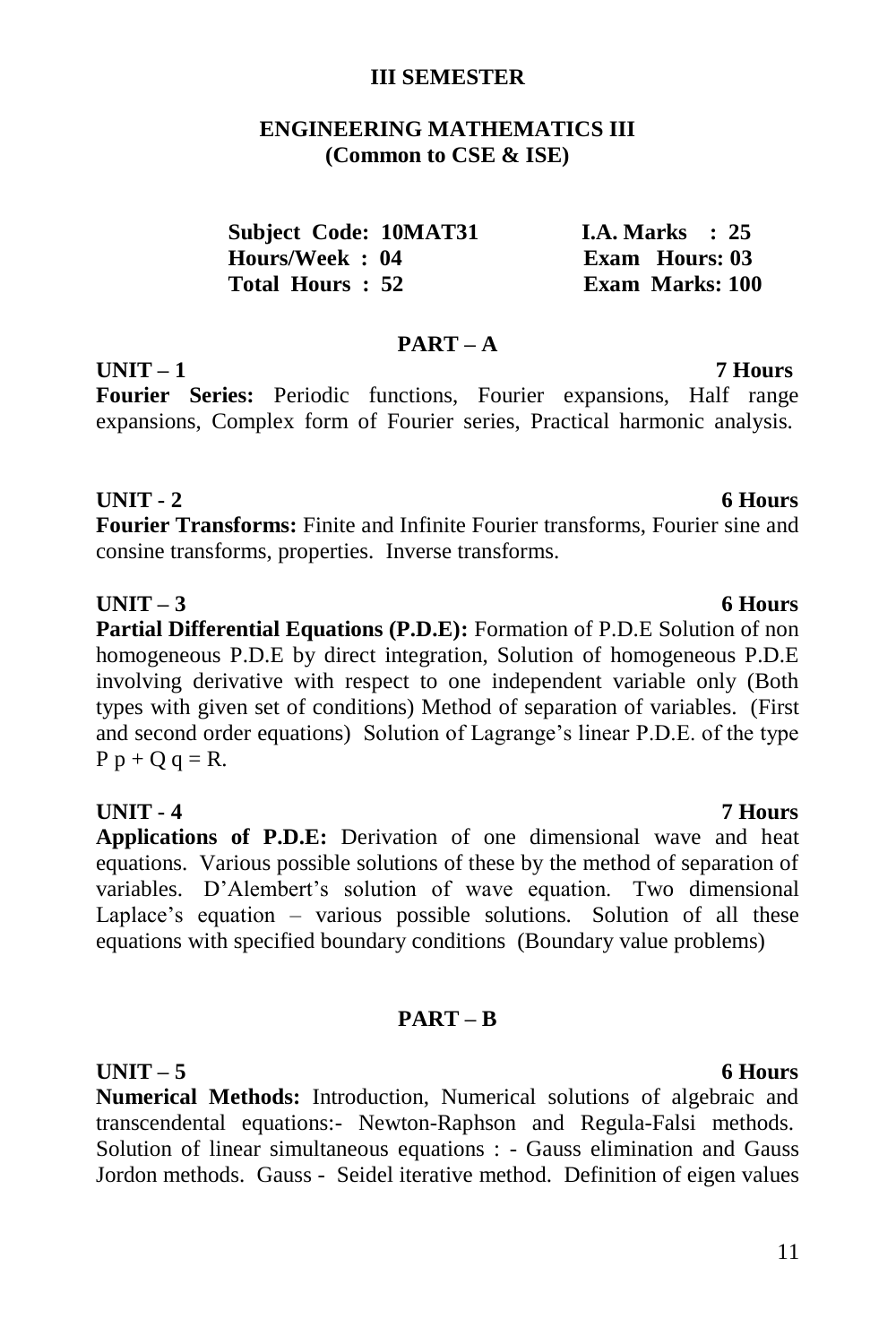**III SEMESTER**

## ENGINEERING MATHEMATICS III
**(Common to CSE & ISE)**

| | |
|---|---|
| **Subject Code: 10MAT31** | **I.A. Marks : 25** |
| **Hours/Week : 04** | **Exam Hours: 03** |
| **Total Hours : 52** | **Exam Marks: 100** |

## PART – A

**UNIT – 1** **7 Hours**

**Fourier Series:** Periodic functions, Fourier expansions, Half range expansions, Complex form of Fourier series, Practical harmonic analysis.

**UNIT - 2** **6 Hours**

**Fourier Transforms:** Finite and Infinite Fourier transforms, Fourier sine and consine transforms, properties. Inverse transforms.

**UNIT – 3** **6 Hours**

**Partial Differential Equations (P.D.E):** Formation of P.D.E Solution of non homogeneous P.D.E by direct integration, Solution of homogeneous P.D.E involving derivative with respect to one independent variable only (Both types with given set of conditions) Method of separation of variables. (First and second order equations) Solution of Lagrange's linear P.D.E. of the type $P\,p + Q\,q = R$.

**UNIT - 4** **7 Hours**

**Applications of P.D.E:** Derivation of one dimensional wave and heat equations. Various possible solutions of these by the method of separation of variables. D'Alembert's solution of wave equation. Two dimensional Laplace's equation – various possible solutions. Solution of all these equations with specified boundary conditions (Boundary value problems)

## PART – B

**UNIT – 5** **6 Hours**

**Numerical Methods:** Introduction, Numerical solutions of algebraic and transcendental equations:- Newton-Raphson and Regula-Falsi methods. Solution of linear simultaneous equations : - Gauss elimination and Gauss Jordon methods. Gauss - Seidel iterative method. Definition of eigen values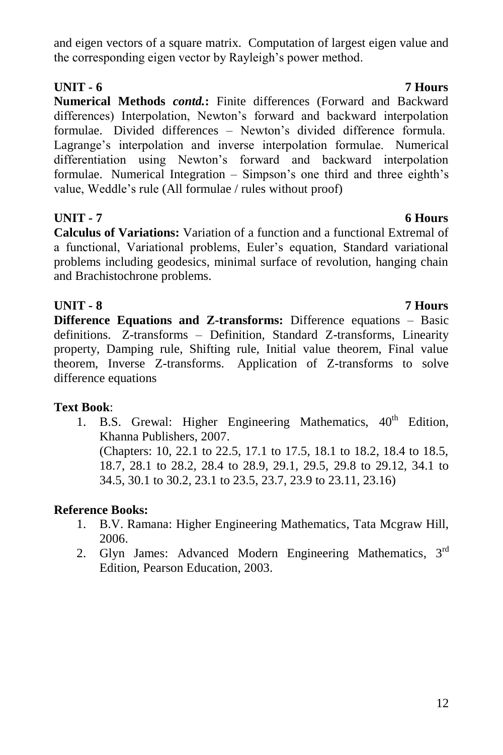and eigen vectors of a square matrix. Computation of largest eigen value and the corresponding eigen vector by Rayleigh's power method.

**UNIT - 6** **7 Hours**

**Numerical Methods *contd.*:** Finite differences (Forward and Backward differences) Interpolation, Newton's forward and backward interpolation formulae. Divided differences – Newton's divided difference formula. Lagrange's interpolation and inverse interpolation formulae. Numerical differentiation using Newton's forward and backward interpolation formulae. Numerical Integration – Simpson's one third and three eighth's value, Weddle's rule (All formulae / rules without proof)

**UNIT - 7** **6 Hours**

**Calculus of Variations:** Variation of a function and a functional Extremal of a functional, Variational problems, Euler's equation, Standard variational problems including geodesics, minimal surface of revolution, hanging chain and Brachistochrone problems.

**UNIT - 8** **7 Hours**

**Difference Equations and Z-transforms:** Difference equations – Basic definitions. Z-transforms – Definition, Standard Z-transforms, Linearity property, Damping rule, Shifting rule, Initial value theorem, Final value theorem, Inverse Z-transforms. Application of Z-transforms to solve difference equations

**Text Book**:

1. B.S. Grewal: Higher Engineering Mathematics, 40th Edition, Khanna Publishers, 2007.
   (Chapters: 10, 22.1 to 22.5, 17.1 to 17.5, 18.1 to 18.2, 18.4 to 18.5, 18.7, 28.1 to 28.2, 28.4 to 28.9, 29.1, 29.5, 29.8 to 29.12, 34.1 to 34.5, 30.1 to 30.2, 23.1 to 23.5, 23.7, 23.9 to 23.11, 23.16)

**Reference Books:**

1. B.V. Ramana: Higher Engineering Mathematics, Tata Mcgraw Hill, 2006.
2. Glyn James: Advanced Modern Engineering Mathematics, 3rd Edition, Pearson Education, 2003.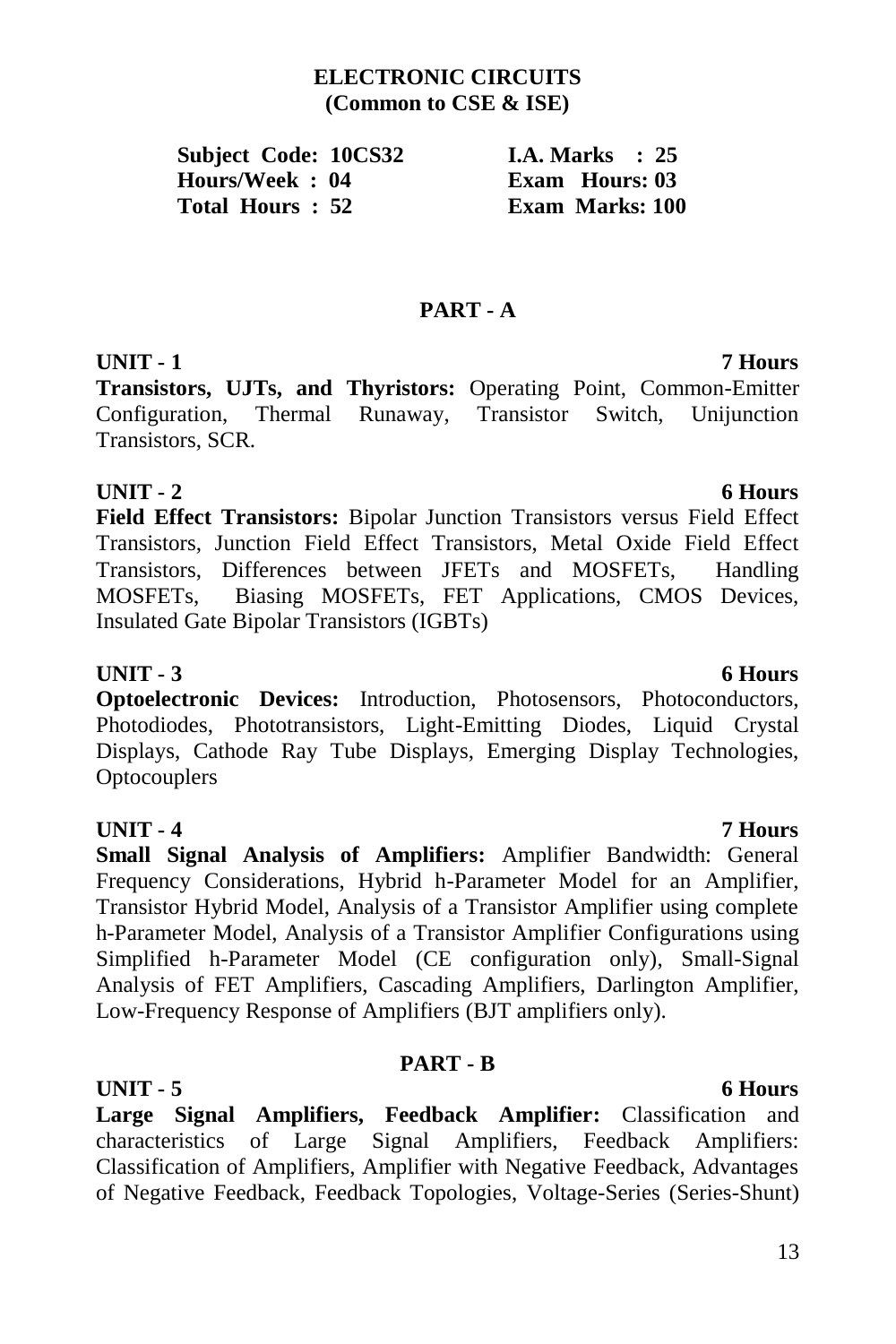# ELECTRONIC CIRCUITS
**(Common to CSE & ISE)**

| | |
|---|---|
| **Subject Code: 10CS32** | **I.A. Marks : 25** |
| **Hours/Week : 04** | **Exam Hours: 03** |
| **Total Hours : 52** | **Exam Marks: 100** |

## PART - A

**UNIT - 1** **7 Hours**

**Transistors, UJTs, and Thyristors:** Operating Point, Common-Emitter Configuration, Thermal Runaway, Transistor Switch, Unijunction Transistors, SCR.

**UNIT - 2** **6 Hours**

**Field Effect Transistors:** Bipolar Junction Transistors versus Field Effect Transistors, Junction Field Effect Transistors, Metal Oxide Field Effect Transistors, Differences between JFETs and MOSFETs, Handling MOSFETs, Biasing MOSFETs, FET Applications, CMOS Devices, Insulated Gate Bipolar Transistors (IGBTs)

**UNIT - 3** **6 Hours**

**Optoelectronic Devices:** Introduction, Photosensors, Photoconductors, Photodiodes, Phototransistors, Light-Emitting Diodes, Liquid Crystal Displays, Cathode Ray Tube Displays, Emerging Display Technologies, Optocouplers

**UNIT - 4** **7 Hours**

**Small Signal Analysis of Amplifiers:** Amplifier Bandwidth: General Frequency Considerations, Hybrid h-Parameter Model for an Amplifier, Transistor Hybrid Model, Analysis of a Transistor Amplifier using complete h-Parameter Model, Analysis of a Transistor Amplifier Configurations using Simplified h-Parameter Model (CE configuration only), Small-Signal Analysis of FET Amplifiers, Cascading Amplifiers, Darlington Amplifier, Low-Frequency Response of Amplifiers (BJT amplifiers only).

## PART - B

**UNIT - 5** **6 Hours**

**Large Signal Amplifiers, Feedback Amplifier:** Classification and characteristics of Large Signal Amplifiers, Feedback Amplifiers: Classification of Amplifiers, Amplifier with Negative Feedback, Advantages of Negative Feedback, Feedback Topologies, Voltage-Series (Series-Shunt)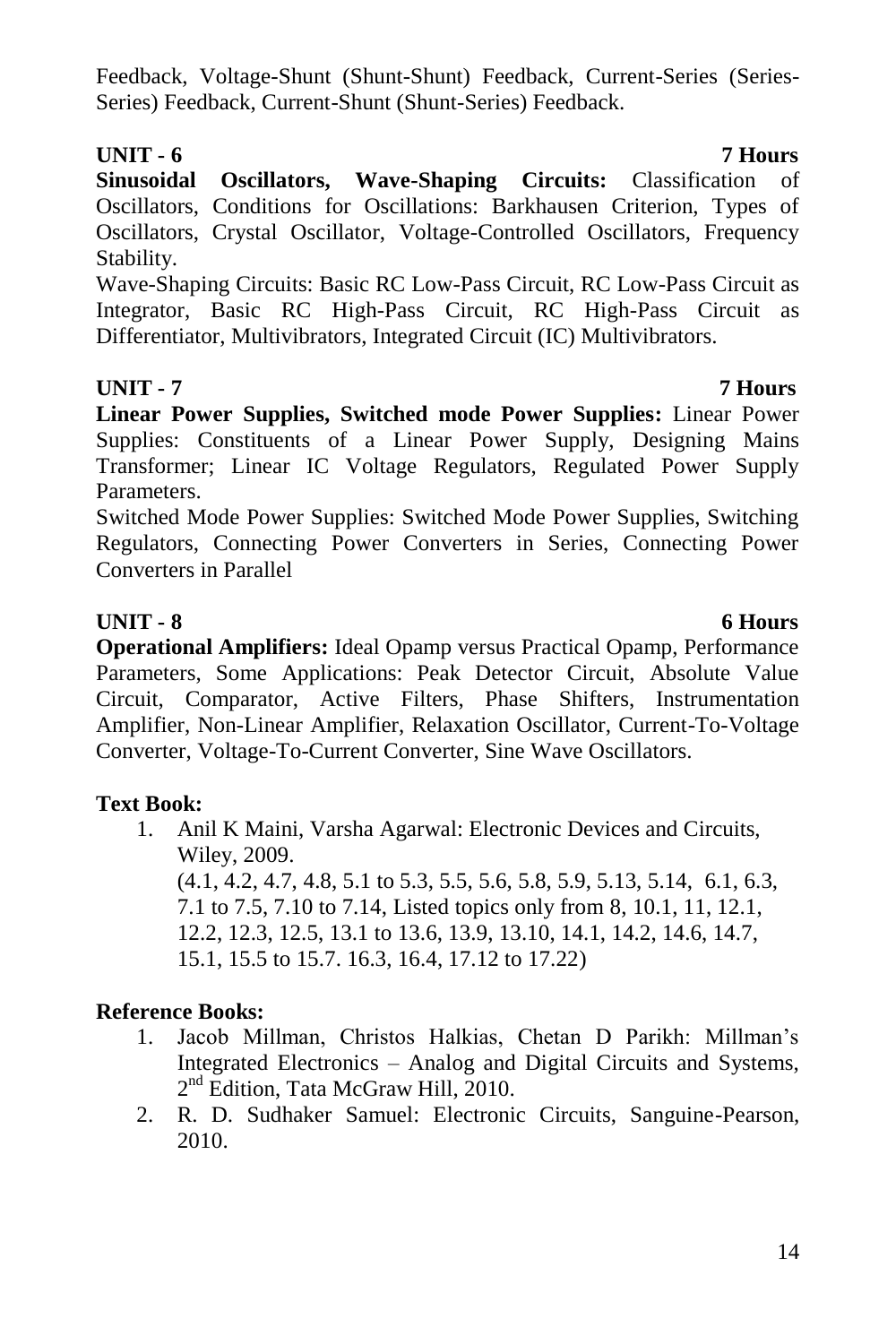Feedback, Voltage-Shunt (Shunt-Shunt) Feedback, Current-Series (Series-Series) Feedback, Current-Shunt (Shunt-Series) Feedback.

**UNIT - 6** **7 Hours**

**Sinusoidal Oscillators, Wave-Shaping Circuits:** Classification of Oscillators, Conditions for Oscillations: Barkhausen Criterion, Types of Oscillators, Crystal Oscillator, Voltage-Controlled Oscillators, Frequency Stability.

Wave-Shaping Circuits: Basic RC Low-Pass Circuit, RC Low-Pass Circuit as Integrator, Basic RC High-Pass Circuit, RC High-Pass Circuit as Differentiator, Multivibrators, Integrated Circuit (IC) Multivibrators.

**UNIT - 7** **7 Hours**

**Linear Power Supplies, Switched mode Power Supplies:** Linear Power Supplies: Constituents of a Linear Power Supply, Designing Mains Transformer; Linear IC Voltage Regulators, Regulated Power Supply Parameters.

Switched Mode Power Supplies: Switched Mode Power Supplies, Switching Regulators, Connecting Power Converters in Series, Connecting Power Converters in Parallel

**UNIT - 8** **6 Hours**

**Operational Amplifiers:** Ideal Opamp versus Practical Opamp, Performance Parameters, Some Applications: Peak Detector Circuit, Absolute Value Circuit, Comparator, Active Filters, Phase Shifters, Instrumentation Amplifier, Non-Linear Amplifier, Relaxation Oscillator, Current-To-Voltage Converter, Voltage-To-Current Converter, Sine Wave Oscillators.

**Text Book:**

1. Anil K Maini, Varsha Agarwal: Electronic Devices and Circuits, Wiley, 2009.
   (4.1, 4.2, 4.7, 4.8, 5.1 to 5.3, 5.5, 5.6, 5.8, 5.9, 5.13, 5.14, 6.1, 6.3, 7.1 to 7.5, 7.10 to 7.14, Listed topics only from 8, 10.1, 11, 12.1, 12.2, 12.3, 12.5, 13.1 to 13.6, 13.9, 13.10, 14.1, 14.2, 14.6, 14.7, 15.1, 15.5 to 15.7. 16.3, 16.4, 17.12 to 17.22)

**Reference Books:**

1. Jacob Millman, Christos Halkias, Chetan D Parikh: Millman's Integrated Electronics – Analog and Digital Circuits and Systems, 2nd Edition, Tata McGraw Hill, 2010.
2. R. D. Sudhaker Samuel: Electronic Circuits, Sanguine-Pearson, 2010.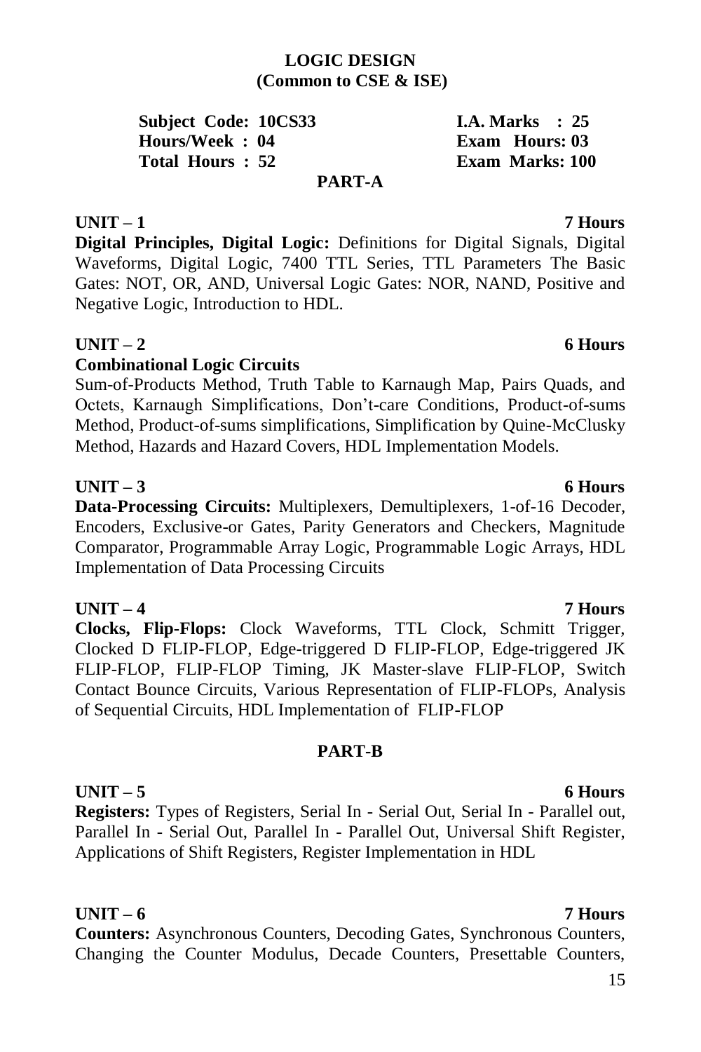# LOGIC DESIGN
## (Common to CSE & ISE)

| | |
|---|---|
| **Subject Code: 10CS33** | **I.A. Marks : 25** |
| **Hours/Week : 04** | **Exam Hours: 03** |
| **Total Hours : 52** | **Exam Marks: 100** |

## PART-A

### UNIT – 1 — 7 Hours

**Digital Principles, Digital Logic:** Definitions for Digital Signals, Digital Waveforms, Digital Logic, 7400 TTL Series, TTL Parameters The Basic Gates: NOT, OR, AND, Universal Logic Gates: NOR, NAND, Positive and Negative Logic, Introduction to HDL.

### UNIT – 2 — 6 Hours

**Combinational Logic Circuits**

Sum-of-Products Method, Truth Table to Karnaugh Map, Pairs Quads, and Octets, Karnaugh Simplifications, Don't-care Conditions, Product-of-sums Method, Product-of-sums simplifications, Simplification by Quine-McClusky Method, Hazards and Hazard Covers, HDL Implementation Models.

### UNIT – 3 — 6 Hours

**Data-Processing Circuits:** Multiplexers, Demultiplexers, 1-of-16 Decoder, Encoders, Exclusive-or Gates, Parity Generators and Checkers, Magnitude Comparator, Programmable Array Logic, Programmable Logic Arrays, HDL Implementation of Data Processing Circuits

### UNIT – 4 — 7 Hours

**Clocks, Flip-Flops:** Clock Waveforms, TTL Clock, Schmitt Trigger, Clocked D FLIP-FLOP, Edge-triggered D FLIP-FLOP, Edge-triggered JK FLIP-FLOP, FLIP-FLOP Timing, JK Master-slave FLIP-FLOP, Switch Contact Bounce Circuits, Various Representation of FLIP-FLOPs, Analysis of Sequential Circuits, HDL Implementation of FLIP-FLOP

## PART-B

### UNIT – 5 — 6 Hours

**Registers:** Types of Registers, Serial In - Serial Out, Serial In - Parallel out, Parallel In - Serial Out, Parallel In - Parallel Out, Universal Shift Register, Applications of Shift Registers, Register Implementation in HDL

### UNIT – 6 — 7 Hours

**Counters:** Asynchronous Counters, Decoding Gates, Synchronous Counters, Changing the Counter Modulus, Decade Counters, Presettable Counters,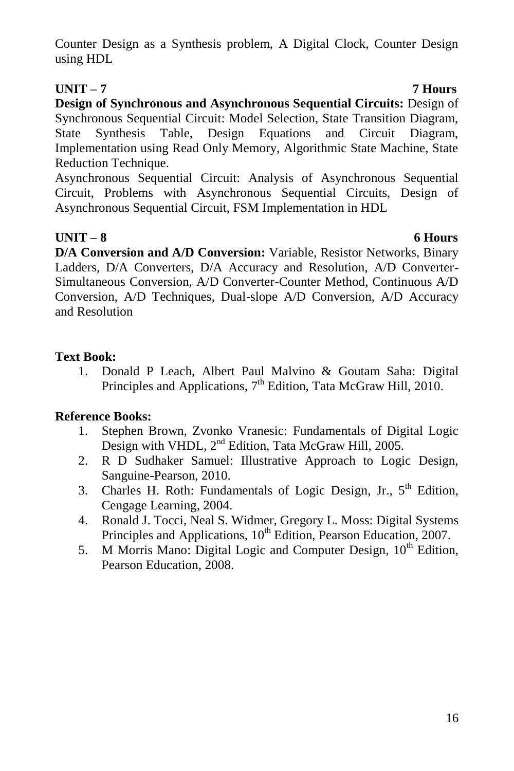Counter Design as a Synthesis problem, A Digital Clock, Counter Design using HDL

**UNIT – 7** **7 Hours**

**Design of Synchronous and Asynchronous Sequential Circuits:** Design of Synchronous Sequential Circuit: Model Selection, State Transition Diagram, State Synthesis Table, Design Equations and Circuit Diagram, Implementation using Read Only Memory, Algorithmic State Machine, State Reduction Technique.

Asynchronous Sequential Circuit: Analysis of Asynchronous Sequential Circuit, Problems with Asynchronous Sequential Circuits, Design of Asynchronous Sequential Circuit, FSM Implementation in HDL

**UNIT – 8** **6 Hours**

**D/A Conversion and A/D Conversion:** Variable, Resistor Networks, Binary Ladders, D/A Converters, D/A Accuracy and Resolution, A/D Converter-Simultaneous Conversion, A/D Converter-Counter Method, Continuous A/D Conversion, A/D Techniques, Dual-slope A/D Conversion, A/D Accuracy and Resolution

**Text Book:**

1. Donald P Leach, Albert Paul Malvino & Goutam Saha: Digital Principles and Applications, 7th Edition, Tata McGraw Hill, 2010.

**Reference Books:**

1. Stephen Brown, Zvonko Vranesic: Fundamentals of Digital Logic Design with VHDL, 2nd Edition, Tata McGraw Hill, 2005.
2. R D Sudhaker Samuel: Illustrative Approach to Logic Design, Sanguine-Pearson, 2010.
3. Charles H. Roth: Fundamentals of Logic Design, Jr., 5th Edition, Cengage Learning, 2004.
4. Ronald J. Tocci, Neal S. Widmer, Gregory L. Moss: Digital Systems Principles and Applications, 10th Edition, Pearson Education, 2007.
5. M Morris Mano: Digital Logic and Computer Design, 10th Edition, Pearson Education, 2008.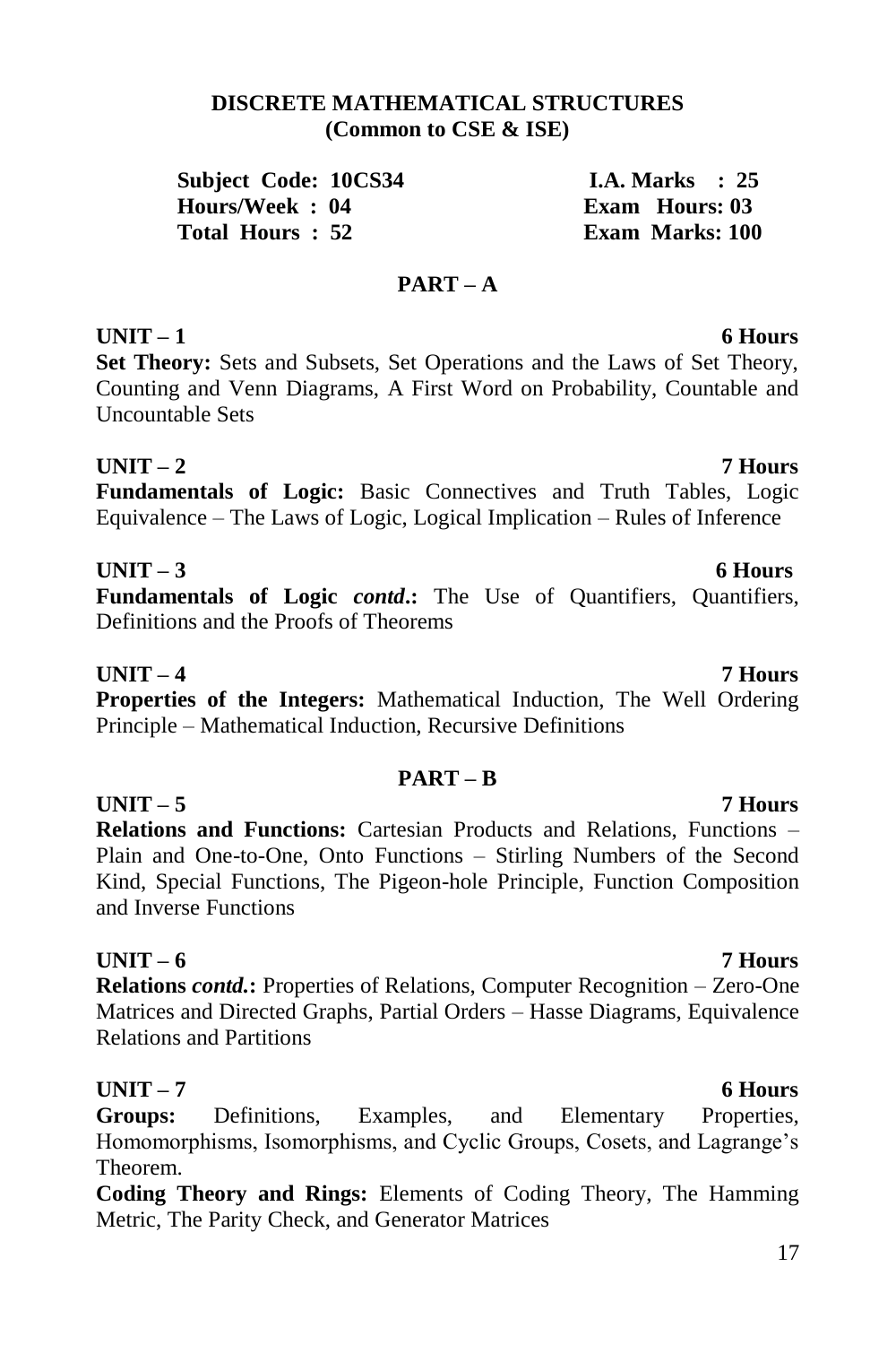## DISCRETE MATHEMATICAL STRUCTURES
### (Common to CSE & ISE)

| | |
|---|---|
| **Subject Code: 10CS34** | **I.A. Marks : 25** |
| **Hours/Week : 04** | **Exam Hours: 03** |
| **Total Hours : 52** | **Exam Marks: 100** |

### PART – A

**UNIT – 1** **6 Hours**

**Set Theory:** Sets and Subsets, Set Operations and the Laws of Set Theory, Counting and Venn Diagrams, A First Word on Probability, Countable and Uncountable Sets

**UNIT – 2** **7 Hours**

**Fundamentals of Logic:** Basic Connectives and Truth Tables, Logic Equivalence – The Laws of Logic, Logical Implication – Rules of Inference

**UNIT – 3** **6 Hours**

**Fundamentals of Logic *contd*.:** The Use of Quantifiers, Quantifiers, Definitions and the Proofs of Theorems

**UNIT – 4** **7 Hours**

**Properties of the Integers:** Mathematical Induction, The Well Ordering Principle – Mathematical Induction, Recursive Definitions

### PART – B

**UNIT – 5** **7 Hours**

**Relations and Functions:** Cartesian Products and Relations, Functions – Plain and One-to-One, Onto Functions – Stirling Numbers of the Second Kind, Special Functions, The Pigeon-hole Principle, Function Composition and Inverse Functions

**UNIT – 6** **7 Hours**

**Relations *contd*.:** Properties of Relations, Computer Recognition – Zero-One Matrices and Directed Graphs, Partial Orders – Hasse Diagrams, Equivalence Relations and Partitions

**UNIT – 7** **6 Hours**

**Groups:** Definitions, Examples, and Elementary Properties, Homomorphisms, Isomorphisms, and Cyclic Groups, Cosets, and Lagrange's Theorem.

**Coding Theory and Rings:** Elements of Coding Theory, The Hamming Metric, The Parity Check, and Generator Matrices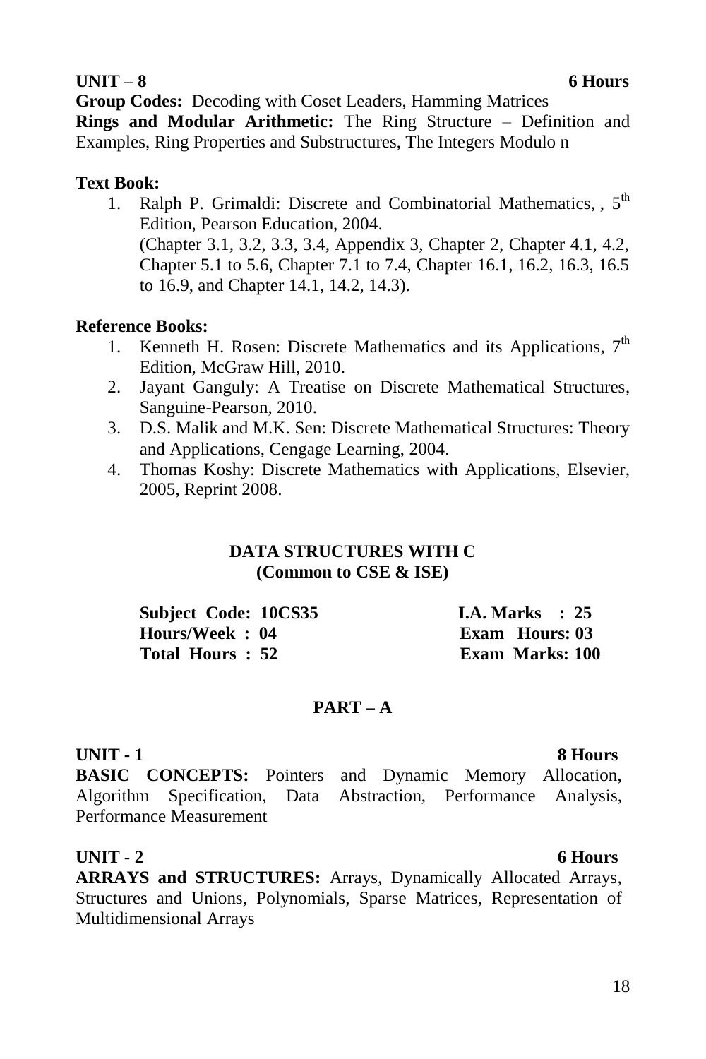**UNIT – 8 6 Hours**

**Group Codes:** Decoding with Coset Leaders, Hamming Matrices

**Rings and Modular Arithmetic:** The Ring Structure – Definition and Examples, Ring Properties and Substructures, The Integers Modulo n

**Text Book:**

1. Ralph P. Grimaldi: Discrete and Combinatorial Mathematics, , 5th Edition, Pearson Education, 2004.
   (Chapter 3.1, 3.2, 3.3, 3.4, Appendix 3, Chapter 2, Chapter 4.1, 4.2, Chapter 5.1 to 5.6, Chapter 7.1 to 7.4, Chapter 16.1, 16.2, 16.3, 16.5 to 16.9, and Chapter 14.1, 14.2, 14.3).

**Reference Books:**

1. Kenneth H. Rosen: Discrete Mathematics and its Applications, 7th Edition, McGraw Hill, 2010.
2. Jayant Ganguly: A Treatise on Discrete Mathematical Structures, Sanguine-Pearson, 2010.
3. D.S. Malik and M.K. Sen: Discrete Mathematical Structures: Theory and Applications, Cengage Learning, 2004.
4. Thomas Koshy: Discrete Mathematics with Applications, Elsevier, 2005, Reprint 2008.

## DATA STRUCTURES WITH C
### (Common to CSE & ISE)

| | |
|---|---|
| **Subject Code: 10CS35** | **I.A. Marks : 25** |
| **Hours/Week : 04** | **Exam Hours: 03** |
| **Total Hours : 52** | **Exam Marks: 100** |

### PART – A

**UNIT - 1 8 Hours**

**BASIC CONCEPTS:** Pointers and Dynamic Memory Allocation, Algorithm Specification, Data Abstraction, Performance Analysis, Performance Measurement

**UNIT - 2 6 Hours**

**ARRAYS and STRUCTURES:** Arrays, Dynamically Allocated Arrays, Structures and Unions, Polynomials, Sparse Matrices, Representation of Multidimensional Arrays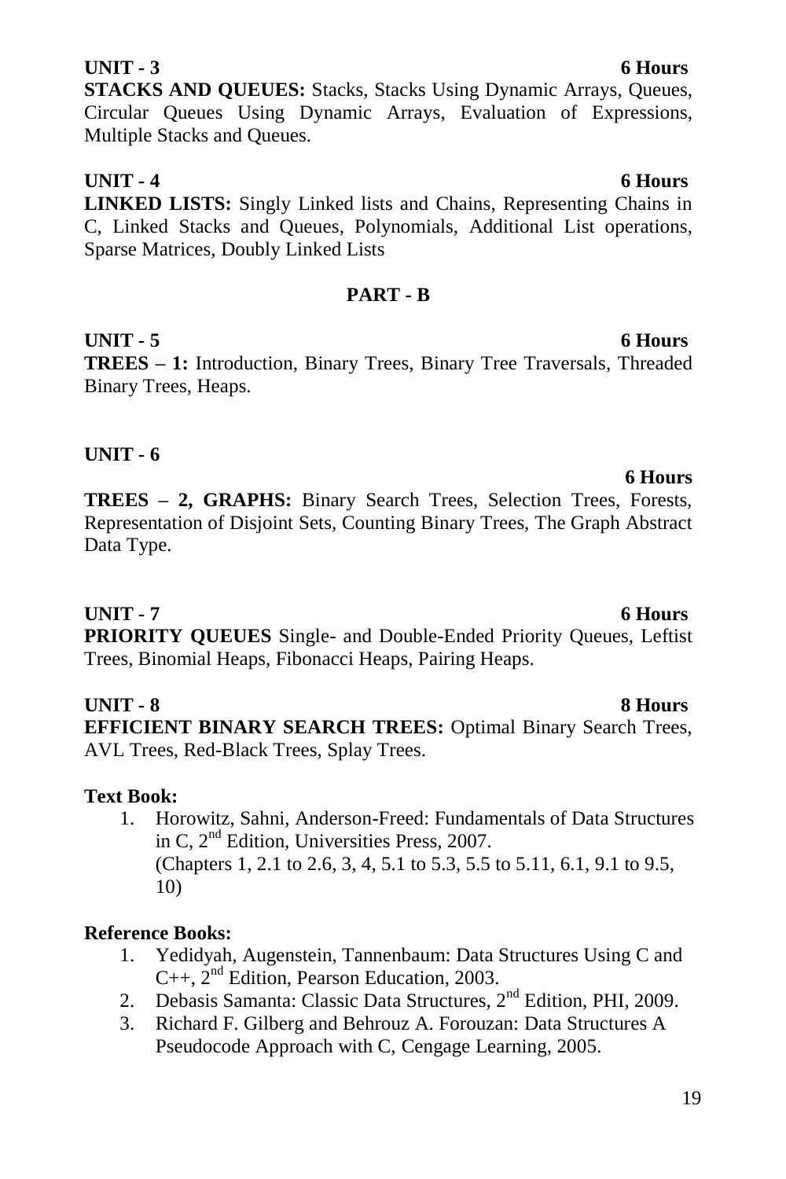**UNIT - 3** **6 Hours**

**STACKS AND QUEUES:** Stacks, Stacks Using Dynamic Arrays, Queues, Circular Queues Using Dynamic Arrays, Evaluation of Expressions, Multiple Stacks and Queues.

**UNIT - 4** **6 Hours**

**LINKED LISTS:** Singly Linked lists and Chains, Representing Chains in C, Linked Stacks and Queues, Polynomials, Additional List operations, Sparse Matrices, Doubly Linked Lists

## PART - B

**UNIT - 5** **6 Hours**

**TREES – 1:** Introduction, Binary Trees, Binary Tree Traversals, Threaded Binary Trees, Heaps.

**UNIT - 6** **6 Hours**

**TREES – 2, GRAPHS:** Binary Search Trees, Selection Trees, Forests, Representation of Disjoint Sets, Counting Binary Trees, The Graph Abstract Data Type.

**UNIT - 7** **6 Hours**

**PRIORITY QUEUES** Single- and Double-Ended Priority Queues, Leftist Trees, Binomial Heaps, Fibonacci Heaps, Pairing Heaps.

**UNIT - 8** **8 Hours**

**EFFICIENT BINARY SEARCH TREES:** Optimal Binary Search Trees, AVL Trees, Red-Black Trees, Splay Trees.

**Text Book:**

1. Horowitz, Sahni, Anderson-Freed: Fundamentals of Data Structures in C, 2nd Edition, Universities Press, 2007. (Chapters 1, 2.1 to 2.6, 3, 4, 5.1 to 5.3, 5.5 to 5.11, 6.1, 9.1 to 9.5, 10)

**Reference Books:**

1. Yedidyah, Augenstein, Tannenbaum: Data Structures Using C and C++, 2nd Edition, Pearson Education, 2003.
2. Debasis Samanta: Classic Data Structures, 2nd Edition, PHI, 2009.
3. Richard F. Gilberg and Behrouz A. Forouzan: Data Structures A Pseudocode Approach with C, Cengage Learning, 2005.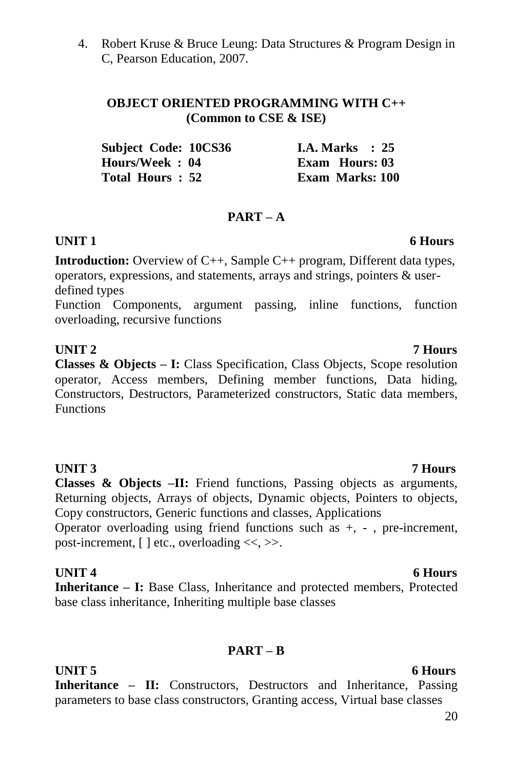4. Robert Kruse & Bruce Leung: Data Structures & Program Design in C, Pearson Education, 2007.

## OBJECT ORIENTED PROGRAMMING WITH C++
**(Common to CSE & ISE)**

| | |
|---|---|
| **Subject Code: 10CS36** | **I.A. Marks : 25** |
| **Hours/Week : 04** | **Exam Hours: 03** |
| **Total Hours : 52** | **Exam Marks: 100** |

### PART – A

**UNIT 1** **6 Hours**

**Introduction:** Overview of C++, Sample C++ program, Different data types, operators, expressions, and statements, arrays and strings, pointers & user-defined types

Function Components, argument passing, inline functions, function overloading, recursive functions

**UNIT 2** **7 Hours**

**Classes & Objects – I:** Class Specification, Class Objects, Scope resolution operator, Access members, Defining member functions, Data hiding, Constructors, Destructors, Parameterized constructors, Static data members, Functions

**UNIT 3** **7 Hours**

**Classes & Objects –II:** Friend functions, Passing objects as arguments, Returning objects, Arrays of objects, Dynamic objects, Pointers to objects, Copy constructors, Generic functions and classes, Applications

Operator overloading using friend functions such as +, - , pre-increment, post-increment, [ ] etc., overloading <<, >>.

**UNIT 4** **6 Hours**

**Inheritance – I:** Base Class, Inheritance and protected members, Protected base class inheritance, Inheriting multiple base classes

### PART – B

**UNIT 5** **6 Hours**

**Inheritance – II:** Constructors, Destructors and Inheritance, Passing parameters to base class constructors, Granting access, Virtual base classes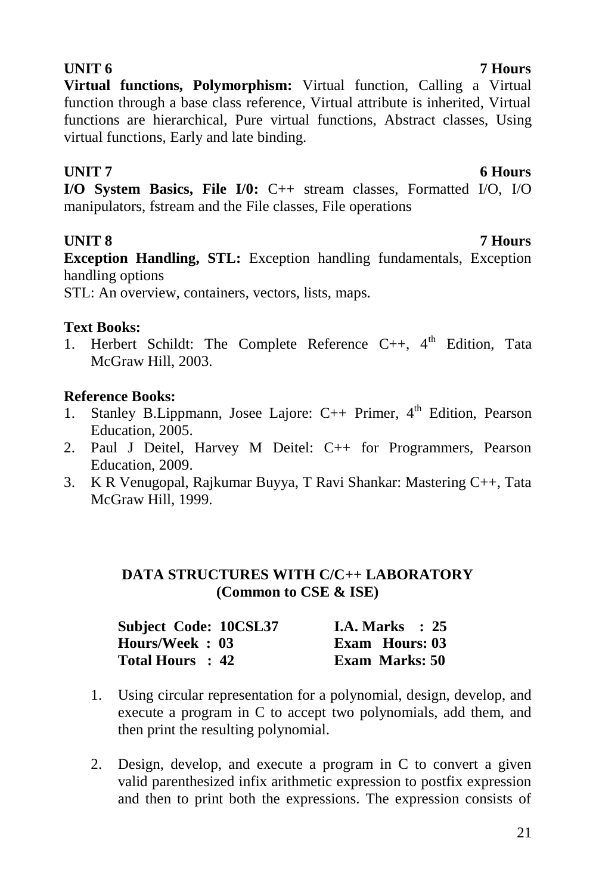**UNIT 6** **7 Hours**

**Virtual functions, Polymorphism:** Virtual function, Calling a Virtual function through a base class reference, Virtual attribute is inherited, Virtual functions are hierarchical, Pure virtual functions, Abstract classes, Using virtual functions, Early and late binding.

**UNIT 7** **6 Hours**

**I/O System Basics, File I/0:** C++ stream classes, Formatted I/O, I/O manipulators, fstream and the File classes, File operations

**UNIT 8** **7 Hours**

**Exception Handling, STL:** Exception handling fundamentals, Exception handling options

STL: An overview, containers, vectors, lists, maps.

**Text Books:**

1. Herbert Schildt: The Complete Reference C++, 4th Edition, Tata McGraw Hill, 2003.

**Reference Books:**

1. Stanley B.Lippmann, Josee Lajore: C++ Primer, 4th Edition, Pearson Education, 2005.
2. Paul J Deitel, Harvey M Deitel: C++ for Programmers, Pearson Education, 2009.
3. K R Venugopal, Rajkumar Buyya, T Ravi Shankar: Mastering C++, Tata McGraw Hill, 1999.

## DATA STRUCTURES WITH C/C++ LABORATORY
### (Common to CSE & ISE)

| | |
|---|---|
| **Subject Code: 10CSL37** | **I.A. Marks : 25** |
| **Hours/Week : 03** | **Exam Hours: 03** |
| **Total Hours : 42** | **Exam Marks: 50** |

1. Using circular representation for a polynomial, design, develop, and execute a program in C to accept two polynomials, add them, and then print the resulting polynomial.

2. Design, develop, and execute a program in C to convert a given valid parenthesized infix arithmetic expression to postfix expression and then to print both the expressions. The expression consists of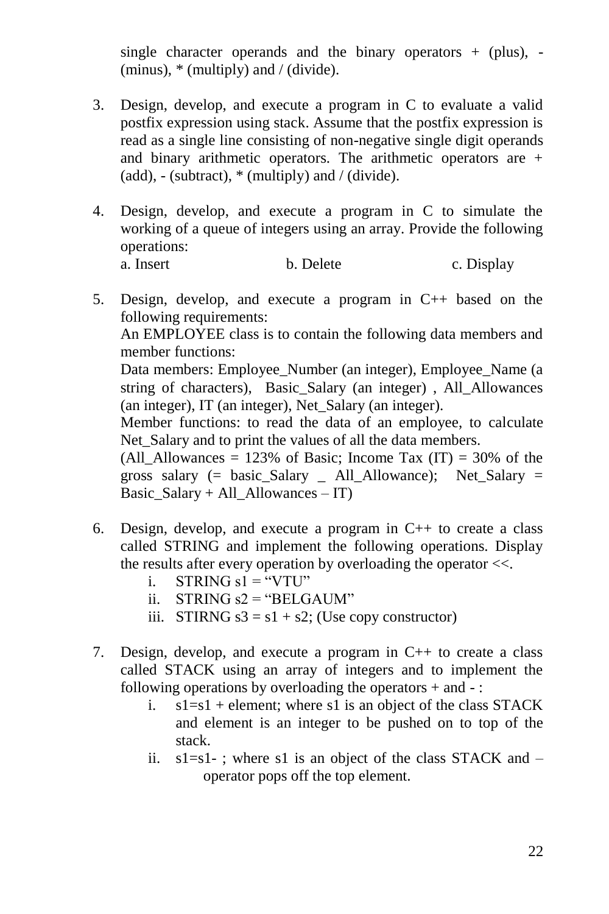single character operands and the binary operators + (plus), - (minus), * (multiply) and / (divide).

3. Design, develop, and execute a program in C to evaluate a valid postfix expression using stack. Assume that the postfix expression is read as a single line consisting of non-negative single digit operands and binary arithmetic operators. The arithmetic operators are + (add), - (subtract), * (multiply) and / (divide).

4. Design, develop, and execute a program in C to simulate the working of a queue of integers using an array. Provide the following operations:
   a. Insert  b. Delete  c. Display

5. Design, develop, and execute a program in C++ based on the following requirements:
   An EMPLOYEE class is to contain the following data members and member functions:
   Data members: Employee_Number (an integer), Employee_Name (a string of characters), Basic_Salary (an integer) , All_Allowances (an integer), IT (an integer), Net_Salary (an integer).
   Member functions: to read the data of an employee, to calculate Net_Salary and to print the values of all the data members.
   (All_Allowances = 123% of Basic; Income Tax (IT) = 30% of the gross salary (= basic_Salary _ All_Allowance); Net_Salary = Basic_Salary + All_Allowances – IT)

6. Design, develop, and execute a program in C++ to create a class called STRING and implement the following operations. Display the results after every operation by overloading the operator <<.
   i. STRING s1 = "VTU"
   ii. STRING s2 = "BELGAUM"
   iii. STIRNG s3 = s1 + s2; (Use copy constructor)

7. Design, develop, and execute a program in C++ to create a class called STACK using an array of integers and to implement the following operations by overloading the operators + and - :
   i. s1=s1 + element; where s1 is an object of the class STACK and element is an integer to be pushed on to top of the stack.
   ii. s1=s1- ; where s1 is an object of the class STACK and – operator pops off the top element.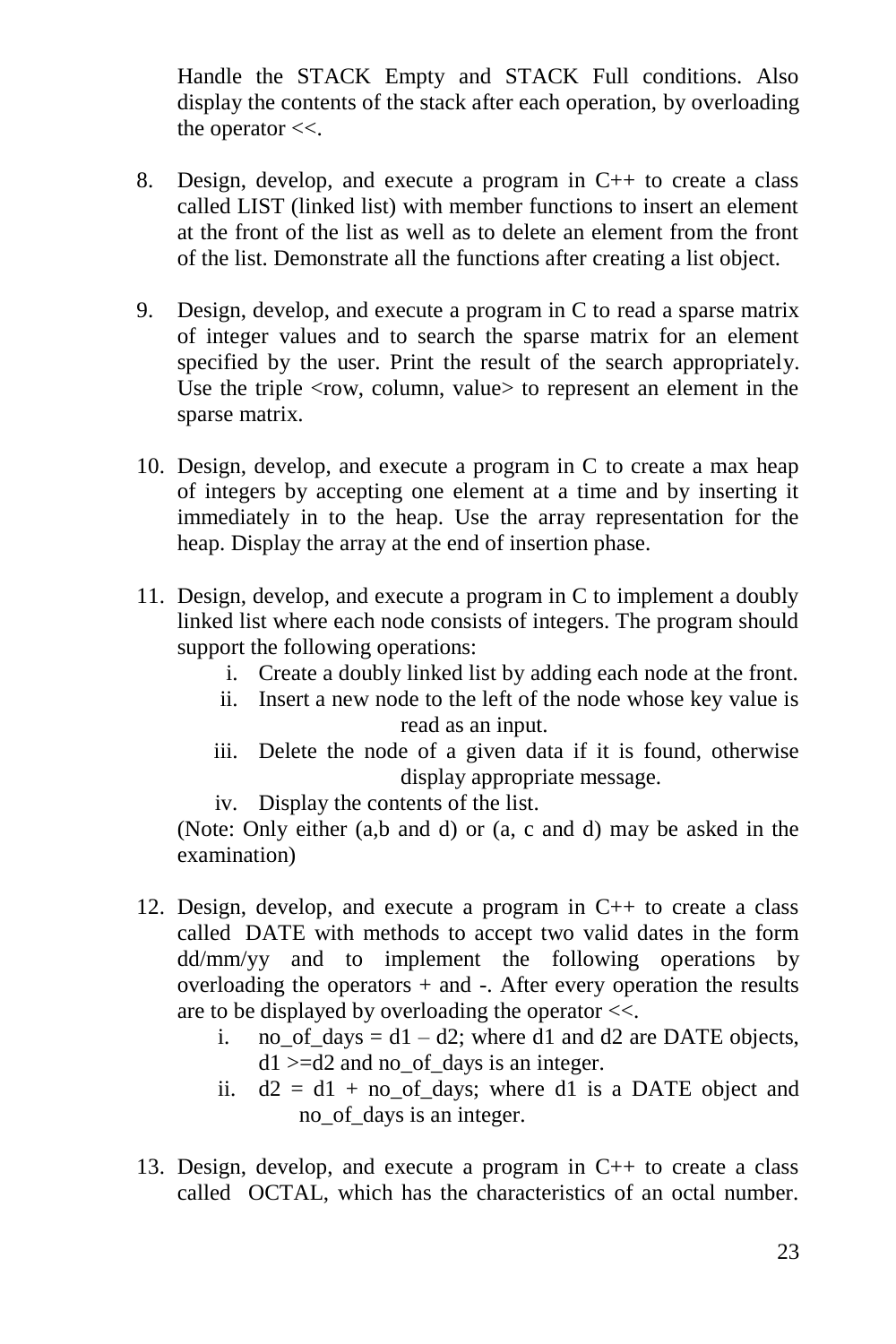Handle the STACK Empty and STACK Full conditions. Also display the contents of the stack after each operation, by overloading the operator <<.

8. Design, develop, and execute a program in C++ to create a class called LIST (linked list) with member functions to insert an element at the front of the list as well as to delete an element from the front of the list. Demonstrate all the functions after creating a list object.

9. Design, develop, and execute a program in C to read a sparse matrix of integer values and to search the sparse matrix for an element specified by the user. Print the result of the search appropriately. Use the triple <row, column, value> to represent an element in the sparse matrix.

10. Design, develop, and execute a program in C to create a max heap of integers by accepting one element at a time and by inserting it immediately in to the heap. Use the array representation for the heap. Display the array at the end of insertion phase.

11. Design, develop, and execute a program in C to implement a doubly linked list where each node consists of integers. The program should support the following operations:
    i. Create a doubly linked list by adding each node at the front.
    ii. Insert a new node to the left of the node whose key value is read as an input.
    iii. Delete the node of a given data if it is found, otherwise display appropriate message.
    iv. Display the contents of the list.

    (Note: Only either (a,b and d) or (a, c and d) may be asked in the examination)

12. Design, develop, and execute a program in C++ to create a class called DATE with methods to accept two valid dates in the form dd/mm/yy and to implement the following operations by overloading the operators + and -. After every operation the results are to be displayed by overloading the operator <<.
    i. no_of_days = d1 – d2; where d1 and d2 are DATE objects, d1 >=d2 and no_of_days is an integer.
    ii. d2 = d1 + no_of_days; where d1 is a DATE object and no_of_days is an integer.

13. Design, develop, and execute a program in C++ to create a class called OCTAL, which has the characteristics of an octal number.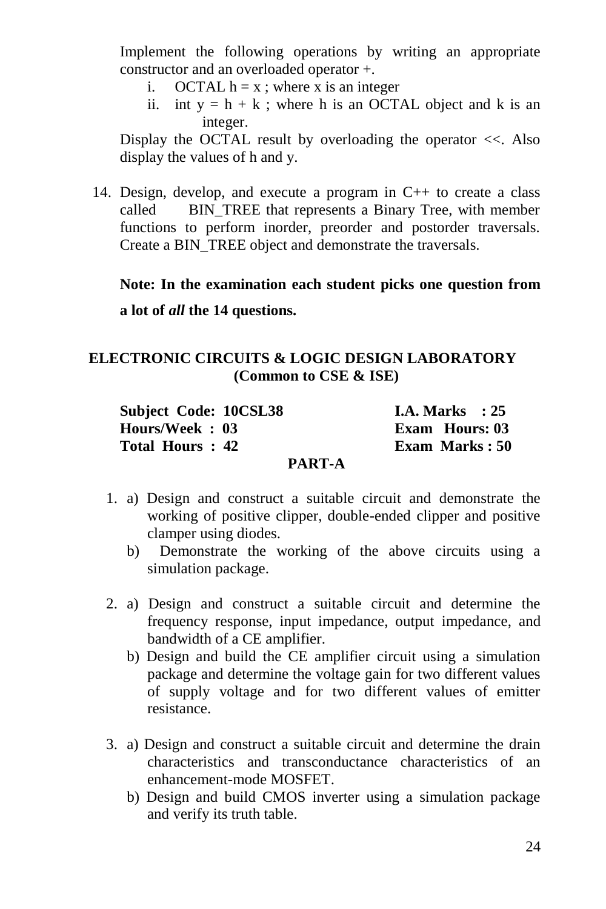Implement the following operations by writing an appropriate constructor and an overloaded operator +.

i. OCTAL h = x ; where x is an integer
ii. int y = h + k ; where h is an OCTAL object and k is an integer.

Display the OCTAL result by overloading the operator <<. Also display the values of h and y.

14. Design, develop, and execute a program in C++ to create a class called BIN_TREE that represents a Binary Tree, with member functions to perform inorder, preorder and postorder traversals. Create a BIN_TREE object and demonstrate the traversals.

**Note: In the examination each student picks one question from a lot of *all* the 14 questions.**

## ELECTRONIC CIRCUITS & LOGIC DESIGN LABORATORY
### (Common to CSE & ISE)

| | |
|---|---|
| **Subject Code: 10CSL38** | **I.A. Marks : 25** |
| **Hours/Week : 03** | **Exam Hours: 03** |
| **Total Hours : 42** | **Exam Marks : 50** |

### PART-A

1. a) Design and construct a suitable circuit and demonstrate the working of positive clipper, double-ended clipper and positive clamper using diodes.
   b) Demonstrate the working of the above circuits using a simulation package.

2. a) Design and construct a suitable circuit and determine the frequency response, input impedance, output impedance, and bandwidth of a CE amplifier.
   b) Design and build the CE amplifier circuit using a simulation package and determine the voltage gain for two different values of supply voltage and for two different values of emitter resistance.

3. a) Design and construct a suitable circuit and determine the drain characteristics and transconductance characteristics of an enhancement-mode MOSFET.
   b) Design and build CMOS inverter using a simulation package and verify its truth table.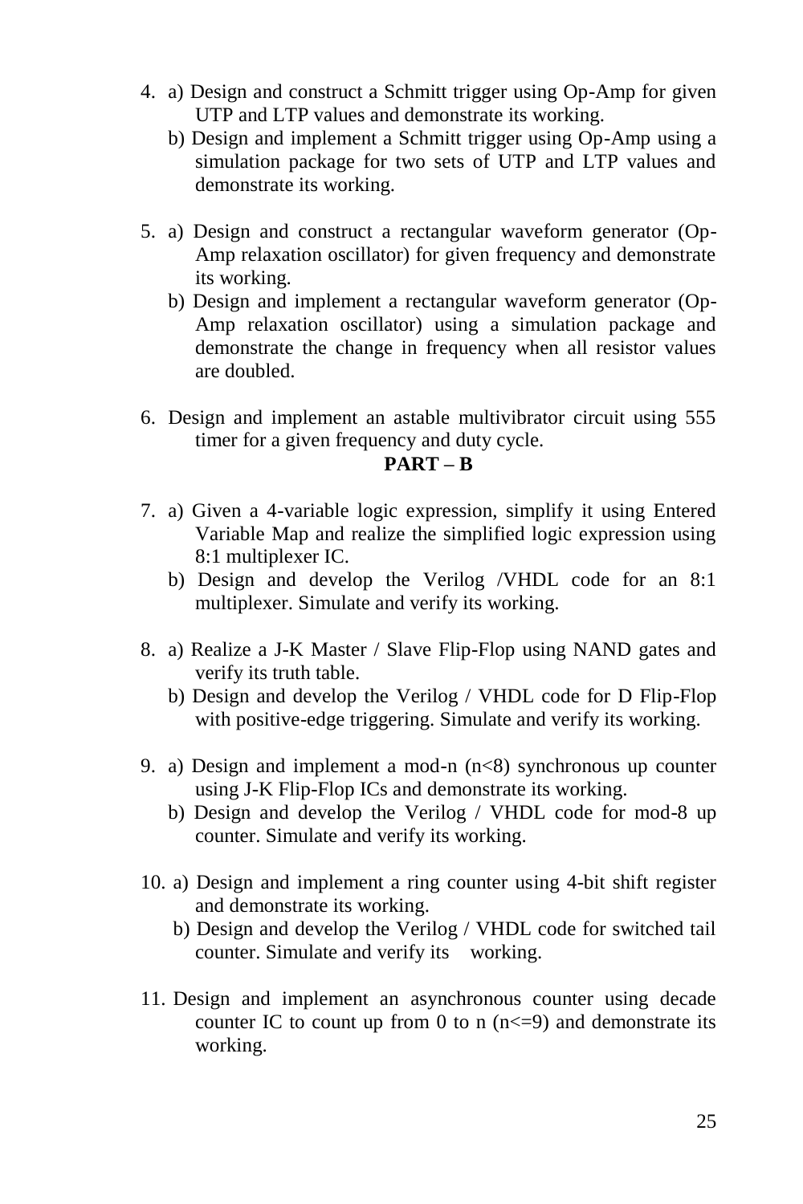4. a) Design and construct a Schmitt trigger using Op-Amp for given UTP and LTP values and demonstrate its working.

   b) Design and implement a Schmitt trigger using Op-Amp using a simulation package for two sets of UTP and LTP values and demonstrate its working.

5. a) Design and construct a rectangular waveform generator (Op-Amp relaxation oscillator) for given frequency and demonstrate its working.

   b) Design and implement a rectangular waveform generator (Op-Amp relaxation oscillator) using a simulation package and demonstrate the change in frequency when all resistor values are doubled.

6. Design and implement an astable multivibrator circuit using 555 timer for a given frequency and duty cycle.

**PART – B**

7. a) Given a 4-variable logic expression, simplify it using Entered Variable Map and realize the simplified logic expression using 8:1 multiplexer IC.

   b) Design and develop the Verilog /VHDL code for an 8:1 multiplexer. Simulate and verify its working.

8. a) Realize a J-K Master / Slave Flip-Flop using NAND gates and verify its truth table.

   b) Design and develop the Verilog / VHDL code for D Flip-Flop with positive-edge triggering. Simulate and verify its working.

9. a) Design and implement a mod-n (n<8) synchronous up counter using J-K Flip-Flop ICs and demonstrate its working.

   b) Design and develop the Verilog / VHDL code for mod-8 up counter. Simulate and verify its working.

10. a) Design and implement a ring counter using 4-bit shift register and demonstrate its working.

    b) Design and develop the Verilog / VHDL code for switched tail counter. Simulate and verify its working.

11. Design and implement an asynchronous counter using decade counter IC to count up from 0 to n (n<=9) and demonstrate its working.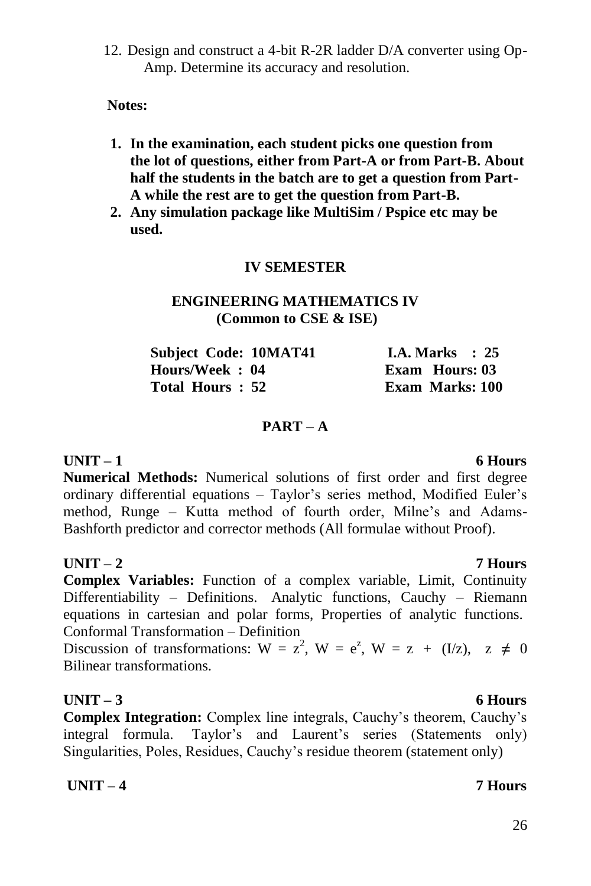12. Design and construct a 4-bit R-2R ladder D/A converter using Op-Amp. Determine its accuracy and resolution.

**Notes:**

1. **In the examination, each student picks one question from the lot of questions, either from Part-A or from Part-B. About half the students in the batch are to get a question from Part-A while the rest are to get the question from Part-B.**
2. **Any simulation package like MultiSim / Pspice etc may be used.**

## IV SEMESTER

## ENGINEERING MATHEMATICS IV
**(Common to CSE & ISE)**

| | |
|---|---|
| **Subject Code: 10MAT41** | **I.A. Marks : 25** |
| **Hours/Week : 04** | **Exam Hours: 03** |
| **Total Hours : 52** | **Exam Marks: 100** |

### PART – A

**UNIT – 1** **6 Hours**

**Numerical Methods:** Numerical solutions of first order and first degree ordinary differential equations – Taylor's series method, Modified Euler's method, Runge – Kutta method of fourth order, Milne's and Adams-Bashforth predictor and corrector methods (All formulae without Proof).

**UNIT – 2** **7 Hours**

**Complex Variables:** Function of a complex variable, Limit, Continuity Differentiability – Definitions. Analytic functions, Cauchy – Riemann equations in cartesian and polar forms, Properties of analytic functions. Conformal Transformation – Definition

Discussion of transformations: $W = z^2$, $W = e^z$, $W = z + (I/z)$, $z \neq 0$ Bilinear transformations.

**UNIT – 3** **6 Hours**

**Complex Integration:** Complex line integrals, Cauchy's theorem, Cauchy's integral formula. Taylor's and Laurent's series (Statements only) Singularities, Poles, Residues, Cauchy's residue theorem (statement only)

**UNIT – 4** **7 Hours**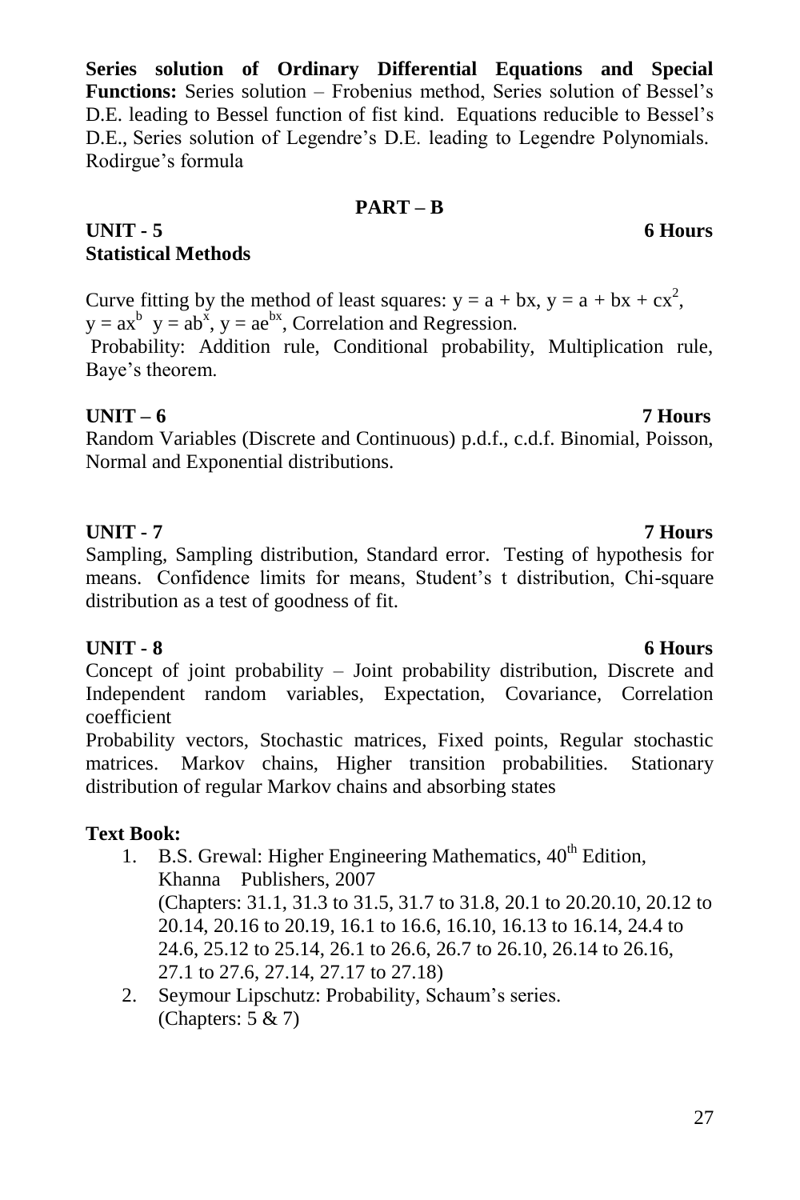**Series solution of Ordinary Differential Equations and Special Functions:** Series solution – Frobenius method, Series solution of Bessel's D.E. leading to Bessel function of fist kind. Equations reducible to Bessel's D.E., Series solution of Legendre's D.E. leading to Legendre Polynomials. Rodirgue's formula

## PART – B

**UNIT - 5** **6 Hours**
**Statistical Methods**

Curve fitting by the method of least squares: $y = a + bx$, $y = a + bx + cx^2$, $y = ax^b$ $y = ab^x$, $y = ae^{bx}$, Correlation and Regression.

Probability: Addition rule, Conditional probability, Multiplication rule, Baye's theorem.

**UNIT – 6** **7 Hours**

Random Variables (Discrete and Continuous) p.d.f., c.d.f. Binomial, Poisson, Normal and Exponential distributions.

**UNIT - 7** **7 Hours**

Sampling, Sampling distribution, Standard error. Testing of hypothesis for means. Confidence limits for means, Student's t distribution, Chi-square distribution as a test of goodness of fit.

**UNIT - 8** **6 Hours**

Concept of joint probability – Joint probability distribution, Discrete and Independent random variables, Expectation, Covariance, Correlation coefficient

Probability vectors, Stochastic matrices, Fixed points, Regular stochastic matrices. Markov chains, Higher transition probabilities. Stationary distribution of regular Markov chains and absorbing states

**Text Book:**

1. B.S. Grewal: Higher Engineering Mathematics, 40th Edition, Khanna Publishers, 2007
   (Chapters: 31.1, 31.3 to 31.5, 31.7 to 31.8, 20.1 to 20.20.10, 20.12 to 20.14, 20.16 to 20.19, 16.1 to 16.6, 16.10, 16.13 to 16.14, 24.4 to 24.6, 25.12 to 25.14, 26.1 to 26.6, 26.7 to 26.10, 26.14 to 26.16, 27.1 to 27.6, 27.14, 27.17 to 27.18)
2. Seymour Lipschutz: Probability, Schaum's series.
   (Chapters: 5 & 7)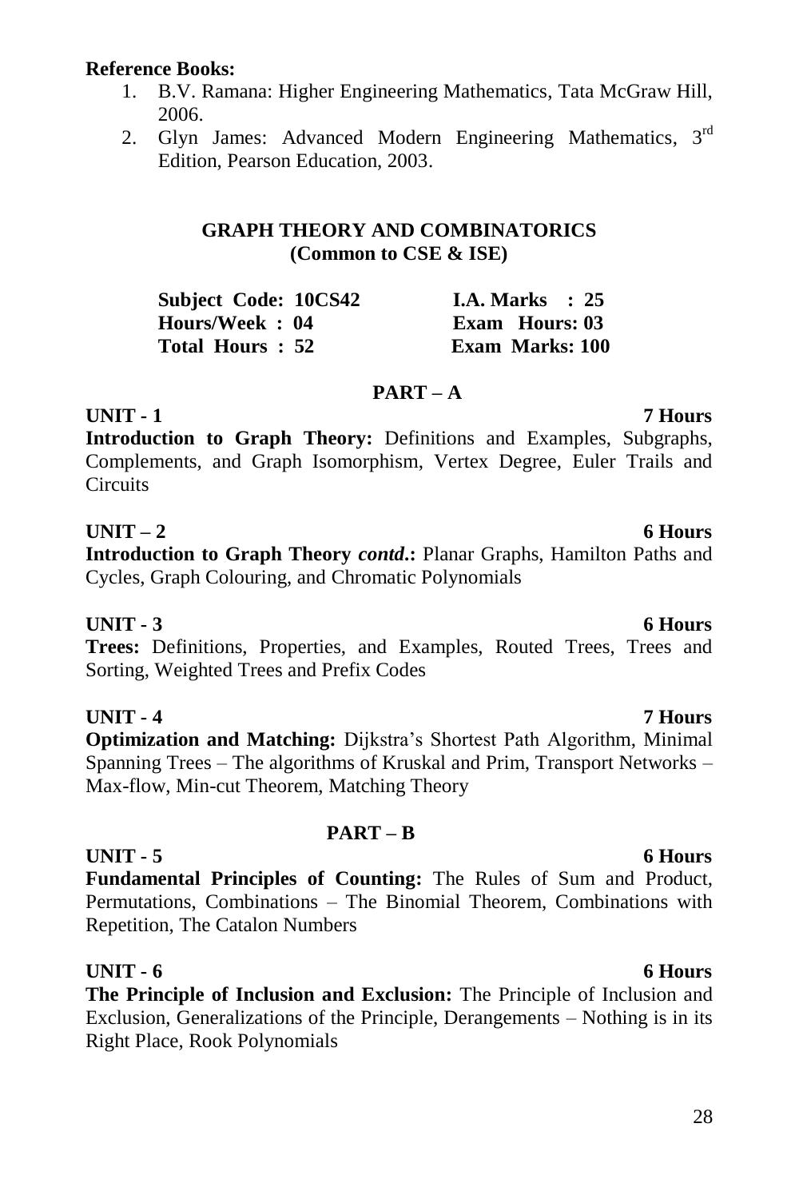**Reference Books:**

1. B.V. Ramana: Higher Engineering Mathematics, Tata McGraw Hill, 2006.
2. Glyn James: Advanced Modern Engineering Mathematics, 3rd Edition, Pearson Education, 2003.

## GRAPH THEORY AND COMBINATORICS
**(Common to CSE & ISE)**

| | |
|---|---|
| **Subject Code: 10CS42** | **I.A. Marks : 25** |
| **Hours/Week : 04** | **Exam Hours: 03** |
| **Total Hours : 52** | **Exam Marks: 100** |

### PART – A

**UNIT - 1** **7 Hours**

**Introduction to Graph Theory:** Definitions and Examples, Subgraphs, Complements, and Graph Isomorphism, Vertex Degree, Euler Trails and Circuits

**UNIT – 2** **6 Hours**

**Introduction to Graph Theory *contd*.:** Planar Graphs, Hamilton Paths and Cycles, Graph Colouring, and Chromatic Polynomials

**UNIT - 3** **6 Hours**

**Trees:** Definitions, Properties, and Examples, Routed Trees, Trees and Sorting, Weighted Trees and Prefix Codes

**UNIT - 4** **7 Hours**

**Optimization and Matching:** Dijkstra's Shortest Path Algorithm, Minimal Spanning Trees – The algorithms of Kruskal and Prim, Transport Networks – Max-flow, Min-cut Theorem, Matching Theory

### PART – B

**UNIT - 5** **6 Hours**

**Fundamental Principles of Counting:** The Rules of Sum and Product, Permutations, Combinations – The Binomial Theorem, Combinations with Repetition, The Catalon Numbers

**UNIT - 6** **6 Hours**

**The Principle of Inclusion and Exclusion:** The Principle of Inclusion and Exclusion, Generalizations of the Principle, Derangements – Nothing is in its Right Place, Rook Polynomials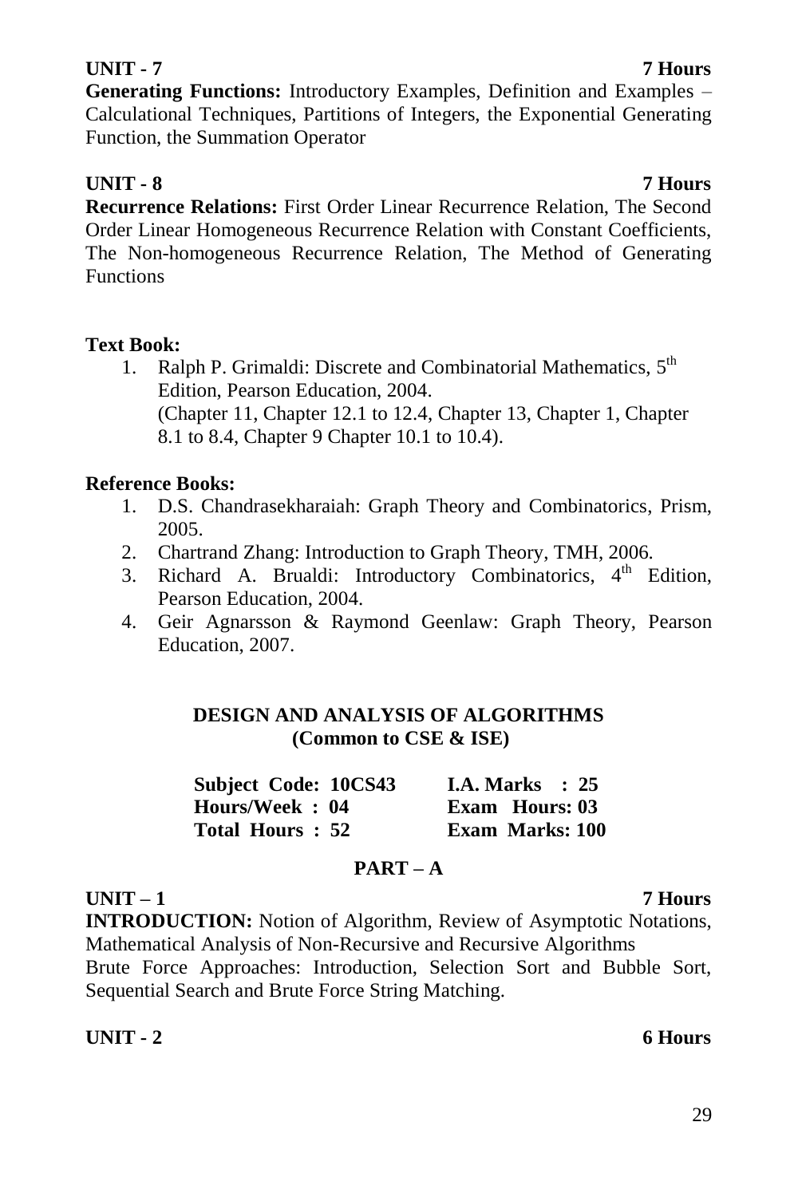**UNIT - 7 7 Hours**

**Generating Functions:** Introductory Examples, Definition and Examples – Calculational Techniques, Partitions of Integers, the Exponential Generating Function, the Summation Operator

**UNIT - 8 7 Hours**

**Recurrence Relations:** First Order Linear Recurrence Relation, The Second Order Linear Homogeneous Recurrence Relation with Constant Coefficients, The Non-homogeneous Recurrence Relation, The Method of Generating Functions

**Text Book:**

1. Ralph P. Grimaldi: Discrete and Combinatorial Mathematics, 5th Edition, Pearson Education, 2004.
   (Chapter 11, Chapter 12.1 to 12.4, Chapter 13, Chapter 1, Chapter 8.1 to 8.4, Chapter 9 Chapter 10.1 to 10.4).

**Reference Books:**

1. D.S. Chandrasekharaiah: Graph Theory and Combinatorics, Prism, 2005.
2. Chartrand Zhang: Introduction to Graph Theory, TMH, 2006.
3. Richard A. Brualdi: Introductory Combinatorics, 4th Edition, Pearson Education, 2004.
4. Geir Agnarsson & Raymond Geenlaw: Graph Theory, Pearson Education, 2007.

## DESIGN AND ANALYSIS OF ALGORITHMS
### (Common to CSE & ISE)

| | |
|---|---|
| **Subject Code: 10CS43** | **I.A. Marks : 25** |
| **Hours/Week : 04** | **Exam Hours: 03** |
| **Total Hours : 52** | **Exam Marks: 100** |

### PART – A

**UNIT – 1 7 Hours**

**INTRODUCTION:** Notion of Algorithm, Review of Asymptotic Notations, Mathematical Analysis of Non-Recursive and Recursive Algorithms

Brute Force Approaches: Introduction, Selection Sort and Bubble Sort, Sequential Search and Brute Force String Matching.

**UNIT - 2 6 Hours**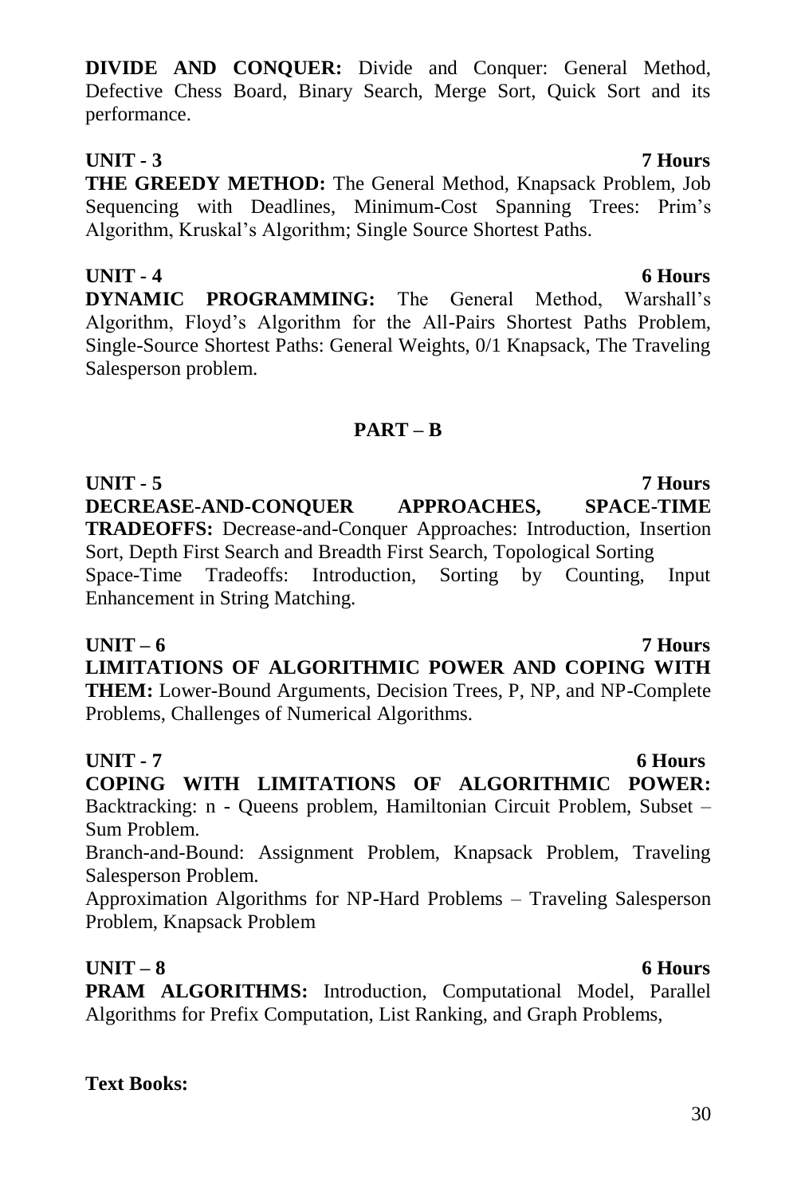**DIVIDE AND CONQUER:** Divide and Conquer: General Method, Defective Chess Board, Binary Search, Merge Sort, Quick Sort and its performance.

**UNIT - 3** **7 Hours**

**THE GREEDY METHOD:** The General Method, Knapsack Problem, Job Sequencing with Deadlines, Minimum-Cost Spanning Trees: Prim's Algorithm, Kruskal's Algorithm; Single Source Shortest Paths.

**UNIT - 4** **6 Hours**

**DYNAMIC PROGRAMMING:** The General Method, Warshall's Algorithm, Floyd's Algorithm for the All-Pairs Shortest Paths Problem, Single-Source Shortest Paths: General Weights, 0/1 Knapsack, The Traveling Salesperson problem.

## PART – B

**UNIT - 5** **7 Hours**

**DECREASE-AND-CONQUER APPROACHES, SPACE-TIME TRADEOFFS:** Decrease-and-Conquer Approaches: Introduction, Insertion Sort, Depth First Search and Breadth First Search, Topological Sorting

Space-Time Tradeoffs: Introduction, Sorting by Counting, Input Enhancement in String Matching.

**UNIT – 6** **7 Hours**

**LIMITATIONS OF ALGORITHMIC POWER AND COPING WITH THEM:** Lower-Bound Arguments, Decision Trees, P, NP, and NP-Complete Problems, Challenges of Numerical Algorithms.

**UNIT - 7** **6 Hours**

**COPING WITH LIMITATIONS OF ALGORITHMIC POWER:** Backtracking: n - Queens problem, Hamiltonian Circuit Problem, Subset – Sum Problem.

Branch-and-Bound: Assignment Problem, Knapsack Problem, Traveling Salesperson Problem.

Approximation Algorithms for NP-Hard Problems – Traveling Salesperson Problem, Knapsack Problem

**UNIT – 8** **6 Hours**

**PRAM ALGORITHMS:** Introduction, Computational Model, Parallel Algorithms for Prefix Computation, List Ranking, and Graph Problems,

**Text Books:**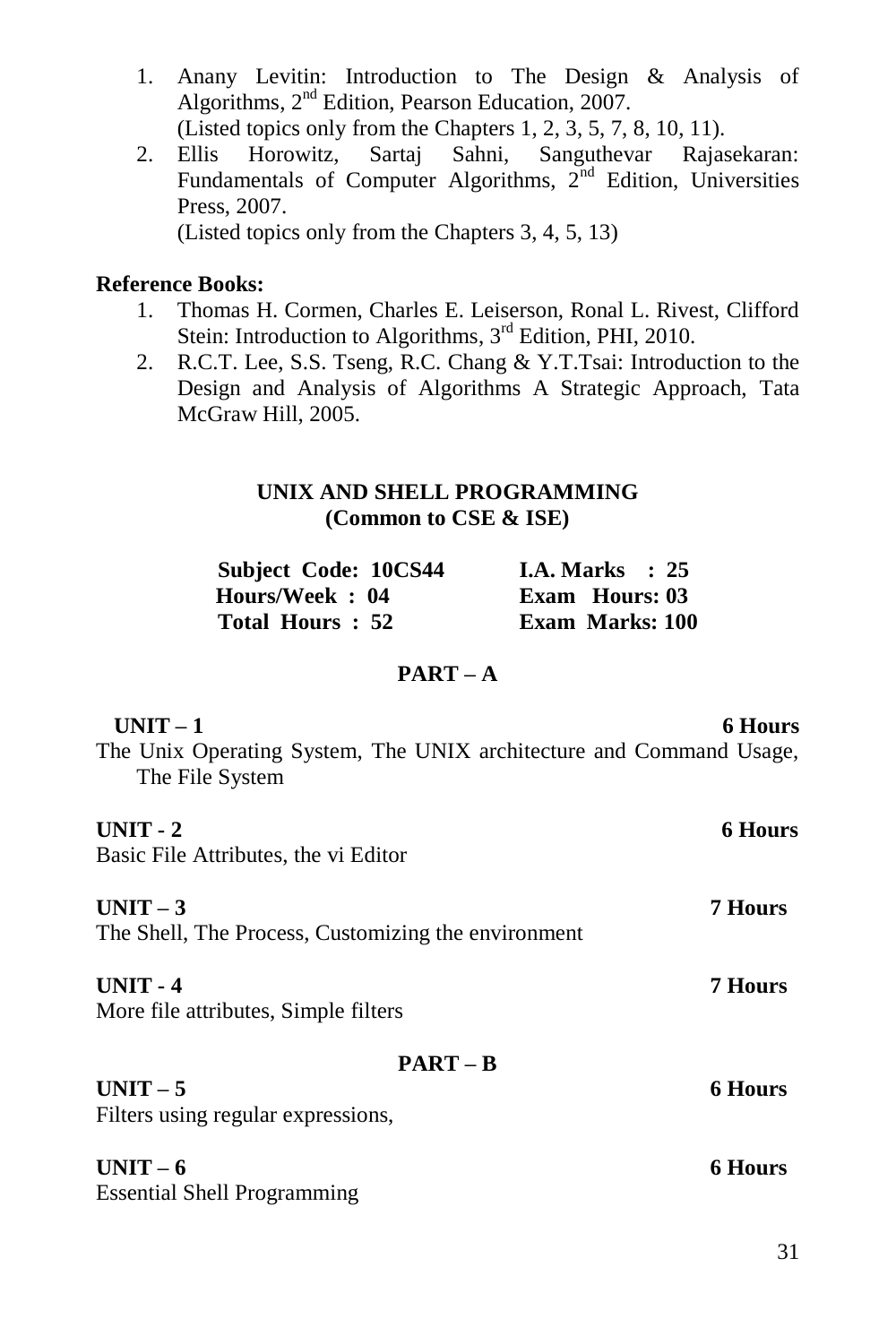1. Anany Levitin: Introduction to The Design & Analysis of Algorithms, 2nd Edition, Pearson Education, 2007.
   (Listed topics only from the Chapters 1, 2, 3, 5, 7, 8, 10, 11).
2. Ellis Horowitz, Sartaj Sahni, Sanguthevar Rajasekaran: Fundamentals of Computer Algorithms, 2nd Edition, Universities Press, 2007.
   (Listed topics only from the Chapters 3, 4, 5, 13)

**Reference Books:**

1. Thomas H. Cormen, Charles E. Leiserson, Ronal L. Rivest, Clifford Stein: Introduction to Algorithms, 3rd Edition, PHI, 2010.
2. R.C.T. Lee, S.S. Tseng, R.C. Chang & Y.T.Tsai: Introduction to the Design and Analysis of Algorithms A Strategic Approach, Tata McGraw Hill, 2005.

## UNIX AND SHELL PROGRAMMING
### (Common to CSE & ISE)

| | |
|---|---|
| **Subject Code: 10CS44** | **I.A. Marks : 25** |
| **Hours/Week : 04** | **Exam Hours: 03** |
| **Total Hours : 52** | **Exam Marks: 100** |

### PART – A

**UNIT – 1** **6 Hours**

The Unix Operating System, The UNIX architecture and Command Usage, The File System

**UNIT - 2** **6 Hours**

Basic File Attributes, the vi Editor

**UNIT – 3** **7 Hours**

The Shell, The Process, Customizing the environment

**UNIT - 4** **7 Hours**

More file attributes, Simple filters

### PART – B

**UNIT – 5** **6 Hours**

Filters using regular expressions,

**UNIT – 6** **6 Hours**

Essential Shell Programming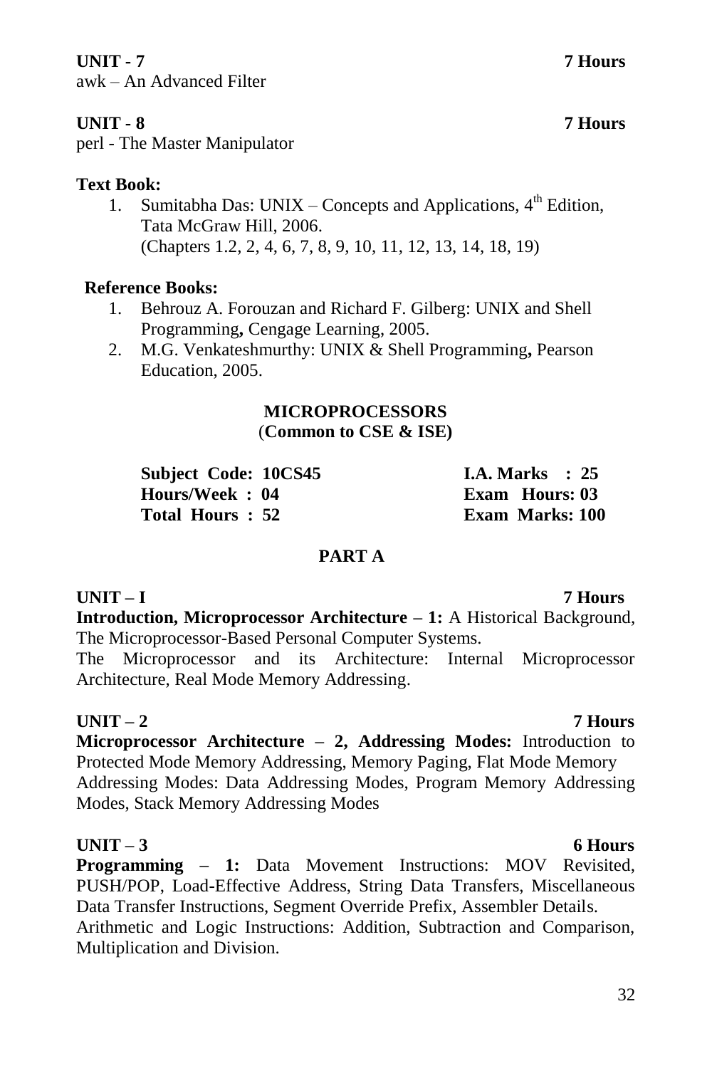**UNIT - 7** **7 Hours**

awk – An Advanced Filter

**UNIT - 8** **7 Hours**

perl - The Master Manipulator

**Text Book:**

1. Sumitabha Das: UNIX – Concepts and Applications, $4^{th}$ Edition, Tata McGraw Hill, 2006.
   (Chapters 1.2, 2, 4, 6, 7, 8, 9, 10, 11, 12, 13, 14, 18, 19)

**Reference Books:**

1. Behrouz A. Forouzan and Richard F. Gilberg: UNIX and Shell Programming**,** Cengage Learning, 2005.
2. M.G. Venkateshmurthy: UNIX & Shell Programming**,** Pearson Education, 2005.

## MICROPROCESSORS
**(Common to CSE & ISE)**

| | |
|---|---|
| **Subject Code: 10CS45** | **I.A. Marks : 25** |
| **Hours/Week : 04** | **Exam Hours: 03** |
| **Total Hours : 52** | **Exam Marks: 100** |

### PART A

**UNIT – I** **7 Hours**

**Introduction, Microprocessor Architecture – 1:** A Historical Background, The Microprocessor-Based Personal Computer Systems.

The Microprocessor and its Architecture: Internal Microprocessor Architecture, Real Mode Memory Addressing.

**UNIT – 2** **7 Hours**

**Microprocessor Architecture – 2, Addressing Modes:** Introduction to Protected Mode Memory Addressing, Memory Paging, Flat Mode Memory

Addressing Modes: Data Addressing Modes, Program Memory Addressing Modes, Stack Memory Addressing Modes

**UNIT – 3** **6 Hours**

**Programming – 1:** Data Movement Instructions: MOV Revisited, PUSH/POP, Load-Effective Address, String Data Transfers, Miscellaneous Data Transfer Instructions, Segment Override Prefix, Assembler Details.

Arithmetic and Logic Instructions: Addition, Subtraction and Comparison, Multiplication and Division.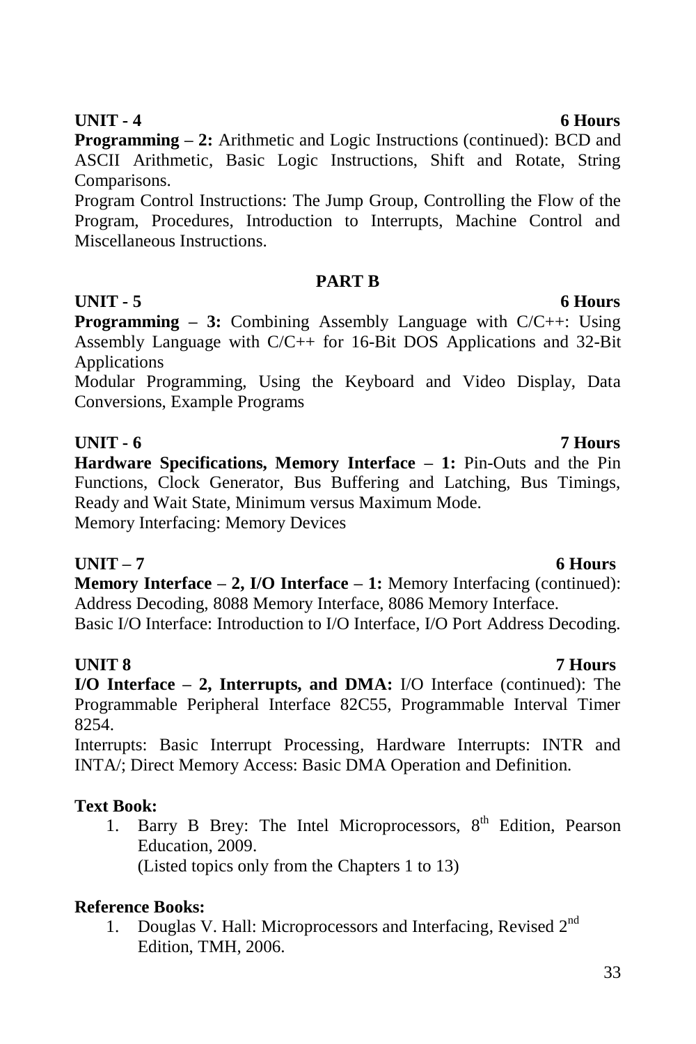**UNIT - 4** **6 Hours**

**Programming – 2:** Arithmetic and Logic Instructions (continued): BCD and ASCII Arithmetic, Basic Logic Instructions, Shift and Rotate, String Comparisons.

Program Control Instructions: The Jump Group, Controlling the Flow of the Program, Procedures, Introduction to Interrupts, Machine Control and Miscellaneous Instructions.

**PART B**

**UNIT - 5** **6 Hours**

**Programming – 3:** Combining Assembly Language with C/C++: Using Assembly Language with C/C++ for 16-Bit DOS Applications and 32-Bit Applications

Modular Programming, Using the Keyboard and Video Display, Data Conversions, Example Programs

**UNIT - 6** **7 Hours**

**Hardware Specifications, Memory Interface – 1:** Pin-Outs and the Pin Functions, Clock Generator, Bus Buffering and Latching, Bus Timings, Ready and Wait State, Minimum versus Maximum Mode.

Memory Interfacing: Memory Devices

**UNIT – 7** **6 Hours**

**Memory Interface – 2, I/O Interface – 1:** Memory Interfacing (continued): Address Decoding, 8088 Memory Interface, 8086 Memory Interface.

Basic I/O Interface: Introduction to I/O Interface, I/O Port Address Decoding.

**UNIT 8** **7 Hours**

**I/O Interface – 2, Interrupts, and DMA:** I/O Interface (continued): The Programmable Peripheral Interface 82C55, Programmable Interval Timer 8254.

Interrupts: Basic Interrupt Processing, Hardware Interrupts: INTR and INTA/; Direct Memory Access: Basic DMA Operation and Definition.

**Text Book:**

1. Barry B Brey: The Intel Microprocessors, 8th Edition, Pearson Education, 2009.
   (Listed topics only from the Chapters 1 to 13)

**Reference Books:**

1. Douglas V. Hall: Microprocessors and Interfacing, Revised 2nd Edition, TMH, 2006.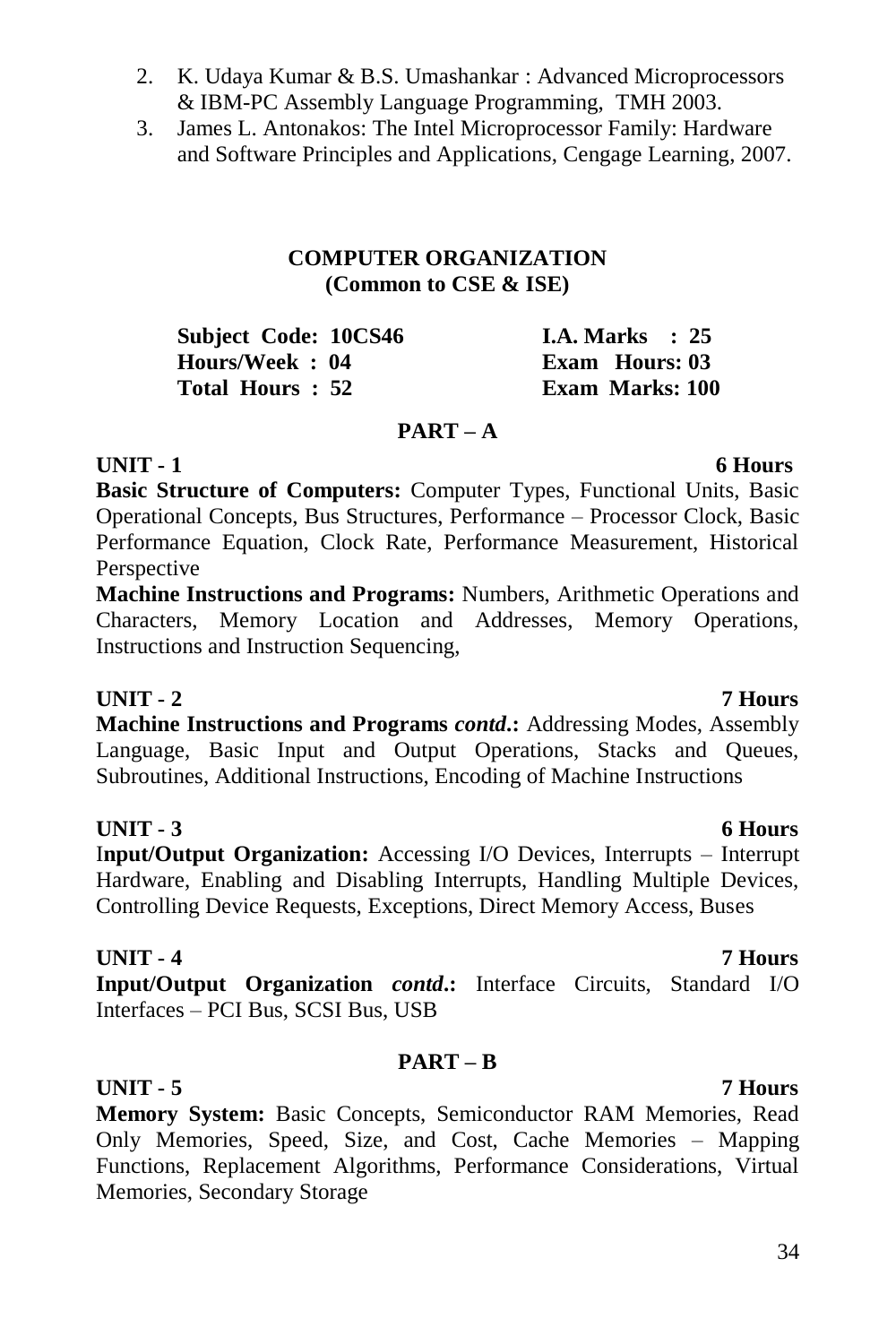2. K. Udaya Kumar & B.S. Umashankar : Advanced Microprocessors & IBM-PC Assembly Language Programming, TMH 2003.
3. James L. Antonakos: The Intel Microprocessor Family: Hardware and Software Principles and Applications, Cengage Learning, 2007.

## COMPUTER ORGANIZATION
### (Common to CSE & ISE)

| | |
|---|---|
| **Subject Code: 10CS46** | **I.A. Marks : 25** |
| **Hours/Week : 04** | **Exam Hours: 03** |
| **Total Hours : 52** | **Exam Marks: 100** |

### PART – A

**UNIT - 1 — 6 Hours**

**Basic Structure of Computers:** Computer Types, Functional Units, Basic Operational Concepts, Bus Structures, Performance – Processor Clock, Basic Performance Equation, Clock Rate, Performance Measurement, Historical Perspective

**Machine Instructions and Programs:** Numbers, Arithmetic Operations and Characters, Memory Location and Addresses, Memory Operations, Instructions and Instruction Sequencing,

**UNIT - 2 — 7 Hours**

**Machine Instructions and Programs *contd*.:** Addressing Modes, Assembly Language, Basic Input and Output Operations, Stacks and Queues, Subroutines, Additional Instructions, Encoding of Machine Instructions

**UNIT - 3 — 6 Hours**

I**nput/Output Organization:** Accessing I/O Devices, Interrupts – Interrupt Hardware, Enabling and Disabling Interrupts, Handling Multiple Devices, Controlling Device Requests, Exceptions, Direct Memory Access, Buses

**UNIT - 4 — 7 Hours**

**Input/Output Organization *contd*.:** Interface Circuits, Standard I/O Interfaces – PCI Bus, SCSI Bus, USB

### PART – B

**UNIT - 5 — 7 Hours**

**Memory System:** Basic Concepts, Semiconductor RAM Memories, Read Only Memories, Speed, Size, and Cost, Cache Memories – Mapping Functions, Replacement Algorithms, Performance Considerations, Virtual Memories, Secondary Storage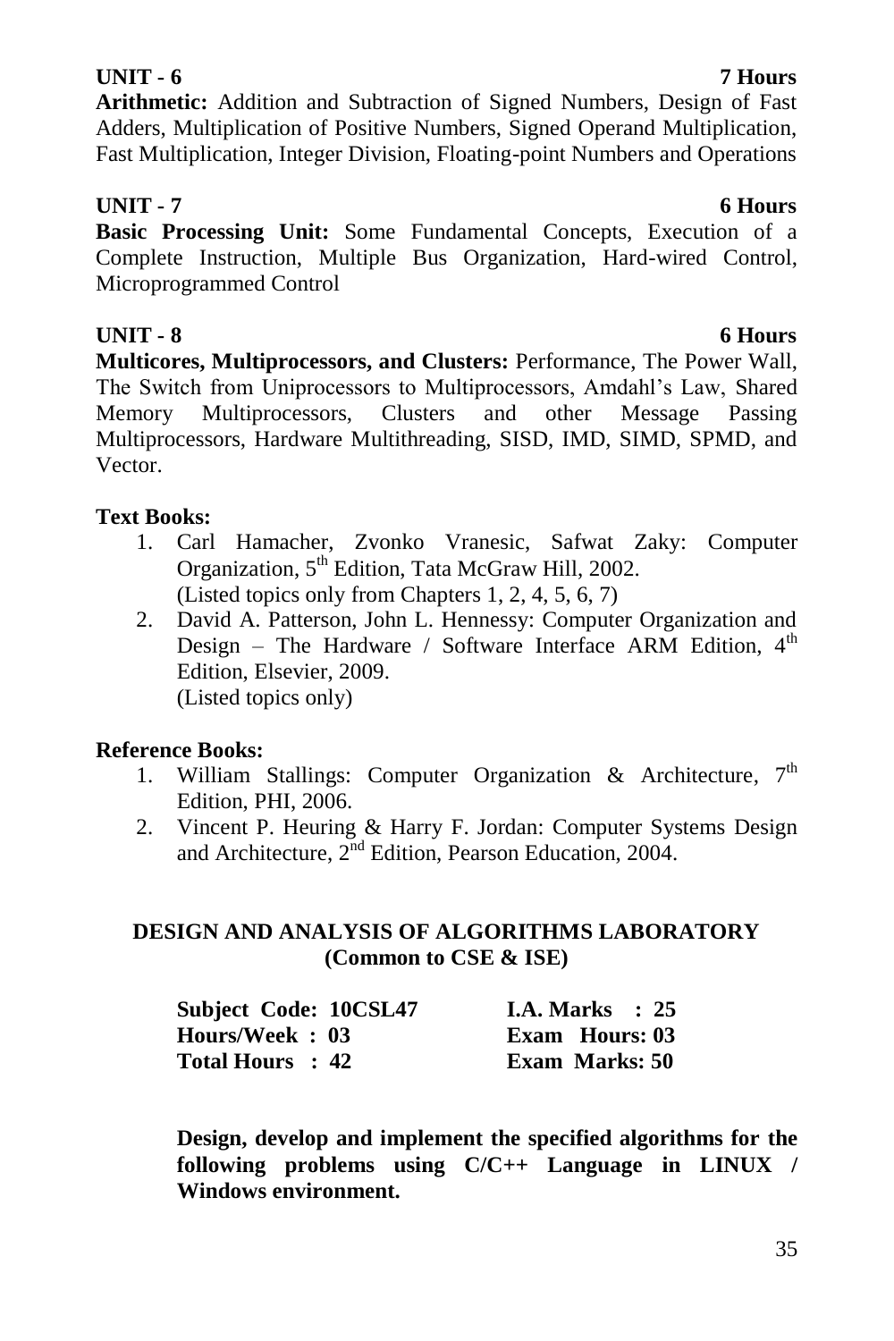**UNIT - 6 7 Hours**

**Arithmetic:** Addition and Subtraction of Signed Numbers, Design of Fast Adders, Multiplication of Positive Numbers, Signed Operand Multiplication, Fast Multiplication, Integer Division, Floating-point Numbers and Operations

**UNIT - 7 6 Hours**

**Basic Processing Unit:** Some Fundamental Concepts, Execution of a Complete Instruction, Multiple Bus Organization, Hard-wired Control, Microprogrammed Control

**UNIT - 8 6 Hours**

**Multicores, Multiprocessors, and Clusters:** Performance, The Power Wall, The Switch from Uniprocessors to Multiprocessors, Amdahl's Law, Shared Memory Multiprocessors, Clusters and other Message Passing Multiprocessors, Hardware Multithreading, SISD, IMD, SIMD, SPMD, and Vector.

**Text Books:**

1. Carl Hamacher, Zvonko Vranesic, Safwat Zaky: Computer Organization, 5th Edition, Tata McGraw Hill, 2002. (Listed topics only from Chapters 1, 2, 4, 5, 6, 7)
2. David A. Patterson, John L. Hennessy: Computer Organization and Design – The Hardware / Software Interface ARM Edition, 4th Edition, Elsevier, 2009. (Listed topics only)

**Reference Books:**

1. William Stallings: Computer Organization & Architecture, 7th Edition, PHI, 2006.
2. Vincent P. Heuring & Harry F. Jordan: Computer Systems Design and Architecture, 2nd Edition, Pearson Education, 2004.

## DESIGN AND ANALYSIS OF ALGORITHMS LABORATORY (Common to CSE & ISE)

| | |
|---|---|
| **Subject Code: 10CSL47** | **I.A. Marks : 25** |
| **Hours/Week : 03** | **Exam Hours: 03** |
| **Total Hours : 42** | **Exam Marks: 50** |

**Design, develop and implement the specified algorithms for the following problems using C/C++ Language in LINUX / Windows environment.**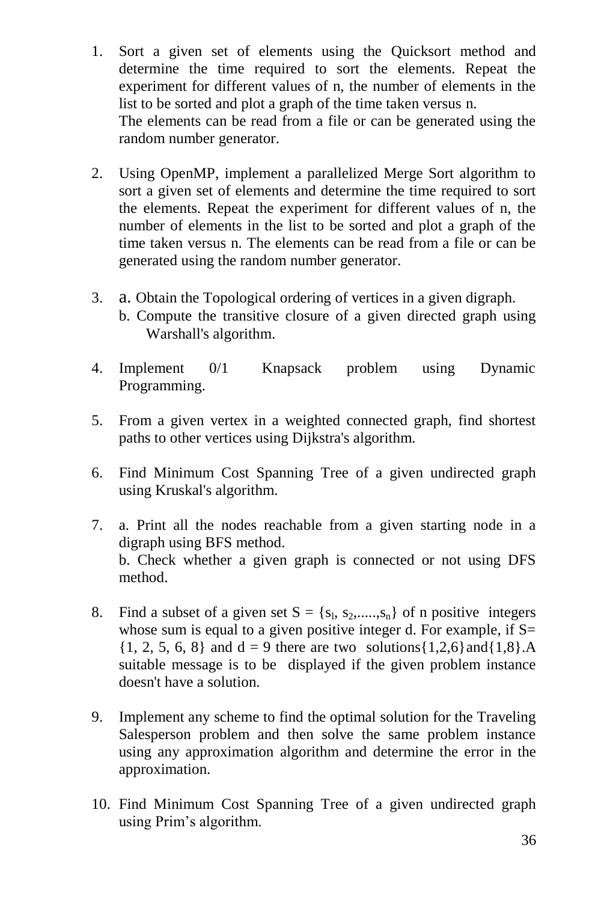1. Sort a given set of elements using the Quicksort method and determine the time required to sort the elements. Repeat the experiment for different values of n, the number of elements in the list to be sorted and plot a graph of the time taken versus n.
   The elements can be read from a file or can be generated using the random number generator.

2. Using OpenMP, implement a parallelized Merge Sort algorithm to sort a given set of elements and determine the time required to sort the elements. Repeat the experiment for different values of n, the number of elements in the list to be sorted and plot a graph of the time taken versus n. The elements can be read from a file or can be generated using the random number generator.

3. a. Obtain the Topological ordering of vertices in a given digraph.
   b. Compute the transitive closure of a given directed graph using Warshall's algorithm.

4. Implement 0/1 Knapsack problem using Dynamic Programming.

5. From a given vertex in a weighted connected graph, find shortest paths to other vertices using Dijkstra's algorithm.

6. Find Minimum Cost Spanning Tree of a given undirected graph using Kruskal's algorithm.

7. a. Print all the nodes reachable from a given starting node in a digraph using BFS method.
   b. Check whether a given graph is connected or not using DFS method.

8. Find a subset of a given set $S = \{s_1, s_2, ....., s_n\}$ of n positive integers whose sum is equal to a given positive integer d. For example, if $S = \{1, 2, 5, 6, 8\}$ and $d = 9$ there are two solutions $\{1,2,6\}$ and $\{1,8\}$. A suitable message is to be displayed if the given problem instance doesn't have a solution.

9. Implement any scheme to find the optimal solution for the Traveling Salesperson problem and then solve the same problem instance using any approximation algorithm and determine the error in the approximation.

10. Find Minimum Cost Spanning Tree of a given undirected graph using Prim's algorithm.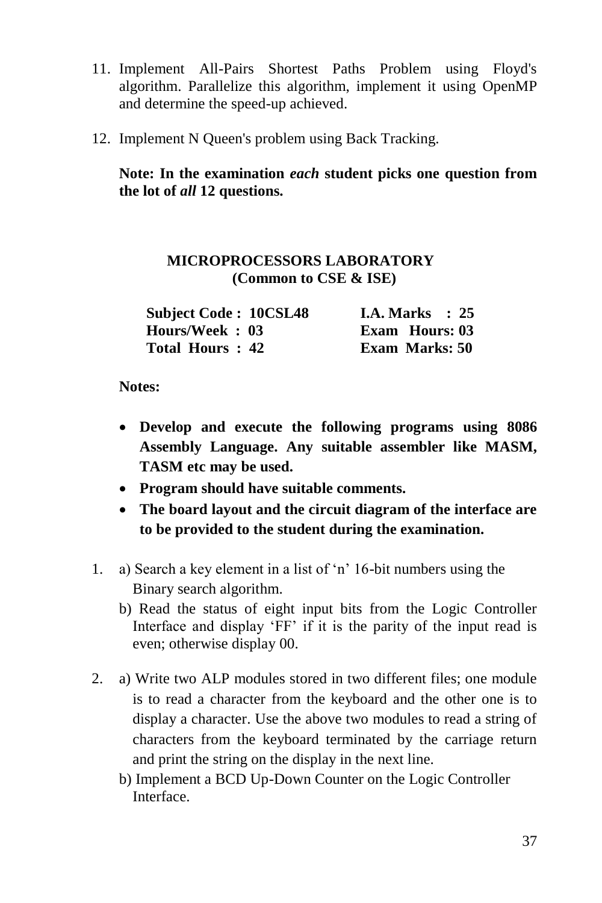11. Implement All-Pairs Shortest Paths Problem using Floyd's algorithm. Parallelize this algorithm, implement it using OpenMP and determine the speed-up achieved.

12. Implement N Queen's problem using Back Tracking.

**Note: In the examination *each* student picks one question from the lot of *all* 12 questions.**

## MICROPROCESSORS LABORATORY
### (Common to CSE & ISE)

| | |
|---|---|
| **Subject Code : 10CSL48** | **I.A. Marks : 25** |
| **Hours/Week : 03** | **Exam Hours: 03** |
| **Total Hours : 42** | **Exam Marks: 50** |

**Notes:**

- **Develop and execute the following programs using 8086 Assembly Language. Any suitable assembler like MASM, TASM etc may be used.**
- **Program should have suitable comments.**
- **The board layout and the circuit diagram of the interface are to be provided to the student during the examination.**

1. a) Search a key element in a list of 'n' 16-bit numbers using the Binary search algorithm.

   b) Read the status of eight input bits from the Logic Controller Interface and display 'FF' if it is the parity of the input read is even; otherwise display 00.

2. a) Write two ALP modules stored in two different files; one module is to read a character from the keyboard and the other one is to display a character. Use the above two modules to read a string of characters from the keyboard terminated by the carriage return and print the string on the display in the next line.

   b) Implement a BCD Up-Down Counter on the Logic Controller Interface.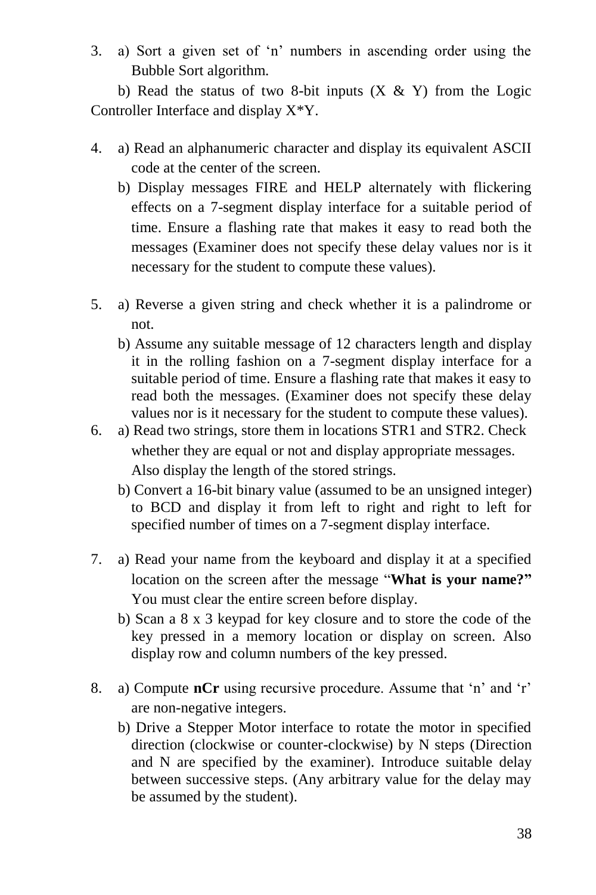3. a) Sort a given set of 'n' numbers in ascending order using the Bubble Sort algorithm.

   b) Read the status of two 8-bit inputs (X & Y) from the Logic Controller Interface and display X*Y.

4. a) Read an alphanumeric character and display its equivalent ASCII code at the center of the screen.

   b) Display messages FIRE and HELP alternately with flickering effects on a 7-segment display interface for a suitable period of time. Ensure a flashing rate that makes it easy to read both the messages (Examiner does not specify these delay values nor is it necessary for the student to compute these values).

5. a) Reverse a given string and check whether it is a palindrome or not.

   b) Assume any suitable message of 12 characters length and display it in the rolling fashion on a 7-segment display interface for a suitable period of time. Ensure a flashing rate that makes it easy to read both the messages. (Examiner does not specify these delay values nor is it necessary for the student to compute these values).

6. a) Read two strings, store them in locations STR1 and STR2. Check whether they are equal or not and display appropriate messages. Also display the length of the stored strings.

   b) Convert a 16-bit binary value (assumed to be an unsigned integer) to BCD and display it from left to right and right to left for specified number of times on a 7-segment display interface.

7. a) Read your name from the keyboard and display it at a specified location on the screen after the message "**What is your name?"** You must clear the entire screen before display.

   b) Scan a 8 x 3 keypad for key closure and to store the code of the key pressed in a memory location or display on screen. Also display row and column numbers of the key pressed.

8. a) Compute **nCr** using recursive procedure. Assume that 'n' and 'r' are non-negative integers.

   b) Drive a Stepper Motor interface to rotate the motor in specified direction (clockwise or counter-clockwise) by N steps (Direction and N are specified by the examiner). Introduce suitable delay between successive steps. (Any arbitrary value for the delay may be assumed by the student).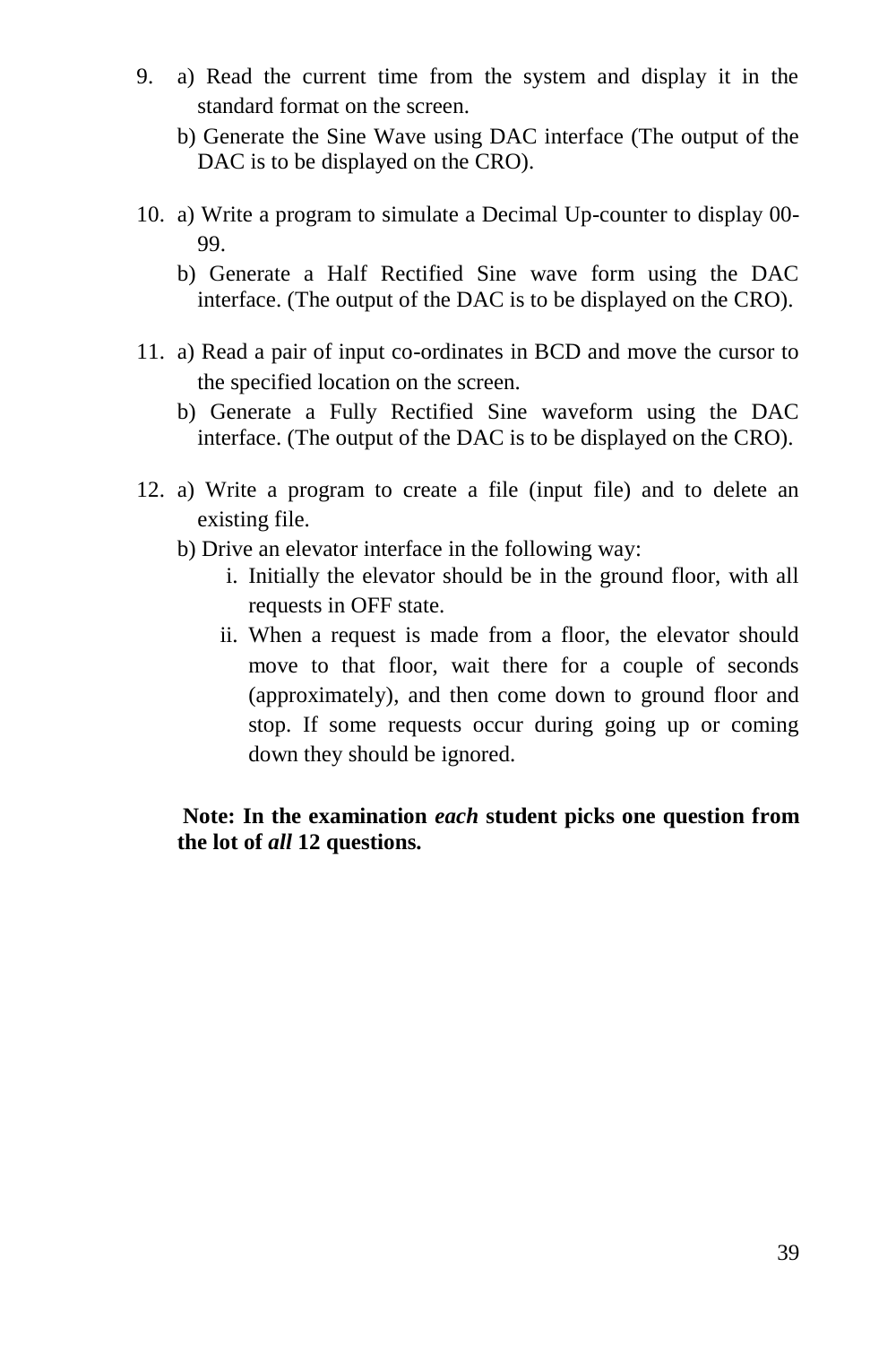9. a) Read the current time from the system and display it in the standard format on the screen.

   b) Generate the Sine Wave using DAC interface (The output of the DAC is to be displayed on the CRO).

10. a) Write a program to simulate a Decimal Up-counter to display 00-99.

    b) Generate a Half Rectified Sine wave form using the DAC interface. (The output of the DAC is to be displayed on the CRO).

11. a) Read a pair of input co-ordinates in BCD and move the cursor to the specified location on the screen.

    b) Generate a Fully Rectified Sine waveform using the DAC interface. (The output of the DAC is to be displayed on the CRO).

12. a) Write a program to create a file (input file) and to delete an existing file.

    b) Drive an elevator interface in the following way:

       i. Initially the elevator should be in the ground floor, with all requests in OFF state.

       ii. When a request is made from a floor, the elevator should move to that floor, wait there for a couple of seconds (approximately), and then come down to ground floor and stop. If some requests occur during going up or coming down they should be ignored.

**Note: In the examination *each* student picks one question from the lot of *all* 12 questions.**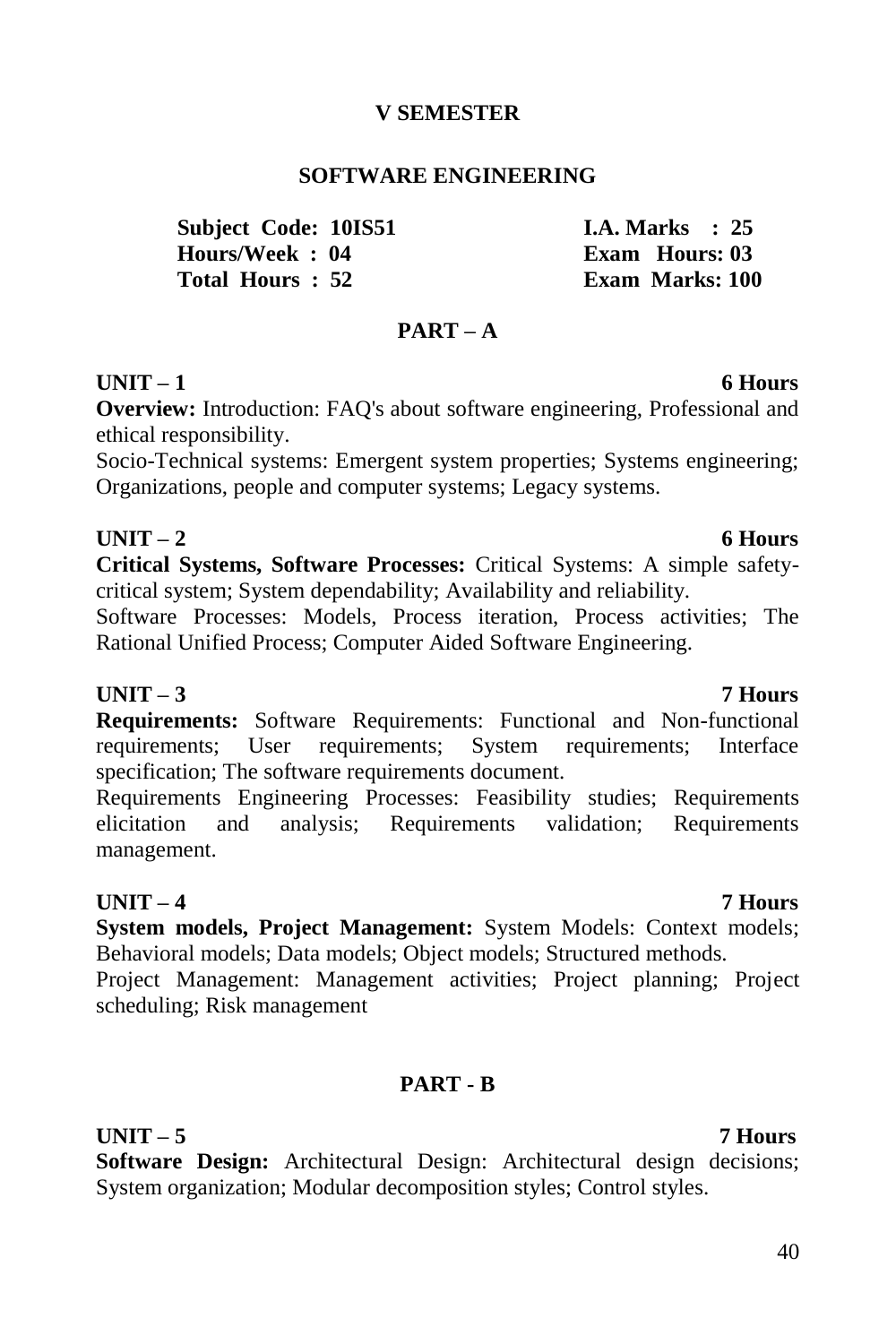## V SEMESTER

## SOFTWARE ENGINEERING

| | |
|---|---|
| **Subject Code: 10IS51** | **I.A. Marks : 25** |
| **Hours/Week : 04** | **Exam Hours: 03** |
| **Total Hours : 52** | **Exam Marks: 100** |

### PART – A

**UNIT – 1** **6 Hours**

**Overview:** Introduction: FAQ's about software engineering, Professional and ethical responsibility.

Socio-Technical systems: Emergent system properties; Systems engineering; Organizations, people and computer systems; Legacy systems.

**UNIT – 2** **6 Hours**

**Critical Systems, Software Processes:** Critical Systems: A simple safety-critical system; System dependability; Availability and reliability.

Software Processes: Models, Process iteration, Process activities; The Rational Unified Process; Computer Aided Software Engineering.

**UNIT – 3** **7 Hours**

**Requirements:** Software Requirements: Functional and Non-functional requirements; User requirements; System requirements; Interface specification; The software requirements document.

Requirements Engineering Processes: Feasibility studies; Requirements elicitation and analysis; Requirements validation; Requirements management.

**UNIT – 4** **7 Hours**

**System models, Project Management:** System Models: Context models; Behavioral models; Data models; Object models; Structured methods.

Project Management: Management activities; Project planning; Project scheduling; Risk management

### PART - B

**UNIT – 5** **7 Hours**

**Software Design:** Architectural Design: Architectural design decisions; System organization; Modular decomposition styles; Control styles.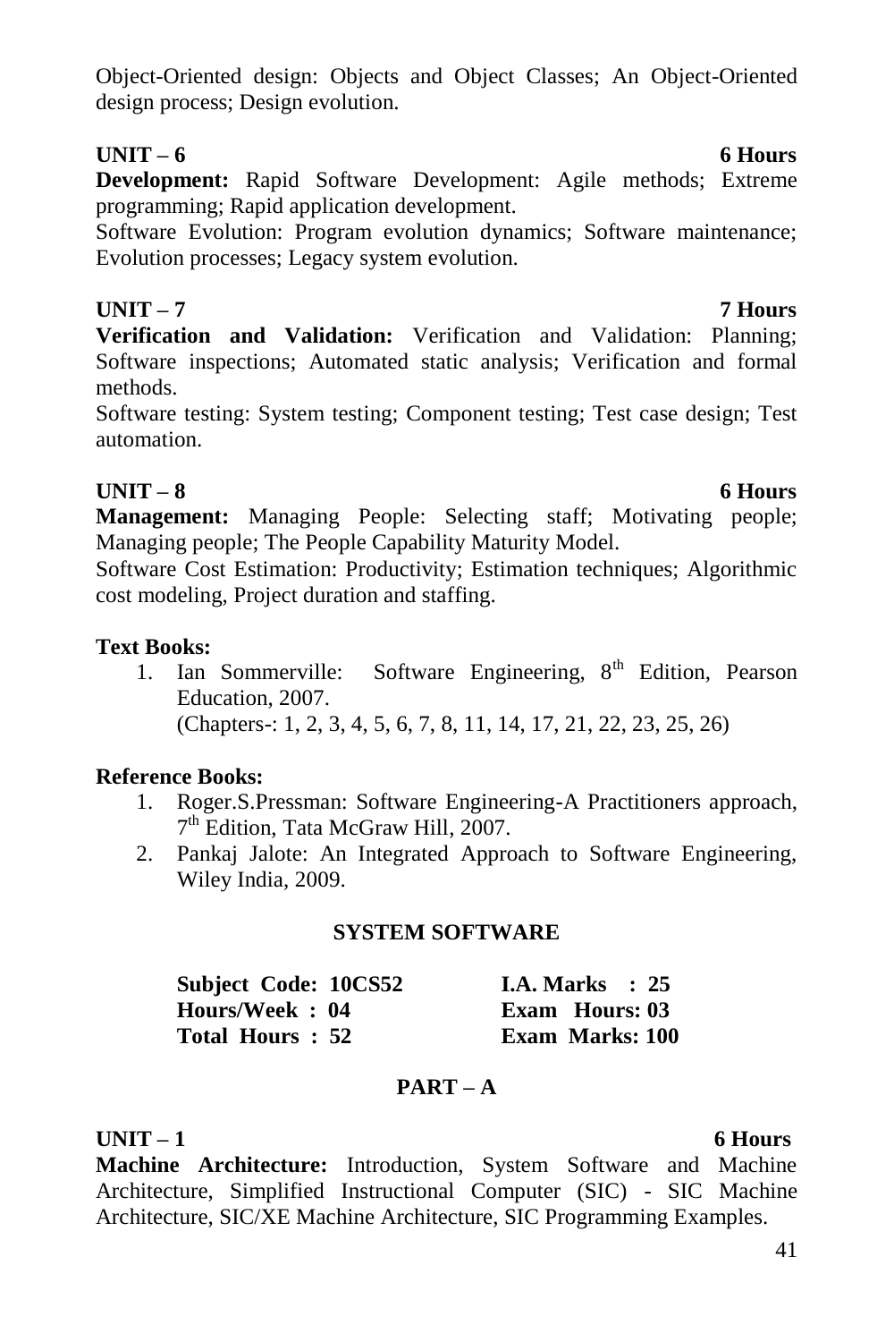Object-Oriented design: Objects and Object Classes; An Object-Oriented design process; Design evolution.

**UNIT – 6** **6 Hours**

**Development:** Rapid Software Development: Agile methods; Extreme programming; Rapid application development.

Software Evolution: Program evolution dynamics; Software maintenance; Evolution processes; Legacy system evolution.

**UNIT – 7** **7 Hours**

**Verification and Validation:** Verification and Validation: Planning; Software inspections; Automated static analysis; Verification and formal methods.

Software testing: System testing; Component testing; Test case design; Test automation.

**UNIT – 8** **6 Hours**

**Management:** Managing People: Selecting staff; Motivating people; Managing people; The People Capability Maturity Model.

Software Cost Estimation: Productivity; Estimation techniques; Algorithmic cost modeling, Project duration and staffing.

**Text Books:**

1. Ian Sommerville: Software Engineering, 8th Edition, Pearson Education, 2007.
   (Chapters-: 1, 2, 3, 4, 5, 6, 7, 8, 11, 14, 17, 21, 22, 23, 25, 26)

**Reference Books:**

1. Roger.S.Pressman: Software Engineering-A Practitioners approach, 7th Edition, Tata McGraw Hill, 2007.
2. Pankaj Jalote: An Integrated Approach to Software Engineering, Wiley India, 2009.

## SYSTEM SOFTWARE

| | |
|---|---|
| **Subject Code: 10CS52** | **I.A. Marks : 25** |
| **Hours/Week : 04** | **Exam Hours: 03** |
| **Total Hours : 52** | **Exam Marks: 100** |

### PART – A

**UNIT – 1** **6 Hours**

**Machine Architecture:** Introduction, System Software and Machine Architecture, Simplified Instructional Computer (SIC) - SIC Machine Architecture, SIC/XE Machine Architecture, SIC Programming Examples.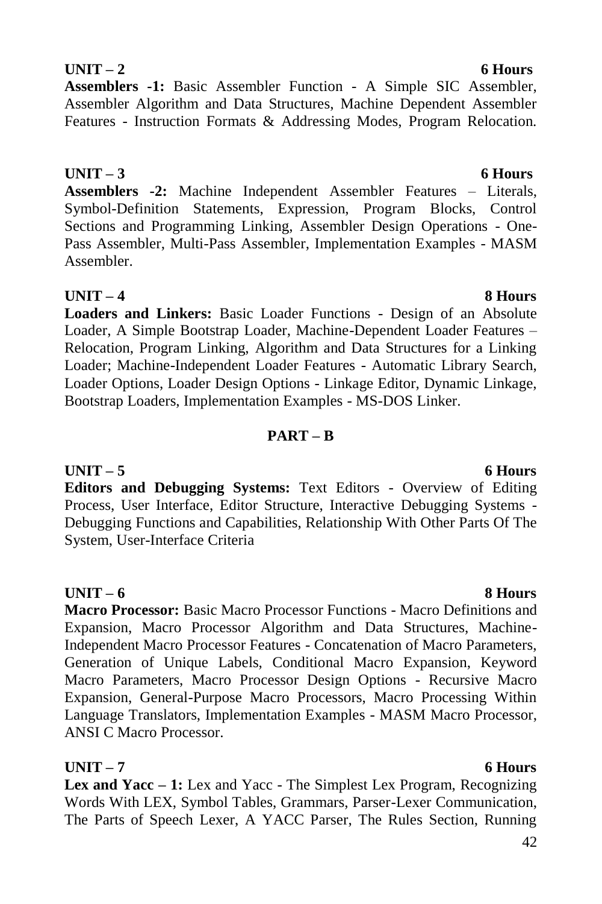**UNIT – 2** **6 Hours**

**Assemblers -1:** Basic Assembler Function - A Simple SIC Assembler, Assembler Algorithm and Data Structures, Machine Dependent Assembler Features - Instruction Formats & Addressing Modes, Program Relocation.

**UNIT – 3** **6 Hours**

**Assemblers -2:** Machine Independent Assembler Features – Literals, Symbol-Definition Statements, Expression, Program Blocks, Control Sections and Programming Linking, Assembler Design Operations - One-Pass Assembler, Multi-Pass Assembler, Implementation Examples - MASM Assembler.

**UNIT – 4** **8 Hours**

**Loaders and Linkers:** Basic Loader Functions - Design of an Absolute Loader, A Simple Bootstrap Loader, Machine-Dependent Loader Features – Relocation, Program Linking, Algorithm and Data Structures for a Linking Loader; Machine-Independent Loader Features - Automatic Library Search, Loader Options, Loader Design Options - Linkage Editor, Dynamic Linkage, Bootstrap Loaders, Implementation Examples - MS-DOS Linker.

## PART – B

**UNIT – 5** **6 Hours**

**Editors and Debugging Systems:** Text Editors - Overview of Editing Process, User Interface, Editor Structure, Interactive Debugging Systems - Debugging Functions and Capabilities, Relationship With Other Parts Of The System, User-Interface Criteria

**UNIT – 6** **8 Hours**

**Macro Processor:** Basic Macro Processor Functions - Macro Definitions and Expansion, Macro Processor Algorithm and Data Structures, Machine-Independent Macro Processor Features - Concatenation of Macro Parameters, Generation of Unique Labels, Conditional Macro Expansion, Keyword Macro Parameters, Macro Processor Design Options - Recursive Macro Expansion, General-Purpose Macro Processors, Macro Processing Within Language Translators, Implementation Examples - MASM Macro Processor, ANSI C Macro Processor.

**UNIT – 7** **6 Hours**

**Lex and Yacc – 1:** Lex and Yacc - The Simplest Lex Program, Recognizing Words With LEX, Symbol Tables, Grammars, Parser-Lexer Communication, The Parts of Speech Lexer, A YACC Parser, The Rules Section, Running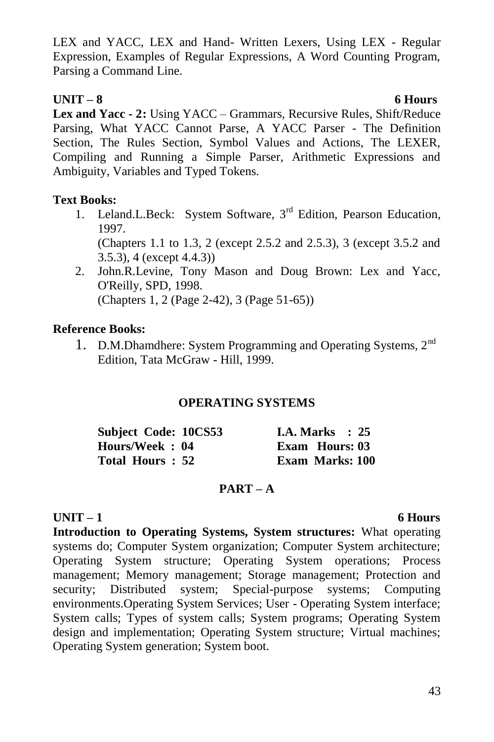LEX and YACC, LEX and Hand- Written Lexers, Using LEX - Regular Expression, Examples of Regular Expressions, A Word Counting Program, Parsing a Command Line.

**UNIT – 8 6 Hours**

**Lex and Yacc - 2:** Using YACC – Grammars, Recursive Rules, Shift/Reduce Parsing, What YACC Cannot Parse, A YACC Parser - The Definition Section, The Rules Section, Symbol Values and Actions, The LEXER, Compiling and Running a Simple Parser, Arithmetic Expressions and Ambiguity, Variables and Typed Tokens.

**Text Books:**

1. Leland.L.Beck: System Software, 3rd Edition, Pearson Education, 1997.
   (Chapters 1.1 to 1.3, 2 (except 2.5.2 and 2.5.3), 3 (except 3.5.2 and 3.5.3), 4 (except 4.4.3))
2. John.R.Levine, Tony Mason and Doug Brown: Lex and Yacc, O'Reilly, SPD, 1998.
   (Chapters 1, 2 (Page 2-42), 3 (Page 51-65))

**Reference Books:**

1. D.M.Dhamdhere: System Programming and Operating Systems, 2nd Edition, Tata McGraw - Hill, 1999.

## OPERATING SYSTEMS

| | |
|---|---|
| **Subject Code: 10CS53** | **I.A. Marks : 25** |
| **Hours/Week : 04** | **Exam Hours: 03** |
| **Total Hours : 52** | **Exam Marks: 100** |

### PART – A

**UNIT – 1 6 Hours**

**Introduction to Operating Systems, System structures:** What operating systems do; Computer System organization; Computer System architecture; Operating System structure; Operating System operations; Process management; Memory management; Storage management; Protection and security; Distributed system; Special-purpose systems; Computing environments.Operating System Services; User - Operating System interface; System calls; Types of system calls; System programs; Operating System design and implementation; Operating System structure; Virtual machines; Operating System generation; System boot.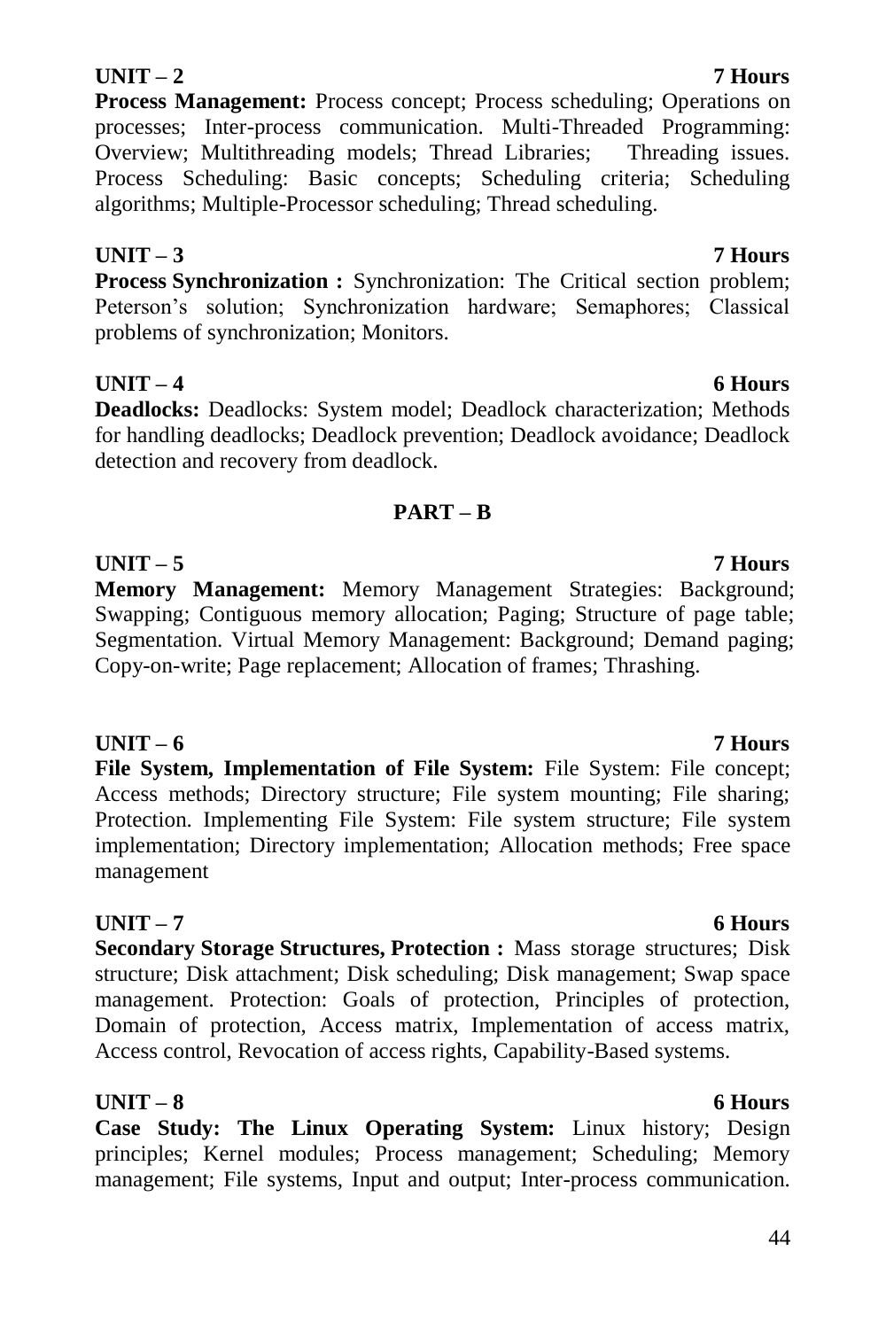**UNIT – 2** **7 Hours**

**Process Management:** Process concept; Process scheduling; Operations on processes; Inter-process communication. Multi-Threaded Programming: Overview; Multithreading models; Thread Libraries; Threading issues. Process Scheduling: Basic concepts; Scheduling criteria; Scheduling algorithms; Multiple-Processor scheduling; Thread scheduling.

**UNIT – 3** **7 Hours**

**Process Synchronization :** Synchronization: The Critical section problem; Peterson's solution; Synchronization hardware; Semaphores; Classical problems of synchronization; Monitors.

**UNIT – 4** **6 Hours**

**Deadlocks:** Deadlocks: System model; Deadlock characterization; Methods for handling deadlocks; Deadlock prevention; Deadlock avoidance; Deadlock detection and recovery from deadlock.

## PART – B

**UNIT – 5** **7 Hours**

**Memory Management:** Memory Management Strategies: Background; Swapping; Contiguous memory allocation; Paging; Structure of page table; Segmentation. Virtual Memory Management: Background; Demand paging; Copy-on-write; Page replacement; Allocation of frames; Thrashing.

**UNIT – 6** **7 Hours**

**File System, Implementation of File System:** File System: File concept; Access methods; Directory structure; File system mounting; File sharing; Protection. Implementing File System: File system structure; File system implementation; Directory implementation; Allocation methods; Free space management

**UNIT – 7** **6 Hours**

**Secondary Storage Structures, Protection :** Mass storage structures; Disk structure; Disk attachment; Disk scheduling; Disk management; Swap space management. Protection: Goals of protection, Principles of protection, Domain of protection, Access matrix, Implementation of access matrix, Access control, Revocation of access rights, Capability-Based systems.

**UNIT – 8** **6 Hours**

**Case Study: The Linux Operating System:** Linux history; Design principles; Kernel modules; Process management; Scheduling; Memory management; File systems, Input and output; Inter-process communication.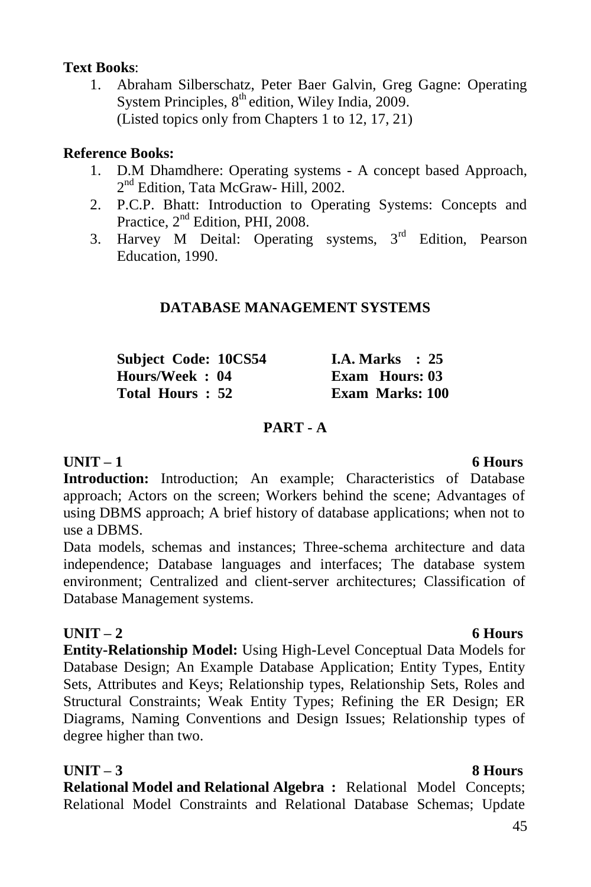**Text Books**:

1. Abraham Silberschatz, Peter Baer Galvin, Greg Gagne: Operating System Principles, 8th edition, Wiley India, 2009.
   (Listed topics only from Chapters 1 to 12, 17, 21)

**Reference Books:**

1. D.M Dhamdhere: Operating systems - A concept based Approach, 2nd Edition, Tata McGraw- Hill, 2002.
2. P.C.P. Bhatt: Introduction to Operating Systems: Concepts and Practice, 2nd Edition, PHI, 2008.
3. Harvey M Deital: Operating systems, 3rd Edition, Pearson Education, 1990.

## DATABASE MANAGEMENT SYSTEMS

| | |
|---|---|
| **Subject Code: 10CS54** | **I.A. Marks : 25** |
| **Hours/Week : 04** | **Exam Hours: 03** |
| **Total Hours : 52** | **Exam Marks: 100** |

### PART - A

**UNIT – 1** **6 Hours**

**Introduction:** Introduction; An example; Characteristics of Database approach; Actors on the screen; Workers behind the scene; Advantages of using DBMS approach; A brief history of database applications; when not to use a DBMS.

Data models, schemas and instances; Three-schema architecture and data independence; Database languages and interfaces; The database system environment; Centralized and client-server architectures; Classification of Database Management systems.

**UNIT – 2** **6 Hours**

**Entity-Relationship Model:** Using High-Level Conceptual Data Models for Database Design; An Example Database Application; Entity Types, Entity Sets, Attributes and Keys; Relationship types, Relationship Sets, Roles and Structural Constraints; Weak Entity Types; Refining the ER Design; ER Diagrams, Naming Conventions and Design Issues; Relationship types of degree higher than two.

**UNIT – 3** **8 Hours**

**Relational Model and Relational Algebra :** Relational Model Concepts; Relational Model Constraints and Relational Database Schemas; Update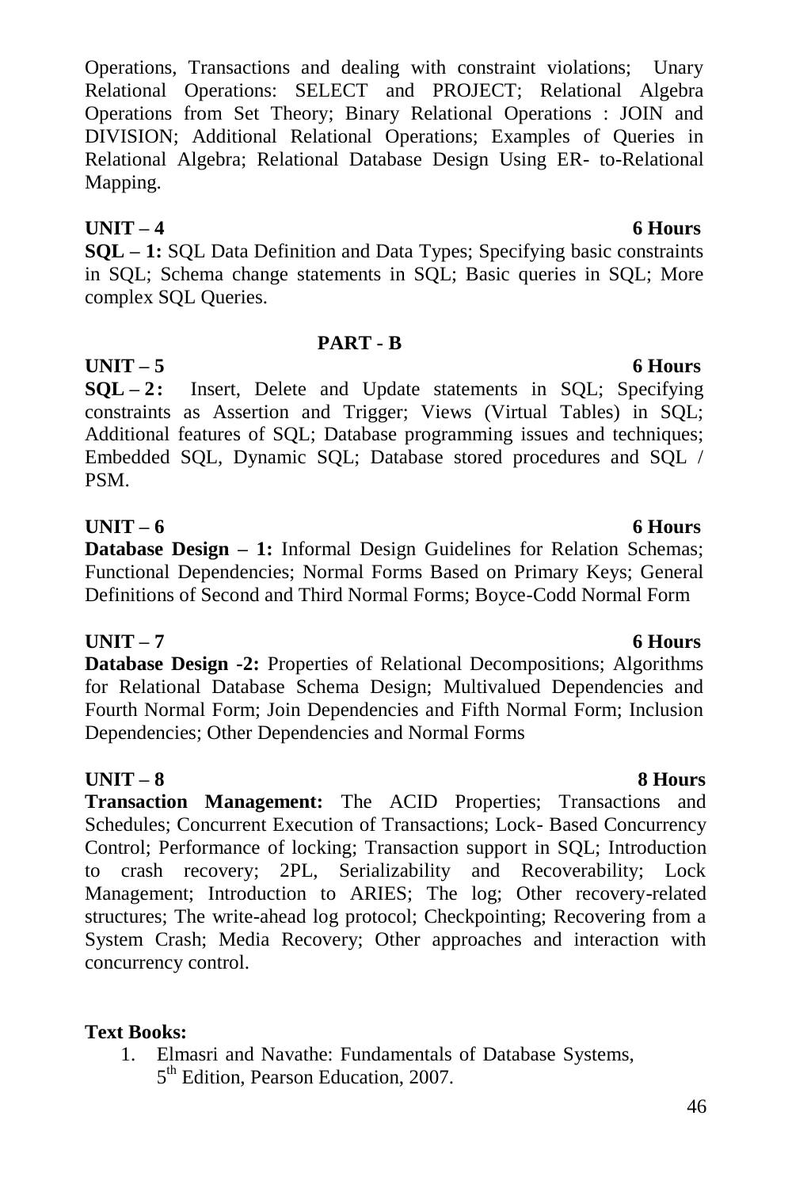Operations, Transactions and dealing with constraint violations; Unary Relational Operations: SELECT and PROJECT; Relational Algebra Operations from Set Theory; Binary Relational Operations : JOIN and DIVISION; Additional Relational Operations; Examples of Queries in Relational Algebra; Relational Database Design Using ER- to-Relational Mapping.

**UNIT – 4** **6 Hours**

**SQL – 1:** SQL Data Definition and Data Types; Specifying basic constraints in SQL; Schema change statements in SQL; Basic queries in SQL; More complex SQL Queries.

## PART - B

**UNIT – 5** **6 Hours**

**SQL – 2:** Insert, Delete and Update statements in SQL; Specifying constraints as Assertion and Trigger; Views (Virtual Tables) in SQL; Additional features of SQL; Database programming issues and techniques; Embedded SQL, Dynamic SQL; Database stored procedures and SQL / PSM.

**UNIT – 6** **6 Hours**

**Database Design – 1:** Informal Design Guidelines for Relation Schemas; Functional Dependencies; Normal Forms Based on Primary Keys; General Definitions of Second and Third Normal Forms; Boyce-Codd Normal Form

**UNIT – 7** **6 Hours**

**Database Design -2:** Properties of Relational Decompositions; Algorithms for Relational Database Schema Design; Multivalued Dependencies and Fourth Normal Form; Join Dependencies and Fifth Normal Form; Inclusion Dependencies; Other Dependencies and Normal Forms

**UNIT – 8** **8 Hours**

**Transaction Management:** The ACID Properties; Transactions and Schedules; Concurrent Execution of Transactions; Lock- Based Concurrency Control; Performance of locking; Transaction support in SQL; Introduction to crash recovery; 2PL, Serializability and Recoverability; Lock Management; Introduction to ARIES; The log; Other recovery-related structures; The write-ahead log protocol; Checkpointing; Recovering from a System Crash; Media Recovery; Other approaches and interaction with concurrency control.

**Text Books:**

1. Elmasri and Navathe: Fundamentals of Database Systems, 5th Edition, Pearson Education, 2007.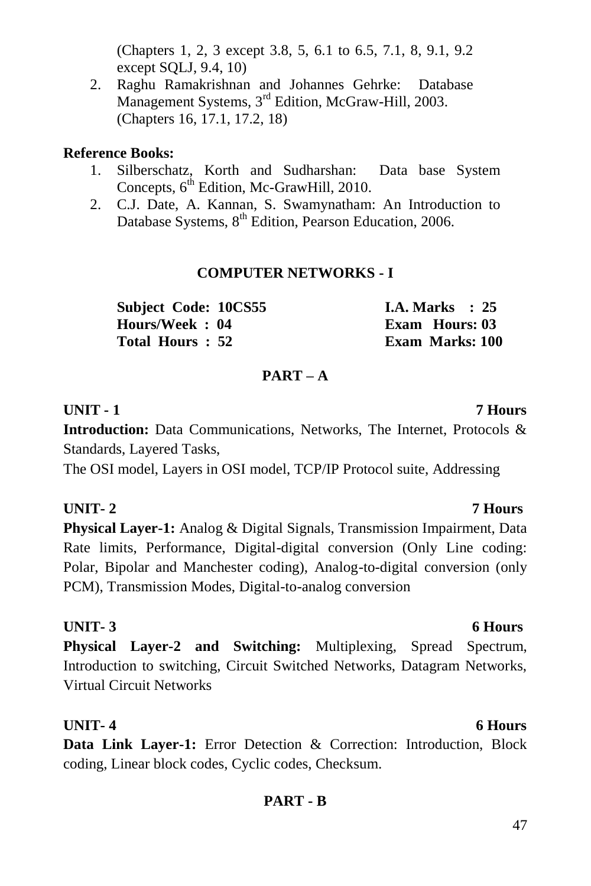(Chapters 1, 2, 3 except 3.8, 5, 6.1 to 6.5, 7.1, 8, 9.1, 9.2 except SQLJ, 9.4, 10)

2. Raghu Ramakrishnan and Johannes Gehrke: Database Management Systems, 3rd Edition, McGraw-Hill, 2003. (Chapters 16, 17.1, 17.2, 18)

**Reference Books:**

1. Silberschatz, Korth and Sudharshan: Data base System Concepts, 6th Edition, Mc-GrawHill, 2010.
2. C.J. Date, A. Kannan, S. Swamynatham: An Introduction to Database Systems, 8th Edition, Pearson Education, 2006.

## COMPUTER NETWORKS - I

| | |
|---|---|
| **Subject Code: 10CS55** | **I.A. Marks : 25** |
| **Hours/Week : 04** | **Exam Hours: 03** |
| **Total Hours : 52** | **Exam Marks: 100** |

### PART – A

**UNIT - 1 7 Hours**

**Introduction:** Data Communications, Networks, The Internet, Protocols & Standards, Layered Tasks,
The OSI model, Layers in OSI model, TCP/IP Protocol suite, Addressing

**UNIT- 2 7 Hours**

**Physical Layer-1:** Analog & Digital Signals, Transmission Impairment, Data Rate limits, Performance, Digital-digital conversion (Only Line coding: Polar, Bipolar and Manchester coding), Analog-to-digital conversion (only PCM), Transmission Modes, Digital-to-analog conversion

**UNIT- 3 6 Hours**

**Physical Layer-2 and Switching:** Multiplexing, Spread Spectrum, Introduction to switching, Circuit Switched Networks, Datagram Networks, Virtual Circuit Networks

**UNIT- 4 6 Hours**

**Data Link Layer-1:** Error Detection & Correction: Introduction, Block coding, Linear block codes, Cyclic codes, Checksum.

### PART - B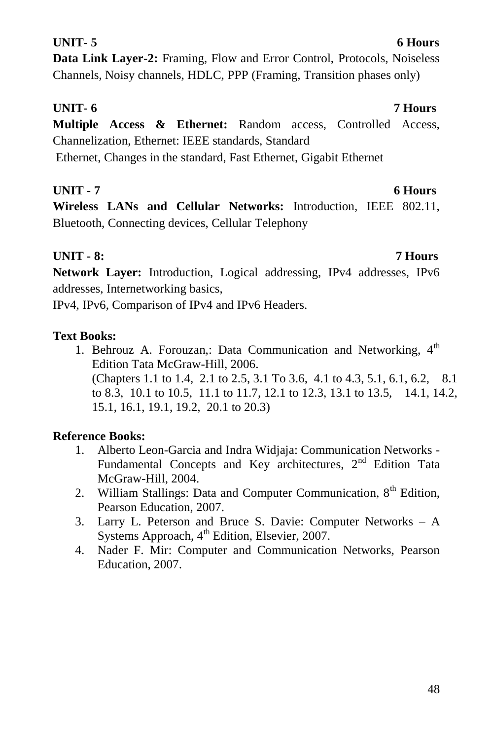**UNIT- 5 6 Hours**

**Data Link Layer-2:** Framing, Flow and Error Control, Protocols, Noiseless Channels, Noisy channels, HDLC, PPP (Framing, Transition phases only)

**UNIT- 6 7 Hours**

**Multiple Access & Ethernet:** Random access, Controlled Access, Channelization, Ethernet: IEEE standards, Standard Ethernet, Changes in the standard, Fast Ethernet, Gigabit Ethernet

**UNIT - 7 6 Hours**

**Wireless LANs and Cellular Networks:** Introduction, IEEE 802.11, Bluetooth, Connecting devices, Cellular Telephony

**UNIT - 8: 7 Hours**

**Network Layer:** Introduction, Logical addressing, IPv4 addresses, IPv6 addresses, Internetworking basics, IPv4, IPv6, Comparison of IPv4 and IPv6 Headers.

**Text Books:**

1. Behrouz A. Forouzan,: Data Communication and Networking, 4th Edition Tata McGraw-Hill, 2006.
   (Chapters 1.1 to 1.4, 2.1 to 2.5, 3.1 To 3.6, 4.1 to 4.3, 5.1, 6.1, 6.2, 8.1 to 8.3, 10.1 to 10.5, 11.1 to 11.7, 12.1 to 12.3, 13.1 to 13.5, 14.1, 14.2, 15.1, 16.1, 19.1, 19.2, 20.1 to 20.3)

**Reference Books:**

1. Alberto Leon-Garcia and Indra Widjaja: Communication Networks - Fundamental Concepts and Key architectures, 2nd Edition Tata McGraw-Hill, 2004.
2. William Stallings: Data and Computer Communication, 8th Edition, Pearson Education, 2007.
3. Larry L. Peterson and Bruce S. Davie: Computer Networks – A Systems Approach, 4th Edition, Elsevier, 2007.
4. Nader F. Mir: Computer and Communication Networks, Pearson Education, 2007.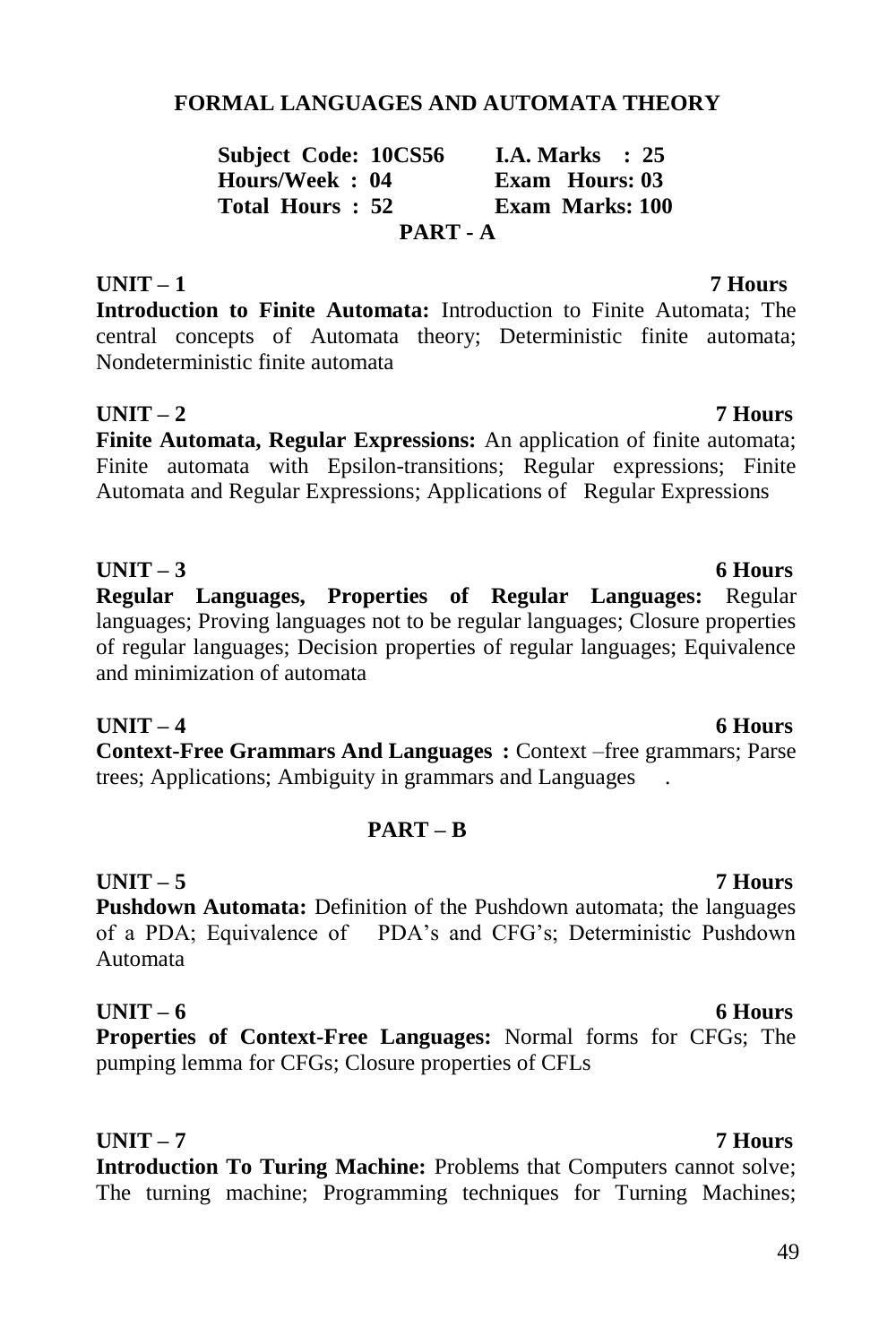# FORMAL LANGUAGES AND AUTOMATA THEORY

| | |
|---|---|
| **Subject Code: 10CS56** | **I.A. Marks : 25** |
| **Hours/Week : 04** | **Exam Hours: 03** |
| **Total Hours : 52** | **Exam Marks: 100** |

## PART - A

**UNIT – 1 7 Hours**

**Introduction to Finite Automata:** Introduction to Finite Automata; The central concepts of Automata theory; Deterministic finite automata; Nondeterministic finite automata

**UNIT – 2 7 Hours**

**Finite Automata, Regular Expressions:** An application of finite automata; Finite automata with Epsilon-transitions; Regular expressions; Finite Automata and Regular Expressions; Applications of Regular Expressions

**UNIT – 3 6 Hours**

**Regular Languages, Properties of Regular Languages:** Regular languages; Proving languages not to be regular languages; Closure properties of regular languages; Decision properties of regular languages; Equivalence and minimization of automata

**UNIT – 4 6 Hours**

**Context-Free Grammars And Languages :** Context –free grammars; Parse trees; Applications; Ambiguity in grammars and Languages .

## PART – B

**UNIT – 5 7 Hours**

**Pushdown Automata:** Definition of the Pushdown automata; the languages of a PDA; Equivalence of PDA's and CFG's; Deterministic Pushdown Automata

**UNIT – 6 6 Hours**

**Properties of Context-Free Languages:** Normal forms for CFGs; The pumping lemma for CFGs; Closure properties of CFLs

**UNIT – 7 7 Hours**

**Introduction To Turing Machine:** Problems that Computers cannot solve; The turning machine; Programming techniques for Turning Machines;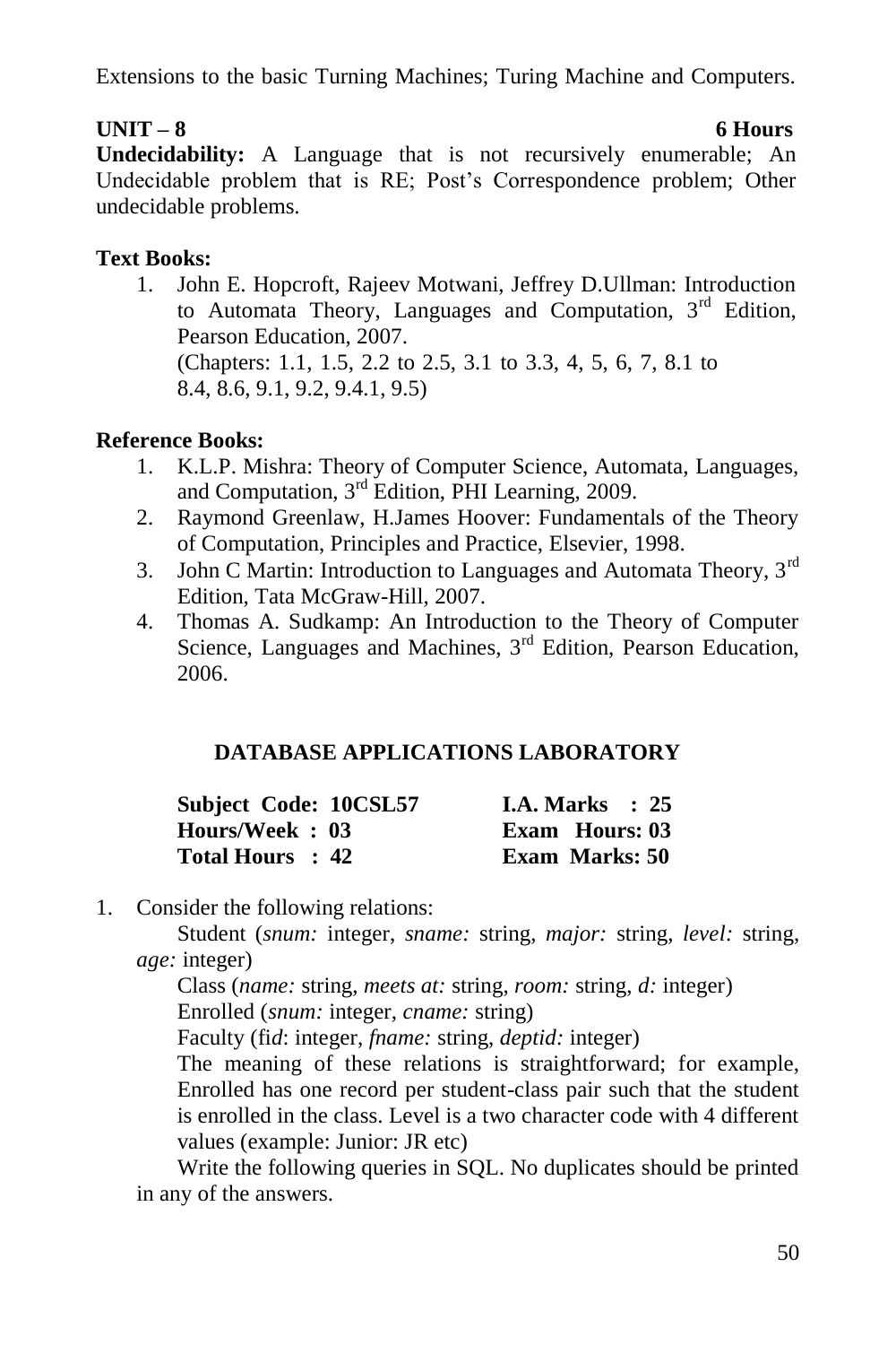Extensions to the basic Turning Machines; Turing Machine and Computers.

**UNIT – 8** **6 Hours**

**Undecidability:** A Language that is not recursively enumerable; An Undecidable problem that is RE; Post's Correspondence problem; Other undecidable problems.

**Text Books:**

1. John E. Hopcroft, Rajeev Motwani, Jeffrey D.Ullman: Introduction to Automata Theory, Languages and Computation, 3rd Edition, Pearson Education, 2007.
   (Chapters: 1.1, 1.5, 2.2 to 2.5, 3.1 to 3.3, 4, 5, 6, 7, 8.1 to 8.4, 8.6, 9.1, 9.2, 9.4.1, 9.5)

**Reference Books:**

1. K.L.P. Mishra: Theory of Computer Science, Automata, Languages, and Computation, 3rd Edition, PHI Learning, 2009.
2. Raymond Greenlaw, H.James Hoover: Fundamentals of the Theory of Computation, Principles and Practice, Elsevier, 1998.
3. John C Martin: Introduction to Languages and Automata Theory, 3rd Edition, Tata McGraw-Hill, 2007.
4. Thomas A. Sudkamp: An Introduction to the Theory of Computer Science, Languages and Machines, 3rd Edition, Pearson Education, 2006.

## DATABASE APPLICATIONS LABORATORY

| | |
|---|---|
| **Subject Code: 10CSL57** | **I.A. Marks : 25** |
| **Hours/Week : 03** | **Exam Hours: 03** |
| **Total Hours : 42** | **Exam Marks: 50** |

1. Consider the following relations:

   Student (*snum:* integer, *sname:* string, *major:* string, *level:* string, *age:* integer)

   Class (*name:* string, *meets at:* string, *room:* string, *d:* integer)

   Enrolled (*snum:* integer, *cname:* string)

   Faculty (fi*d*: integer, *fname:* string, *deptid:* integer)

   The meaning of these relations is straightforward; for example, Enrolled has one record per student-class pair such that the student is enrolled in the class. Level is a two character code with 4 different values (example: Junior: JR etc)

   Write the following queries in SQL. No duplicates should be printed in any of the answers.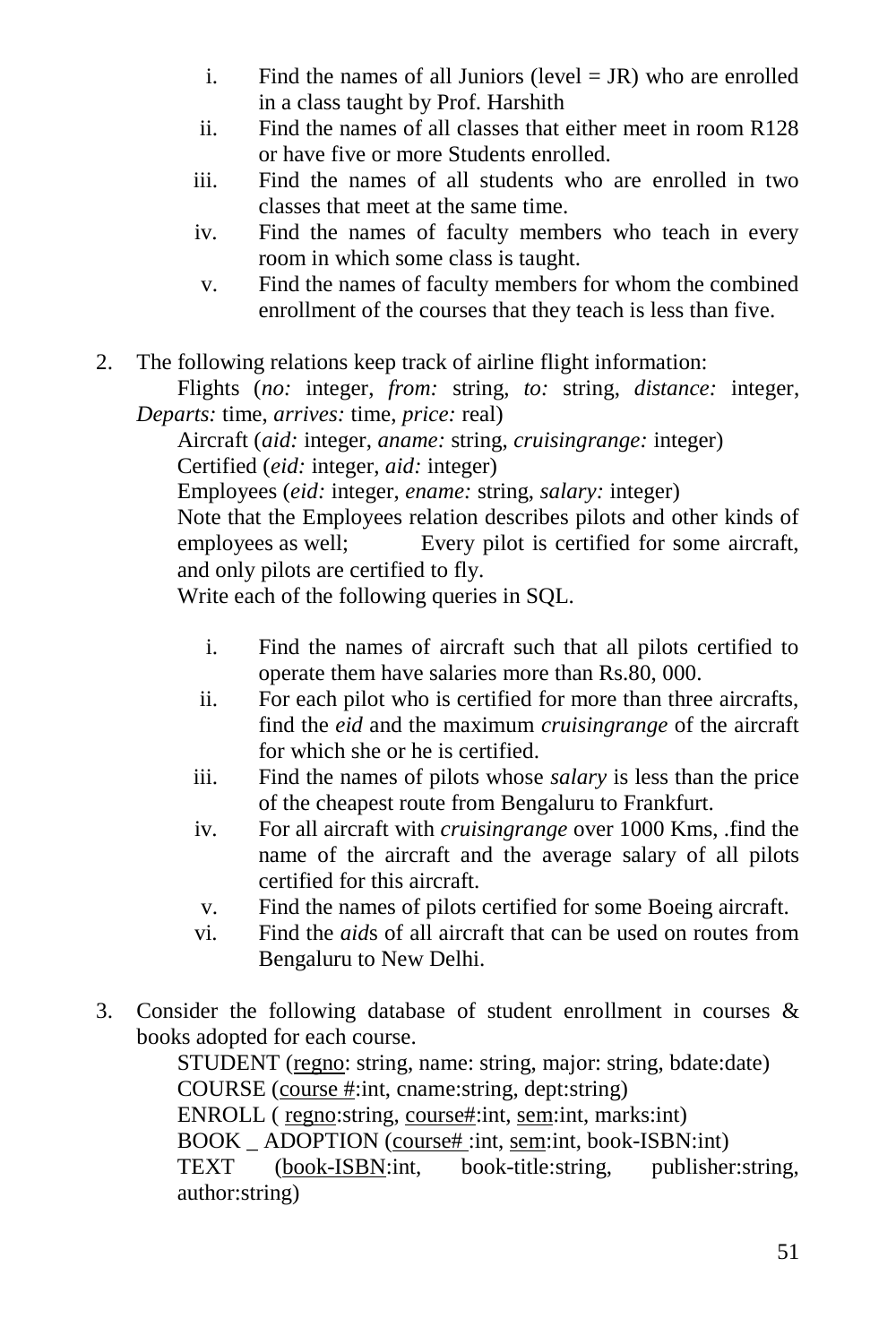i. Find the names of all Juniors (level = JR) who are enrolled in a class taught by Prof. Harshith
ii. Find the names of all classes that either meet in room R128 or have five or more Students enrolled.
iii. Find the names of all students who are enrolled in two classes that meet at the same time.
iv. Find the names of faculty members who teach in every room in which some class is taught.
v. Find the names of faculty members for whom the combined enrollment of the courses that they teach is less than five.

2. The following relations keep track of airline flight information:

Flights (*no:* integer, *from:* string, *to:* string, *distance:* integer, *Departs:* time, *arrives:* time, *price:* real)

Aircraft (*aid:* integer, *aname:* string, *cruisingrange:* integer)

Certified (*eid:* integer, *aid:* integer)

Employees (*eid:* integer, *ename:* string, *salary:* integer)

Note that the Employees relation describes pilots and other kinds of employees as well; Every pilot is certified for some aircraft, and only pilots are certified to fly.

Write each of the following queries in SQL.

i. Find the names of aircraft such that all pilots certified to operate them have salaries more than Rs.80, 000.
ii. For each pilot who is certified for more than three aircrafts, find the *eid* and the maximum *cruisingrange* of the aircraft for which she or he is certified.
iii. Find the names of pilots whose *salary* is less than the price of the cheapest route from Bengaluru to Frankfurt.
iv. For all aircraft with *cruisingrange* over 1000 Kms, .find the name of the aircraft and the average salary of all pilots certified for this aircraft.
v. Find the names of pilots certified for some Boeing aircraft.
vi. Find the *aid*s of all aircraft that can be used on routes from Bengaluru to New Delhi.

3. Consider the following database of student enrollment in courses & books adopted for each course.

STUDENT (<u>regno</u>: string, name: string, major: string, bdate:date)

COURSE (<u>course #</u>:int, cname:string, dept:string)

ENROLL ( <u>regno</u>:string, <u>course#</u>:int, <u>sem</u>:int, marks:int)

BOOK _ ADOPTION (<u>course# </u>:int, <u>sem</u>:int, book-ISBN:int)

TEXT (<u>book-ISBN</u>:int, book-title:string, publisher:string, author:string)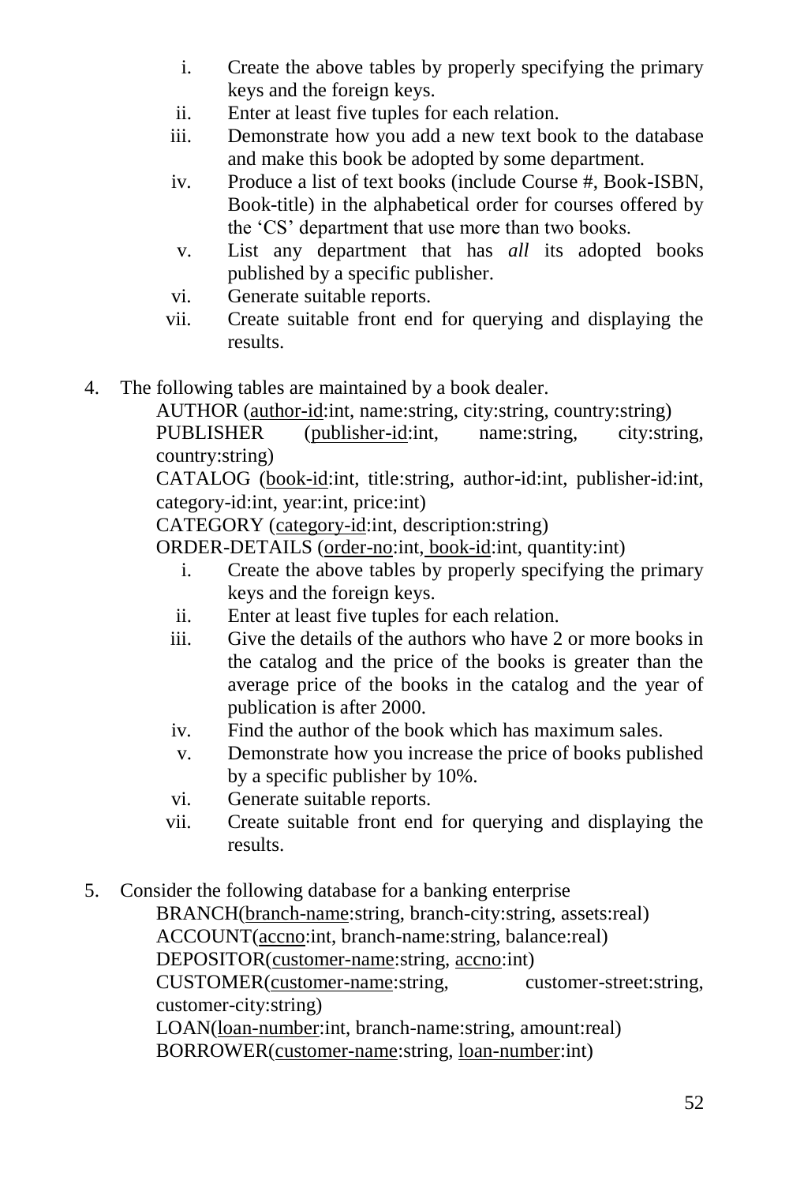i. Create the above tables by properly specifying the primary keys and the foreign keys.
ii. Enter at least five tuples for each relation.
iii. Demonstrate how you add a new text book to the database and make this book be adopted by some department.
iv. Produce a list of text books (include Course #, Book-ISBN, Book-title) in the alphabetical order for courses offered by the 'CS' department that use more than two books.
v. List any department that has *all* its adopted books published by a specific publisher.
vi. Generate suitable reports.
vii. Create suitable front end for querying and displaying the results.

4. The following tables are maintained by a book dealer.

   AUTHOR (author-id:int, name:string, city:string, country:string)
   PUBLISHER (publisher-id:int, name:string, city:string, country:string)
   CATALOG (book-id:int, title:string, author-id:int, publisher-id:int, category-id:int, year:int, price:int)
   CATEGORY (category-id:int, description:string)
   ORDER-DETAILS (order-no:int, book-id:int, quantity:int)

   i. Create the above tables by properly specifying the primary keys and the foreign keys.
   ii. Enter at least five tuples for each relation.
   iii. Give the details of the authors who have 2 or more books in the catalog and the price of the books is greater than the average price of the books in the catalog and the year of publication is after 2000.
   iv. Find the author of the book which has maximum sales.
   v. Demonstrate how you increase the price of books published by a specific publisher by 10%.
   vi. Generate suitable reports.
   vii. Create suitable front end for querying and displaying the results.

5. Consider the following database for a banking enterprise

   BRANCH(branch-name:string, branch-city:string, assets:real)
   ACCOUNT(accno:int, branch-name:string, balance:real)
   DEPOSITOR(customer-name:string, accno:int)
   CUSTOMER(customer-name:string, customer-street:string, customer-city:string)
   LOAN(loan-number:int, branch-name:string, amount:real)
   BORROWER(customer-name:string, loan-number:int)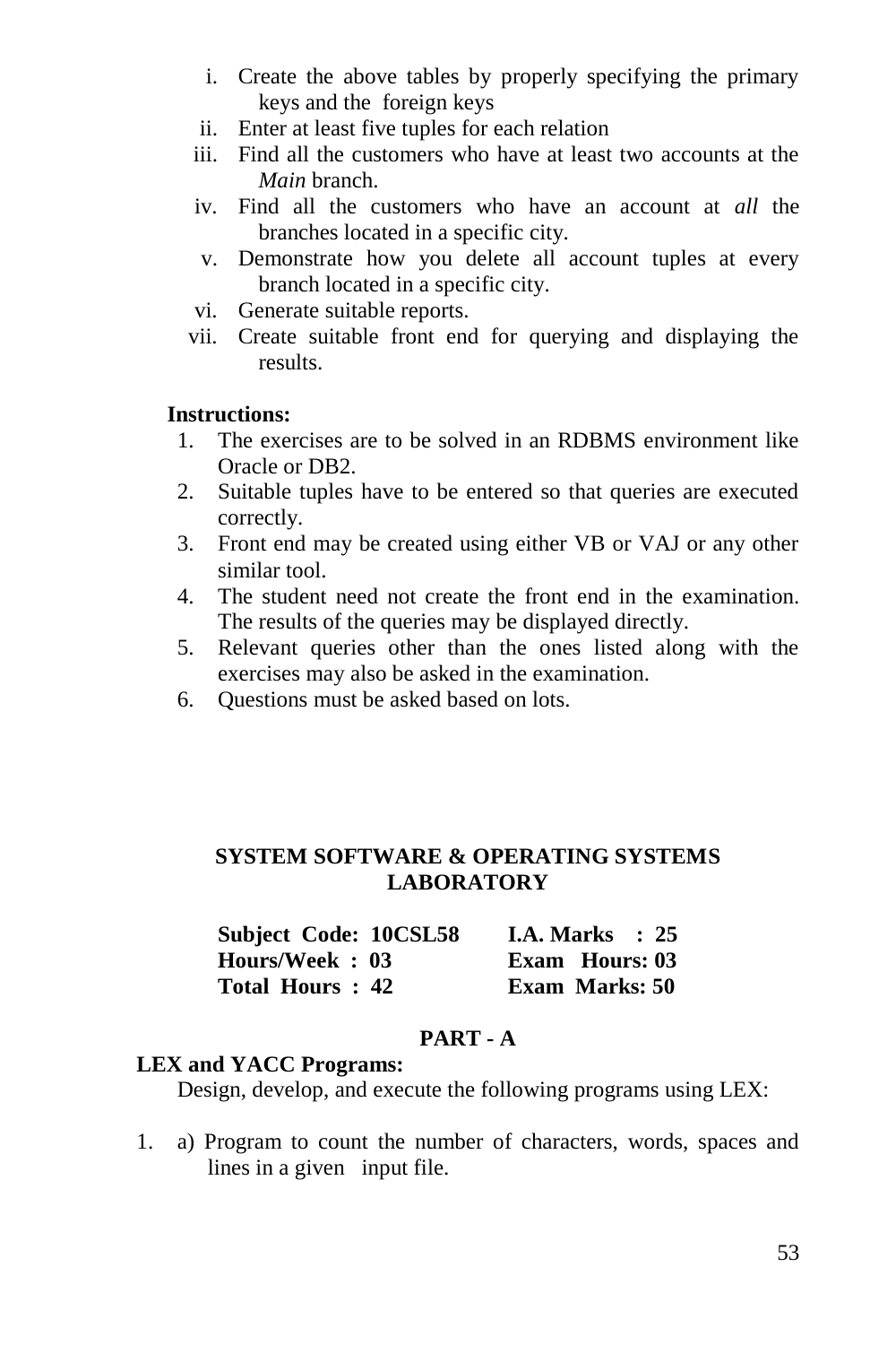i. Create the above tables by properly specifying the primary keys and the foreign keys
ii. Enter at least five tuples for each relation
iii. Find all the customers who have at least two accounts at the *Main* branch.
iv. Find all the customers who have an account at *all* the branches located in a specific city.
v. Demonstrate how you delete all account tuples at every branch located in a specific city.
vi. Generate suitable reports.
vii. Create suitable front end for querying and displaying the results.

**Instructions:**

1. The exercises are to be solved in an RDBMS environment like Oracle or DB2.
2. Suitable tuples have to be entered so that queries are executed correctly.
3. Front end may be created using either VB or VAJ or any other similar tool.
4. The student need not create the front end in the examination. The results of the queries may be displayed directly.
5. Relevant queries other than the ones listed along with the exercises may also be asked in the examination.
6. Questions must be asked based on lots.

## SYSTEM SOFTWARE & OPERATING SYSTEMS LABORATORY

| | |
|---|---|
| **Subject Code: 10CSL58** | **I.A. Marks : 25** |
| **Hours/Week : 03** | **Exam Hours: 03** |
| **Total Hours : 42** | **Exam Marks: 50** |

### PART - A

**LEX and YACC Programs:**

Design, develop, and execute the following programs using LEX:

1. a) Program to count the number of characters, words, spaces and lines in a given input file.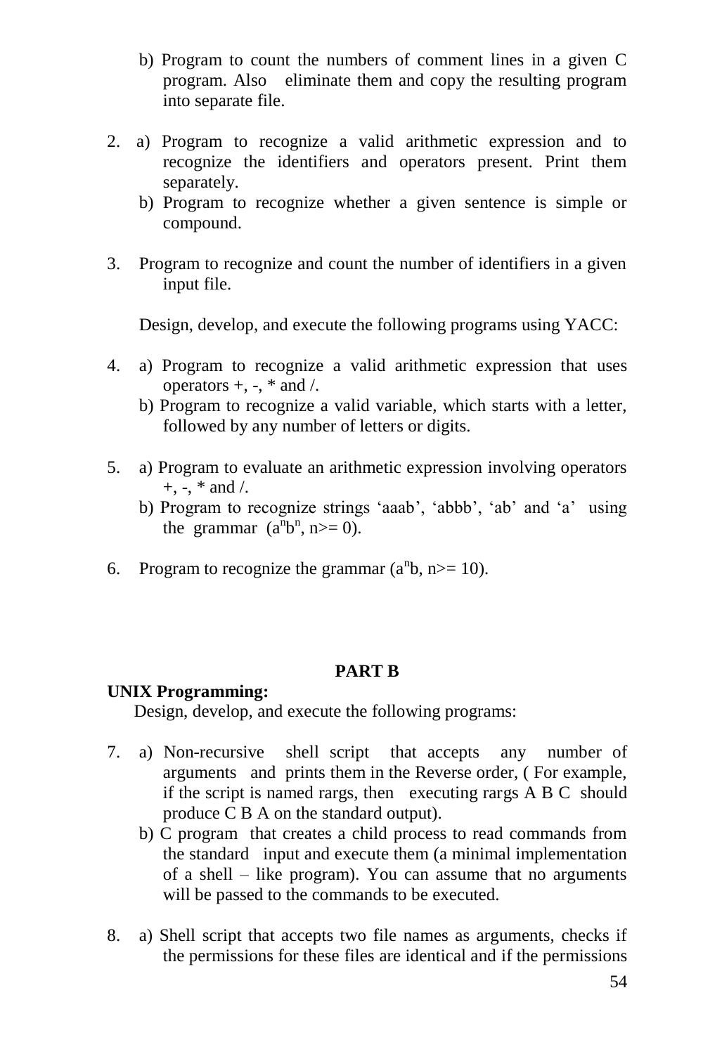b) Program to count the numbers of comment lines in a given C program. Also eliminate them and copy the resulting program into separate file.

2. a) Program to recognize a valid arithmetic expression and to recognize the identifiers and operators present. Print them separately.
   b) Program to recognize whether a given sentence is simple or compound.

3. Program to recognize and count the number of identifiers in a given input file.

Design, develop, and execute the following programs using YACC:

4. a) Program to recognize a valid arithmetic expression that uses operators +, -, * and /.
   b) Program to recognize a valid variable, which starts with a letter, followed by any number of letters or digits.

5. a) Program to evaluate an arithmetic expression involving operators +, -, * and /.
   b) Program to recognize strings 'aaab', 'abbb', 'ab' and 'a' using the grammar ($a^n b^n$, n>= 0).

6. Program to recognize the grammar ($a^n b$, n>= 10).

**PART B**

**UNIX Programming:**

Design, develop, and execute the following programs:

7. a) Non-recursive shell script that accepts any number of arguments and prints them in the Reverse order, ( For example, if the script is named rargs, then executing rargs A B C should produce C B A on the standard output).
   b) C program that creates a child process to read commands from the standard input and execute them (a minimal implementation of a shell – like program). You can assume that no arguments will be passed to the commands to be executed.

8. a) Shell script that accepts two file names as arguments, checks if the permissions for these files are identical and if the permissions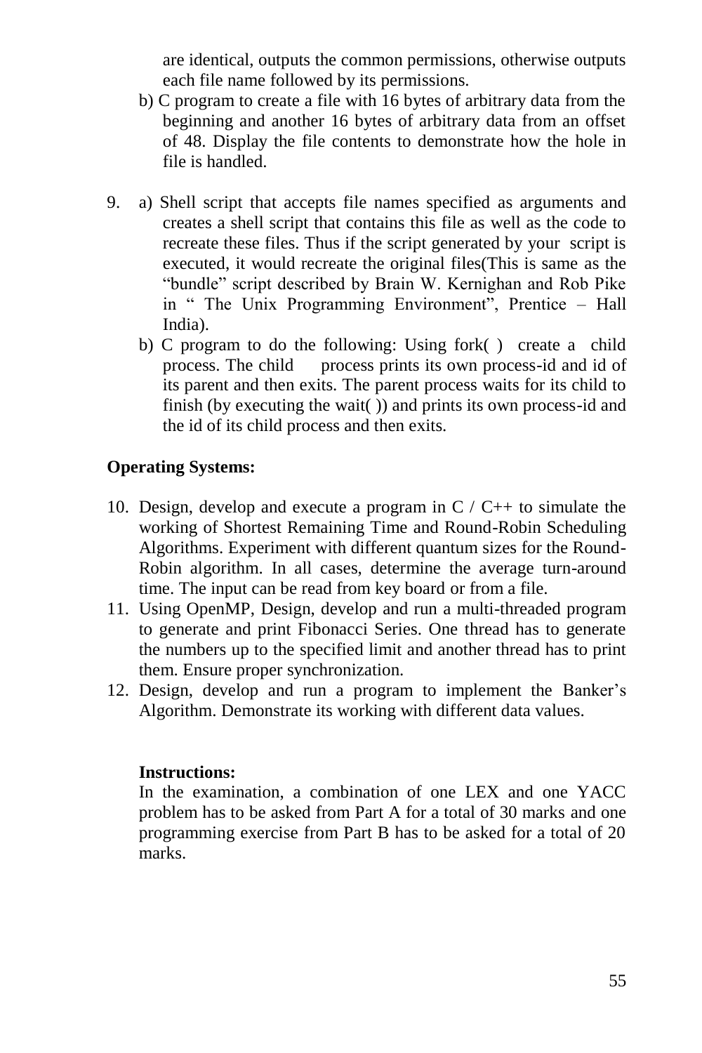are identical, outputs the common permissions, otherwise outputs each file name followed by its permissions.

b) C program to create a file with 16 bytes of arbitrary data from the beginning and another 16 bytes of arbitrary data from an offset of 48. Display the file contents to demonstrate how the hole in file is handled.

9. a) Shell script that accepts file names specified as arguments and creates a shell script that contains this file as well as the code to recreate these files. Thus if the script generated by your script is executed, it would recreate the original files(This is same as the "bundle" script described by Brain W. Kernighan and Rob Pike in " The Unix Programming Environment", Prentice – Hall India).

   b) C program to do the following: Using fork( ) create a child process. The child process prints its own process-id and id of its parent and then exits. The parent process waits for its child to finish (by executing the wait( )) and prints its own process-id and the id of its child process and then exits.

**Operating Systems:**

10. Design, develop and execute a program in C / C++ to simulate the working of Shortest Remaining Time and Round-Robin Scheduling Algorithms. Experiment with different quantum sizes for the Round-Robin algorithm. In all cases, determine the average turn-around time. The input can be read from key board or from a file.
11. Using OpenMP, Design, develop and run a multi-threaded program to generate and print Fibonacci Series. One thread has to generate the numbers up to the specified limit and another thread has to print them. Ensure proper synchronization.
12. Design, develop and run a program to implement the Banker's Algorithm. Demonstrate its working with different data values.

**Instructions:**

In the examination, a combination of one LEX and one YACC problem has to be asked from Part A for a total of 30 marks and one programming exercise from Part B has to be asked for a total of 20 marks.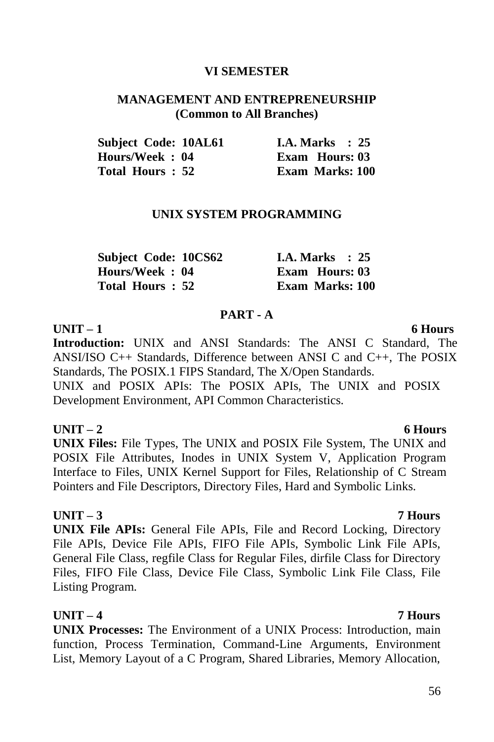**VI SEMESTER**

## MANAGEMENT AND ENTREPRENEURSHIP
**(Common to All Branches)**

| | |
|---|---|
| **Subject Code: 10AL61** | **I.A. Marks : 25** |
| **Hours/Week : 04** | **Exam Hours: 03** |
| **Total Hours : 52** | **Exam Marks: 100** |

## UNIX SYSTEM PROGRAMMING

| | |
|---|---|
| **Subject Code: 10CS62** | **I.A. Marks : 25** |
| **Hours/Week : 04** | **Exam Hours: 03** |
| **Total Hours : 52** | **Exam Marks: 100** |

### PART - A

**UNIT – 1** **6 Hours**

**Introduction:** UNIX and ANSI Standards: The ANSI C Standard, The ANSI/ISO C++ Standards, Difference between ANSI C and C++, The POSIX Standards, The POSIX.1 FIPS Standard, The X/Open Standards.
UNIX and POSIX APIs: The POSIX APIs, The UNIX and POSIX Development Environment, API Common Characteristics.

**UNIT – 2** **6 Hours**

**UNIX Files:** File Types, The UNIX and POSIX File System, The UNIX and POSIX File Attributes, Inodes in UNIX System V, Application Program Interface to Files, UNIX Kernel Support for Files, Relationship of C Stream Pointers and File Descriptors, Directory Files, Hard and Symbolic Links.

**UNIT – 3** **7 Hours**

**UNIX File APIs:** General File APIs, File and Record Locking, Directory File APIs, Device File APIs, FIFO File APIs, Symbolic Link File APIs, General File Class, regfile Class for Regular Files, dirfile Class for Directory Files, FIFO File Class, Device File Class, Symbolic Link File Class, File Listing Program.

**UNIT – 4** **7 Hours**

**UNIX Processes:** The Environment of a UNIX Process: Introduction, main function, Process Termination, Command-Line Arguments, Environment List, Memory Layout of a C Program, Shared Libraries, Memory Allocation,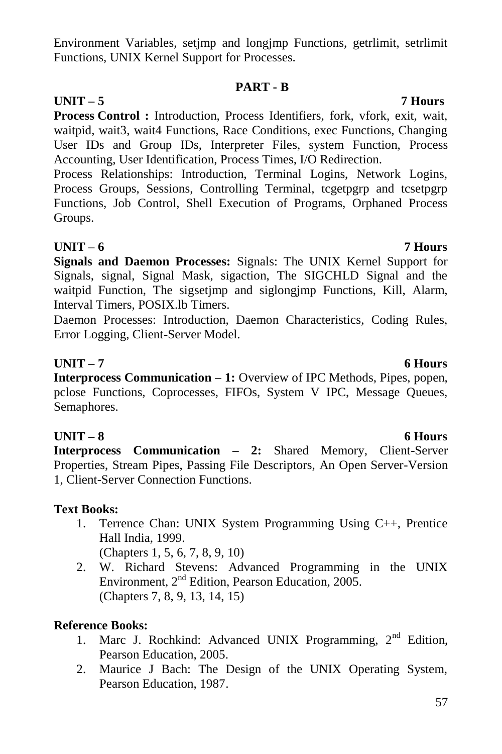Environment Variables, setjmp and longjmp Functions, getrlimit, setrlimit Functions, UNIX Kernel Support for Processes.

## PART - B

**UNIT – 5** **7 Hours**

**Process Control :** Introduction, Process Identifiers, fork, vfork, exit, wait, waitpid, wait3, wait4 Functions, Race Conditions, exec Functions, Changing User IDs and Group IDs, Interpreter Files, system Function, Process Accounting, User Identification, Process Times, I/O Redirection.

Process Relationships: Introduction, Terminal Logins, Network Logins, Process Groups, Sessions, Controlling Terminal, tcgetpgrp and tcsetpgrp Functions, Job Control, Shell Execution of Programs, Orphaned Process Groups.

**UNIT – 6** **7 Hours**

**Signals and Daemon Processes:** Signals: The UNIX Kernel Support for Signals, signal, Signal Mask, sigaction, The SIGCHLD Signal and the waitpid Function, The sigsetjmp and siglongjmp Functions, Kill, Alarm, Interval Timers, POSIX.lb Timers.

Daemon Processes: Introduction, Daemon Characteristics, Coding Rules, Error Logging, Client-Server Model.

**UNIT – 7** **6 Hours**

**Interprocess Communication – 1:** Overview of IPC Methods, Pipes, popen, pclose Functions, Coprocesses, FIFOs, System V IPC, Message Queues, Semaphores.

**UNIT – 8** **6 Hours**

**Interprocess Communication – 2:** Shared Memory, Client-Server Properties, Stream Pipes, Passing File Descriptors, An Open Server-Version 1, Client-Server Connection Functions.

**Text Books:**

1. Terrence Chan: UNIX System Programming Using C++, Prentice Hall India, 1999.
   (Chapters 1, 5, 6, 7, 8, 9, 10)
2. W. Richard Stevens: Advanced Programming in the UNIX Environment, 2nd Edition, Pearson Education, 2005.
   (Chapters 7, 8, 9, 13, 14, 15)

**Reference Books:**

1. Marc J. Rochkind: Advanced UNIX Programming, 2nd Edition, Pearson Education, 2005.
2. Maurice J Bach: The Design of the UNIX Operating System, Pearson Education, 1987.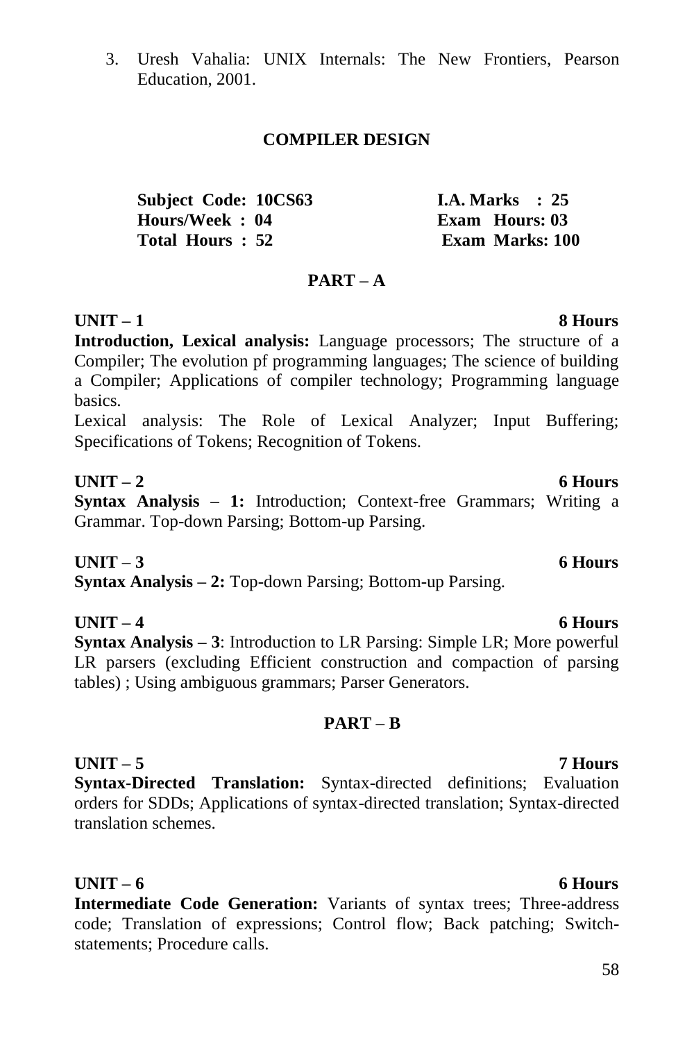3. Uresh Vahalia: UNIX Internals: The New Frontiers, Pearson Education, 2001.

## COMPILER DESIGN

| | |
|---|---|
| **Subject Code: 10CS63** | **I.A. Marks : 25** |
| **Hours/Week : 04** | **Exam Hours: 03** |
| **Total Hours : 52** | **Exam Marks: 100** |

### PART – A

**UNIT – 1** **8 Hours**

**Introduction, Lexical analysis:** Language processors; The structure of a Compiler; The evolution pf programming languages; The science of building a Compiler; Applications of compiler technology; Programming language basics.

Lexical analysis: The Role of Lexical Analyzer; Input Buffering; Specifications of Tokens; Recognition of Tokens.

**UNIT – 2** **6 Hours**

**Syntax Analysis – 1:** Introduction; Context-free Grammars; Writing a Grammar. Top-down Parsing; Bottom-up Parsing.

**UNIT – 3** **6 Hours**

**Syntax Analysis – 2:** Top-down Parsing; Bottom-up Parsing.

**UNIT – 4** **6 Hours**

**Syntax Analysis – 3**: Introduction to LR Parsing: Simple LR; More powerful LR parsers (excluding Efficient construction and compaction of parsing tables) ; Using ambiguous grammars; Parser Generators.

### PART – B

**UNIT – 5** **7 Hours**

**Syntax-Directed Translation:** Syntax-directed definitions; Evaluation orders for SDDs; Applications of syntax-directed translation; Syntax-directed translation schemes.

**UNIT – 6** **6 Hours**

**Intermediate Code Generation:** Variants of syntax trees; Three-address code; Translation of expressions; Control flow; Back patching; Switch-statements; Procedure calls.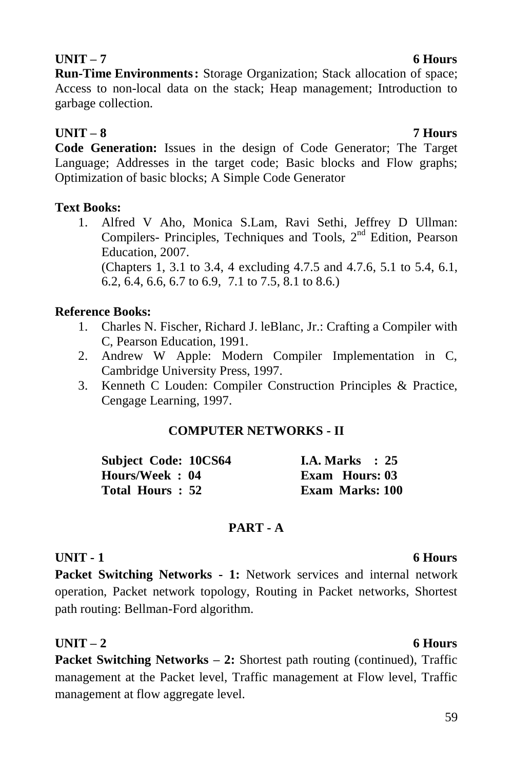**UNIT – 7** **6 Hours**

**Run-Time Environments:** Storage Organization; Stack allocation of space; Access to non-local data on the stack; Heap management; Introduction to garbage collection.

**UNIT – 8** **7 Hours**

**Code Generation:** Issues in the design of Code Generator; The Target Language; Addresses in the target code; Basic blocks and Flow graphs; Optimization of basic blocks; A Simple Code Generator

**Text Books:**

1. Alfred V Aho, Monica S.Lam, Ravi Sethi, Jeffrey D Ullman: Compilers- Principles, Techniques and Tools, 2nd Edition, Pearson Education, 2007.
   (Chapters 1, 3.1 to 3.4, 4 excluding 4.7.5 and 4.7.6, 5.1 to 5.4, 6.1, 6.2, 6.4, 6.6, 6.7 to 6.9, 7.1 to 7.5, 8.1 to 8.6.)

**Reference Books:**

1. Charles N. Fischer, Richard J. leBlanc, Jr.: Crafting a Compiler with C, Pearson Education, 1991.
2. Andrew W Apple: Modern Compiler Implementation in C, Cambridge University Press, 1997.
3. Kenneth C Louden: Compiler Construction Principles & Practice, Cengage Learning, 1997.

## COMPUTER NETWORKS - II

| | |
|---|---|
| **Subject Code: 10CS64** | **I.A. Marks : 25** |
| **Hours/Week : 04** | **Exam Hours: 03** |
| **Total Hours : 52** | **Exam Marks: 100** |

### PART - A

**UNIT - 1** **6 Hours**

**Packet Switching Networks - 1:** Network services and internal network operation, Packet network topology, Routing in Packet networks, Shortest path routing: Bellman-Ford algorithm.

**UNIT – 2** **6 Hours**

**Packet Switching Networks – 2:** Shortest path routing (continued), Traffic management at the Packet level, Traffic management at Flow level, Traffic management at flow aggregate level.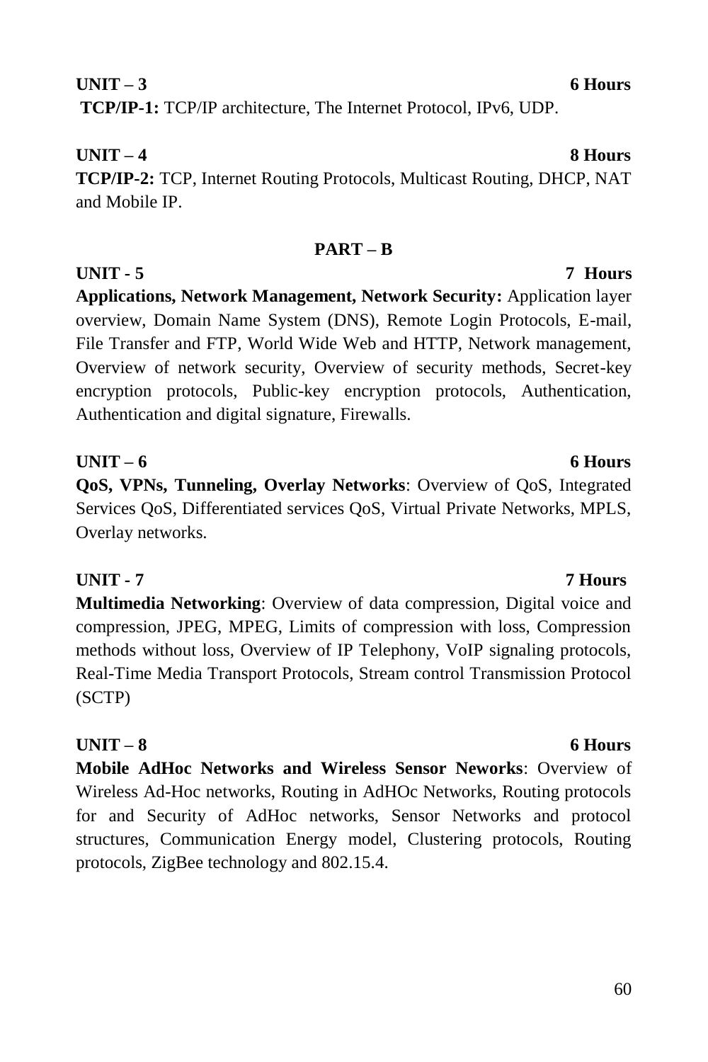**UNIT – 3** **6 Hours**

**TCP/IP-1:** TCP/IP architecture, The Internet Protocol, IPv6, UDP.

**UNIT – 4** **8 Hours**

**TCP/IP-2:** TCP, Internet Routing Protocols, Multicast Routing, DHCP, NAT and Mobile IP.

## PART – B

**UNIT - 5** **7 Hours**

**Applications, Network Management, Network Security:** Application layer overview, Domain Name System (DNS), Remote Login Protocols, E-mail, File Transfer and FTP, World Wide Web and HTTP, Network management, Overview of network security, Overview of security methods, Secret-key encryption protocols, Public-key encryption protocols, Authentication, Authentication and digital signature, Firewalls.

**UNIT – 6** **6 Hours**

**QoS, VPNs, Tunneling, Overlay Networks**: Overview of QoS, Integrated Services QoS, Differentiated services QoS, Virtual Private Networks, MPLS, Overlay networks.

**UNIT - 7** **7 Hours**

**Multimedia Networking**: Overview of data compression, Digital voice and compression, JPEG, MPEG, Limits of compression with loss, Compression methods without loss, Overview of IP Telephony, VoIP signaling protocols, Real-Time Media Transport Protocols, Stream control Transmission Protocol (SCTP)

**UNIT – 8** **6 Hours**

**Mobile AdHoc Networks and Wireless Sensor Neworks**: Overview of Wireless Ad-Hoc networks, Routing in AdHOc Networks, Routing protocols for and Security of AdHoc networks, Sensor Networks and protocol structures, Communication Energy model, Clustering protocols, Routing protocols, ZigBee technology and 802.15.4.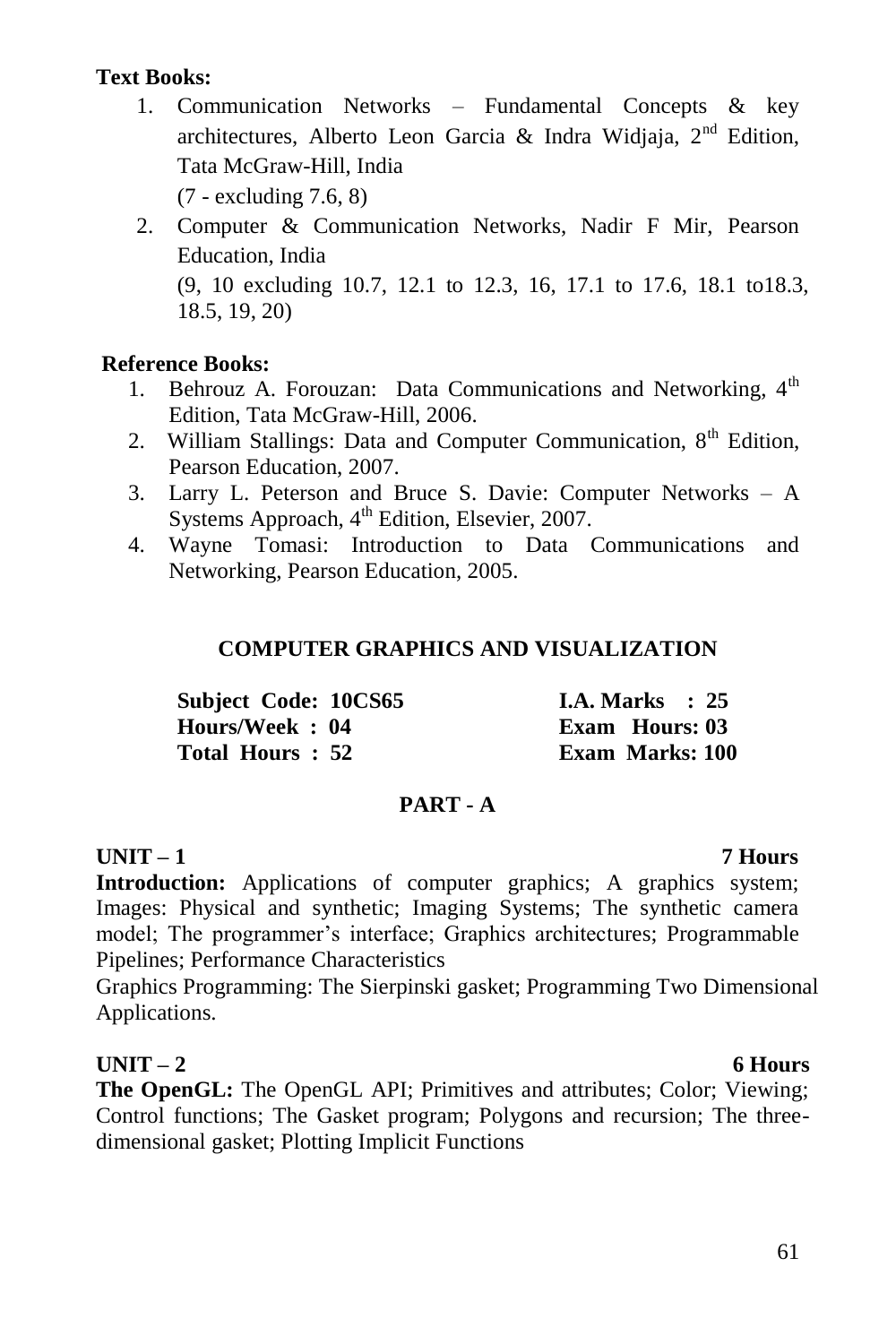**Text Books:**

1. Communication Networks – Fundamental Concepts & key architectures, Alberto Leon Garcia & Indra Widjaja, 2nd Edition, Tata McGraw-Hill, India
   (7 - excluding 7.6, 8)
2. Computer & Communication Networks, Nadir F Mir, Pearson Education, India
   (9, 10 excluding 10.7, 12.1 to 12.3, 16, 17.1 to 17.6, 18.1 to18.3, 18.5, 19, 20)

**Reference Books:**

1. Behrouz A. Forouzan: Data Communications and Networking, 4th Edition, Tata McGraw-Hill, 2006.
2. William Stallings: Data and Computer Communication, 8th Edition, Pearson Education, 2007.
3. Larry L. Peterson and Bruce S. Davie: Computer Networks – A Systems Approach, 4th Edition, Elsevier, 2007.
4. Wayne Tomasi: Introduction to Data Communications and Networking, Pearson Education, 2005.

## COMPUTER GRAPHICS AND VISUALIZATION

| | |
|---|---|
| **Subject Code: 10CS65** | **I.A. Marks : 25** |
| **Hours/Week : 04** | **Exam Hours: 03** |
| **Total Hours : 52** | **Exam Marks: 100** |

### PART - A

**UNIT – 1** **7 Hours**

**Introduction:** Applications of computer graphics; A graphics system; Images: Physical and synthetic; Imaging Systems; The synthetic camera model; The programmer's interface; Graphics architectures; Programmable Pipelines; Performance Characteristics

Graphics Programming: The Sierpinski gasket; Programming Two Dimensional Applications.

**UNIT – 2** **6 Hours**

**The OpenGL:** The OpenGL API; Primitives and attributes; Color; Viewing; Control functions; The Gasket program; Polygons and recursion; The three-dimensional gasket; Plotting Implicit Functions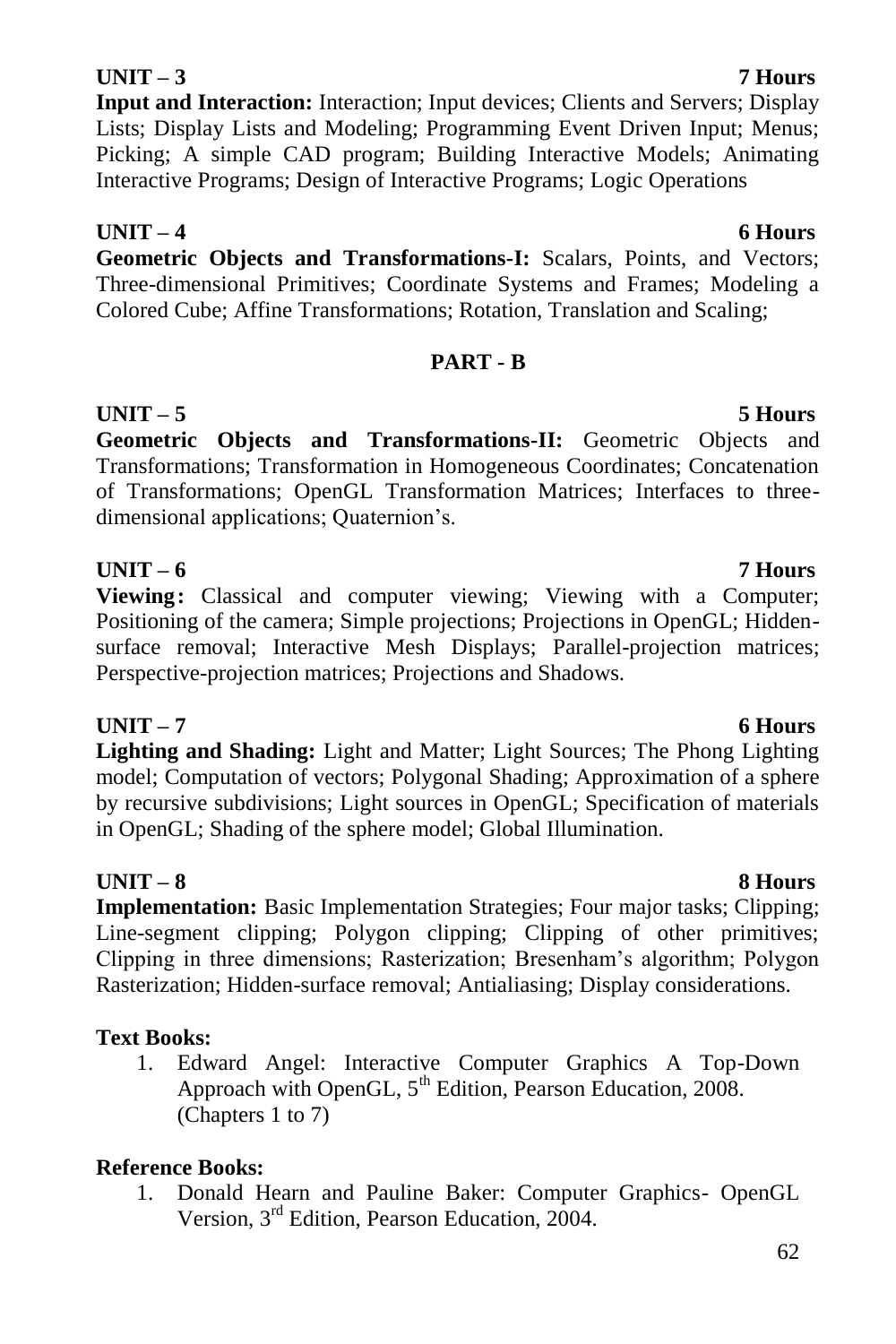**UNIT – 3** **7 Hours**

**Input and Interaction:** Interaction; Input devices; Clients and Servers; Display Lists; Display Lists and Modeling; Programming Event Driven Input; Menus; Picking; A simple CAD program; Building Interactive Models; Animating Interactive Programs; Design of Interactive Programs; Logic Operations

**UNIT – 4** **6 Hours**

**Geometric Objects and Transformations-I:** Scalars, Points, and Vectors; Three-dimensional Primitives; Coordinate Systems and Frames; Modeling a Colored Cube; Affine Transformations; Rotation, Translation and Scaling;

## PART - B

**UNIT – 5** **5 Hours**

**Geometric Objects and Transformations-II:** Geometric Objects and Transformations; Transformation in Homogeneous Coordinates; Concatenation of Transformations; OpenGL Transformation Matrices; Interfaces to three-dimensional applications; Quaternion's.

**UNIT – 6** **7 Hours**

**Viewing:** Classical and computer viewing; Viewing with a Computer; Positioning of the camera; Simple projections; Projections in OpenGL; Hidden-surface removal; Interactive Mesh Displays; Parallel-projection matrices; Perspective-projection matrices; Projections and Shadows.

**UNIT – 7** **6 Hours**

**Lighting and Shading:** Light and Matter; Light Sources; The Phong Lighting model; Computation of vectors; Polygonal Shading; Approximation of a sphere by recursive subdivisions; Light sources in OpenGL; Specification of materials in OpenGL; Shading of the sphere model; Global Illumination.

**UNIT – 8** **8 Hours**

**Implementation:** Basic Implementation Strategies; Four major tasks; Clipping; Line-segment clipping; Polygon clipping; Clipping of other primitives; Clipping in three dimensions; Rasterization; Bresenham's algorithm; Polygon Rasterization; Hidden-surface removal; Antialiasing; Display considerations.

**Text Books:**

1. Edward Angel: Interactive Computer Graphics A Top-Down Approach with OpenGL, 5th Edition, Pearson Education, 2008. (Chapters 1 to 7)

**Reference Books:**

1. Donald Hearn and Pauline Baker: Computer Graphics- OpenGL Version, 3rd Edition, Pearson Education, 2004.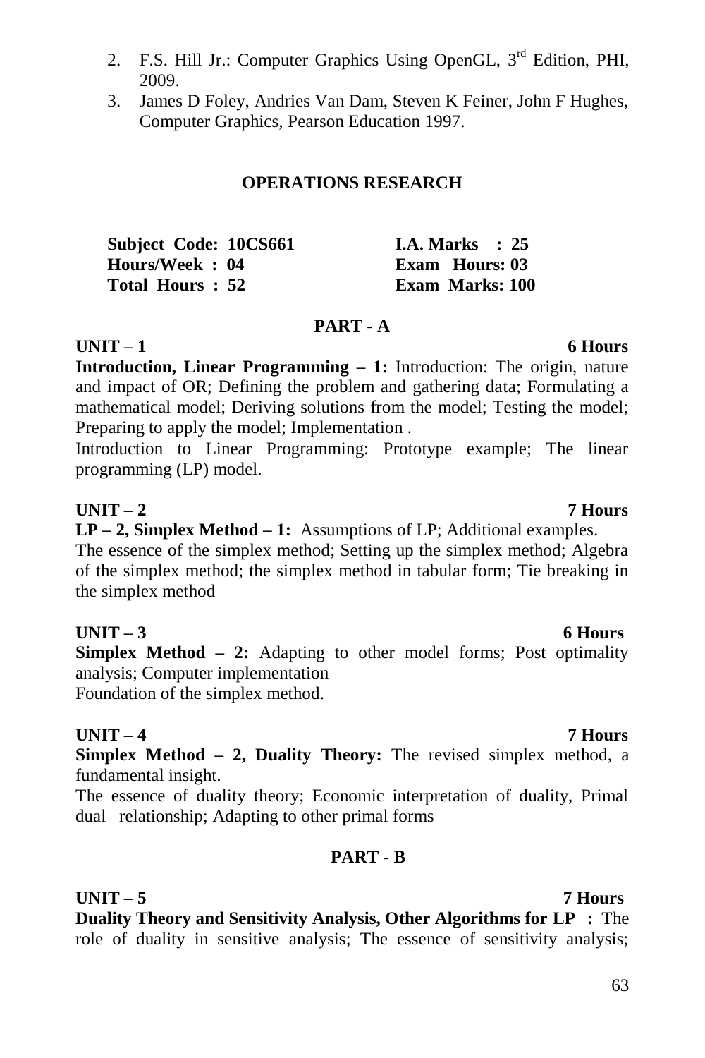2. F.S. Hill Jr.: Computer Graphics Using OpenGL, 3rd Edition, PHI, 2009.
3. James D Foley, Andries Van Dam, Steven K Feiner, John F Hughes, Computer Graphics, Pearson Education 1997.

## OPERATIONS RESEARCH

| | |
|---|---|
| **Subject Code: 10CS661** | **I.A. Marks : 25** |
| **Hours/Week : 04** | **Exam Hours: 03** |
| **Total Hours : 52** | **Exam Marks: 100** |

### PART - A

**UNIT – 1 6 Hours**

**Introduction, Linear Programming – 1:** Introduction: The origin, nature and impact of OR; Defining the problem and gathering data; Formulating a mathematical model; Deriving solutions from the model; Testing the model; Preparing to apply the model; Implementation .

Introduction to Linear Programming: Prototype example; The linear programming (LP) model.

**UNIT – 2 7 Hours**

**LP – 2, Simplex Method – 1:** Assumptions of LP; Additional examples.

The essence of the simplex method; Setting up the simplex method; Algebra of the simplex method; the simplex method in tabular form; Tie breaking in the simplex method

**UNIT – 3 6 Hours**

**Simplex Method – 2:** Adapting to other model forms; Post optimality analysis; Computer implementation

Foundation of the simplex method.

**UNIT – 4 7 Hours**

**Simplex Method – 2, Duality Theory:** The revised simplex method, a fundamental insight.

The essence of duality theory; Economic interpretation of duality, Primal dual relationship; Adapting to other primal forms

### PART - B

**UNIT – 5 7 Hours**

**Duality Theory and Sensitivity Analysis, Other Algorithms for LP :** The role of duality in sensitive analysis; The essence of sensitivity analysis;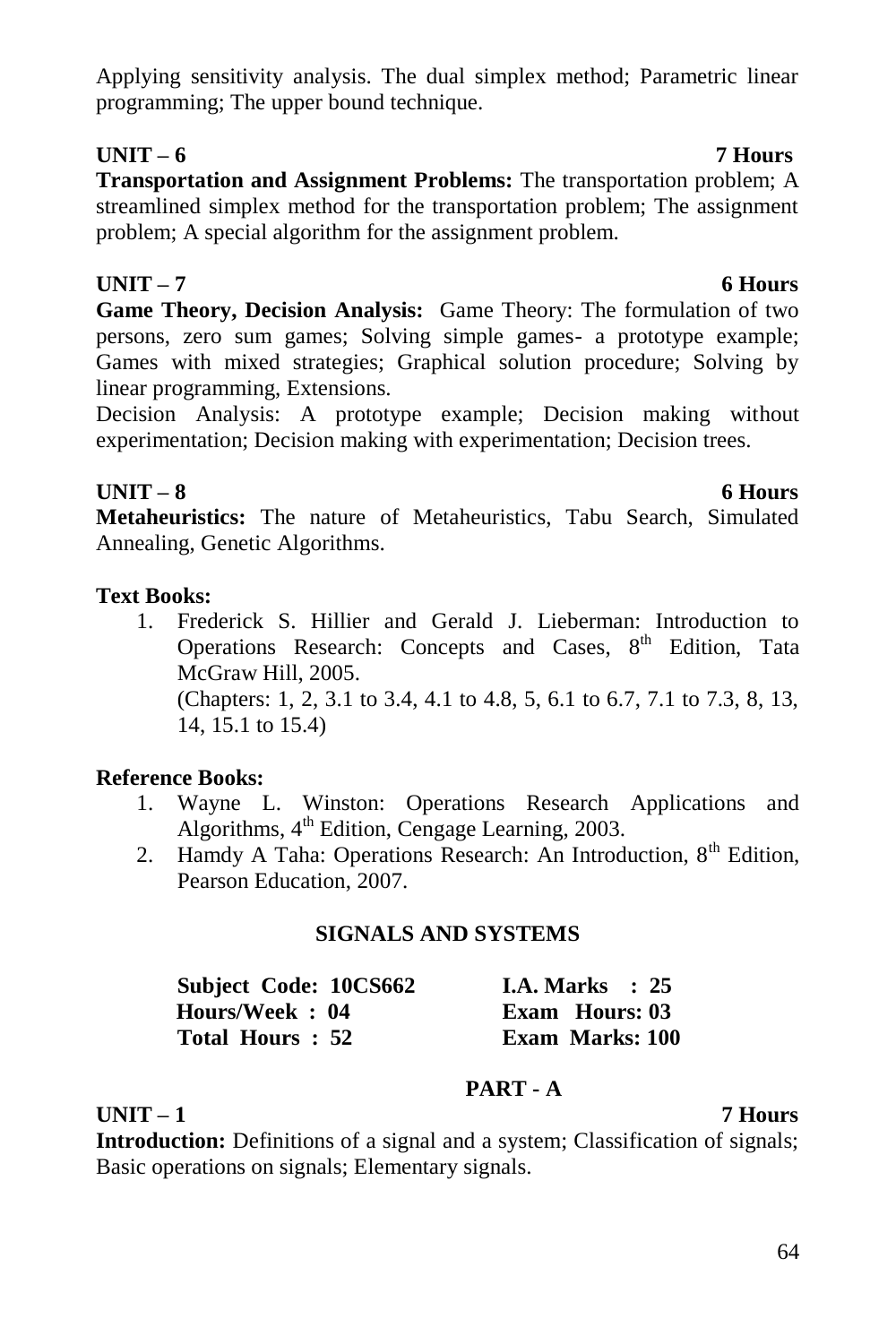Applying sensitivity analysis. The dual simplex method; Parametric linear programming; The upper bound technique.

**UNIT – 6 7 Hours**

**Transportation and Assignment Problems:** The transportation problem; A streamlined simplex method for the transportation problem; The assignment problem; A special algorithm for the assignment problem.

**UNIT – 7 6 Hours**

**Game Theory, Decision Analysis:** Game Theory: The formulation of two persons, zero sum games; Solving simple games- a prototype example; Games with mixed strategies; Graphical solution procedure; Solving by linear programming, Extensions.

Decision Analysis: A prototype example; Decision making without experimentation; Decision making with experimentation; Decision trees.

**UNIT – 8 6 Hours**

**Metaheuristics:** The nature of Metaheuristics, Tabu Search, Simulated Annealing, Genetic Algorithms.

**Text Books:**

1. Frederick S. Hillier and Gerald J. Lieberman: Introduction to Operations Research: Concepts and Cases, 8th Edition, Tata McGraw Hill, 2005.
   (Chapters: 1, 2, 3.1 to 3.4, 4.1 to 4.8, 5, 6.1 to 6.7, 7.1 to 7.3, 8, 13, 14, 15.1 to 15.4)

**Reference Books:**

1. Wayne L. Winston: Operations Research Applications and Algorithms, 4th Edition, Cengage Learning, 2003.
2. Hamdy A Taha: Operations Research: An Introduction, 8th Edition, Pearson Education, 2007.

## SIGNALS AND SYSTEMS

| | |
|---|---|
| **Subject Code: 10CS662** | **I.A. Marks : 25** |
| **Hours/Week : 04** | **Exam Hours: 03** |
| **Total Hours : 52** | **Exam Marks: 100** |

### PART - A

**UNIT – 1 7 Hours**

**Introduction:** Definitions of a signal and a system; Classification of signals; Basic operations on signals; Elementary signals.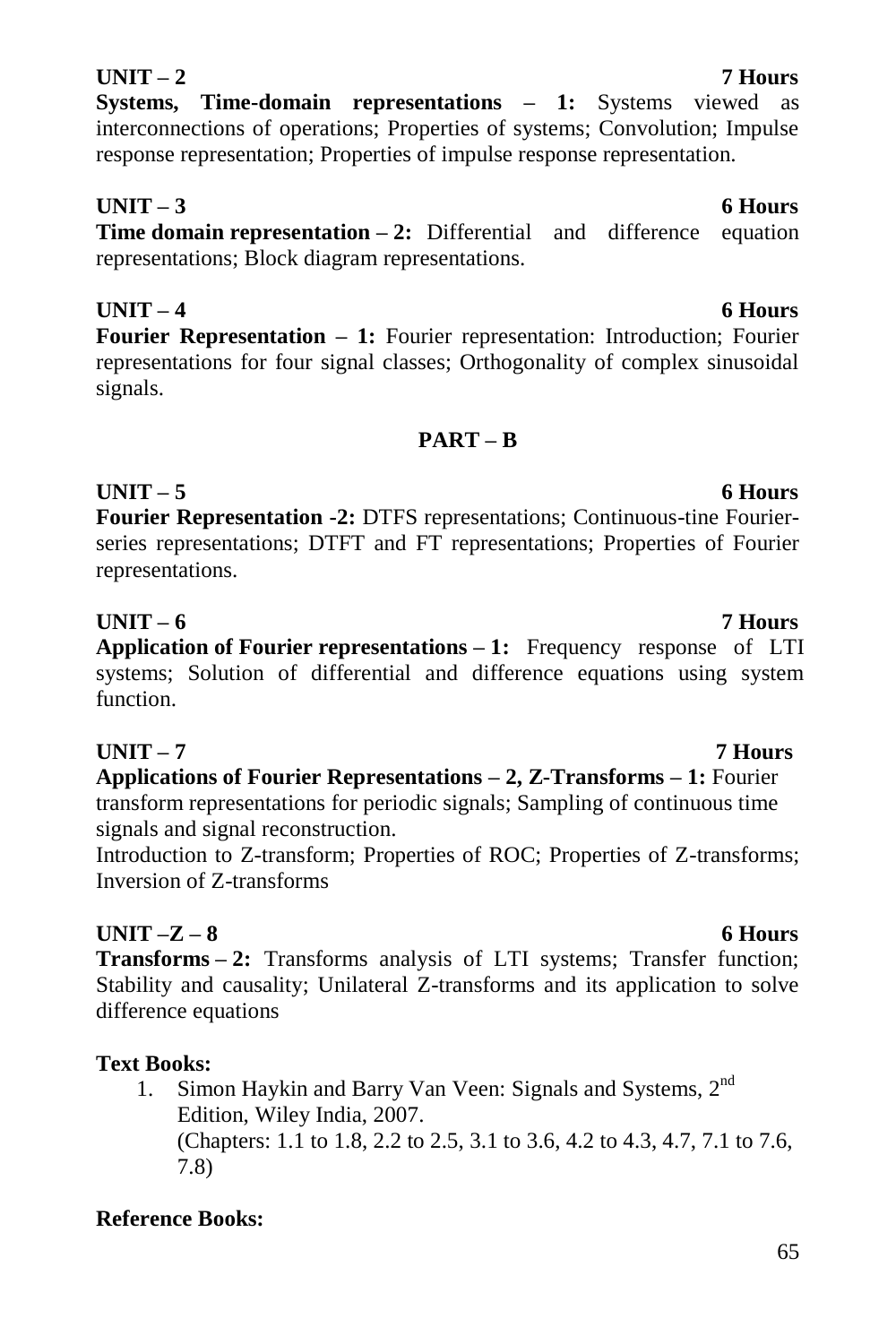**UNIT – 2** **7 Hours**

**Systems, Time-domain representations – 1:** Systems viewed as interconnections of operations; Properties of systems; Convolution; Impulse response representation; Properties of impulse response representation.

**UNIT – 3** **6 Hours**

**Time domain representation – 2:** Differential and difference equation representations; Block diagram representations.

**UNIT – 4** **6 Hours**

**Fourier Representation – 1:** Fourier representation: Introduction; Fourier representations for four signal classes; Orthogonality of complex sinusoidal signals.

## PART – B

**UNIT – 5** **6 Hours**

**Fourier Representation -2:** DTFS representations; Continuous-tine Fourier-series representations; DTFT and FT representations; Properties of Fourier representations.

**UNIT – 6** **7 Hours**

**Application of Fourier representations – 1:** Frequency response of LTI systems; Solution of differential and difference equations using system function.

**UNIT – 7** **7 Hours**

**Applications of Fourier Representations – 2, Z-Transforms – 1:** Fourier transform representations for periodic signals; Sampling of continuous time signals and signal reconstruction.

Introduction to Z-transform; Properties of ROC; Properties of Z-transforms; Inversion of Z-transforms

**UNIT –Z – 8** **6 Hours**

**Transforms – 2:** Transforms analysis of LTI systems; Transfer function; Stability and causality; Unilateral Z-transforms and its application to solve difference equations

**Text Books:**

1. Simon Haykin and Barry Van Veen: Signals and Systems, 2nd Edition, Wiley India, 2007.
   (Chapters: 1.1 to 1.8, 2.2 to 2.5, 3.1 to 3.6, 4.2 to 4.3, 4.7, 7.1 to 7.6, 7.8)

**Reference Books:**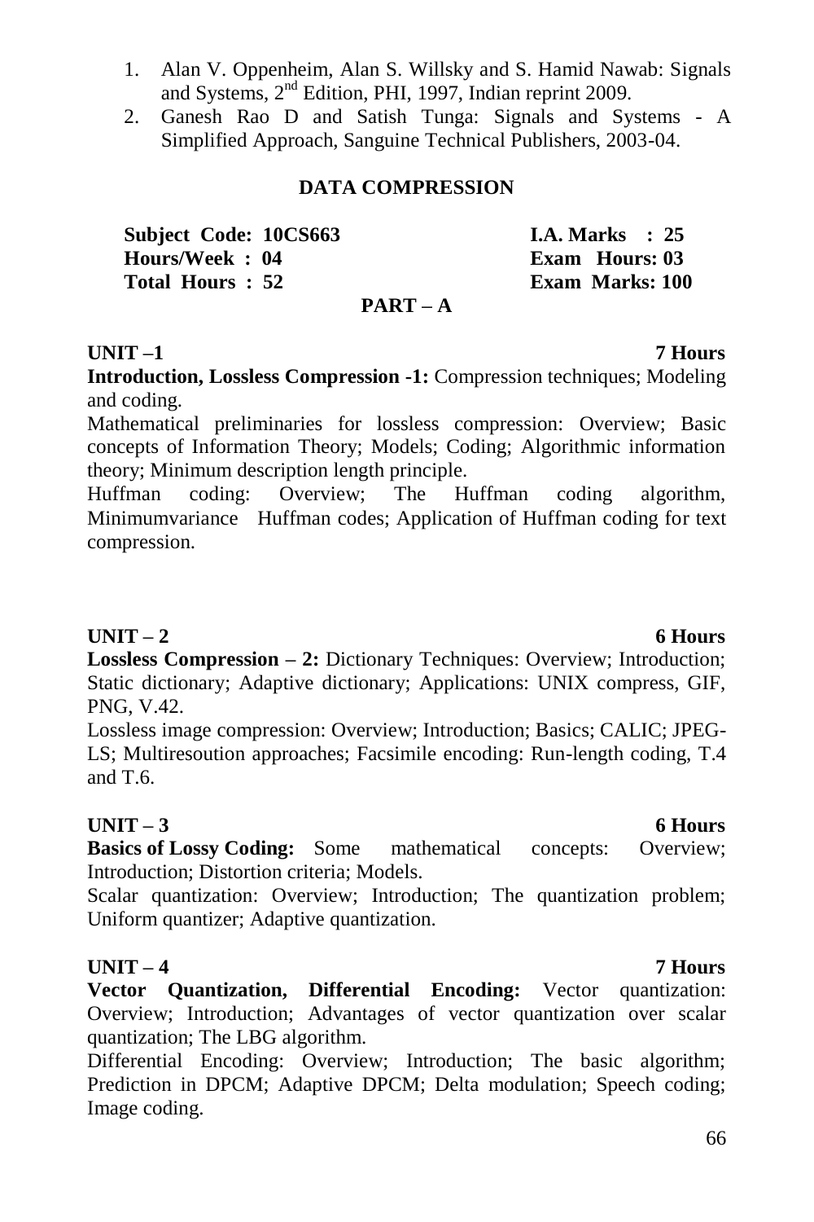1. Alan V. Oppenheim, Alan S. Willsky and S. Hamid Nawab: Signals and Systems, 2nd Edition, PHI, 1997, Indian reprint 2009.
2. Ganesh Rao D and Satish Tunga: Signals and Systems - A Simplified Approach, Sanguine Technical Publishers, 2003-04.

## DATA COMPRESSION

| | |
|---|---|
| **Subject Code: 10CS663** | **I.A. Marks : 25** |
| **Hours/Week : 04** | **Exam Hours: 03** |
| **Total Hours : 52** | **Exam Marks: 100** |

### PART – A

**UNIT –1** **7 Hours**

**Introduction, Lossless Compression -1:** Compression techniques; Modeling and coding.

Mathematical preliminaries for lossless compression: Overview; Basic concepts of Information Theory; Models; Coding; Algorithmic information theory; Minimum description length principle.

Huffman coding: Overview; The Huffman coding algorithm, Minimumvariance Huffman codes; Application of Huffman coding for text compression.

**UNIT – 2** **6 Hours**

**Lossless Compression – 2:** Dictionary Techniques: Overview; Introduction; Static dictionary; Adaptive dictionary; Applications: UNIX compress, GIF, PNG, V.42.

Lossless image compression: Overview; Introduction; Basics; CALIC; JPEG-LS; Multiresoution approaches; Facsimile encoding: Run-length coding, T.4 and T.6.

**UNIT – 3** **6 Hours**

**Basics of Lossy Coding:** Some mathematical concepts: Overview; Introduction; Distortion criteria; Models.

Scalar quantization: Overview; Introduction; The quantization problem; Uniform quantizer; Adaptive quantization.

**UNIT – 4** **7 Hours**

**Vector Quantization, Differential Encoding:** Vector quantization: Overview; Introduction; Advantages of vector quantization over scalar quantization; The LBG algorithm.

Differential Encoding: Overview; Introduction; The basic algorithm; Prediction in DPCM; Adaptive DPCM; Delta modulation; Speech coding; Image coding.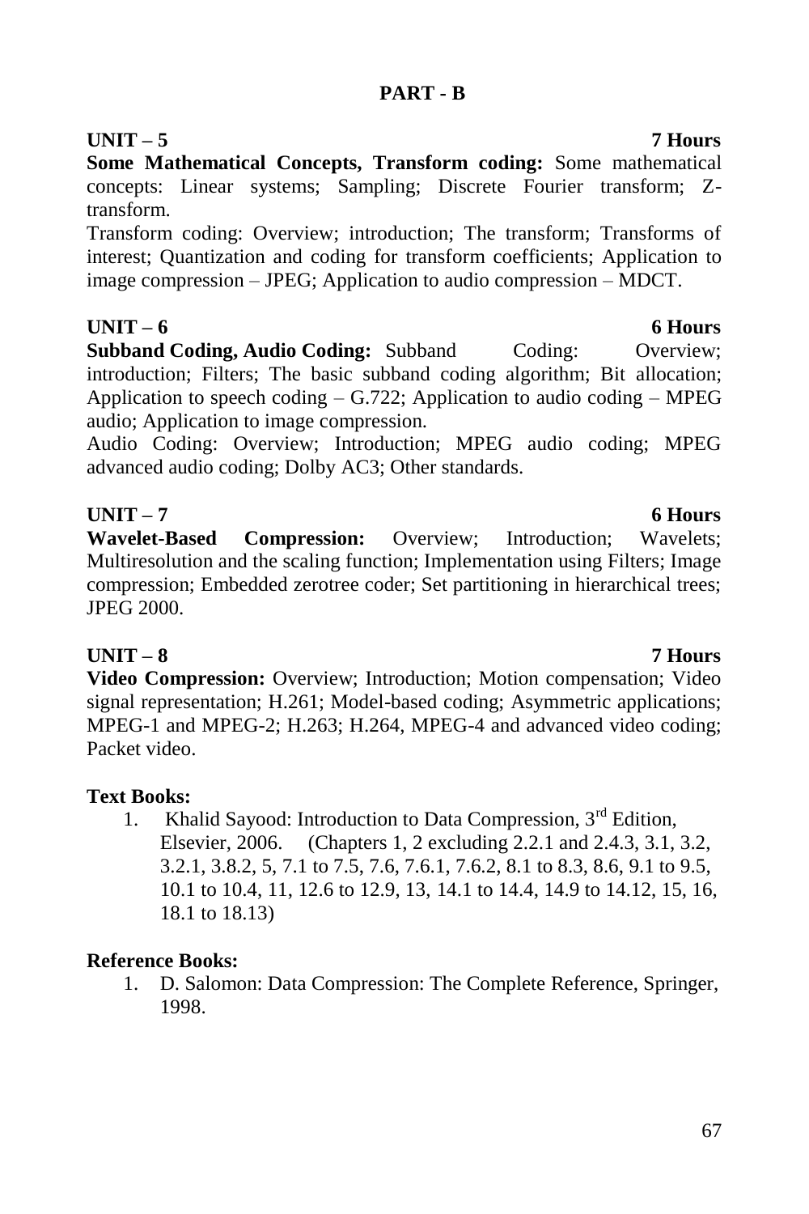## PART - B

**UNIT – 5** **7 Hours**

**Some Mathematical Concepts, Transform coding:** Some mathematical concepts: Linear systems; Sampling; Discrete Fourier transform; Z-transform.

Transform coding: Overview; introduction; The transform; Transforms of interest; Quantization and coding for transform coefficients; Application to image compression – JPEG; Application to audio compression – MDCT.

**UNIT – 6** **6 Hours**

**Subband Coding, Audio Coding:** Subband Coding: Overview; introduction; Filters; The basic subband coding algorithm; Bit allocation; Application to speech coding – G.722; Application to audio coding – MPEG audio; Application to image compression.

Audio Coding: Overview; Introduction; MPEG audio coding; MPEG advanced audio coding; Dolby AC3; Other standards.

**UNIT – 7** **6 Hours**

**Wavelet-Based Compression:** Overview; Introduction; Wavelets; Multiresolution and the scaling function; Implementation using Filters; Image compression; Embedded zerotree coder; Set partitioning in hierarchical trees; JPEG 2000.

**UNIT – 8** **7 Hours**

**Video Compression:** Overview; Introduction; Motion compensation; Video signal representation; H.261; Model-based coding; Asymmetric applications; MPEG-1 and MPEG-2; H.263; H.264, MPEG-4 and advanced video coding; Packet video.

**Text Books:**

1. Khalid Sayood: Introduction to Data Compression, 3rd Edition, Elsevier, 2006. (Chapters 1, 2 excluding 2.2.1 and 2.4.3, 3.1, 3.2, 3.2.1, 3.8.2, 5, 7.1 to 7.5, 7.6, 7.6.1, 7.6.2, 8.1 to 8.3, 8.6, 9.1 to 9.5, 10.1 to 10.4, 11, 12.6 to 12.9, 13, 14.1 to 14.4, 14.9 to 14.12, 15, 16, 18.1 to 18.13)

**Reference Books:**

1. D. Salomon: Data Compression: The Complete Reference, Springer, 1998.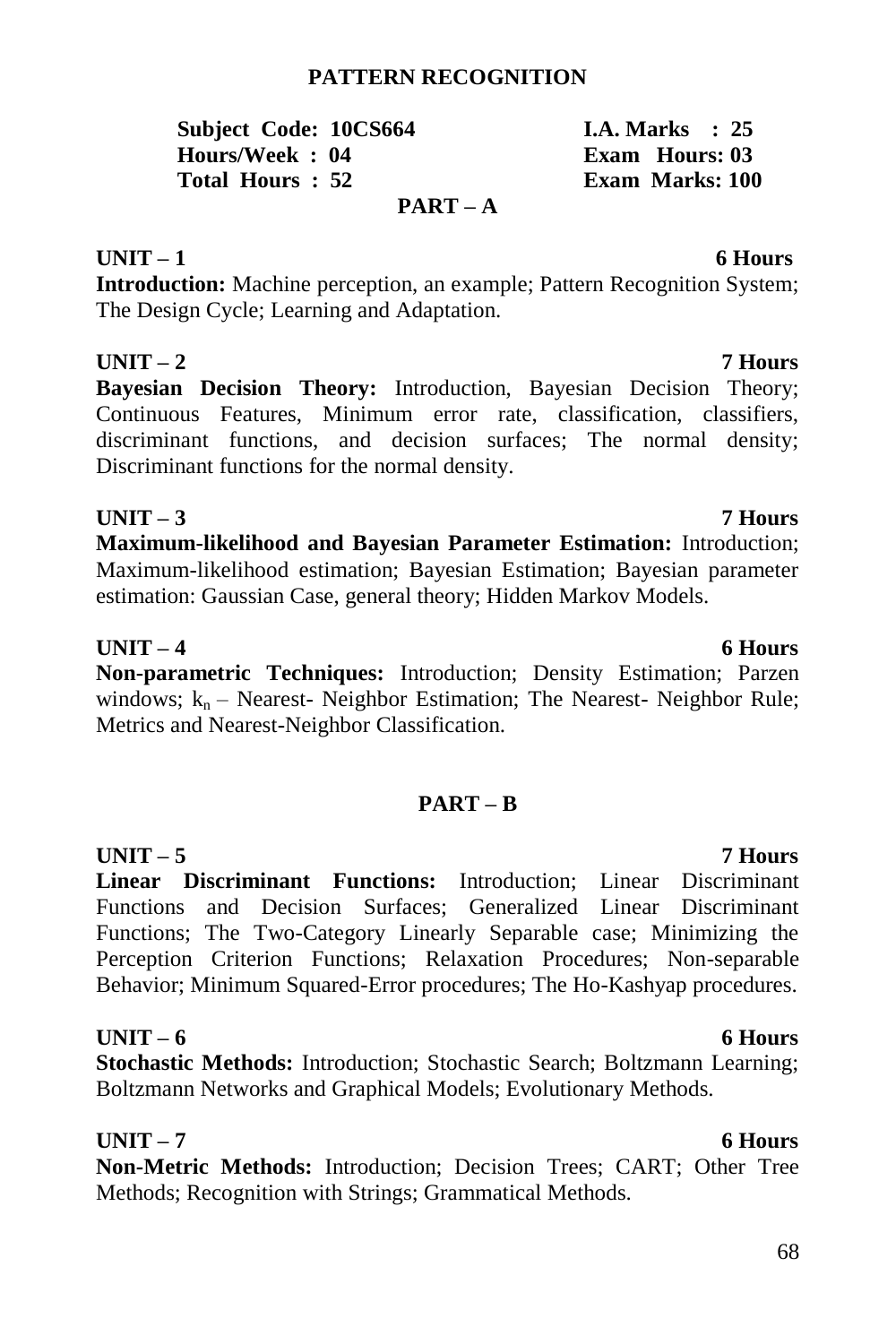# PATTERN RECOGNITION

| | |
|---|---|
| **Subject Code: 10CS664** | **I.A. Marks : 25** |
| **Hours/Week : 04** | **Exam Hours: 03** |
| **Total Hours : 52** | **Exam Marks: 100** |

## PART – A

**UNIT – 1** **6 Hours**

**Introduction:** Machine perception, an example; Pattern Recognition System; The Design Cycle; Learning and Adaptation.

**UNIT – 2** **7 Hours**

**Bayesian Decision Theory:** Introduction, Bayesian Decision Theory; Continuous Features, Minimum error rate, classification, classifiers, discriminant functions, and decision surfaces; The normal density; Discriminant functions for the normal density.

**UNIT – 3** **7 Hours**

**Maximum-likelihood and Bayesian Parameter Estimation:** Introduction; Maximum-likelihood estimation; Bayesian Estimation; Bayesian parameter estimation: Gaussian Case, general theory; Hidden Markov Models.

**UNIT – 4** **6 Hours**

**Non-parametric Techniques:** Introduction; Density Estimation; Parzen windows; $k_n$ – Nearest- Neighbor Estimation; The Nearest- Neighbor Rule; Metrics and Nearest-Neighbor Classification.

## PART – B

**UNIT – 5** **7 Hours**

**Linear Discriminant Functions:** Introduction; Linear Discriminant Functions and Decision Surfaces; Generalized Linear Discriminant Functions; The Two-Category Linearly Separable case; Minimizing the Perception Criterion Functions; Relaxation Procedures; Non-separable Behavior; Minimum Squared-Error procedures; The Ho-Kashyap procedures.

**UNIT – 6** **6 Hours**

**Stochastic Methods:** Introduction; Stochastic Search; Boltzmann Learning; Boltzmann Networks and Graphical Models; Evolutionary Methods.

**UNIT – 7** **6 Hours**

**Non-Metric Methods:** Introduction; Decision Trees; CART; Other Tree Methods; Recognition with Strings; Grammatical Methods.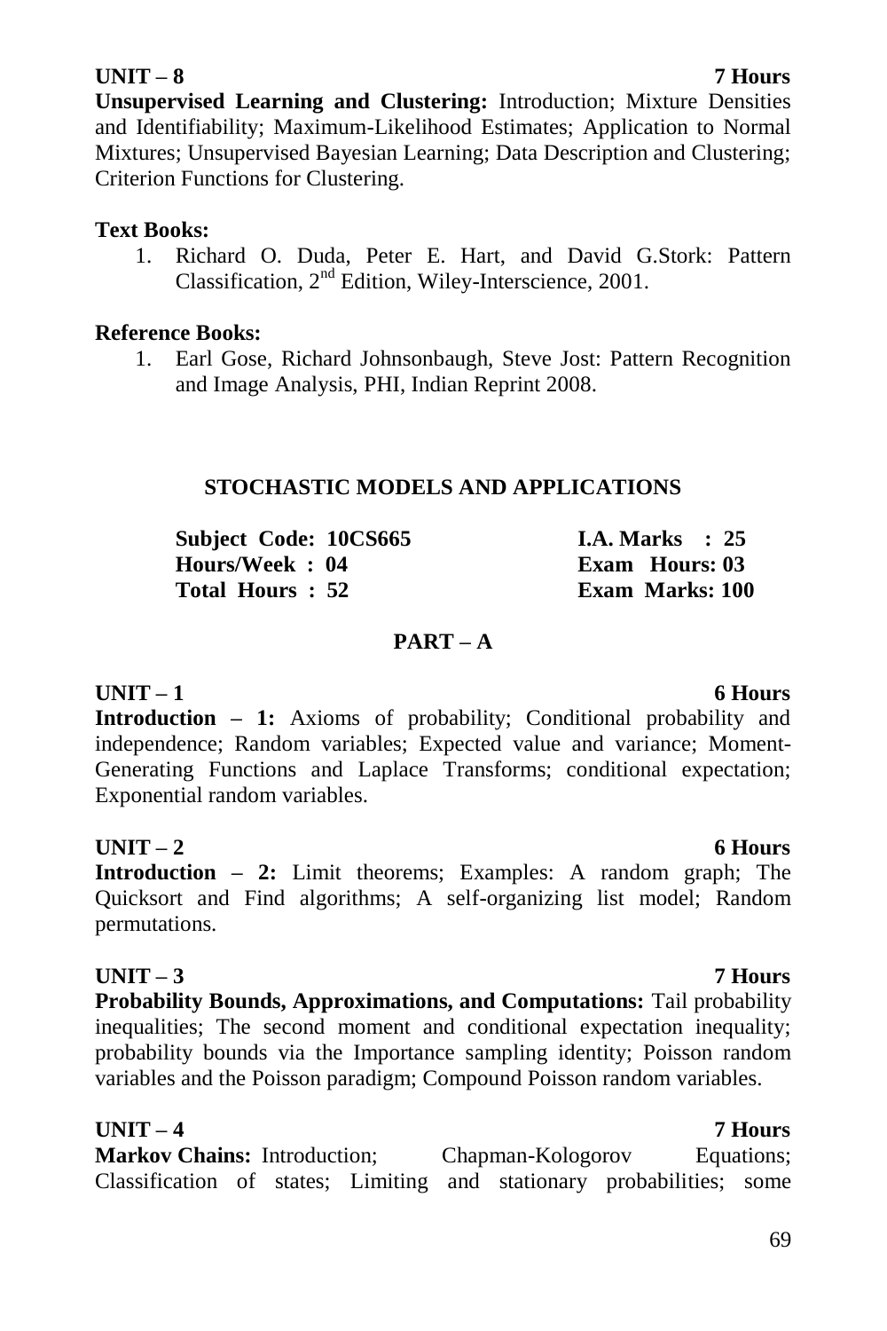**UNIT – 8 7 Hours**

**Unsupervised Learning and Clustering:** Introduction; Mixture Densities and Identifiability; Maximum-Likelihood Estimates; Application to Normal Mixtures; Unsupervised Bayesian Learning; Data Description and Clustering; Criterion Functions for Clustering.

**Text Books:**

1. Richard O. Duda, Peter E. Hart, and David G.Stork: Pattern Classification, 2nd Edition, Wiley-Interscience, 2001.

**Reference Books:**

1. Earl Gose, Richard Johnsonbaugh, Steve Jost: Pattern Recognition and Image Analysis, PHI, Indian Reprint 2008.

## STOCHASTIC MODELS AND APPLICATIONS

| | |
|---|---|
| **Subject Code: 10CS665** | **I.A. Marks : 25** |
| **Hours/Week : 04** | **Exam Hours: 03** |
| **Total Hours : 52** | **Exam Marks: 100** |

### PART – A

**UNIT – 1 6 Hours**

**Introduction – 1:** Axioms of probability; Conditional probability and independence; Random variables; Expected value and variance; Moment-Generating Functions and Laplace Transforms; conditional expectation; Exponential random variables.

**UNIT – 2 6 Hours**

**Introduction – 2:** Limit theorems; Examples: A random graph; The Quicksort and Find algorithms; A self-organizing list model; Random permutations.

**UNIT – 3 7 Hours**

**Probability Bounds, Approximations, and Computations:** Tail probability inequalities; The second moment and conditional expectation inequality; probability bounds via the Importance sampling identity; Poisson random variables and the Poisson paradigm; Compound Poisson random variables.

**UNIT – 4 7 Hours**

**Markov Chains:** Introduction; Chapman-Kologorov Equations; Classification of states; Limiting and stationary probabilities; some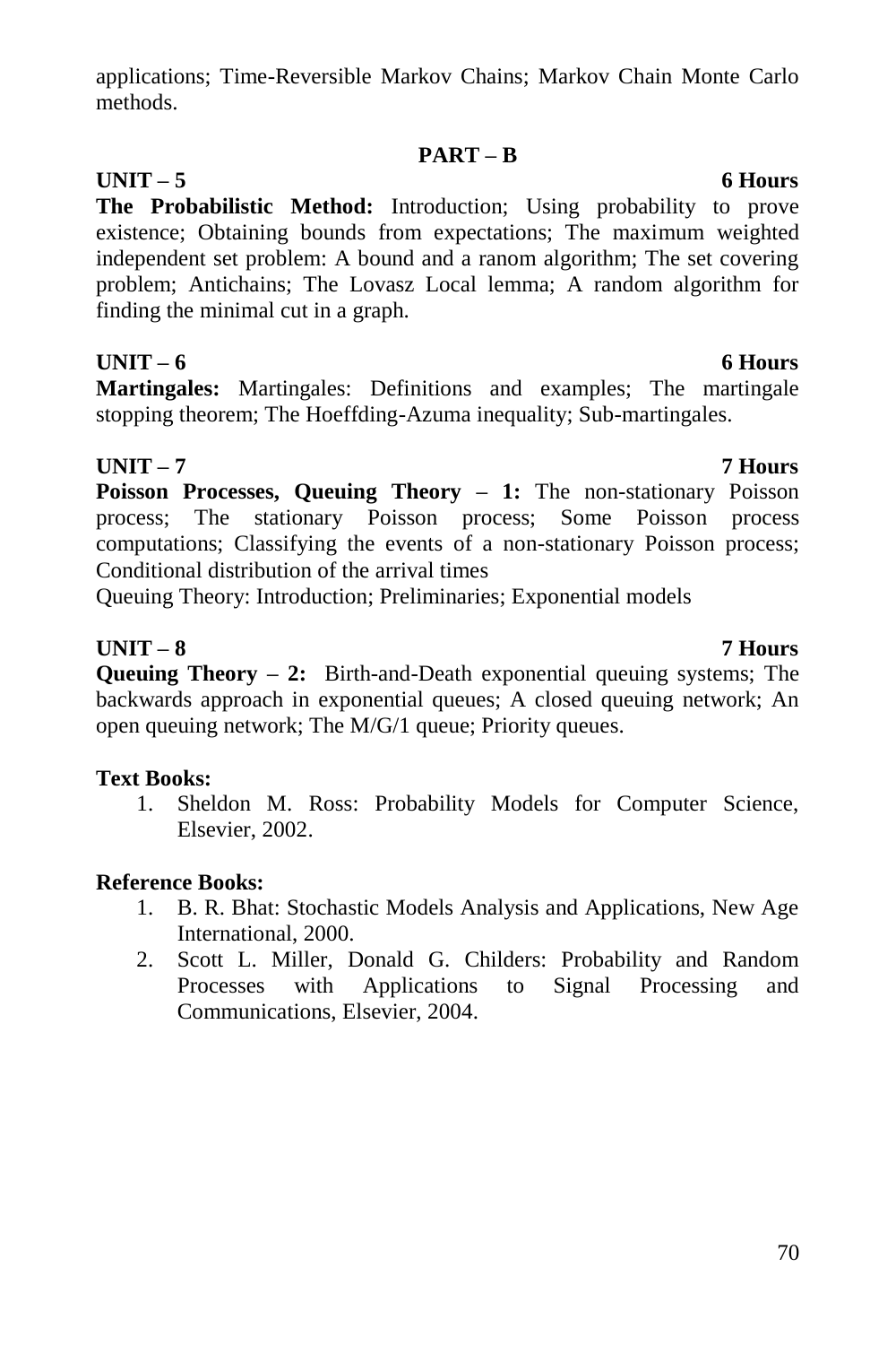applications; Time-Reversible Markov Chains; Markov Chain Monte Carlo methods.

## PART – B

**UNIT – 5 6 Hours**

**The Probabilistic Method:** Introduction; Using probability to prove existence; Obtaining bounds from expectations; The maximum weighted independent set problem: A bound and a ranom algorithm; The set covering problem; Antichains; The Lovasz Local lemma; A random algorithm for finding the minimal cut in a graph.

**UNIT – 6 6 Hours**

**Martingales:** Martingales: Definitions and examples; The martingale stopping theorem; The Hoeffding-Azuma inequality; Sub-martingales.

**UNIT – 7 7 Hours**

**Poisson Processes, Queuing Theory – 1:** The non-stationary Poisson process; The stationary Poisson process; Some Poisson process computations; Classifying the events of a non-stationary Poisson process; Conditional distribution of the arrival times

Queuing Theory: Introduction; Preliminaries; Exponential models

**UNIT – 8 7 Hours**

**Queuing Theory – 2:** Birth-and-Death exponential queuing systems; The backwards approach in exponential queues; A closed queuing network; An open queuing network; The M/G/1 queue; Priority queues.

**Text Books:**

1. Sheldon M. Ross: Probability Models for Computer Science, Elsevier, 2002.

**Reference Books:**

1. B. R. Bhat: Stochastic Models Analysis and Applications, New Age International, 2000.
2. Scott L. Miller, Donald G. Childers: Probability and Random Processes with Applications to Signal Processing and Communications, Elsevier, 2004.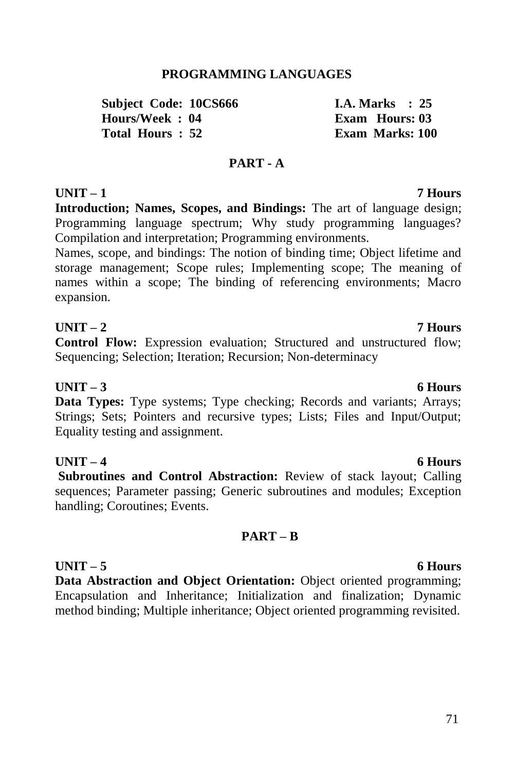# PROGRAMMING LANGUAGES

| | |
|---|---|
| **Subject Code: 10CS666** | **I.A. Marks : 25** |
| **Hours/Week : 04** | **Exam Hours: 03** |
| **Total Hours : 52** | **Exam Marks: 100** |

## PART - A

**UNIT – 1** **7 Hours**

**Introduction; Names, Scopes, and Bindings:** The art of language design; Programming language spectrum; Why study programming languages? Compilation and interpretation; Programming environments.

Names, scope, and bindings: The notion of binding time; Object lifetime and storage management; Scope rules; Implementing scope; The meaning of names within a scope; The binding of referencing environments; Macro expansion.

**UNIT – 2** **7 Hours**

**Control Flow:** Expression evaluation; Structured and unstructured flow; Sequencing; Selection; Iteration; Recursion; Non-determinacy

**UNIT – 3** **6 Hours**

**Data Types:** Type systems; Type checking; Records and variants; Arrays; Strings; Sets; Pointers and recursive types; Lists; Files and Input/Output; Equality testing and assignment.

**UNIT – 4** **6 Hours**

**Subroutines and Control Abstraction:** Review of stack layout; Calling sequences; Parameter passing; Generic subroutines and modules; Exception handling; Coroutines; Events.

## PART – B

**UNIT – 5** **6 Hours**

**Data Abstraction and Object Orientation:** Object oriented programming; Encapsulation and Inheritance; Initialization and finalization; Dynamic method binding; Multiple inheritance; Object oriented programming revisited.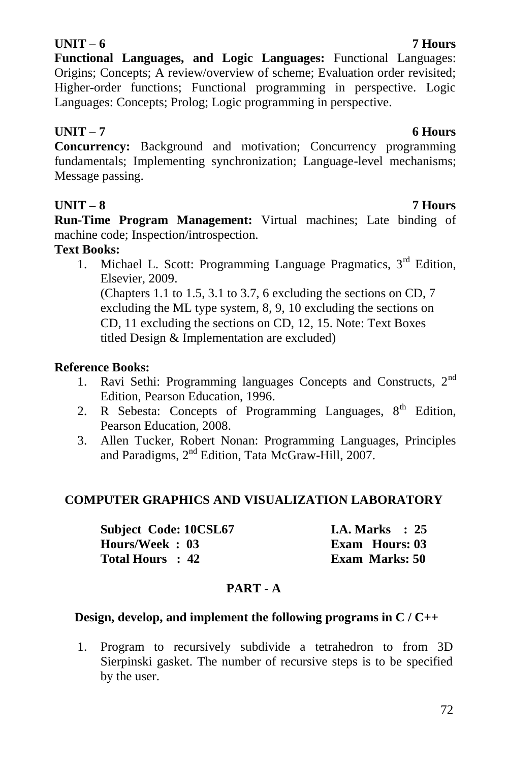**UNIT – 6 7 Hours**

**Functional Languages, and Logic Languages:** Functional Languages: Origins; Concepts; A review/overview of scheme; Evaluation order revisited; Higher-order functions; Functional programming in perspective. Logic Languages: Concepts; Prolog; Logic programming in perspective.

**UNIT – 7 6 Hours**

**Concurrency:** Background and motivation; Concurrency programming fundamentals; Implementing synchronization; Language-level mechanisms; Message passing.

**UNIT – 8 7 Hours**

**Run-Time Program Management:** Virtual machines; Late binding of machine code; Inspection/introspection.

**Text Books:**

1. Michael L. Scott: Programming Language Pragmatics, 3rd Edition, Elsevier, 2009.
   (Chapters 1.1 to 1.5, 3.1 to 3.7, 6 excluding the sections on CD, 7 excluding the ML type system, 8, 9, 10 excluding the sections on CD, 11 excluding the sections on CD, 12, 15. Note: Text Boxes titled Design & Implementation are excluded)

**Reference Books:**

1. Ravi Sethi: Programming languages Concepts and Constructs, 2nd Edition, Pearson Education, 1996.
2. R Sebesta: Concepts of Programming Languages, 8th Edition, Pearson Education, 2008.
3. Allen Tucker, Robert Nonan: Programming Languages, Principles and Paradigms, 2nd Edition, Tata McGraw-Hill, 2007.

## COMPUTER GRAPHICS AND VISUALIZATION LABORATORY

| | |
|---|---|
| **Subject Code: 10CSL67** | **I.A. Marks : 25** |
| **Hours/Week : 03** | **Exam Hours: 03** |
| **Total Hours : 42** | **Exam Marks: 50** |

### PART - A

**Design, develop, and implement the following programs in C / C++**

1. Program to recursively subdivide a tetrahedron to from 3D Sierpinski gasket. The number of recursive steps is to be specified by the user.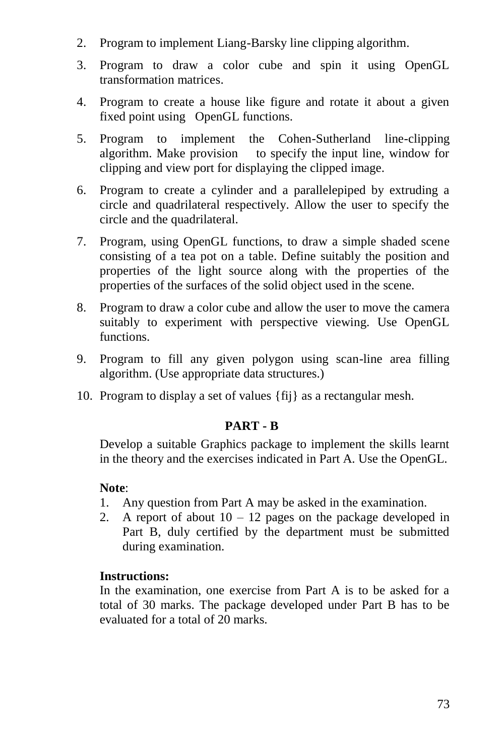2. Program to implement Liang-Barsky line clipping algorithm.
3. Program to draw a color cube and spin it using OpenGL transformation matrices.
4. Program to create a house like figure and rotate it about a given fixed point using OpenGL functions.
5. Program to implement the Cohen-Sutherland line-clipping algorithm. Make provision to specify the input line, window for clipping and view port for displaying the clipped image.
6. Program to create a cylinder and a parallelepiped by extruding a circle and quadrilateral respectively. Allow the user to specify the circle and the quadrilateral.
7. Program, using OpenGL functions, to draw a simple shaded scene consisting of a tea pot on a table. Define suitably the position and properties of the light source along with the properties of the properties of the surfaces of the solid object used in the scene.
8. Program to draw a color cube and allow the user to move the camera suitably to experiment with perspective viewing. Use OpenGL functions.
9. Program to fill any given polygon using scan-line area filling algorithm. (Use appropriate data structures.)
10. Program to display a set of values {fij} as a rectangular mesh.

**PART - B**

Develop a suitable Graphics package to implement the skills learnt in the theory and the exercises indicated in Part A. Use the OpenGL.

**Note**:

1. Any question from Part A may be asked in the examination.
2. A report of about 10 – 12 pages on the package developed in Part B, duly certified by the department must be submitted during examination.

**Instructions:**

In the examination, one exercise from Part A is to be asked for a total of 30 marks. The package developed under Part B has to be evaluated for a total of 20 marks.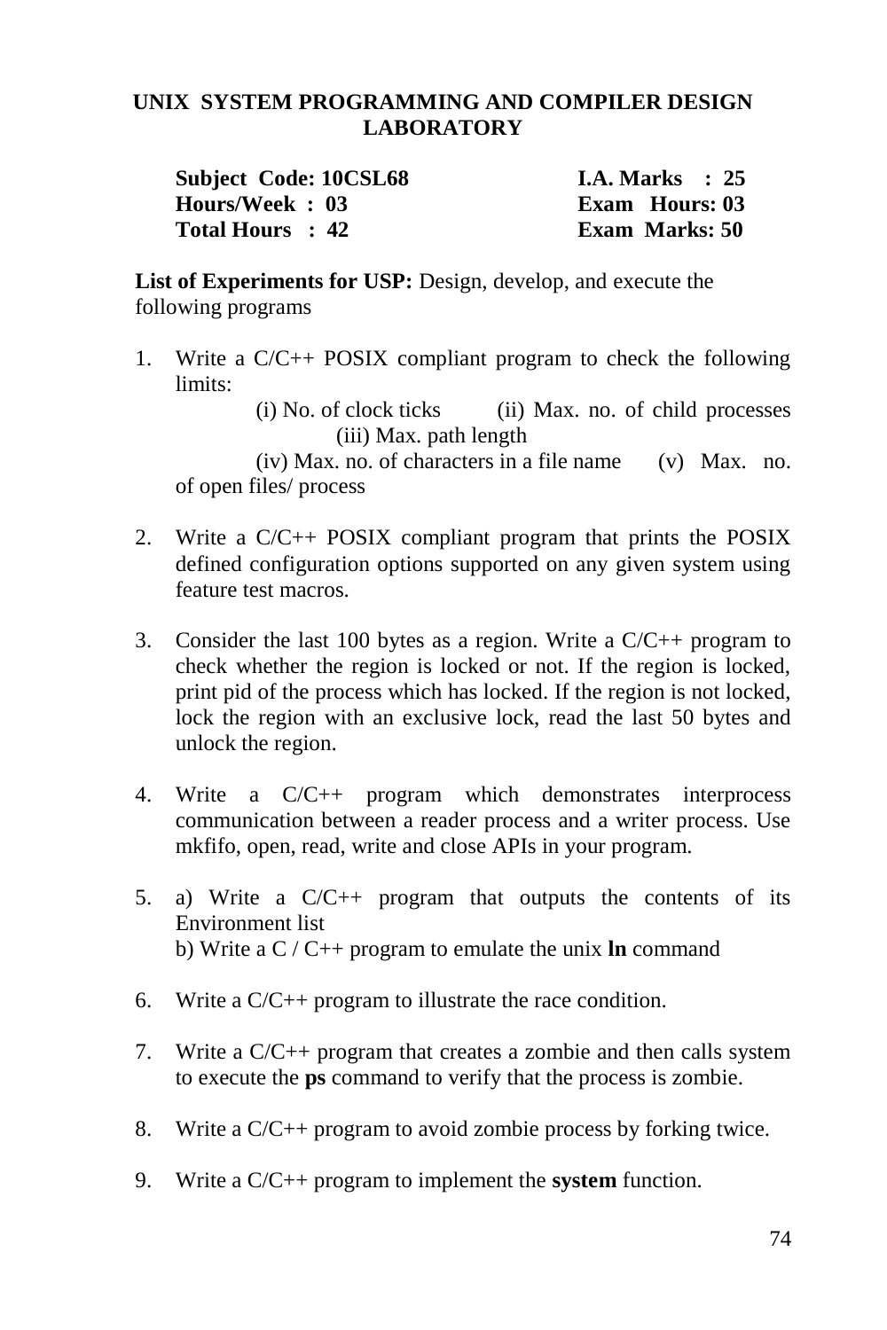# UNIX SYSTEM PROGRAMMING AND COMPILER DESIGN LABORATORY

| | |
|---|---|
| **Subject Code: 10CSL68** | **I.A. Marks : 25** |
| **Hours/Week : 03** | **Exam Hours: 03** |
| **Total Hours : 42** | **Exam Marks: 50** |

**List of Experiments for USP:** Design, develop, and execute the following programs

1. Write a C/C++ POSIX compliant program to check the following limits:
   (i) No. of clock ticks (ii) Max. no. of child processes (iii) Max. path length
   (iv) Max. no. of characters in a file name (v) Max. no. of open files/ process

2. Write a C/C++ POSIX compliant program that prints the POSIX defined configuration options supported on any given system using feature test macros.

3. Consider the last 100 bytes as a region. Write a C/C++ program to check whether the region is locked or not. If the region is locked, print pid of the process which has locked. If the region is not locked, lock the region with an exclusive lock, read the last 50 bytes and unlock the region.

4. Write a C/C++ program which demonstrates interprocess communication between a reader process and a writer process. Use mkfifo, open, read, write and close APIs in your program.

5. a) Write a C/C++ program that outputs the contents of its Environment list
   b) Write a C / C++ program to emulate the unix **ln** command

6. Write a C/C++ program to illustrate the race condition.

7. Write a C/C++ program that creates a zombie and then calls system to execute the **ps** command to verify that the process is zombie.

8. Write a C/C++ program to avoid zombie process by forking twice.

9. Write a C/C++ program to implement the **system** function.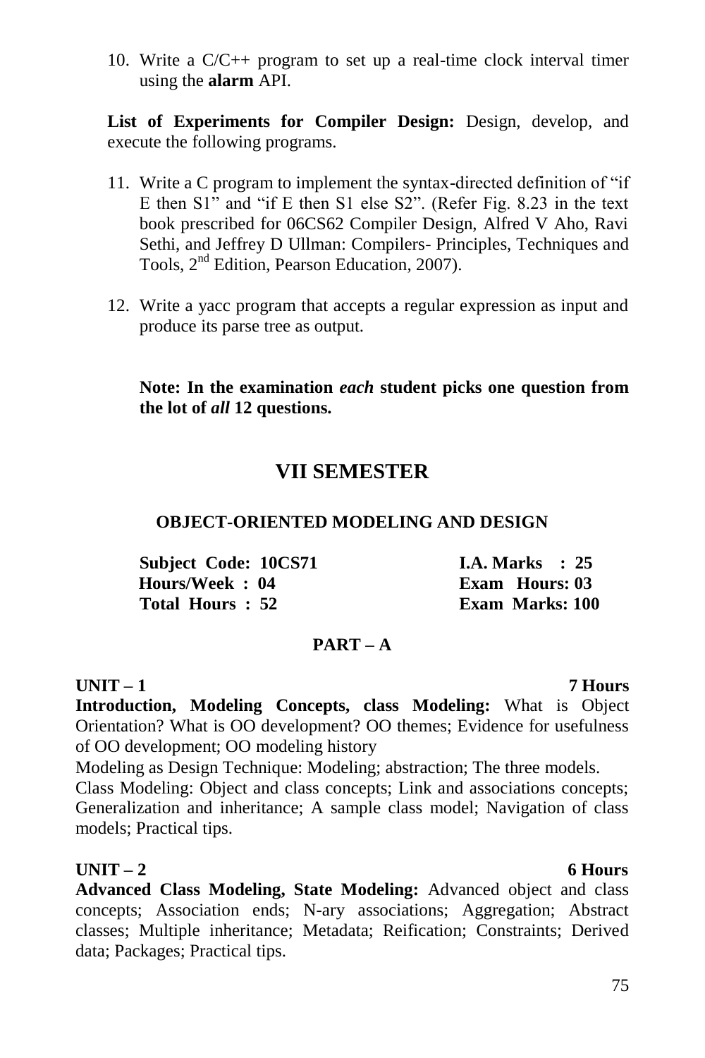10. Write a C/C++ program to set up a real-time clock interval timer using the **alarm** API.

**List of Experiments for Compiler Design:** Design, develop, and execute the following programs.

11. Write a C program to implement the syntax-directed definition of “if E then S1” and “if E then S1 else S2”. (Refer Fig. 8.23 in the text book prescribed for 06CS62 Compiler Design, Alfred V Aho, Ravi Sethi, and Jeffrey D Ullman: Compilers- Principles, Techniques and Tools, 2nd Edition, Pearson Education, 2007).

12. Write a yacc program that accepts a regular expression as input and produce its parse tree as output.

**Note: In the examination *each* student picks one question from the lot of *all* 12 questions.**

# VII SEMESTER

## OBJECT-ORIENTED MODELING AND DESIGN

| | |
|---|---|
| **Subject Code: 10CS71** | **I.A. Marks : 25** |
| **Hours/Week : 04** | **Exam Hours: 03** |
| **Total Hours : 52** | **Exam Marks: 100** |

### PART – A

**UNIT – 1 7 Hours**

**Introduction, Modeling Concepts, class Modeling:** What is Object Orientation? What is OO development? OO themes; Evidence for usefulness of OO development; OO modeling history

Modeling as Design Technique: Modeling; abstraction; The three models.

Class Modeling: Object and class concepts; Link and associations concepts; Generalization and inheritance; A sample class model; Navigation of class models; Practical tips.

**UNIT – 2 6 Hours**

**Advanced Class Modeling, State Modeling:** Advanced object and class concepts; Association ends; N-ary associations; Aggregation; Abstract classes; Multiple inheritance; Metadata; Reification; Constraints; Derived data; Packages; Practical tips.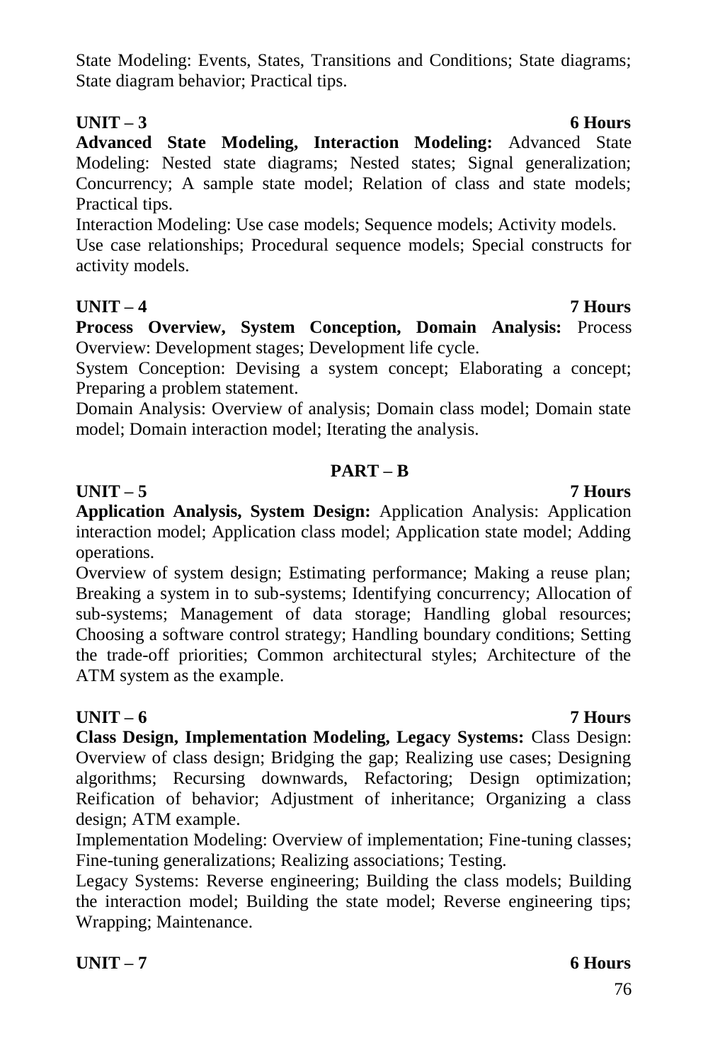State Modeling: Events, States, Transitions and Conditions; State diagrams; State diagram behavior; Practical tips.

**UNIT – 3 6 Hours**

**Advanced State Modeling, Interaction Modeling:** Advanced State Modeling: Nested state diagrams; Nested states; Signal generalization; Concurrency; A sample state model; Relation of class and state models; Practical tips.

Interaction Modeling: Use case models; Sequence models; Activity models.

Use case relationships; Procedural sequence models; Special constructs for activity models.

**UNIT – 4 7 Hours**

**Process Overview, System Conception, Domain Analysis:** Process Overview: Development stages; Development life cycle.

System Conception: Devising a system concept; Elaborating a concept; Preparing a problem statement.

Domain Analysis: Overview of analysis; Domain class model; Domain state model; Domain interaction model; Iterating the analysis.

## PART – B

**UNIT – 5 7 Hours**

**Application Analysis, System Design:** Application Analysis: Application interaction model; Application class model; Application state model; Adding operations.

Overview of system design; Estimating performance; Making a reuse plan; Breaking a system in to sub-systems; Identifying concurrency; Allocation of sub-systems; Management of data storage; Handling global resources; Choosing a software control strategy; Handling boundary conditions; Setting the trade-off priorities; Common architectural styles; Architecture of the ATM system as the example.

**UNIT – 6 7 Hours**

**Class Design, Implementation Modeling, Legacy Systems:** Class Design: Overview of class design; Bridging the gap; Realizing use cases; Designing algorithms; Recursing downwards, Refactoring; Design optimization; Reification of behavior; Adjustment of inheritance; Organizing a class design; ATM example.

Implementation Modeling: Overview of implementation; Fine-tuning classes; Fine-tuning generalizations; Realizing associations; Testing.

Legacy Systems: Reverse engineering; Building the class models; Building the interaction model; Building the state model; Reverse engineering tips; Wrapping; Maintenance.

**UNIT – 7 6 Hours**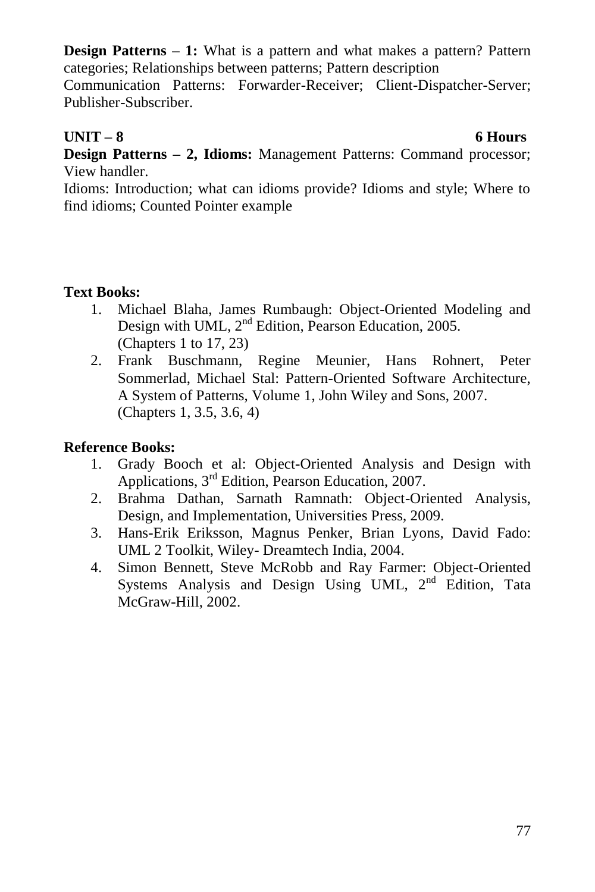**Design Patterns – 1:** What is a pattern and what makes a pattern? Pattern categories; Relationships between patterns; Pattern description

Communication Patterns: Forwarder-Receiver; Client-Dispatcher-Server; Publisher-Subscriber.

**UNIT – 8 6 Hours**

**Design Patterns – 2, Idioms:** Management Patterns: Command processor; View handler.

Idioms: Introduction; what can idioms provide? Idioms and style; Where to find idioms; Counted Pointer example

**Text Books:**

1. Michael Blaha, James Rumbaugh: Object-Oriented Modeling and Design with UML, 2nd Edition, Pearson Education, 2005. (Chapters 1 to 17, 23)
2. Frank Buschmann, Regine Meunier, Hans Rohnert, Peter Sommerlad, Michael Stal: Pattern-Oriented Software Architecture, A System of Patterns, Volume 1, John Wiley and Sons, 2007. (Chapters 1, 3.5, 3.6, 4)

**Reference Books:**

1. Grady Booch et al: Object-Oriented Analysis and Design with Applications, 3rd Edition, Pearson Education, 2007.
2. Brahma Dathan, Sarnath Ramnath: Object-Oriented Analysis, Design, and Implementation, Universities Press, 2009.
3. Hans-Erik Eriksson, Magnus Penker, Brian Lyons, David Fado: UML 2 Toolkit, Wiley- Dreamtech India, 2004.
4. Simon Bennett, Steve McRobb and Ray Farmer: Object-Oriented Systems Analysis and Design Using UML, 2nd Edition, Tata McGraw-Hill, 2002.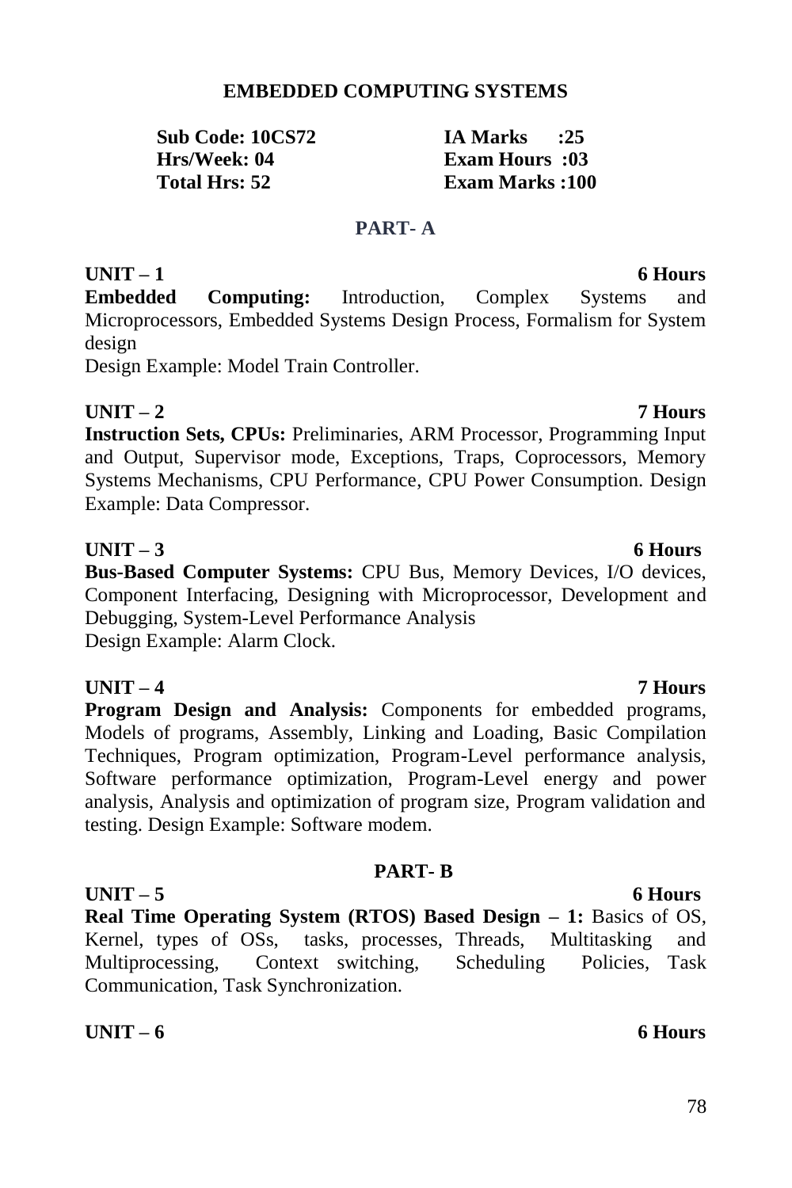# EMBEDDED COMPUTING SYSTEMS

| | |
|---|---|
| **Sub Code: 10CS72** | **IA Marks :25** |
| **Hrs/Week: 04** | **Exam Hours :03** |
| **Total Hrs: 52** | **Exam Marks :100** |

## PART- A

**UNIT – 1** **6 Hours**

**Embedded Computing:** Introduction, Complex Systems and Microprocessors, Embedded Systems Design Process, Formalism for System design

Design Example: Model Train Controller.

**UNIT – 2** **7 Hours**

**Instruction Sets, CPUs:** Preliminaries, ARM Processor, Programming Input and Output, Supervisor mode, Exceptions, Traps, Coprocessors, Memory Systems Mechanisms, CPU Performance, CPU Power Consumption. Design Example: Data Compressor.

**UNIT – 3** **6 Hours**

**Bus-Based Computer Systems:** CPU Bus, Memory Devices, I/O devices, Component Interfacing, Designing with Microprocessor, Development and Debugging, System-Level Performance Analysis

Design Example: Alarm Clock.

**UNIT – 4** **7 Hours**

**Program Design and Analysis:** Components for embedded programs, Models of programs, Assembly, Linking and Loading, Basic Compilation Techniques, Program optimization, Program-Level performance analysis, Software performance optimization, Program-Level energy and power analysis, Analysis and optimization of program size, Program validation and testing. Design Example: Software modem.

## PART- B

**UNIT – 5** **6 Hours**

**Real Time Operating System (RTOS) Based Design – 1:** Basics of OS, Kernel, types of OSs, tasks, processes, Threads, Multitasking and Multiprocessing, Context switching, Scheduling Policies, Task Communication, Task Synchronization.

**UNIT – 6** **6 Hours**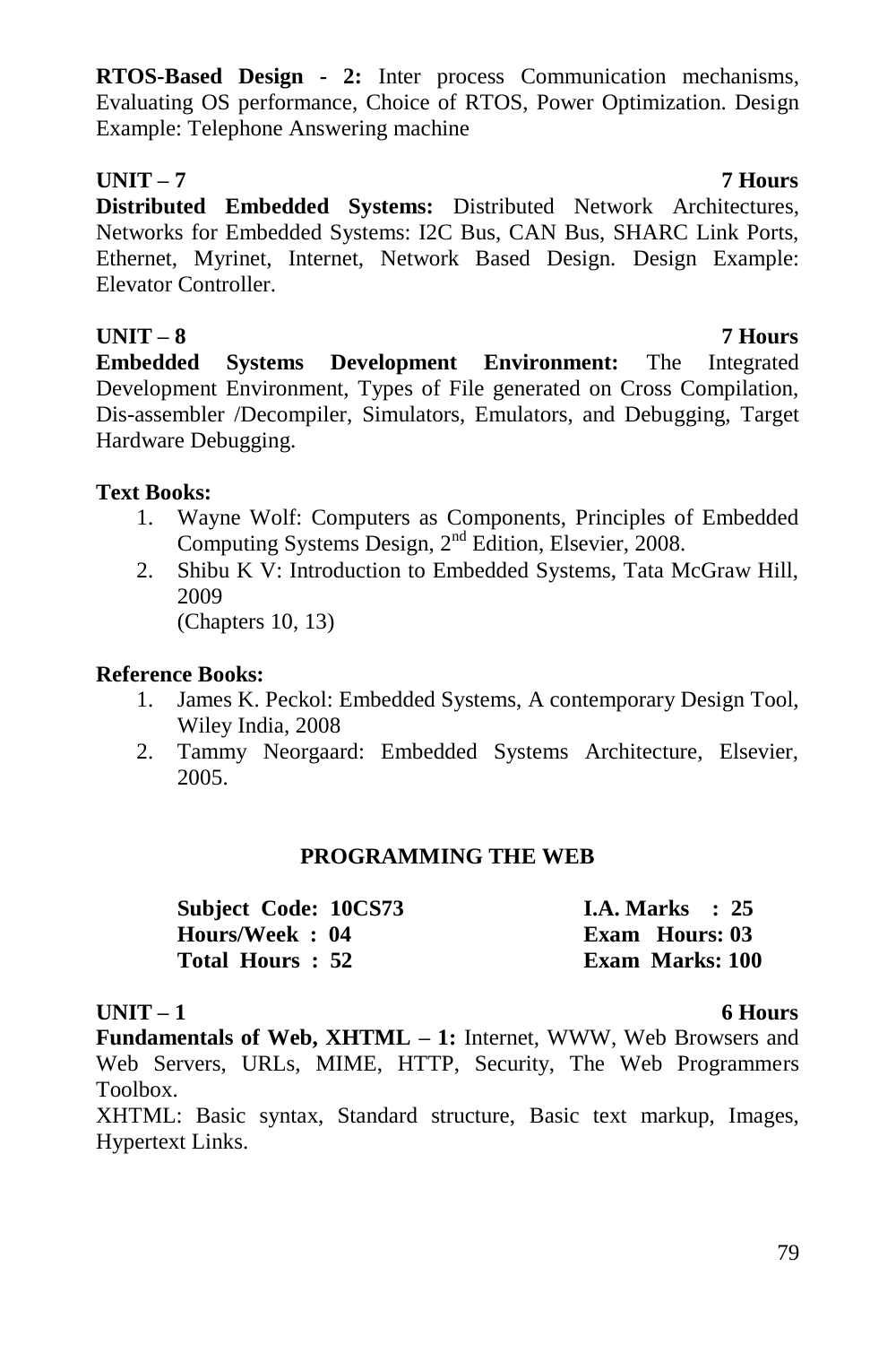**RTOS-Based Design - 2:** Inter process Communication mechanisms, Evaluating OS performance, Choice of RTOS, Power Optimization. Design Example: Telephone Answering machine

**UNIT – 7** **7 Hours**

**Distributed Embedded Systems:** Distributed Network Architectures, Networks for Embedded Systems: I2C Bus, CAN Bus, SHARC Link Ports, Ethernet, Myrinet, Internet, Network Based Design. Design Example: Elevator Controller.

**UNIT – 8** **7 Hours**

**Embedded Systems Development Environment:** The Integrated Development Environment, Types of File generated on Cross Compilation, Dis-assembler /Decompiler, Simulators, Emulators, and Debugging, Target Hardware Debugging.

**Text Books:**

1. Wayne Wolf: Computers as Components, Principles of Embedded Computing Systems Design, 2nd Edition, Elsevier, 2008.
2. Shibu K V: Introduction to Embedded Systems, Tata McGraw Hill, 2009
   (Chapters 10, 13)

**Reference Books:**

1. James K. Peckol: Embedded Systems, A contemporary Design Tool, Wiley India, 2008
2. Tammy Neorgaard: Embedded Systems Architecture, Elsevier, 2005.

## PROGRAMMING THE WEB

| | |
|---|---|
| **Subject Code: 10CS73** | **I.A. Marks : 25** |
| **Hours/Week : 04** | **Exam Hours: 03** |
| **Total Hours : 52** | **Exam Marks: 100** |

**UNIT – 1** **6 Hours**

**Fundamentals of Web, XHTML – 1:** Internet, WWW, Web Browsers and Web Servers, URLs, MIME, HTTP, Security, The Web Programmers Toolbox.

XHTML: Basic syntax, Standard structure, Basic text markup, Images, Hypertext Links.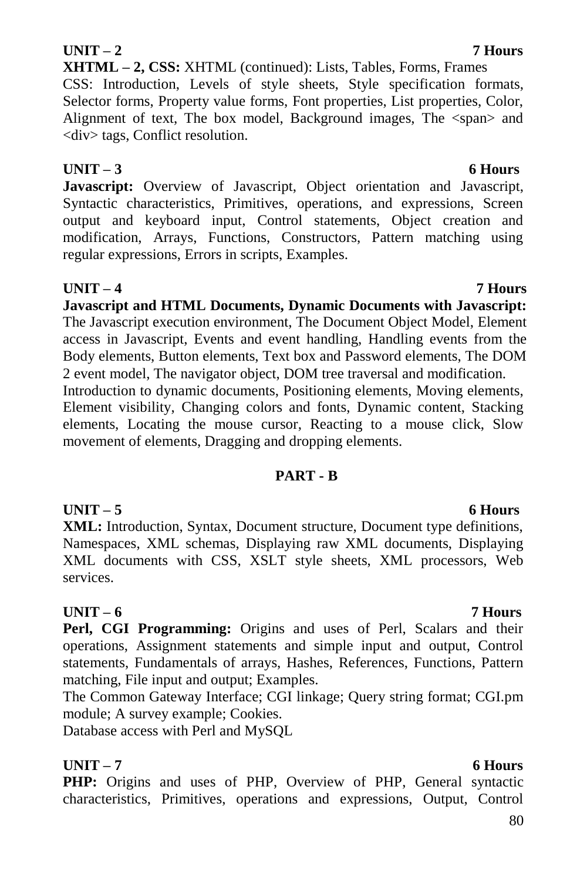**UNIT – 2** **7 Hours**

**XHTML – 2, CSS:** XHTML (continued): Lists, Tables, Forms, Frames
CSS: Introduction, Levels of style sheets, Style specification formats, Selector forms, Property value forms, Font properties, List properties, Color, Alignment of text, The box model, Background images, The <span> and <div> tags, Conflict resolution.

**UNIT – 3** **6 Hours**

**Javascript:** Overview of Javascript, Object orientation and Javascript, Syntactic characteristics, Primitives, operations, and expressions, Screen output and keyboard input, Control statements, Object creation and modification, Arrays, Functions, Constructors, Pattern matching using regular expressions, Errors in scripts, Examples.

**UNIT – 4** **7 Hours**

**Javascript and HTML Documents, Dynamic Documents with Javascript:** The Javascript execution environment, The Document Object Model, Element access in Javascript, Events and event handling, Handling events from the Body elements, Button elements, Text box and Password elements, The DOM 2 event model, The navigator object, DOM tree traversal and modification.
Introduction to dynamic documents, Positioning elements, Moving elements, Element visibility, Changing colors and fonts, Dynamic content, Stacking elements, Locating the mouse cursor, Reacting to a mouse click, Slow movement of elements, Dragging and dropping elements.

## PART - B

**UNIT – 5** **6 Hours**

**XML:** Introduction, Syntax, Document structure, Document type definitions, Namespaces, XML schemas, Displaying raw XML documents, Displaying XML documents with CSS, XSLT style sheets, XML processors, Web services.

**UNIT – 6** **7 Hours**

**Perl, CGI Programming:** Origins and uses of Perl, Scalars and their operations, Assignment statements and simple input and output, Control statements, Fundamentals of arrays, Hashes, References, Functions, Pattern matching, File input and output; Examples.
The Common Gateway Interface; CGI linkage; Query string format; CGI.pm module; A survey example; Cookies.
Database access with Perl and MySQL

**UNIT – 7** **6 Hours**

**PHP:** Origins and uses of PHP, Overview of PHP, General syntactic characteristics, Primitives, operations and expressions, Output, Control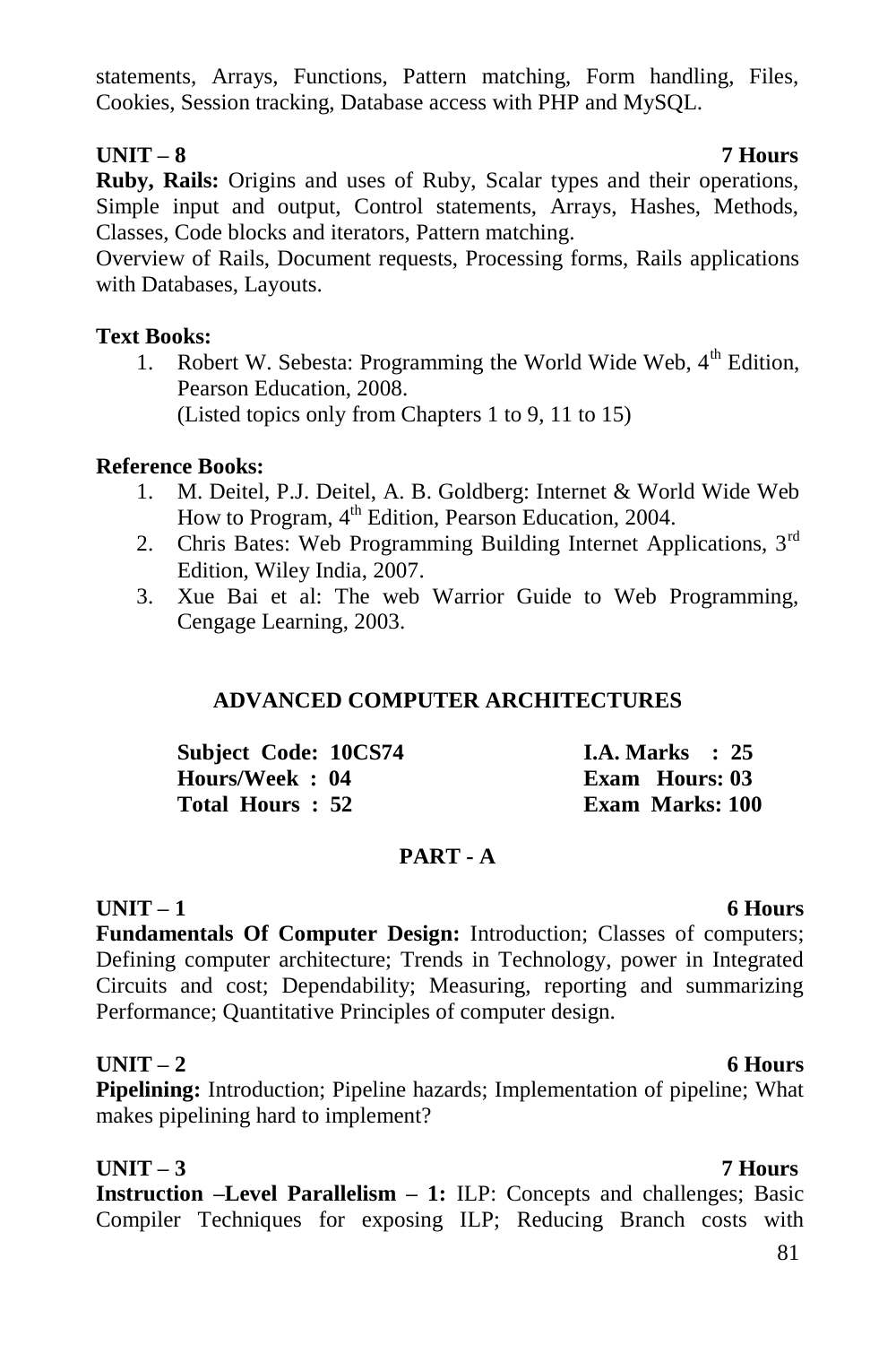statements, Arrays, Functions, Pattern matching, Form handling, Files, Cookies, Session tracking, Database access with PHP and MySQL.

**UNIT – 8** **7 Hours**

**Ruby, Rails:** Origins and uses of Ruby, Scalar types and their operations, Simple input and output, Control statements, Arrays, Hashes, Methods, Classes, Code blocks and iterators, Pattern matching.

Overview of Rails, Document requests, Processing forms, Rails applications with Databases, Layouts.

**Text Books:**

1. Robert W. Sebesta: Programming the World Wide Web, 4th Edition, Pearson Education, 2008.
   (Listed topics only from Chapters 1 to 9, 11 to 15)

**Reference Books:**

1. M. Deitel, P.J. Deitel, A. B. Goldberg: Internet & World Wide Web How to Program, 4th Edition, Pearson Education, 2004.
2. Chris Bates: Web Programming Building Internet Applications, 3rd Edition, Wiley India, 2007.
3. Xue Bai et al: The web Warrior Guide to Web Programming, Cengage Learning, 2003.

## ADVANCED COMPUTER ARCHITECTURES

| | |
|---|---|
| **Subject Code: 10CS74** | **I.A. Marks : 25** |
| **Hours/Week : 04** | **Exam Hours: 03** |
| **Total Hours : 52** | **Exam Marks: 100** |

### PART - A

**UNIT – 1** **6 Hours**

**Fundamentals Of Computer Design:** Introduction; Classes of computers; Defining computer architecture; Trends in Technology, power in Integrated Circuits and cost; Dependability; Measuring, reporting and summarizing Performance; Quantitative Principles of computer design.

**UNIT – 2** **6 Hours**

**Pipelining:** Introduction; Pipeline hazards; Implementation of pipeline; What makes pipelining hard to implement?

**UNIT – 3** **7 Hours**

**Instruction –Level Parallelism – 1:** ILP: Concepts and challenges; Basic Compiler Techniques for exposing ILP; Reducing Branch costs with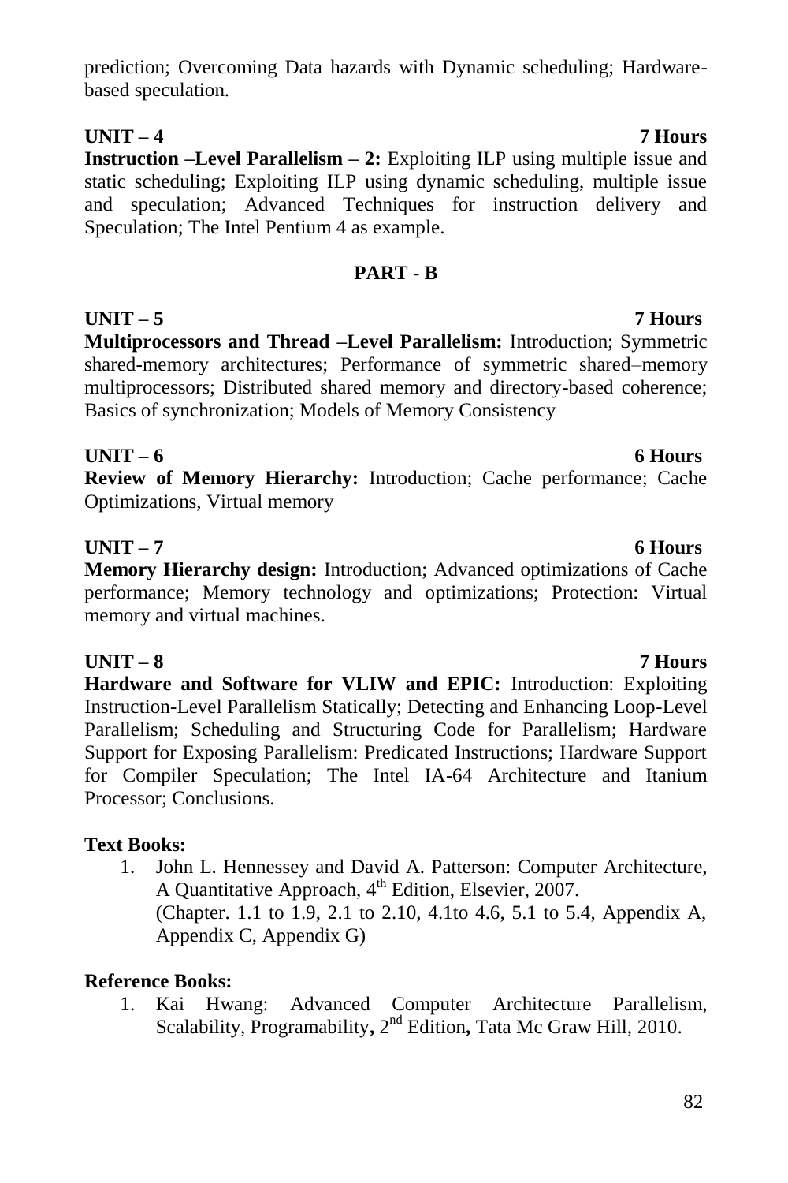prediction; Overcoming Data hazards with Dynamic scheduling; Hardware-based speculation.

**UNIT – 4 7 Hours**

**Instruction –Level Parallelism – 2:** Exploiting ILP using multiple issue and static scheduling; Exploiting ILP using dynamic scheduling, multiple issue and speculation; Advanced Techniques for instruction delivery and Speculation; The Intel Pentium 4 as example.

## PART - B

**UNIT – 5 7 Hours**

**Multiprocessors and Thread –Level Parallelism:** Introduction; Symmetric shared-memory architectures; Performance of symmetric shared–memory multiprocessors; Distributed shared memory and directory-based coherence; Basics of synchronization; Models of Memory Consistency

**UNIT – 6 6 Hours**

**Review of Memory Hierarchy:** Introduction; Cache performance; Cache Optimizations, Virtual memory

**UNIT – 7 6 Hours**

**Memory Hierarchy design:** Introduction; Advanced optimizations of Cache performance; Memory technology and optimizations; Protection: Virtual memory and virtual machines.

**UNIT – 8 7 Hours**

**Hardware and Software for VLIW and EPIC:** Introduction: Exploiting Instruction-Level Parallelism Statically; Detecting and Enhancing Loop-Level Parallelism; Scheduling and Structuring Code for Parallelism; Hardware Support for Exposing Parallelism: Predicated Instructions; Hardware Support for Compiler Speculation; The Intel IA-64 Architecture and Itanium Processor; Conclusions.

**Text Books:**

1. John L. Hennessey and David A. Patterson: Computer Architecture, A Quantitative Approach, 4th Edition, Elsevier, 2007.
   (Chapter. 1.1 to 1.9, 2.1 to 2.10, 4.1to 4.6, 5.1 to 5.4, Appendix A, Appendix C, Appendix G)

**Reference Books:**

1. Kai Hwang: Advanced Computer Architecture Parallelism, Scalability, Programability**,** 2nd Edition**,** Tata Mc Graw Hill, 2010.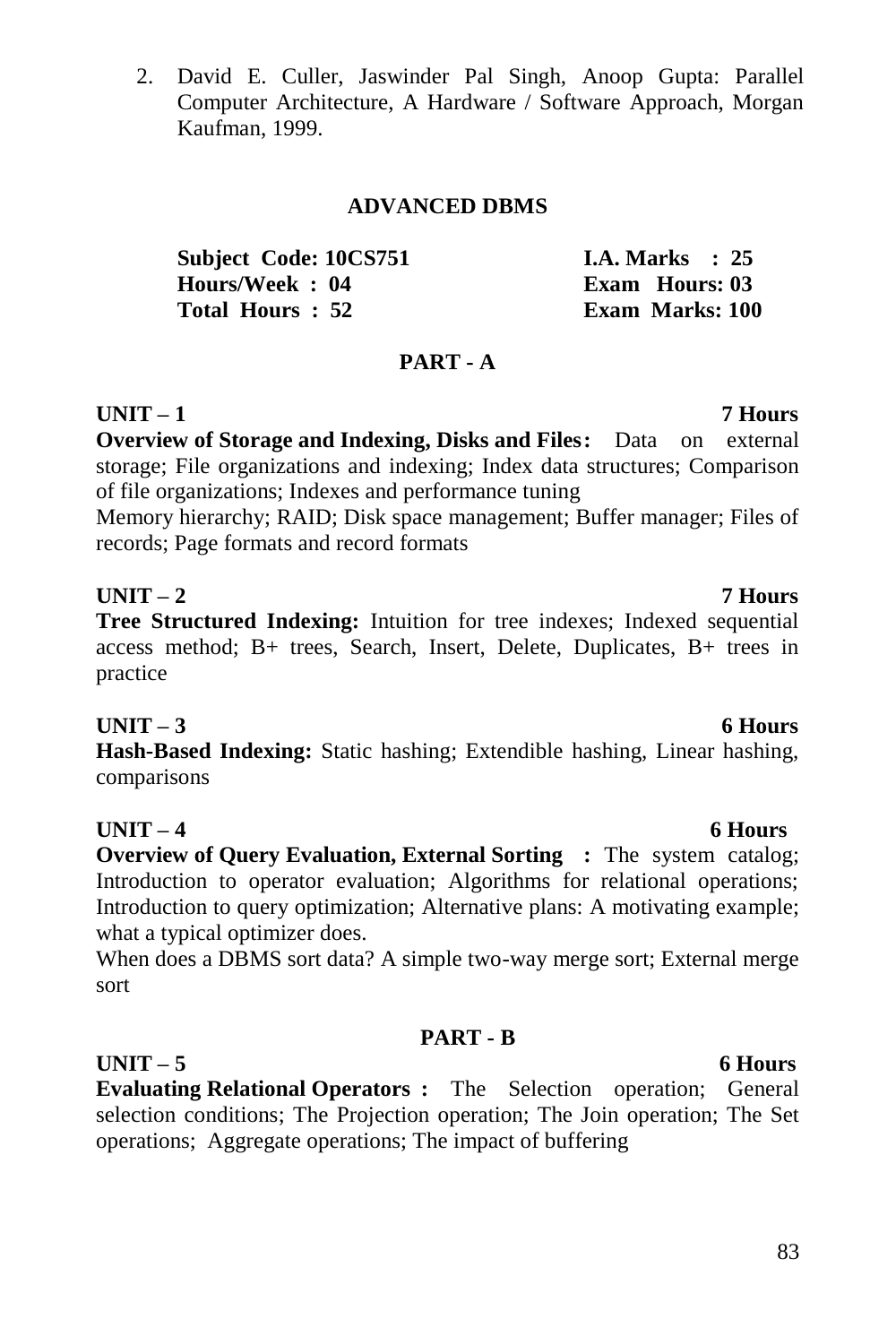2. David E. Culler, Jaswinder Pal Singh, Anoop Gupta: Parallel Computer Architecture, A Hardware / Software Approach, Morgan Kaufman, 1999.

## ADVANCED DBMS

| | |
|---|---|
| **Subject Code: 10CS751** | **I.A. Marks : 25** |
| **Hours/Week : 04** | **Exam Hours: 03** |
| **Total Hours : 52** | **Exam Marks: 100** |

### PART - A

**UNIT – 1** **7 Hours**

**Overview of Storage and Indexing, Disks and Files:** Data on external storage; File organizations and indexing; Index data structures; Comparison of file organizations; Indexes and performance tuning

Memory hierarchy; RAID; Disk space management; Buffer manager; Files of records; Page formats and record formats

**UNIT – 2** **7 Hours**

**Tree Structured Indexing:** Intuition for tree indexes; Indexed sequential access method; B+ trees, Search, Insert, Delete, Duplicates, B+ trees in practice

**UNIT – 3** **6 Hours**

**Hash-Based Indexing:** Static hashing; Extendible hashing, Linear hashing, comparisons

**UNIT – 4** **6 Hours**

**Overview of Query Evaluation, External Sorting :** The system catalog; Introduction to operator evaluation; Algorithms for relational operations; Introduction to query optimization; Alternative plans: A motivating example; what a typical optimizer does.

When does a DBMS sort data? A simple two-way merge sort; External merge sort

### PART - B

**UNIT – 5** **6 Hours**

**Evaluating Relational Operators :** The Selection operation; General selection conditions; The Projection operation; The Join operation; The Set operations; Aggregate operations; The impact of buffering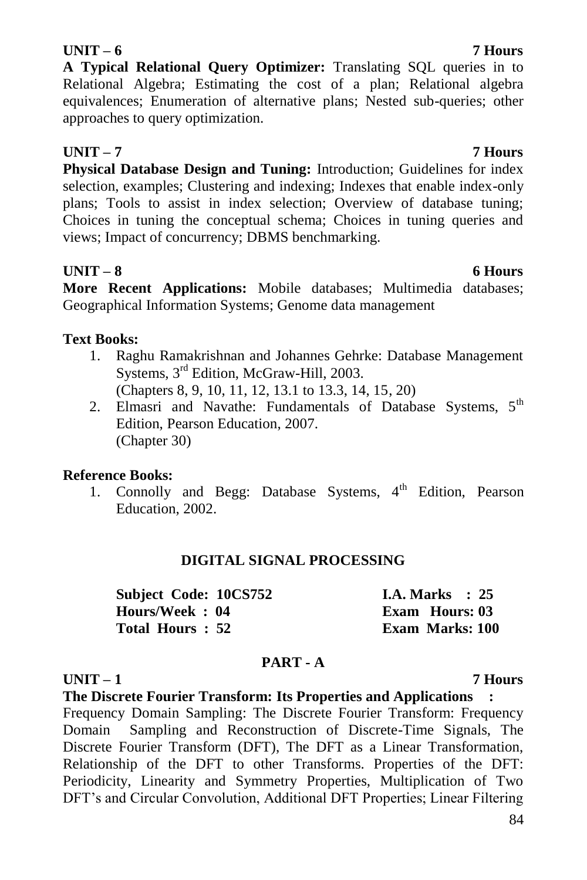**UNIT – 6 7 Hours**

**A Typical Relational Query Optimizer:** Translating SQL queries in to Relational Algebra; Estimating the cost of a plan; Relational algebra equivalences; Enumeration of alternative plans; Nested sub-queries; other approaches to query optimization.

**UNIT – 7 7 Hours**

**Physical Database Design and Tuning:** Introduction; Guidelines for index selection, examples; Clustering and indexing; Indexes that enable index-only plans; Tools to assist in index selection; Overview of database tuning; Choices in tuning the conceptual schema; Choices in tuning queries and views; Impact of concurrency; DBMS benchmarking.

**UNIT – 8 6 Hours**

**More Recent Applications:** Mobile databases; Multimedia databases; Geographical Information Systems; Genome data management

**Text Books:**

1. Raghu Ramakrishnan and Johannes Gehrke: Database Management Systems, 3rd Edition, McGraw-Hill, 2003.
   (Chapters 8, 9, 10, 11, 12, 13.1 to 13.3, 14, 15, 20)
2. Elmasri and Navathe: Fundamentals of Database Systems, 5th Edition, Pearson Education, 2007.
   (Chapter 30)

**Reference Books:**

1. Connolly and Begg: Database Systems, 4th Edition, Pearson Education, 2002.

## DIGITAL SIGNAL PROCESSING

| | |
|---|---|
| **Subject Code: 10CS752** | **I.A. Marks : 25** |
| **Hours/Week : 04** | **Exam Hours: 03** |
| **Total Hours : 52** | **Exam Marks: 100** |

### PART - A

**UNIT – 1 7 Hours**

**The Discrete Fourier Transform: Its Properties and Applications :**

Frequency Domain Sampling: The Discrete Fourier Transform: Frequency Domain Sampling and Reconstruction of Discrete-Time Signals, The Discrete Fourier Transform (DFT), The DFT as a Linear Transformation, Relationship of the DFT to other Transforms. Properties of the DFT: Periodicity, Linearity and Symmetry Properties, Multiplication of Two DFT's and Circular Convolution, Additional DFT Properties; Linear Filtering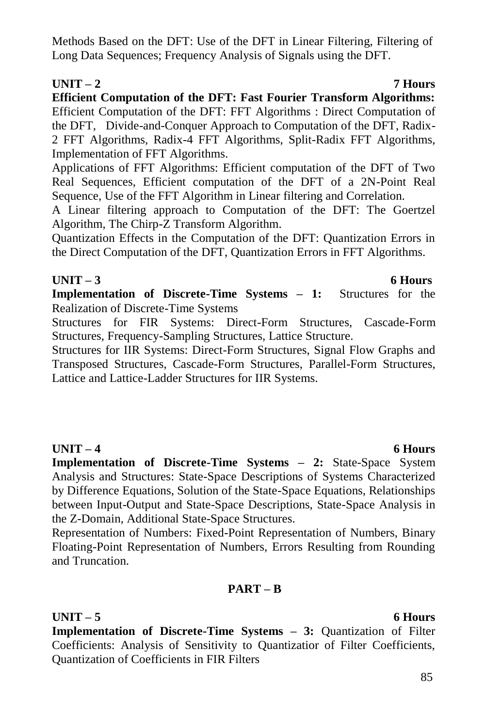Methods Based on the DFT: Use of the DFT in Linear Filtering, Filtering of Long Data Sequences; Frequency Analysis of Signals using the DFT.

**UNIT – 2 7 Hours**

**Efficient Computation of the DFT: Fast Fourier Transform Algorithms:** Efficient Computation of the DFT: FFT Algorithms : Direct Computation of the DFT, Divide-and-Conquer Approach to Computation of the DFT, Radix-2 FFT Algorithms, Radix-4 FFT Algorithms, Split-Radix FFT Algorithms, Implementation of FFT Algorithms.

Applications of FFT Algorithms: Efficient computation of the DFT of Two Real Sequences, Efficient computation of the DFT of a 2N-Point Real Sequence, Use of the FFT Algorithm in Linear filtering and Correlation.

A Linear filtering approach to Computation of the DFT: The Goertzel Algorithm, The Chirp-Z Transform Algorithm.

Quantization Effects in the Computation of the DFT: Quantization Errors in the Direct Computation of the DFT, Quantization Errors in FFT Algorithms.

**UNIT – 3 6 Hours**

**Implementation of Discrete-Time Systems – 1:** Structures for the Realization of Discrete-Time Systems

Structures for FIR Systems: Direct-Form Structures, Cascade-Form Structures, Frequency-Sampling Structures, Lattice Structure.

Structures for IIR Systems: Direct-Form Structures, Signal Flow Graphs and Transposed Structures, Cascade-Form Structures, Parallel-Form Structures, Lattice and Lattice-Ladder Structures for IIR Systems.

**UNIT – 4 6 Hours**

**Implementation of Discrete-Time Systems – 2:** State-Space System Analysis and Structures: State-Space Descriptions of Systems Characterized by Difference Equations, Solution of the State-Space Equations, Relationships between Input-Output and State-Space Descriptions, State-Space Analysis in the Z-Domain, Additional State-Space Structures.

Representation of Numbers: Fixed-Point Representation of Numbers, Binary Floating-Point Representation of Numbers, Errors Resulting from Rounding and Truncation.

**PART – B**

**UNIT – 5 6 Hours**

**Implementation of Discrete-Time Systems – 3:** Quantization of Filter Coefficients: Analysis of Sensitivity to Quantizatior of Filter Coefficients, Quantization of Coefficients in FIR Filters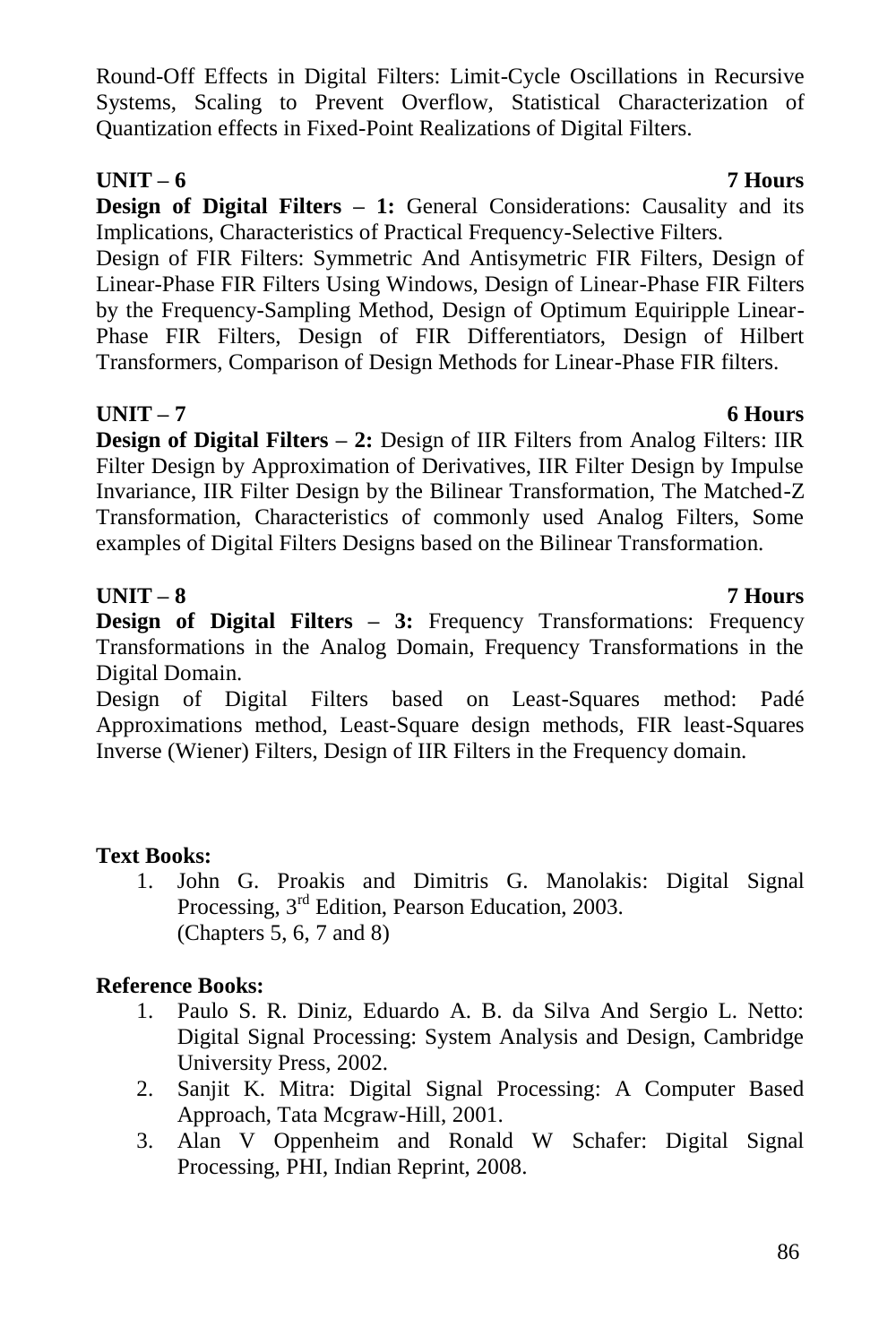Round-Off Effects in Digital Filters: Limit-Cycle Oscillations in Recursive Systems, Scaling to Prevent Overflow, Statistical Characterization of Quantization effects in Fixed-Point Realizations of Digital Filters.

**UNIT – 6** **7 Hours**

**Design of Digital Filters – 1:** General Considerations: Causality and its Implications, Characteristics of Practical Frequency-Selective Filters.

Design of FIR Filters: Symmetric And Antisymetric FIR Filters, Design of Linear-Phase FIR Filters Using Windows, Design of Linear-Phase FIR Filters by the Frequency-Sampling Method, Design of Optimum Equiripple Linear-Phase FIR Filters, Design of FIR Differentiators, Design of Hilbert Transformers, Comparison of Design Methods for Linear-Phase FIR filters.

**UNIT – 7** **6 Hours**

**Design of Digital Filters – 2:** Design of IIR Filters from Analog Filters: IIR Filter Design by Approximation of Derivatives, IIR Filter Design by Impulse Invariance, IIR Filter Design by the Bilinear Transformation, The Matched-Z Transformation, Characteristics of commonly used Analog Filters, Some examples of Digital Filters Designs based on the Bilinear Transformation.

**UNIT – 8** **7 Hours**

**Design of Digital Filters – 3:** Frequency Transformations: Frequency Transformations in the Analog Domain, Frequency Transformations in the Digital Domain.

Design of Digital Filters based on Least-Squares method: Padé Approximations method, Least-Square design methods, FIR least-Squares Inverse (Wiener) Filters, Design of IIR Filters in the Frequency domain.

**Text Books:**

1. John G. Proakis and Dimitris G. Manolakis: Digital Signal Processing, 3rd Edition, Pearson Education, 2003.
   (Chapters 5, 6, 7 and 8)

**Reference Books:**

1. Paulo S. R. Diniz, Eduardo A. B. da Silva And Sergio L. Netto: Digital Signal Processing: System Analysis and Design, Cambridge University Press, 2002.
2. Sanjit K. Mitra: Digital Signal Processing: A Computer Based Approach, Tata Mcgraw-Hill, 2001.
3. Alan V Oppenheim and Ronald W Schafer: Digital Signal Processing, PHI, Indian Reprint, 2008.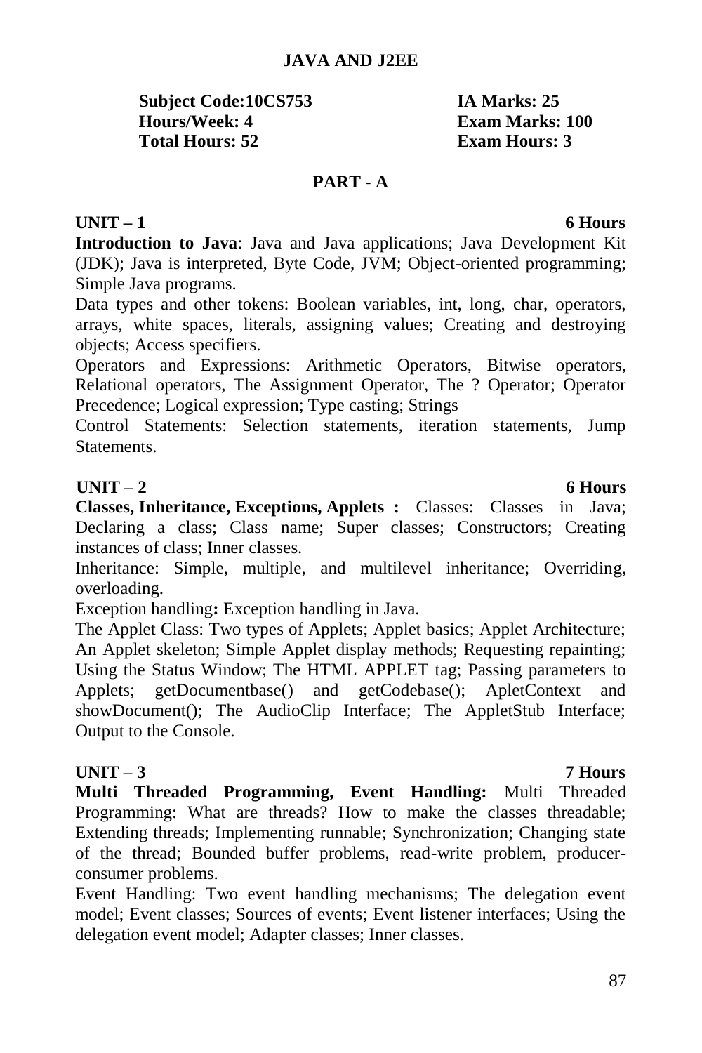# JAVA AND J2EE

| | |
|---|---|
| **Subject Code:10CS753** | **IA Marks: 25** |
| **Hours/Week: 4** | **Exam Marks: 100** |
| **Total Hours: 52** | **Exam Hours: 3** |

## PART - A

### UNIT – 1 6 Hours

**Introduction to Java**: Java and Java applications; Java Development Kit (JDK); Java is interpreted, Byte Code, JVM; Object-oriented programming; Simple Java programs.

Data types and other tokens: Boolean variables, int, long, char, operators, arrays, white spaces, literals, assigning values; Creating and destroying objects; Access specifiers.

Operators and Expressions: Arithmetic Operators, Bitwise operators, Relational operators, The Assignment Operator, The ? Operator; Operator Precedence; Logical expression; Type casting; Strings

Control Statements: Selection statements, iteration statements, Jump Statements.

### UNIT – 2 6 Hours

**Classes, Inheritance, Exceptions, Applets :** Classes: Classes in Java; Declaring a class; Class name; Super classes; Constructors; Creating instances of class; Inner classes.

Inheritance: Simple, multiple, and multilevel inheritance; Overriding, overloading.

Exception handling**:** Exception handling in Java.

The Applet Class: Two types of Applets; Applet basics; Applet Architecture; An Applet skeleton; Simple Applet display methods; Requesting repainting; Using the Status Window; The HTML APPLET tag; Passing parameters to Applets; getDocumentbase() and getCodebase(); ApletContext and showDocument(); The AudioClip Interface; The AppletStub Interface; Output to the Console.

### UNIT – 3 7 Hours

**Multi Threaded Programming, Event Handling:** Multi Threaded Programming: What are threads? How to make the classes threadable; Extending threads; Implementing runnable; Synchronization; Changing state of the thread; Bounded buffer problems, read-write problem, producer-consumer problems.

Event Handling: Two event handling mechanisms; The delegation event model; Event classes; Sources of events; Event listener interfaces; Using the delegation event model; Adapter classes; Inner classes.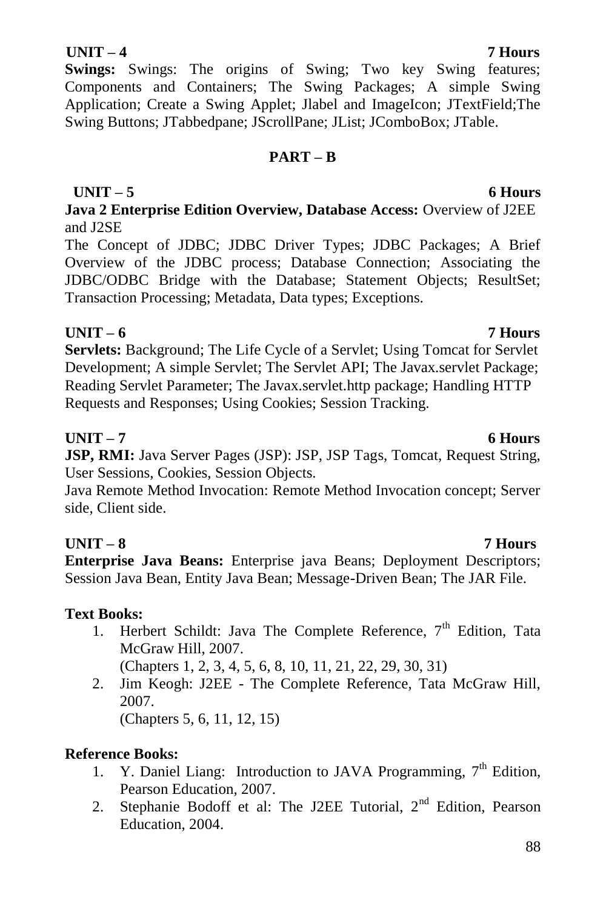**UNIT – 4** **7 Hours**

**Swings:** Swings: The origins of Swing; Two key Swing features; Components and Containers; The Swing Packages; A simple Swing Application; Create a Swing Applet; Jlabel and ImageIcon; JTextField;The Swing Buttons; JTabbedpane; JScrollPane; JList; JComboBox; JTable.

## PART – B

**UNIT – 5** **6 Hours**

**Java 2 Enterprise Edition Overview, Database Access:** Overview of J2EE and J2SE

The Concept of JDBC; JDBC Driver Types; JDBC Packages; A Brief Overview of the JDBC process; Database Connection; Associating the JDBC/ODBC Bridge with the Database; Statement Objects; ResultSet; Transaction Processing; Metadata, Data types; Exceptions.

**UNIT – 6** **7 Hours**

**Servlets:** Background; The Life Cycle of a Servlet; Using Tomcat for Servlet Development; A simple Servlet; The Servlet API; The Javax.servlet Package; Reading Servlet Parameter; The Javax.servlet.http package; Handling HTTP Requests and Responses; Using Cookies; Session Tracking.

**UNIT – 7** **6 Hours**

**JSP, RMI:** Java Server Pages (JSP): JSP, JSP Tags, Tomcat, Request String, User Sessions, Cookies, Session Objects.

Java Remote Method Invocation: Remote Method Invocation concept; Server side, Client side.

**UNIT – 8** **7 Hours**

**Enterprise Java Beans:** Enterprise java Beans; Deployment Descriptors; Session Java Bean, Entity Java Bean; Message-Driven Bean; The JAR File.

**Text Books:**

1. Herbert Schildt: Java The Complete Reference, 7th Edition, Tata McGraw Hill, 2007.
   (Chapters 1, 2, 3, 4, 5, 6, 8, 10, 11, 21, 22, 29, 30, 31)
2. Jim Keogh: J2EE - The Complete Reference, Tata McGraw Hill, 2007.
   (Chapters 5, 6, 11, 12, 15)

**Reference Books:**

1. Y. Daniel Liang: Introduction to JAVA Programming, 7th Edition, Pearson Education, 2007.
2. Stephanie Bodoff et al: The J2EE Tutorial, 2nd Edition, Pearson Education, 2004.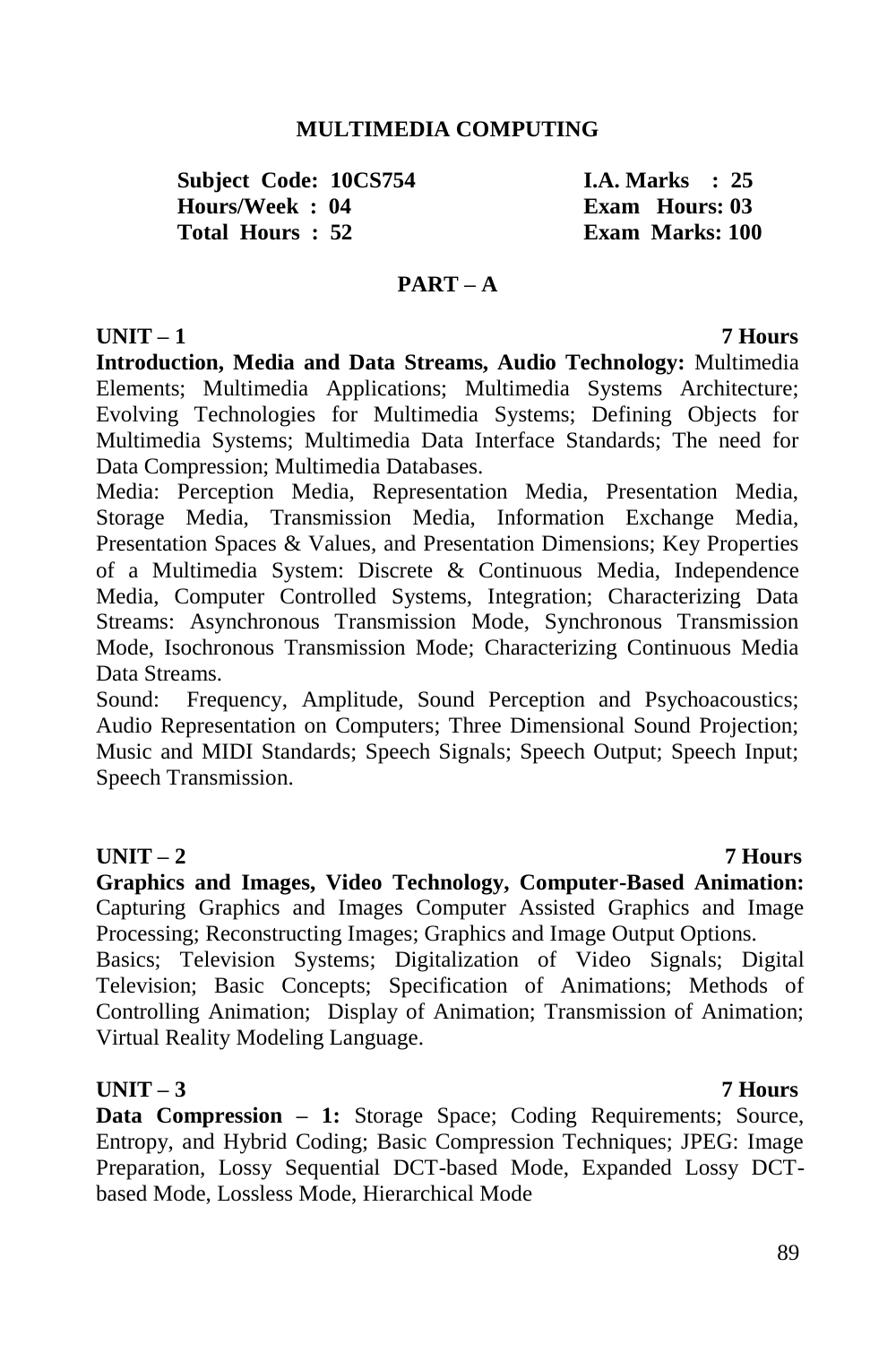# MULTIMEDIA COMPUTING

| | |
|---|---|
| **Subject Code: 10CS754** | **I.A. Marks : 25** |
| **Hours/Week : 04** | **Exam Hours: 03** |
| **Total Hours : 52** | **Exam Marks: 100** |

## PART – A

### UNIT – 1 — 7 Hours

**Introduction, Media and Data Streams, Audio Technology:** Multimedia Elements; Multimedia Applications; Multimedia Systems Architecture; Evolving Technologies for Multimedia Systems; Defining Objects for Multimedia Systems; Multimedia Data Interface Standards; The need for Data Compression; Multimedia Databases.

Media: Perception Media, Representation Media, Presentation Media, Storage Media, Transmission Media, Information Exchange Media, Presentation Spaces & Values, and Presentation Dimensions; Key Properties of a Multimedia System: Discrete & Continuous Media, Independence Media, Computer Controlled Systems, Integration; Characterizing Data Streams: Asynchronous Transmission Mode, Synchronous Transmission Mode, Isochronous Transmission Mode; Characterizing Continuous Media Data Streams.

Sound: Frequency, Amplitude, Sound Perception and Psychoacoustics; Audio Representation on Computers; Three Dimensional Sound Projection; Music and MIDI Standards; Speech Signals; Speech Output; Speech Input; Speech Transmission.

### UNIT – 2 — 7 Hours

**Graphics and Images, Video Technology, Computer-Based Animation:** Capturing Graphics and Images Computer Assisted Graphics and Image Processing; Reconstructing Images; Graphics and Image Output Options.

Basics; Television Systems; Digitalization of Video Signals; Digital Television; Basic Concepts; Specification of Animations; Methods of Controlling Animation; Display of Animation; Transmission of Animation; Virtual Reality Modeling Language.

### UNIT – 3 — 7 Hours

**Data Compression – 1:** Storage Space; Coding Requirements; Source, Entropy, and Hybrid Coding; Basic Compression Techniques; JPEG: Image Preparation, Lossy Sequential DCT-based Mode, Expanded Lossy DCT-based Mode, Lossless Mode, Hierarchical Mode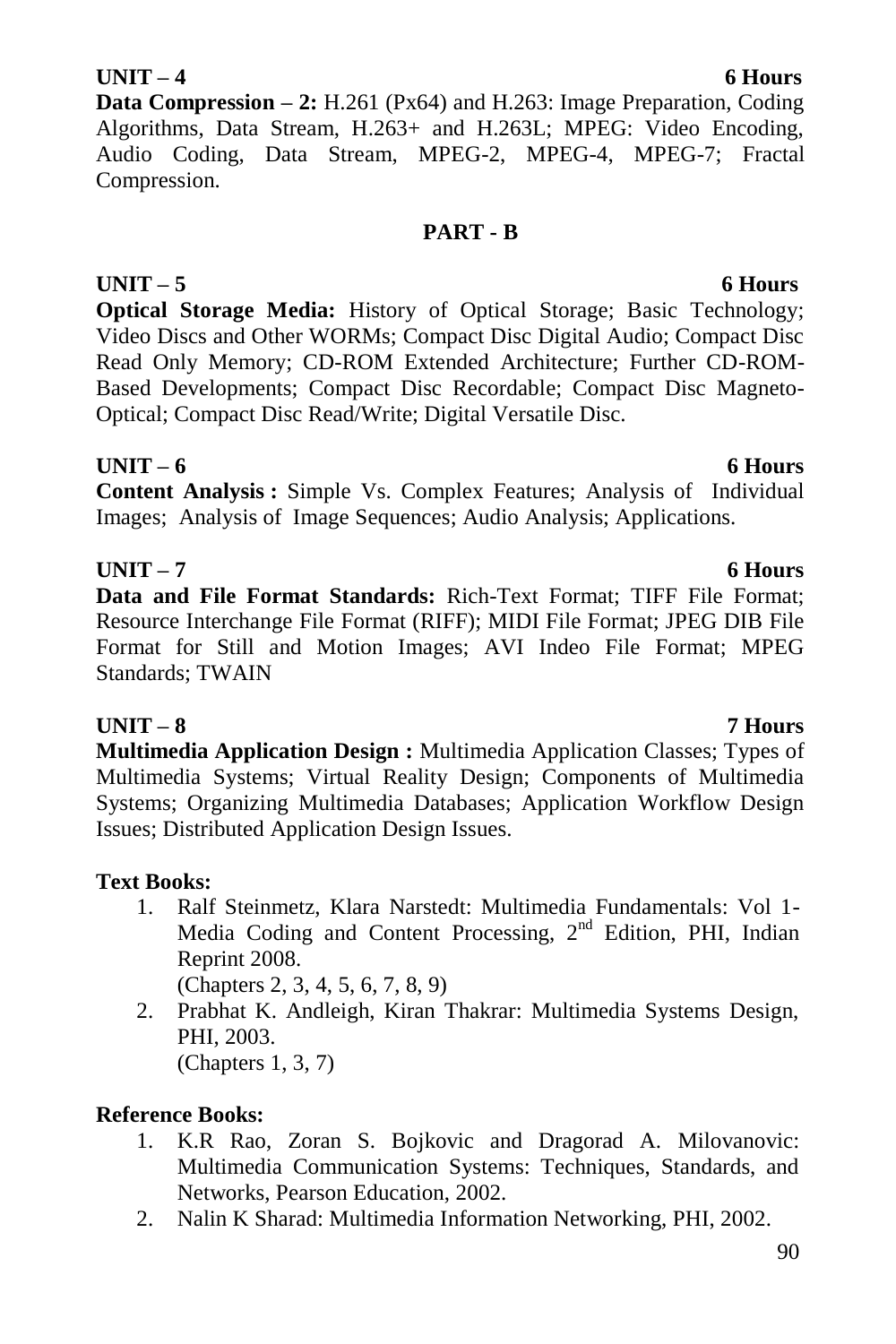**UNIT – 4** **6 Hours**

**Data Compression – 2:** H.261 (Px64) and H.263: Image Preparation, Coding Algorithms, Data Stream, H.263+ and H.263L; MPEG: Video Encoding, Audio Coding, Data Stream, MPEG-2, MPEG-4, MPEG-7; Fractal Compression.

## PART - B

**UNIT – 5** **6 Hours**

**Optical Storage Media:** History of Optical Storage; Basic Technology; Video Discs and Other WORMs; Compact Disc Digital Audio; Compact Disc Read Only Memory; CD-ROM Extended Architecture; Further CD-ROM-Based Developments; Compact Disc Recordable; Compact Disc Magneto-Optical; Compact Disc Read/Write; Digital Versatile Disc.

**UNIT – 6** **6 Hours**

**Content Analysis :** Simple Vs. Complex Features; Analysis of Individual Images; Analysis of Image Sequences; Audio Analysis; Applications.

**UNIT – 7** **6 Hours**

**Data and File Format Standards:** Rich-Text Format; TIFF File Format; Resource Interchange File Format (RIFF); MIDI File Format; JPEG DIB File Format for Still and Motion Images; AVI Indeo File Format; MPEG Standards; TWAIN

**UNIT – 8** **7 Hours**

**Multimedia Application Design :** Multimedia Application Classes; Types of Multimedia Systems; Virtual Reality Design; Components of Multimedia Systems; Organizing Multimedia Databases; Application Workflow Design Issues; Distributed Application Design Issues.

**Text Books:**

1. Ralf Steinmetz, Klara Narstedt: Multimedia Fundamentals: Vol 1-Media Coding and Content Processing, 2nd Edition, PHI, Indian Reprint 2008.
   (Chapters 2, 3, 4, 5, 6, 7, 8, 9)
2. Prabhat K. Andleigh, Kiran Thakrar: Multimedia Systems Design, PHI, 2003.
   (Chapters 1, 3, 7)

**Reference Books:**

1. K.R Rao, Zoran S. Bojkovic and Dragorad A. Milovanovic: Multimedia Communication Systems: Techniques, Standards, and Networks, Pearson Education, 2002.
2. Nalin K Sharad: Multimedia Information Networking, PHI, 2002.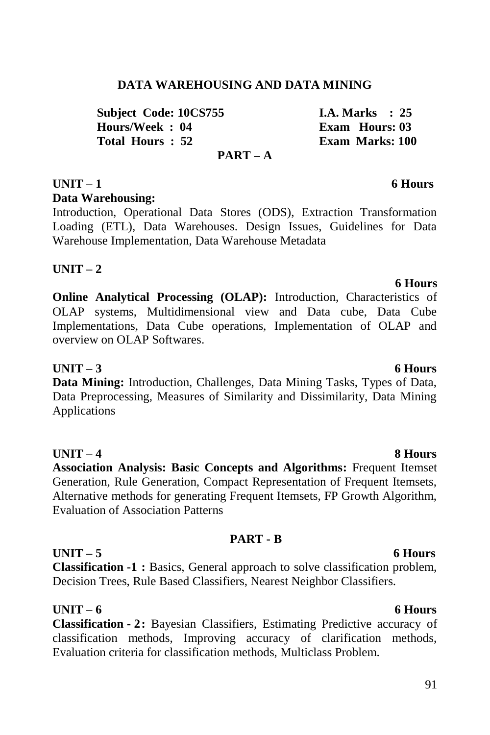## DATA WAREHOUSING AND DATA MINING

| | |
|---|---|
| **Subject Code: 10CS755** | **I.A. Marks : 25** |
| **Hours/Week : 04** | **Exam Hours: 03** |
| **Total Hours : 52** | **Exam Marks: 100** |

### PART – A

**UNIT – 1** **6 Hours**

**Data Warehousing:**

Introduction, Operational Data Stores (ODS), Extraction Transformation Loading (ETL), Data Warehouses. Design Issues, Guidelines for Data Warehouse Implementation, Data Warehouse Metadata

**UNIT – 2** **6 Hours**

**Online Analytical Processing (OLAP):** Introduction, Characteristics of OLAP systems, Multidimensional view and Data cube, Data Cube Implementations, Data Cube operations, Implementation of OLAP and overview on OLAP Softwares.

**UNIT – 3** **6 Hours**

**Data Mining:** Introduction, Challenges, Data Mining Tasks, Types of Data, Data Preprocessing, Measures of Similarity and Dissimilarity, Data Mining Applications

**UNIT – 4** **8 Hours**

**Association Analysis: Basic Concepts and Algorithms:** Frequent Itemset Generation, Rule Generation, Compact Representation of Frequent Itemsets, Alternative methods for generating Frequent Itemsets, FP Growth Algorithm, Evaluation of Association Patterns

### PART - B

**UNIT – 5** **6 Hours**

**Classification -1 :** Basics, General approach to solve classification problem, Decision Trees, Rule Based Classifiers, Nearest Neighbor Classifiers.

**UNIT – 6** **6 Hours**

**Classification - 2 :** Bayesian Classifiers, Estimating Predictive accuracy of classification methods, Improving accuracy of clarification methods, Evaluation criteria for classification methods, Multiclass Problem.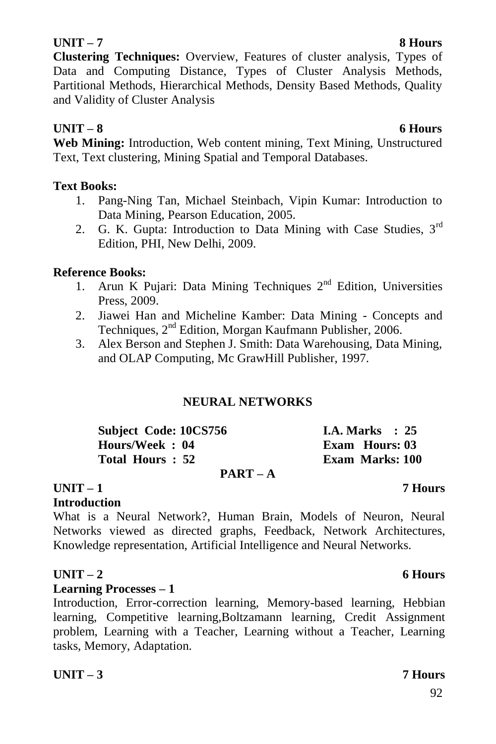**UNIT – 7** **8 Hours**

**Clustering Techniques:** Overview, Features of cluster analysis, Types of Data and Computing Distance, Types of Cluster Analysis Methods, Partitional Methods, Hierarchical Methods, Density Based Methods, Quality and Validity of Cluster Analysis

**UNIT – 8** **6 Hours**

**Web Mining:** Introduction, Web content mining, Text Mining, Unstructured Text, Text clustering, Mining Spatial and Temporal Databases.

**Text Books:**

1. Pang-Ning Tan, Michael Steinbach, Vipin Kumar: Introduction to Data Mining, Pearson Education, 2005.
2. G. K. Gupta: Introduction to Data Mining with Case Studies, 3rd Edition, PHI, New Delhi, 2009.

**Reference Books:**

1. Arun K Pujari: Data Mining Techniques 2nd Edition, Universities Press, 2009.
2. Jiawei Han and Micheline Kamber: Data Mining - Concepts and Techniques, 2nd Edition, Morgan Kaufmann Publisher, 2006.
3. Alex Berson and Stephen J. Smith: Data Warehousing, Data Mining, and OLAP Computing, Mc GrawHill Publisher, 1997.

## NEURAL NETWORKS

| | |
|---|---|
| **Subject Code: 10CS756** | **I.A. Marks : 25** |
| **Hours/Week : 04** | **Exam Hours: 03** |
| **Total Hours : 52** | **Exam Marks: 100** |

**PART – A**

**UNIT – 1** **7 Hours**

**Introduction**

What is a Neural Network?, Human Brain, Models of Neuron, Neural Networks viewed as directed graphs, Feedback, Network Architectures, Knowledge representation, Artificial Intelligence and Neural Networks.

**UNIT – 2** **6 Hours**

**Learning Processes – 1**

Introduction, Error-correction learning, Memory-based learning, Hebbian learning, Competitive learning,Boltzamann learning, Credit Assignment problem, Learning with a Teacher, Learning without a Teacher, Learning tasks, Memory, Adaptation.

**UNIT – 3** **7 Hours**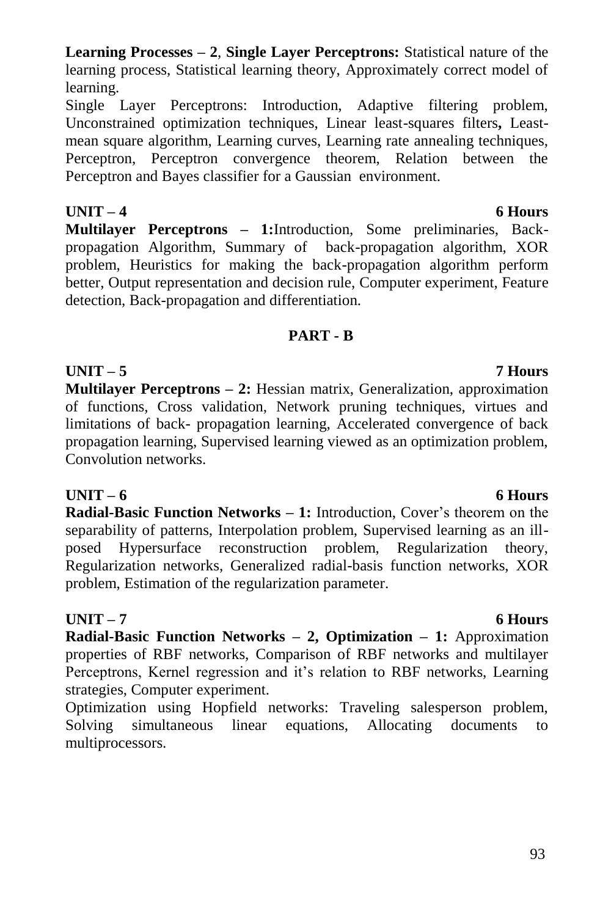**Learning Processes – 2**, **Single Layer Perceptrons:** Statistical nature of the learning process, Statistical learning theory, Approximately correct model of learning.

Single Layer Perceptrons: Introduction, Adaptive filtering problem, Unconstrained optimization techniques, Linear least-squares filters**,** Least-mean square algorithm, Learning curves, Learning rate annealing techniques, Perceptron, Perceptron convergence theorem, Relation between the Perceptron and Bayes classifier for a Gaussian environment.

**UNIT – 4** **6 Hours**

**Multilayer Perceptrons – 1:**Introduction, Some preliminaries, Back-propagation Algorithm, Summary of back-propagation algorithm, XOR problem, Heuristics for making the back-propagation algorithm perform better, Output representation and decision rule, Computer experiment, Feature detection, Back-propagation and differentiation.

## PART - B

**UNIT – 5** **7 Hours**

**Multilayer Perceptrons – 2:** Hessian matrix, Generalization, approximation of functions, Cross validation, Network pruning techniques, virtues and limitations of back- propagation learning, Accelerated convergence of back propagation learning, Supervised learning viewed as an optimization problem, Convolution networks.

**UNIT – 6** **6 Hours**

**Radial-Basic Function Networks – 1:** Introduction, Cover's theorem on the separability of patterns, Interpolation problem, Supervised learning as an ill-posed Hypersurface reconstruction problem, Regularization theory, Regularization networks, Generalized radial-basis function networks, XOR problem, Estimation of the regularization parameter.

**UNIT – 7** **6 Hours**

**Radial-Basic Function Networks – 2, Optimization – 1:** Approximation properties of RBF networks, Comparison of RBF networks and multilayer Perceptrons, Kernel regression and it's relation to RBF networks, Learning strategies, Computer experiment.

Optimization using Hopfield networks: Traveling salesperson problem, Solving simultaneous linear equations, Allocating documents to multiprocessors.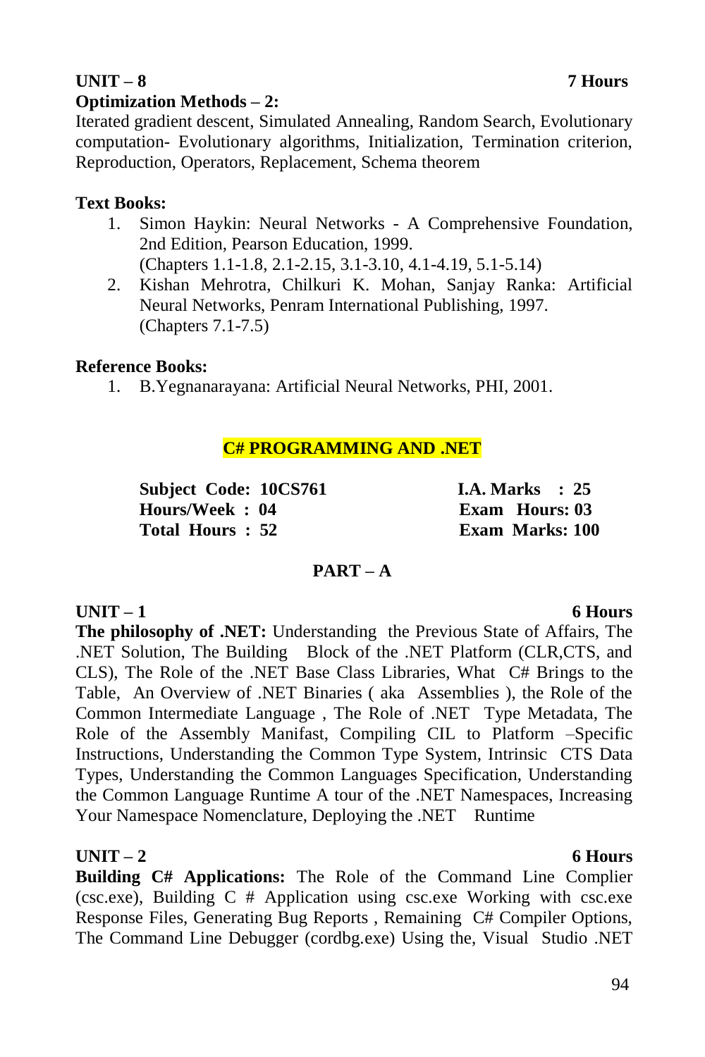**UNIT – 8** **7 Hours**

**Optimization Methods – 2:**

Iterated gradient descent, Simulated Annealing, Random Search, Evolutionary computation- Evolutionary algorithms, Initialization, Termination criterion, Reproduction, Operators, Replacement, Schema theorem

**Text Books:**

1. Simon Haykin: Neural Networks - A Comprehensive Foundation, 2nd Edition, Pearson Education, 1999.
   (Chapters 1.1-1.8, 2.1-2.15, 3.1-3.10, 4.1-4.19, 5.1-5.14)
2. Kishan Mehrotra, Chilkuri K. Mohan, Sanjay Ranka: Artificial Neural Networks, Penram International Publishing, 1997.
   (Chapters 7.1-7.5)

**Reference Books:**

1. B.Yegnanarayana: Artificial Neural Networks, PHI, 2001.

## C# PROGRAMMING AND .NET

| | |
|---|---|
| **Subject Code: 10CS761** | **I.A. Marks : 25** |
| **Hours/Week : 04** | **Exam Hours: 03** |
| **Total Hours : 52** | **Exam Marks: 100** |

### PART – A

**UNIT – 1** **6 Hours**

**The philosophy of .NET:** Understanding the Previous State of Affairs, The .NET Solution, The Building Block of the .NET Platform (CLR,CTS, and CLS), The Role of the .NET Base Class Libraries, What C# Brings to the Table, An Overview of .NET Binaries ( aka Assemblies ), the Role of the Common Intermediate Language , The Role of .NET Type Metadata, The Role of the Assembly Manifast, Compiling CIL to Platform –Specific Instructions, Understanding the Common Type System, Intrinsic CTS Data Types, Understanding the Common Languages Specification, Understanding the Common Language Runtime A tour of the .NET Namespaces, Increasing Your Namespace Nomenclature, Deploying the .NET Runtime

**UNIT – 2** **6 Hours**

**Building C# Applications:** The Role of the Command Line Complier (csc.exe), Building C # Application using csc.exe Working with csc.exe Response Files, Generating Bug Reports , Remaining C# Compiler Options, The Command Line Debugger (cordbg.exe) Using the, Visual Studio .NET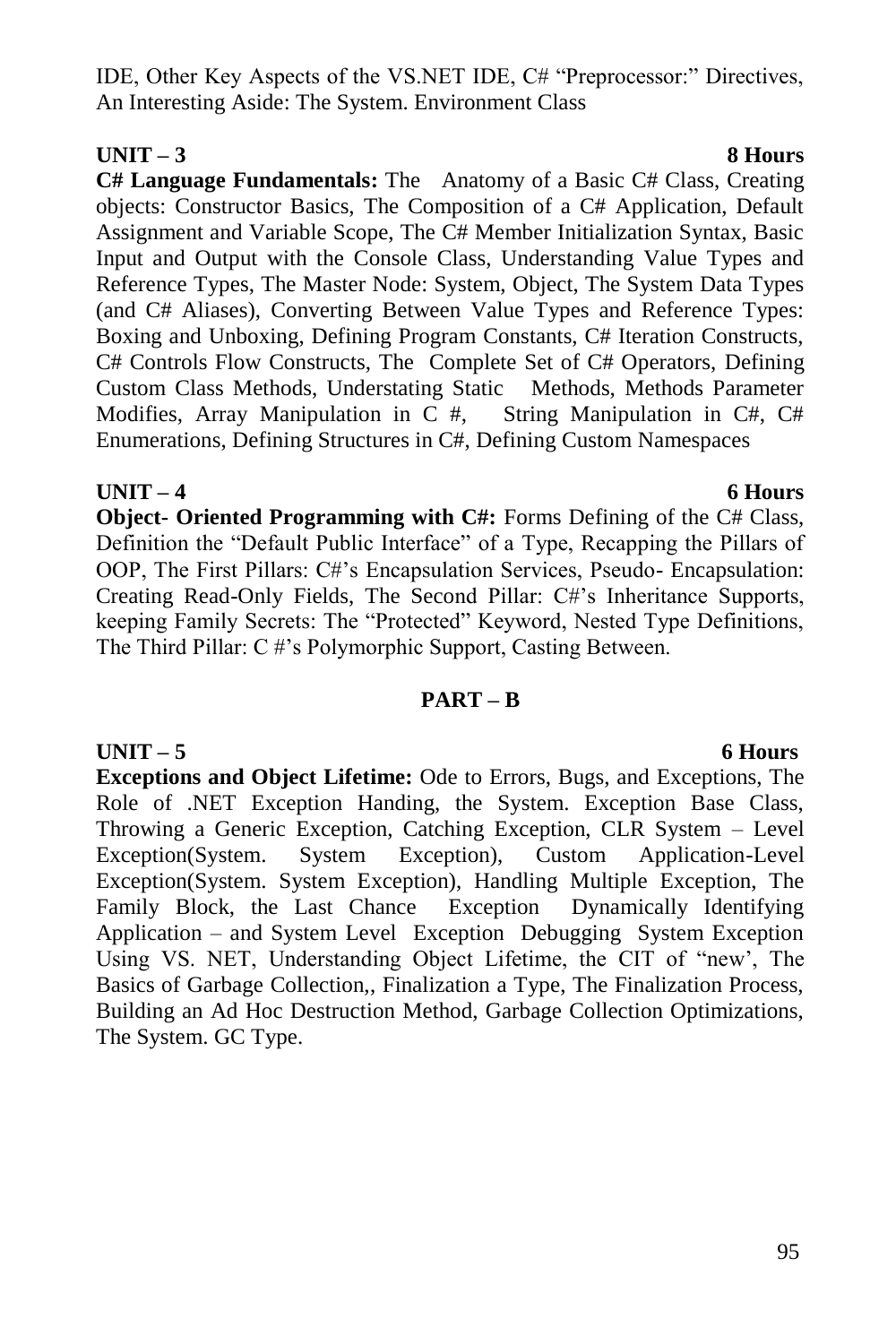IDE, Other Key Aspects of the VS.NET IDE, C# "Preprocessor:" Directives, An Interesting Aside: The System. Environment Class

**UNIT – 3** **8 Hours**

**C# Language Fundamentals:** The Anatomy of a Basic C# Class, Creating objects: Constructor Basics, The Composition of a C# Application, Default Assignment and Variable Scope, The C# Member Initialization Syntax, Basic Input and Output with the Console Class, Understanding Value Types and Reference Types, The Master Node: System, Object, The System Data Types (and C# Aliases), Converting Between Value Types and Reference Types: Boxing and Unboxing, Defining Program Constants, C# Iteration Constructs, C# Controls Flow Constructs, The Complete Set of C# Operators, Defining Custom Class Methods, Understating Static Methods, Methods Parameter Modifies, Array Manipulation in C #, String Manipulation in C#, C# Enumerations, Defining Structures in C#, Defining Custom Namespaces

**UNIT – 4** **6 Hours**

**Object- Oriented Programming with C#:** Forms Defining of the C# Class, Definition the "Default Public Interface" of a Type, Recapping the Pillars of OOP, The First Pillars: C#'s Encapsulation Services, Pseudo- Encapsulation: Creating Read-Only Fields, The Second Pillar: C#'s Inheritance Supports, keeping Family Secrets: The "Protected" Keyword, Nested Type Definitions, The Third Pillar: C #'s Polymorphic Support, Casting Between.

## PART – B

**UNIT – 5** **6 Hours**

**Exceptions and Object Lifetime:** Ode to Errors, Bugs, and Exceptions, The Role of .NET Exception Handing, the System. Exception Base Class, Throwing a Generic Exception, Catching Exception, CLR System – Level Exception(System. System Exception), Custom Application-Level Exception(System. System Exception), Handling Multiple Exception, The Family Block, the Last Chance Exception Dynamically Identifying Application – and System Level Exception Debugging System Exception Using VS. NET, Understanding Object Lifetime, the CIT of "new', The Basics of Garbage Collection,, Finalization a Type, The Finalization Process, Building an Ad Hoc Destruction Method, Garbage Collection Optimizations, The System. GC Type.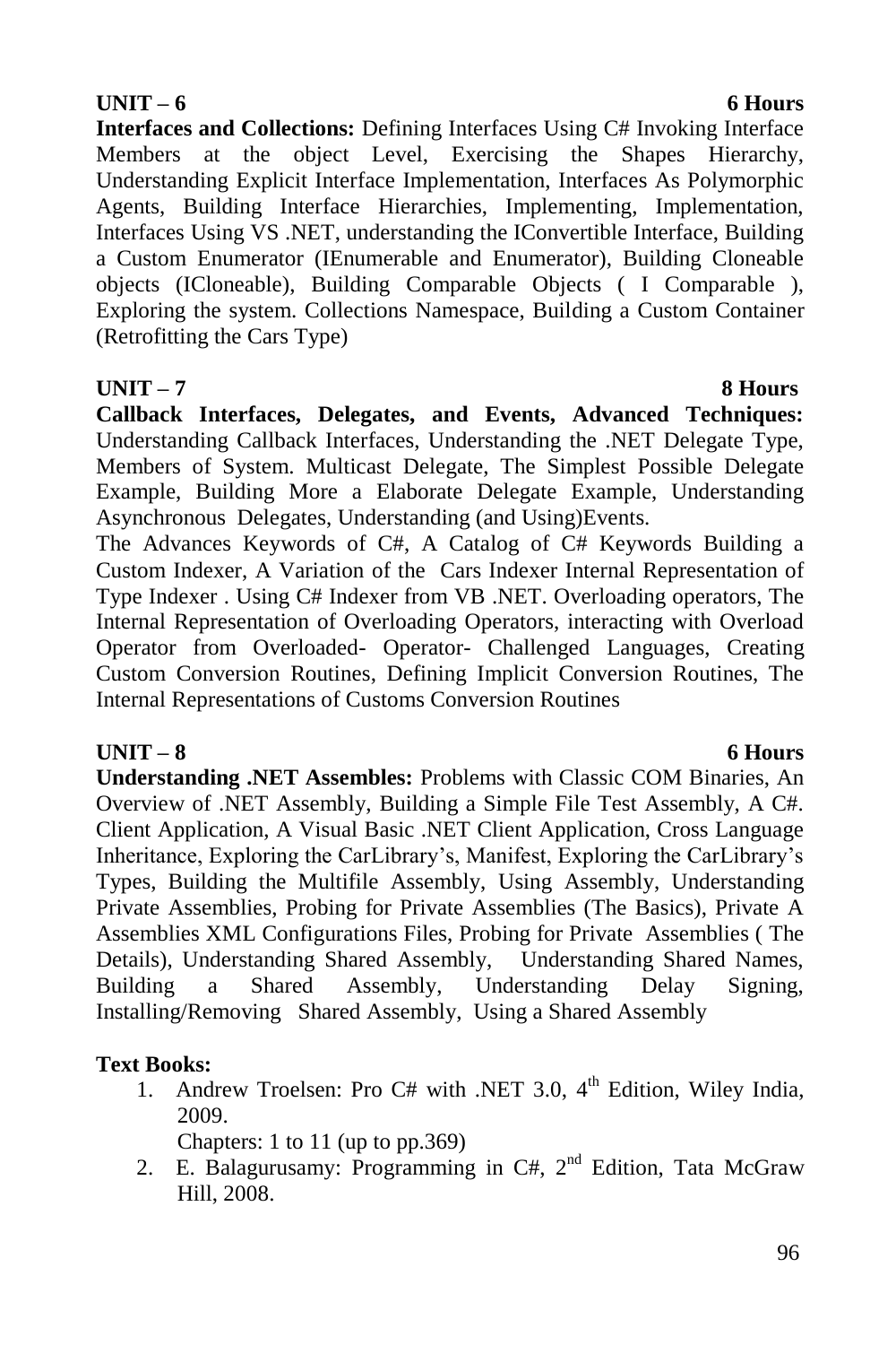**UNIT – 6** **6 Hours**

**Interfaces and Collections:** Defining Interfaces Using C# Invoking Interface Members at the object Level, Exercising the Shapes Hierarchy, Understanding Explicit Interface Implementation, Interfaces As Polymorphic Agents, Building Interface Hierarchies, Implementing, Implementation, Interfaces Using VS .NET, understanding the IConvertible Interface, Building a Custom Enumerator (IEnumerable and Enumerator), Building Cloneable objects (ICloneable), Building Comparable Objects ( I Comparable ), Exploring the system. Collections Namespace, Building a Custom Container (Retrofitting the Cars Type)

**UNIT – 7** **8 Hours**

**Callback Interfaces, Delegates, and Events, Advanced Techniques:** Understanding Callback Interfaces, Understanding the .NET Delegate Type, Members of System. Multicast Delegate, The Simplest Possible Delegate Example, Building More a Elaborate Delegate Example, Understanding Asynchronous Delegates, Understanding (and Using)Events.

The Advances Keywords of C#, A Catalog of C# Keywords Building a Custom Indexer, A Variation of the Cars Indexer Internal Representation of Type Indexer . Using C# Indexer from VB .NET. Overloading operators, The Internal Representation of Overloading Operators, interacting with Overload Operator from Overloaded- Operator- Challenged Languages, Creating Custom Conversion Routines, Defining Implicit Conversion Routines, The Internal Representations of Customs Conversion Routines

**UNIT – 8** **6 Hours**

**Understanding .NET Assembles:** Problems with Classic COM Binaries, An Overview of .NET Assembly, Building a Simple File Test Assembly, A C#. Client Application, A Visual Basic .NET Client Application, Cross Language Inheritance, Exploring the CarLibrary's, Manifest, Exploring the CarLibrary's Types, Building the Multifile Assembly, Using Assembly, Understanding Private Assemblies, Probing for Private Assemblies (The Basics), Private A Assemblies XML Configurations Files, Probing for Private Assemblies ( The Details), Understanding Shared Assembly, Understanding Shared Names, Building a Shared Assembly, Understanding Delay Signing, Installing/Removing Shared Assembly, Using a Shared Assembly

**Text Books:**

1. Andrew Troelsen: Pro C# with .NET 3.0, 4th Edition, Wiley India, 2009.
   Chapters: 1 to 11 (up to pp.369)
2. E. Balagurusamy: Programming in C#, 2nd Edition, Tata McGraw Hill, 2008.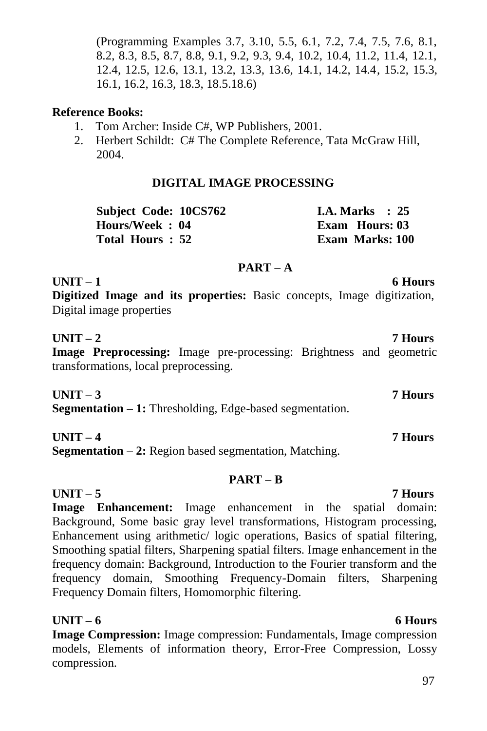(Programming Examples 3.7, 3.10, 5.5, 6.1, 7.2, 7.4, 7.5, 7.6, 8.1, 8.2, 8.3, 8.5, 8.7, 8.8, 9.1, 9.2, 9.3, 9.4, 10.2, 10.4, 11.2, 11.4, 12.1, 12.4, 12.5, 12.6, 13.1, 13.2, 13.3, 13.6, 14.1, 14.2, 14.4, 15.2, 15.3, 16.1, 16.2, 16.3, 18.3, 18.5.18.6)

**Reference Books:**

1. Tom Archer: Inside C#, WP Publishers, 2001.
2. Herbert Schildt: C# The Complete Reference, Tata McGraw Hill, 2004.

## DIGITAL IMAGE PROCESSING

| | |
|---|---|
| **Subject Code: 10CS762** | **I.A. Marks : 25** |
| **Hours/Week : 04** | **Exam Hours: 03** |
| **Total Hours : 52** | **Exam Marks: 100** |

### PART – A

**UNIT – 1** **6 Hours**

**Digitized Image and its properties:** Basic concepts, Image digitization, Digital image properties

**UNIT – 2** **7 Hours**

**Image Preprocessing:** Image pre-processing: Brightness and geometric transformations, local preprocessing.

**UNIT – 3** **7 Hours**

**Segmentation – 1:** Thresholding, Edge-based segmentation.

**UNIT – 4** **7 Hours**

**Segmentation – 2:** Region based segmentation, Matching.

### PART – B

**UNIT – 5** **7 Hours**

**Image Enhancement:** Image enhancement in the spatial domain: Background, Some basic gray level transformations, Histogram processing, Enhancement using arithmetic/ logic operations, Basics of spatial filtering, Smoothing spatial filters, Sharpening spatial filters. Image enhancement in the frequency domain: Background, Introduction to the Fourier transform and the frequency domain, Smoothing Frequency-Domain filters, Sharpening Frequency Domain filters, Homomorphic filtering.

**UNIT – 6** **6 Hours**

**Image Compression:** Image compression: Fundamentals, Image compression models, Elements of information theory, Error-Free Compression, Lossy compression.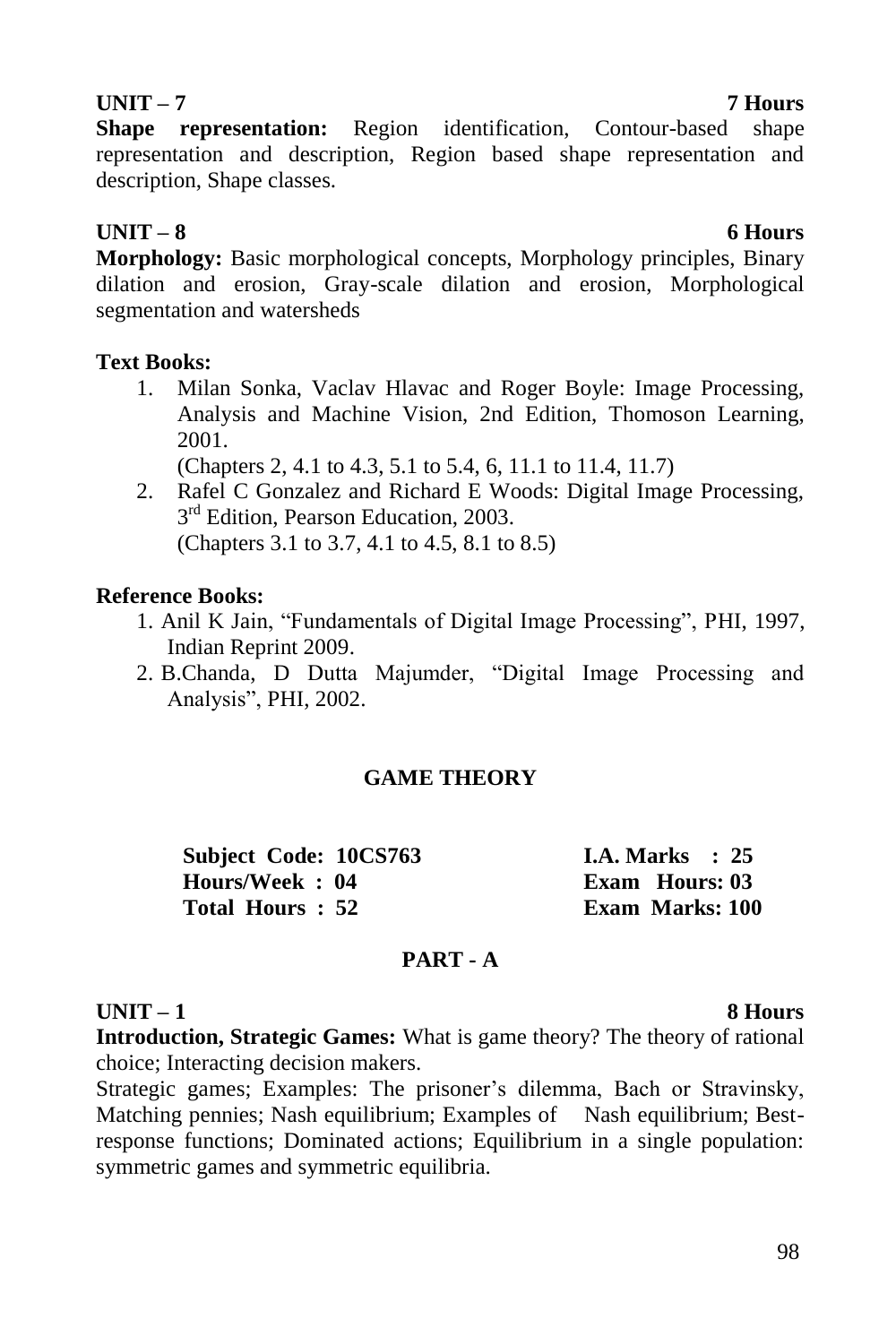**UNIT – 7 7 Hours**

**Shape representation:** Region identification, Contour-based shape representation and description, Region based shape representation and description, Shape classes.

**UNIT – 8 6 Hours**

**Morphology:** Basic morphological concepts, Morphology principles, Binary dilation and erosion, Gray-scale dilation and erosion, Morphological segmentation and watersheds

**Text Books:**

1. Milan Sonka, Vaclav Hlavac and Roger Boyle: Image Processing, Analysis and Machine Vision, 2nd Edition, Thomoson Learning, 2001.
   (Chapters 2, 4.1 to 4.3, 5.1 to 5.4, 6, 11.1 to 11.4, 11.7)
2. Rafel C Gonzalez and Richard E Woods: Digital Image Processing, 3rd Edition, Pearson Education, 2003.
   (Chapters 3.1 to 3.7, 4.1 to 4.5, 8.1 to 8.5)

**Reference Books:**

1. Anil K Jain, "Fundamentals of Digital Image Processing", PHI, 1997, Indian Reprint 2009.
2. B.Chanda, D Dutta Majumder, "Digital Image Processing and Analysis", PHI, 2002.

## GAME THEORY

| | |
|---|---|
| **Subject Code: 10CS763** | **I.A. Marks : 25** |
| **Hours/Week : 04** | **Exam Hours: 03** |
| **Total Hours : 52** | **Exam Marks: 100** |

### PART - A

**UNIT – 1 8 Hours**

**Introduction, Strategic Games:** What is game theory? The theory of rational choice; Interacting decision makers.

Strategic games; Examples: The prisoner's dilemma, Bach or Stravinsky, Matching pennies; Nash equilibrium; Examples of Nash equilibrium; Best-response functions; Dominated actions; Equilibrium in a single population: symmetric games and symmetric equilibria.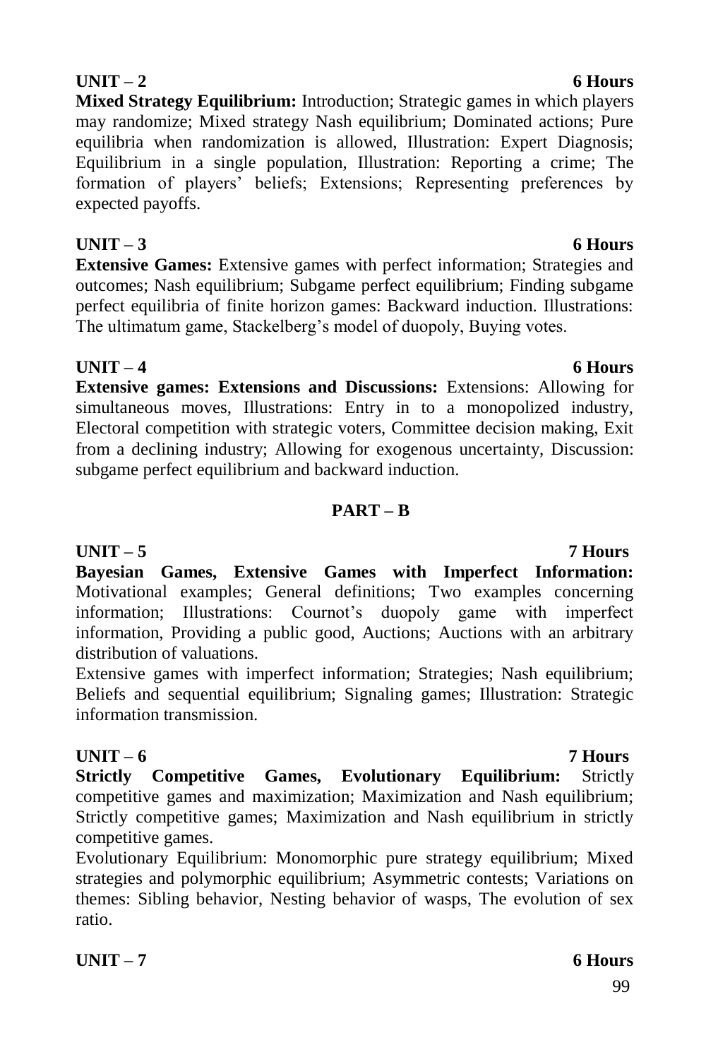**UNIT – 2 6 Hours**

**Mixed Strategy Equilibrium:** Introduction; Strategic games in which players may randomize; Mixed strategy Nash equilibrium; Dominated actions; Pure equilibria when randomization is allowed, Illustration: Expert Diagnosis; Equilibrium in a single population, Illustration: Reporting a crime; The formation of players' beliefs; Extensions; Representing preferences by expected payoffs.

**UNIT – 3 6 Hours**

**Extensive Games:** Extensive games with perfect information; Strategies and outcomes; Nash equilibrium; Subgame perfect equilibrium; Finding subgame perfect equilibria of finite horizon games: Backward induction. Illustrations: The ultimatum game, Stackelberg's model of duopoly, Buying votes.

**UNIT – 4 6 Hours**

**Extensive games: Extensions and Discussions:** Extensions: Allowing for simultaneous moves, Illustrations: Entry in to a monopolized industry, Electoral competition with strategic voters, Committee decision making, Exit from a declining industry; Allowing for exogenous uncertainty, Discussion: subgame perfect equilibrium and backward induction.

## PART – B

**UNIT – 5 7 Hours**

**Bayesian Games, Extensive Games with Imperfect Information:** Motivational examples; General definitions; Two examples concerning information; Illustrations: Cournot's duopoly game with imperfect information, Providing a public good, Auctions; Auctions with an arbitrary distribution of valuations.

Extensive games with imperfect information; Strategies; Nash equilibrium; Beliefs and sequential equilibrium; Signaling games; Illustration: Strategic information transmission.

**UNIT – 6 7 Hours**

**Strictly Competitive Games, Evolutionary Equilibrium:** Strictly competitive games and maximization; Maximization and Nash equilibrium; Strictly competitive games; Maximization and Nash equilibrium in strictly competitive games.

Evolutionary Equilibrium: Monomorphic pure strategy equilibrium; Mixed strategies and polymorphic equilibrium; Asymmetric contests; Variations on themes: Sibling behavior, Nesting behavior of wasps, The evolution of sex ratio.

**UNIT – 7 6 Hours**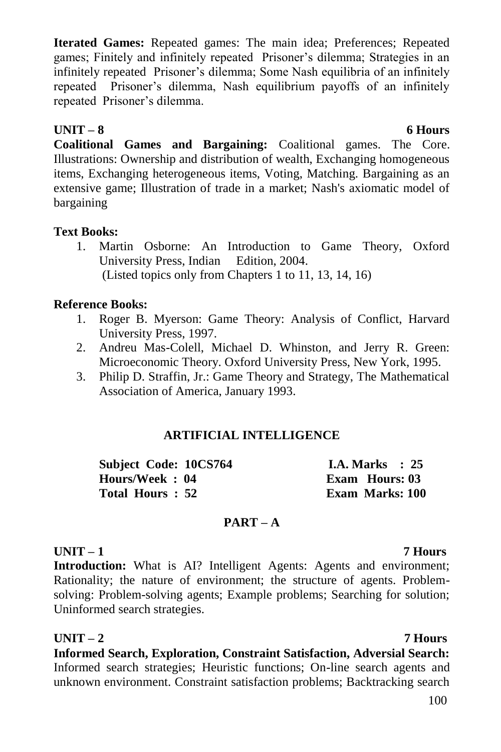**Iterated Games:** Repeated games: The main idea; Preferences; Repeated games; Finitely and infinitely repeated Prisoner's dilemma; Strategies in an infinitely repeated Prisoner's dilemma; Some Nash equilibria of an infinitely repeated Prisoner's dilemma, Nash equilibrium payoffs of an infinitely repeated Prisoner's dilemma.

**UNIT – 8 6 Hours**

**Coalitional Games and Bargaining:** Coalitional games. The Core. Illustrations: Ownership and distribution of wealth, Exchanging homogeneous items, Exchanging heterogeneous items, Voting, Matching. Bargaining as an extensive game; Illustration of trade in a market; Nash's axiomatic model of bargaining

**Text Books:**

1. Martin Osborne: An Introduction to Game Theory, Oxford University Press, Indian Edition, 2004.
 (Listed topics only from Chapters 1 to 11, 13, 14, 16)

**Reference Books:**

1. Roger B. Myerson: Game Theory: Analysis of Conflict, Harvard University Press, 1997.
2. Andreu Mas-Colell, Michael D. Whinston, and Jerry R. Green: Microeconomic Theory. Oxford University Press, New York, 1995.
3. Philip D. Straffin, Jr.: Game Theory and Strategy, The Mathematical Association of America, January 1993.

## ARTIFICIAL INTELLIGENCE

| | |
|---|---|
| **Subject Code: 10CS764** | **I.A. Marks : 25** |
| **Hours/Week : 04** | **Exam Hours: 03** |
| **Total Hours : 52** | **Exam Marks: 100** |

### PART – A

**UNIT – 1 7 Hours**

**Introduction:** What is AI? Intelligent Agents: Agents and environment; Rationality; the nature of environment; the structure of agents. Problem-solving: Problem-solving agents; Example problems; Searching for solution; Uninformed search strategies.

**UNIT – 2 7 Hours**

**Informed Search, Exploration, Constraint Satisfaction, Adversial Search:** Informed search strategies; Heuristic functions; On-line search agents and unknown environment. Constraint satisfaction problems; Backtracking search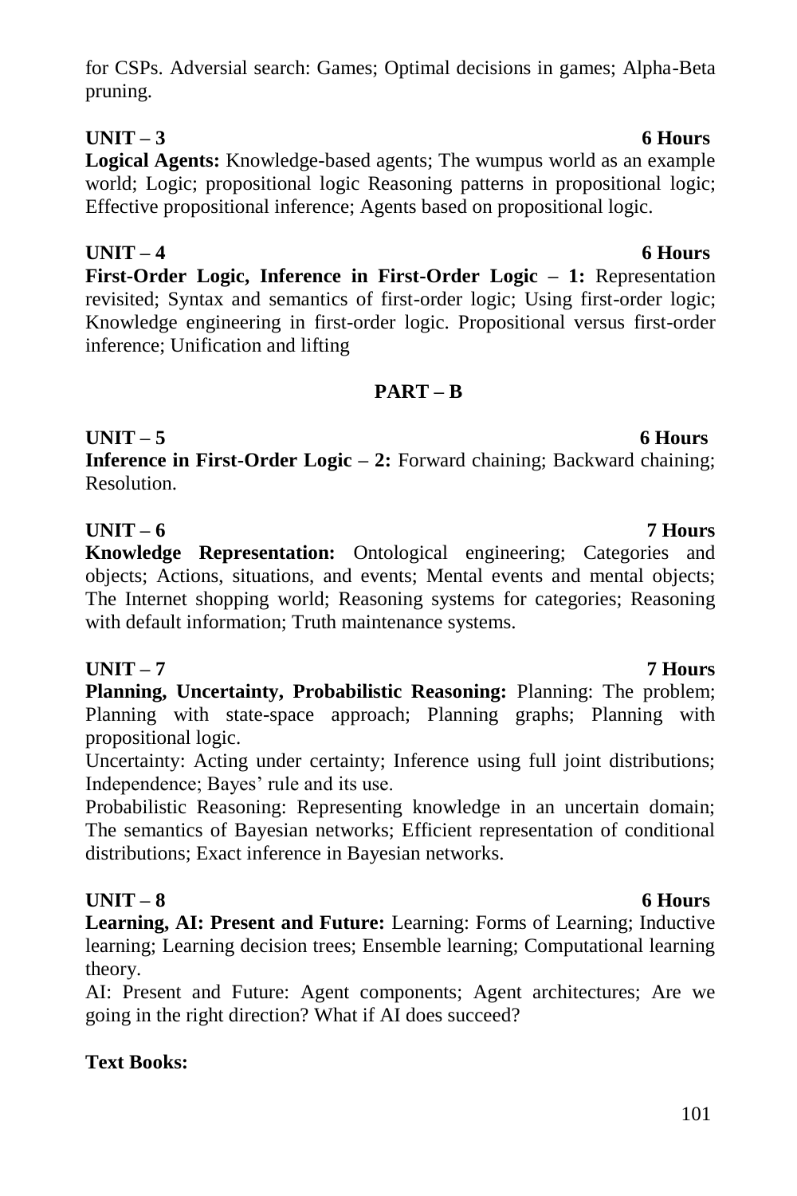for CSPs. Adversial search: Games; Optimal decisions in games; Alpha-Beta pruning.

**UNIT – 3 6 Hours**

**Logical Agents:** Knowledge-based agents; The wumpus world as an example world; Logic; propositional logic Reasoning patterns in propositional logic; Effective propositional inference; Agents based on propositional logic.

**UNIT – 4 6 Hours**

**First-Order Logic, Inference in First-Order Logic – 1:** Representation revisited; Syntax and semantics of first-order logic; Using first-order logic; Knowledge engineering in first-order logic. Propositional versus first-order inference; Unification and lifting

## PART – B

**UNIT – 5 6 Hours**

**Inference in First-Order Logic – 2:** Forward chaining; Backward chaining; Resolution.

**UNIT – 6 7 Hours**

**Knowledge Representation:** Ontological engineering; Categories and objects; Actions, situations, and events; Mental events and mental objects; The Internet shopping world; Reasoning systems for categories; Reasoning with default information; Truth maintenance systems.

**UNIT – 7 7 Hours**

**Planning, Uncertainty, Probabilistic Reasoning:** Planning: The problem; Planning with state-space approach; Planning graphs; Planning with propositional logic.

Uncertainty: Acting under certainty; Inference using full joint distributions; Independence; Bayes' rule and its use.

Probabilistic Reasoning: Representing knowledge in an uncertain domain; The semantics of Bayesian networks; Efficient representation of conditional distributions; Exact inference in Bayesian networks.

**UNIT – 8 6 Hours**

**Learning, AI: Present and Future:** Learning: Forms of Learning; Inductive learning; Learning decision trees; Ensemble learning; Computational learning theory.

AI: Present and Future: Agent components; Agent architectures; Are we going in the right direction? What if AI does succeed?

**Text Books:**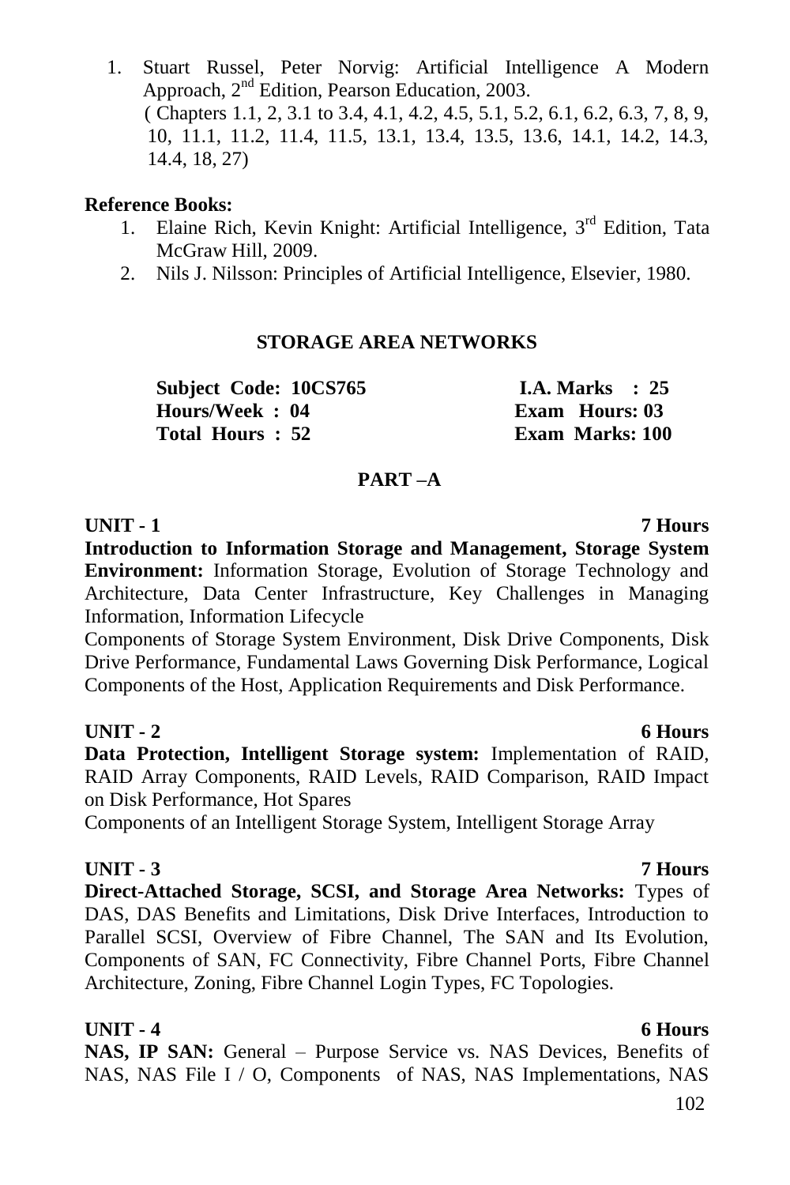1. Stuart Russel, Peter Norvig: Artificial Intelligence A Modern Approach, 2nd Edition, Pearson Education, 2003.
   ( Chapters 1.1, 2, 3.1 to 3.4, 4.1, 4.2, 4.5, 5.1, 5.2, 6.1, 6.2, 6.3, 7, 8, 9, 10, 11.1, 11.2, 11.4, 11.5, 13.1, 13.4, 13.5, 13.6, 14.1, 14.2, 14.3, 14.4, 18, 27)

**Reference Books:**

1. Elaine Rich, Kevin Knight: Artificial Intelligence, 3rd Edition, Tata McGraw Hill, 2009.
2. Nils J. Nilsson: Principles of Artificial Intelligence, Elsevier, 1980.

## STORAGE AREA NETWORKS

| | |
|---|---|
| **Subject Code: 10CS765** | **I.A. Marks : 25** |
| **Hours/Week : 04** | **Exam Hours: 03** |
| **Total Hours : 52** | **Exam Marks: 100** |

### PART –A

**UNIT - 1** **7 Hours**

**Introduction to Information Storage and Management, Storage System Environment:** Information Storage, Evolution of Storage Technology and Architecture, Data Center Infrastructure, Key Challenges in Managing Information, Information Lifecycle

Components of Storage System Environment, Disk Drive Components, Disk Drive Performance, Fundamental Laws Governing Disk Performance, Logical Components of the Host, Application Requirements and Disk Performance.

**UNIT - 2** **6 Hours**

**Data Protection, Intelligent Storage system:** Implementation of RAID, RAID Array Components, RAID Levels, RAID Comparison, RAID Impact on Disk Performance, Hot Spares

Components of an Intelligent Storage System, Intelligent Storage Array

**UNIT - 3** **7 Hours**

**Direct-Attached Storage, SCSI, and Storage Area Networks:** Types of DAS, DAS Benefits and Limitations, Disk Drive Interfaces, Introduction to Parallel SCSI, Overview of Fibre Channel, The SAN and Its Evolution, Components of SAN, FC Connectivity, Fibre Channel Ports, Fibre Channel Architecture, Zoning, Fibre Channel Login Types, FC Topologies.

**UNIT - 4** **6 Hours**

**NAS, IP SAN:** General – Purpose Service vs. NAS Devices, Benefits of NAS, NAS File I / O, Components of NAS, NAS Implementations, NAS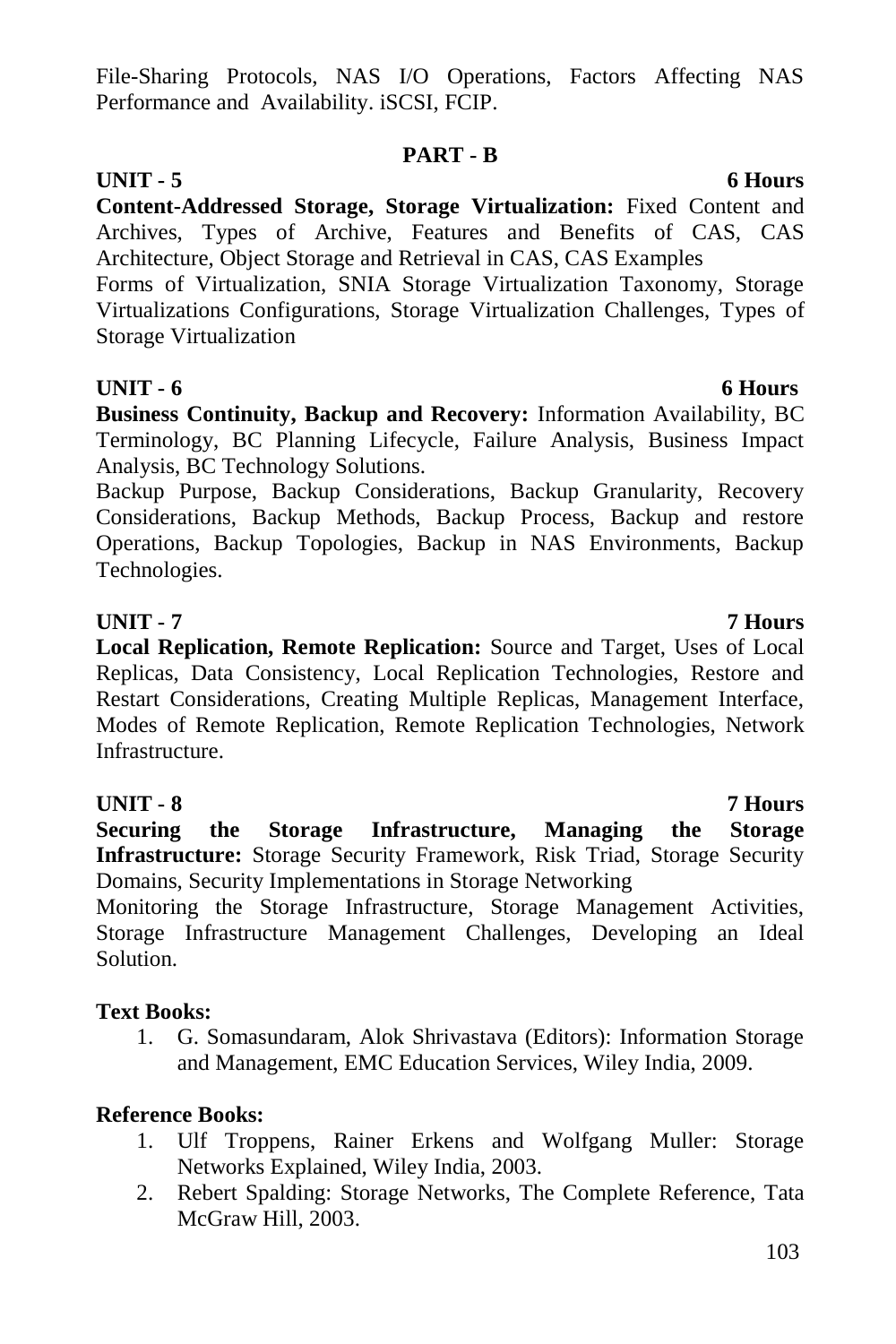File-Sharing Protocols, NAS I/O Operations, Factors Affecting NAS Performance and Availability. iSCSI, FCIP.

## PART - B

**UNIT - 5** **6 Hours**

**Content-Addressed Storage, Storage Virtualization:** Fixed Content and Archives, Types of Archive, Features and Benefits of CAS, CAS Architecture, Object Storage and Retrieval in CAS, CAS Examples

Forms of Virtualization, SNIA Storage Virtualization Taxonomy, Storage Virtualizations Configurations, Storage Virtualization Challenges, Types of Storage Virtualization

**UNIT - 6** **6 Hours**

**Business Continuity, Backup and Recovery:** Information Availability, BC Terminology, BC Planning Lifecycle, Failure Analysis, Business Impact Analysis, BC Technology Solutions.

Backup Purpose, Backup Considerations, Backup Granularity, Recovery Considerations, Backup Methods, Backup Process, Backup and restore Operations, Backup Topologies, Backup in NAS Environments, Backup Technologies.

**UNIT - 7** **7 Hours**

**Local Replication, Remote Replication:** Source and Target, Uses of Local Replicas, Data Consistency, Local Replication Technologies, Restore and Restart Considerations, Creating Multiple Replicas, Management Interface, Modes of Remote Replication, Remote Replication Technologies, Network Infrastructure.

**UNIT - 8** **7 Hours**

**Securing the Storage Infrastructure, Managing the Storage Infrastructure:** Storage Security Framework, Risk Triad, Storage Security Domains, Security Implementations in Storage Networking

Monitoring the Storage Infrastructure, Storage Management Activities, Storage Infrastructure Management Challenges, Developing an Ideal Solution.

**Text Books:**

1. G. Somasundaram, Alok Shrivastava (Editors): Information Storage and Management, EMC Education Services, Wiley India, 2009.

**Reference Books:**

1. Ulf Troppens, Rainer Erkens and Wolfgang Muller: Storage Networks Explained, Wiley India, 2003.
2. Rebert Spalding: Storage Networks, The Complete Reference, Tata McGraw Hill, 2003.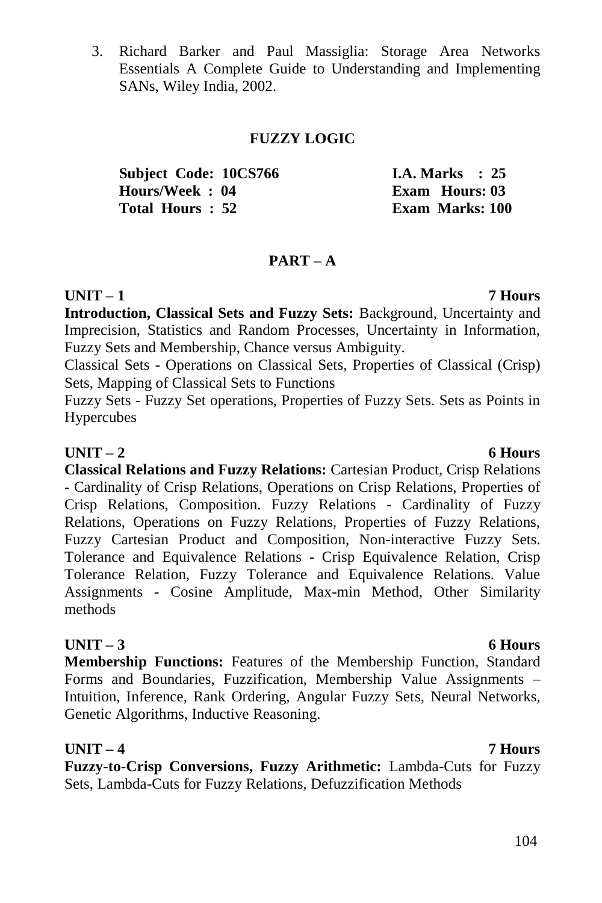3. Richard Barker and Paul Massiglia: Storage Area Networks Essentials A Complete Guide to Understanding and Implementing SANs, Wiley India, 2002.

## FUZZY LOGIC

| | |
|---|---|
| **Subject Code: 10CS766** | **I.A. Marks : 25** |
| **Hours/Week : 04** | **Exam Hours: 03** |
| **Total Hours : 52** | **Exam Marks: 100** |

### PART – A

**UNIT – 1** **7 Hours**

**Introduction, Classical Sets and Fuzzy Sets:** Background, Uncertainty and Imprecision, Statistics and Random Processes, Uncertainty in Information, Fuzzy Sets and Membership, Chance versus Ambiguity.

Classical Sets - Operations on Classical Sets, Properties of Classical (Crisp) Sets, Mapping of Classical Sets to Functions

Fuzzy Sets - Fuzzy Set operations, Properties of Fuzzy Sets. Sets as Points in Hypercubes

**UNIT – 2** **6 Hours**

**Classical Relations and Fuzzy Relations:** Cartesian Product, Crisp Relations - Cardinality of Crisp Relations, Operations on Crisp Relations, Properties of Crisp Relations, Composition. Fuzzy Relations - Cardinality of Fuzzy Relations, Operations on Fuzzy Relations, Properties of Fuzzy Relations, Fuzzy Cartesian Product and Composition, Non-interactive Fuzzy Sets. Tolerance and Equivalence Relations - Crisp Equivalence Relation, Crisp Tolerance Relation, Fuzzy Tolerance and Equivalence Relations. Value Assignments - Cosine Amplitude, Max-min Method, Other Similarity methods

**UNIT – 3** **6 Hours**

**Membership Functions:** Features of the Membership Function, Standard Forms and Boundaries, Fuzzification, Membership Value Assignments – Intuition, Inference, Rank Ordering, Angular Fuzzy Sets, Neural Networks, Genetic Algorithms, Inductive Reasoning.

**UNIT – 4** **7 Hours**

**Fuzzy-to-Crisp Conversions, Fuzzy Arithmetic:** Lambda-Cuts for Fuzzy Sets, Lambda-Cuts for Fuzzy Relations, Defuzzification Methods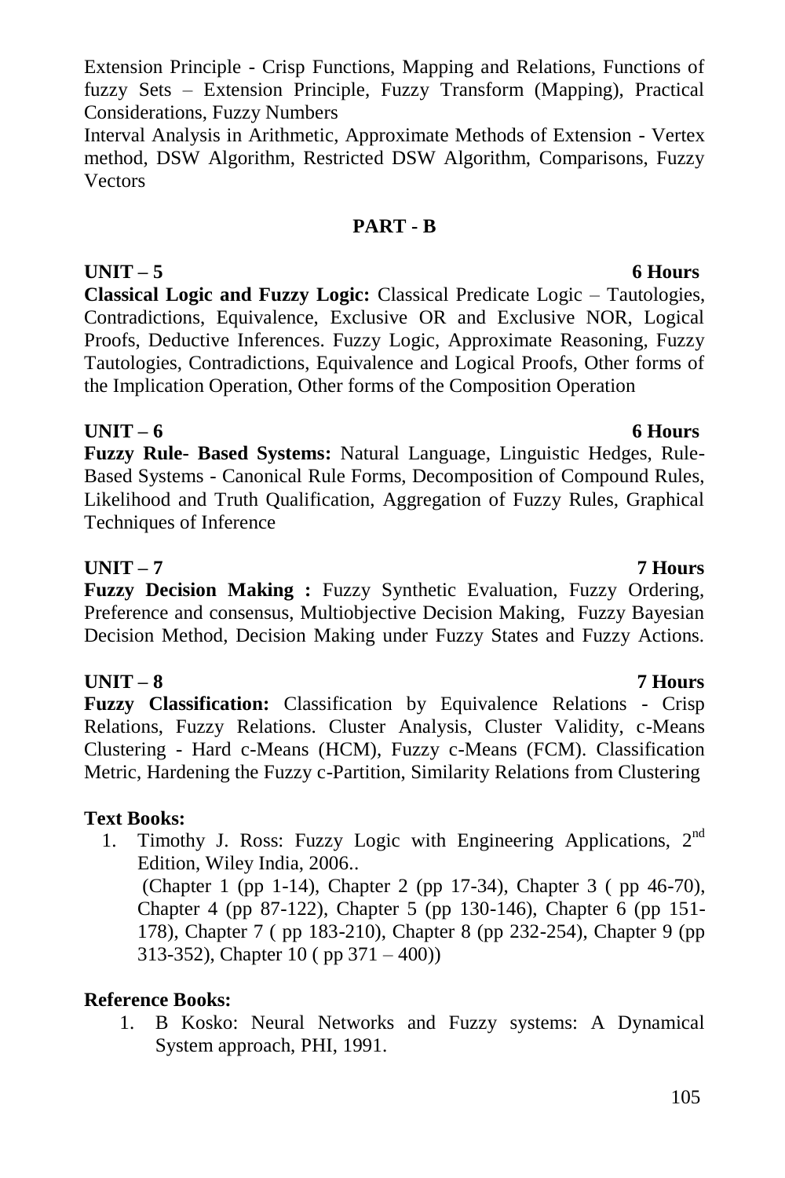Extension Principle - Crisp Functions, Mapping and Relations, Functions of fuzzy Sets – Extension Principle, Fuzzy Transform (Mapping), Practical Considerations, Fuzzy Numbers

Interval Analysis in Arithmetic, Approximate Methods of Extension - Vertex method, DSW Algorithm, Restricted DSW Algorithm, Comparisons, Fuzzy Vectors

## PART - B

**UNIT – 5** **6 Hours**

**Classical Logic and Fuzzy Logic:** Classical Predicate Logic – Tautologies, Contradictions, Equivalence, Exclusive OR and Exclusive NOR, Logical Proofs, Deductive Inferences. Fuzzy Logic, Approximate Reasoning, Fuzzy Tautologies, Contradictions, Equivalence and Logical Proofs, Other forms of the Implication Operation, Other forms of the Composition Operation

**UNIT – 6** **6 Hours**

**Fuzzy Rule- Based Systems:** Natural Language, Linguistic Hedges, Rule-Based Systems - Canonical Rule Forms, Decomposition of Compound Rules, Likelihood and Truth Qualification, Aggregation of Fuzzy Rules, Graphical Techniques of Inference

**UNIT – 7** **7 Hours**

**Fuzzy Decision Making :** Fuzzy Synthetic Evaluation, Fuzzy Ordering, Preference and consensus, Multiobjective Decision Making, Fuzzy Bayesian Decision Method, Decision Making under Fuzzy States and Fuzzy Actions.

**UNIT – 8** **7 Hours**

**Fuzzy Classification:** Classification by Equivalence Relations - Crisp Relations, Fuzzy Relations. Cluster Analysis, Cluster Validity, c-Means Clustering - Hard c-Means (HCM), Fuzzy c-Means (FCM). Classification Metric, Hardening the Fuzzy c-Partition, Similarity Relations from Clustering

**Text Books:**

1. Timothy J. Ross: Fuzzy Logic with Engineering Applications, 2nd Edition, Wiley India, 2006..
   (Chapter 1 (pp 1-14), Chapter 2 (pp 17-34), Chapter 3 ( pp 46-70), Chapter 4 (pp 87-122), Chapter 5 (pp 130-146), Chapter 6 (pp 151-178), Chapter 7 ( pp 183-210), Chapter 8 (pp 232-254), Chapter 9 (pp 313-352), Chapter 10 ( pp 371 – 400))

**Reference Books:**

1. B Kosko: Neural Networks and Fuzzy systems: A Dynamical System approach, PHI, 1991.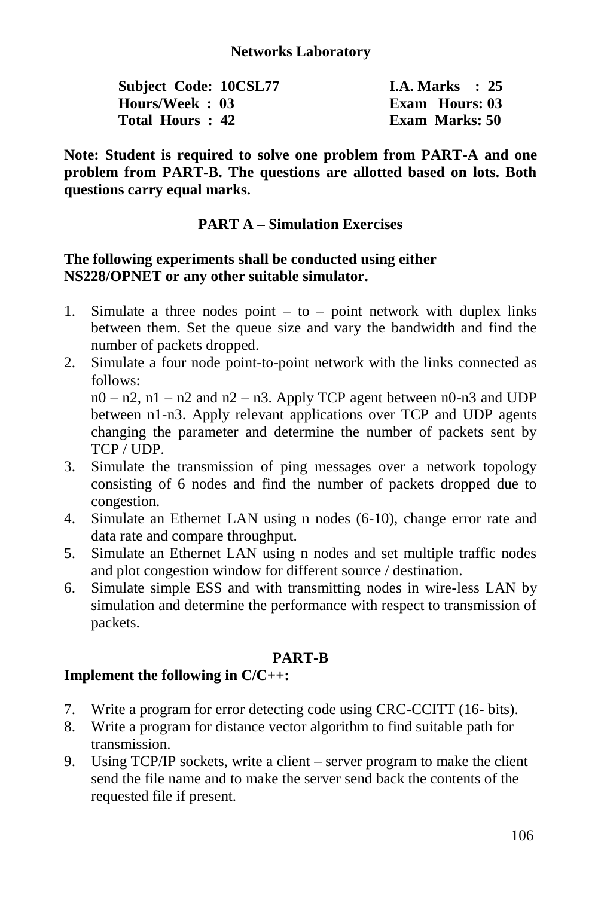# Networks Laboratory

| | |
|---|---|
| **Subject Code: 10CSL77** | **I.A. Marks : 25** |
| **Hours/Week : 03** | **Exam Hours: 03** |
| **Total Hours : 42** | **Exam Marks: 50** |

**Note: Student is required to solve one problem from PART-A and one problem from PART-B. The questions are allotted based on lots. Both questions carry equal marks.**

## PART A – Simulation Exercises

**The following experiments shall be conducted using either NS228/OPNET or any other suitable simulator.**

1. Simulate a three nodes point – to – point network with duplex links between them. Set the queue size and vary the bandwidth and find the number of packets dropped.
2. Simulate a four node point-to-point network with the links connected as follows:
   n0 – n2, n1 – n2 and n2 – n3. Apply TCP agent between n0-n3 and UDP between n1-n3. Apply relevant applications over TCP and UDP agents changing the parameter and determine the number of packets sent by TCP / UDP.
3. Simulate the transmission of ping messages over a network topology consisting of 6 nodes and find the number of packets dropped due to congestion.
4. Simulate an Ethernet LAN using n nodes (6-10), change error rate and data rate and compare throughput.
5. Simulate an Ethernet LAN using n nodes and set multiple traffic nodes and plot congestion window for different source / destination.
6. Simulate simple ESS and with transmitting nodes in wire-less LAN by simulation and determine the performance with respect to transmission of packets.

## PART-B

**Implement the following in C/C++:**

7. Write a program for error detecting code using CRC-CCITT (16- bits).
8. Write a program for distance vector algorithm to find suitable path for transmission.
9. Using TCP/IP sockets, write a client – server program to make the client send the file name and to make the server send back the contents of the requested file if present.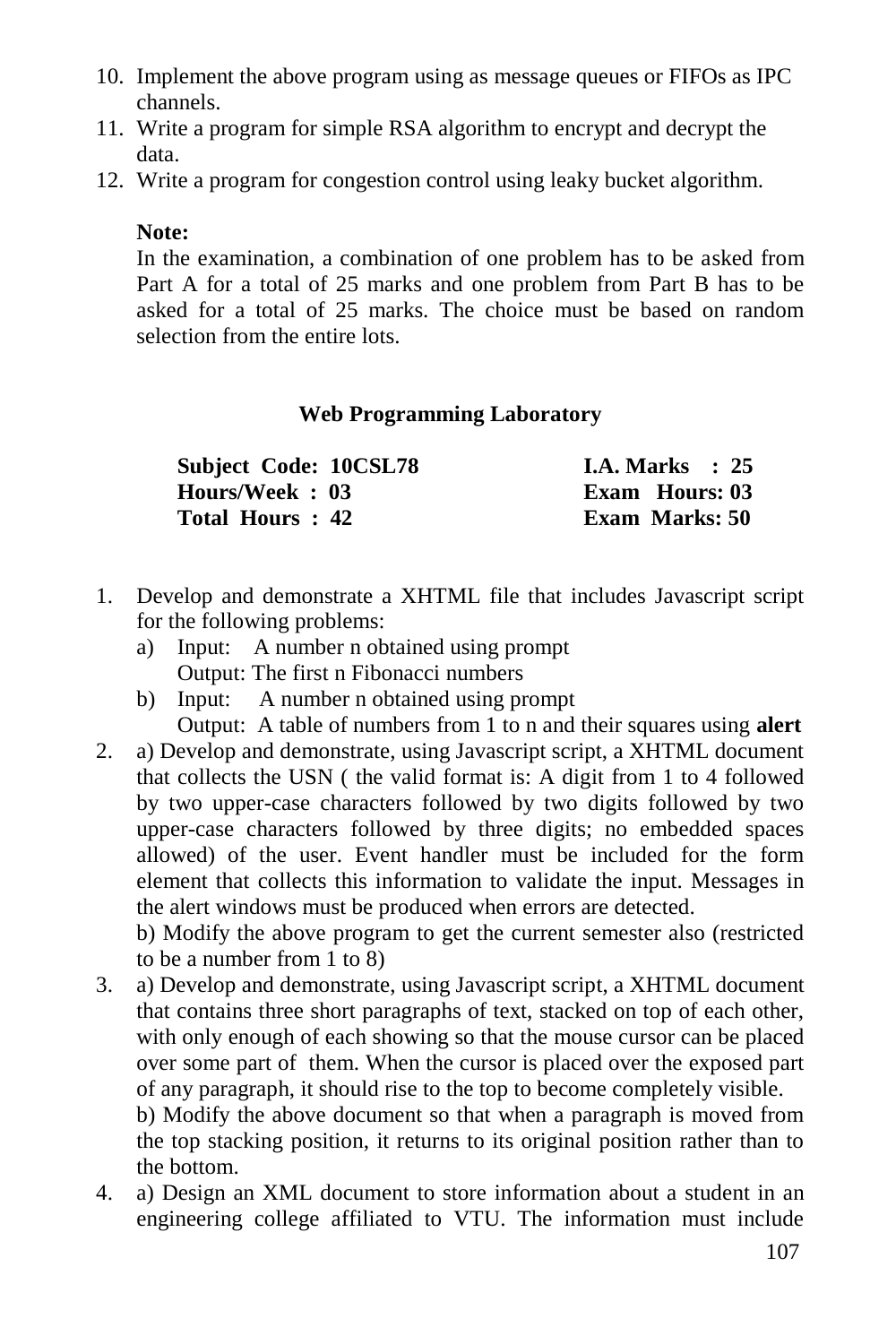10. Implement the above program using as message queues or FIFOs as IPC channels.
11. Write a program for simple RSA algorithm to encrypt and decrypt the data.
12. Write a program for congestion control using leaky bucket algorithm.

**Note:**
In the examination, a combination of one problem has to be asked from Part A for a total of 25 marks and one problem from Part B has to be asked for a total of 25 marks. The choice must be based on random selection from the entire lots.

## Web Programming Laboratory

| | |
|---|---|
| **Subject Code: 10CSL78** | **I.A. Marks : 25** |
| **Hours/Week : 03** | **Exam Hours: 03** |
| **Total Hours : 42** | **Exam Marks: 50** |

1. Develop and demonstrate a XHTML file that includes Javascript script for the following problems:
   a) Input: A number n obtained using prompt
      Output: The first n Fibonacci numbers
   b) Input: A number n obtained using prompt
      Output: A table of numbers from 1 to n and their squares using **alert**
2. a) Develop and demonstrate, using Javascript script, a XHTML document that collects the USN ( the valid format is: A digit from 1 to 4 followed by two upper-case characters followed by two digits followed by two upper-case characters followed by three digits; no embedded spaces allowed) of the user. Event handler must be included for the form element that collects this information to validate the input. Messages in the alert windows must be produced when errors are detected.
   b) Modify the above program to get the current semester also (restricted to be a number from 1 to 8)
3. a) Develop and demonstrate, using Javascript script, a XHTML document that contains three short paragraphs of text, stacked on top of each other, with only enough of each showing so that the mouse cursor can be placed over some part of them. When the cursor is placed over the exposed part of any paragraph, it should rise to the top to become completely visible.
   b) Modify the above document so that when a paragraph is moved from the top stacking position, it returns to its original position rather than to the bottom.
4. a) Design an XML document to store information about a student in an engineering college affiliated to VTU. The information must include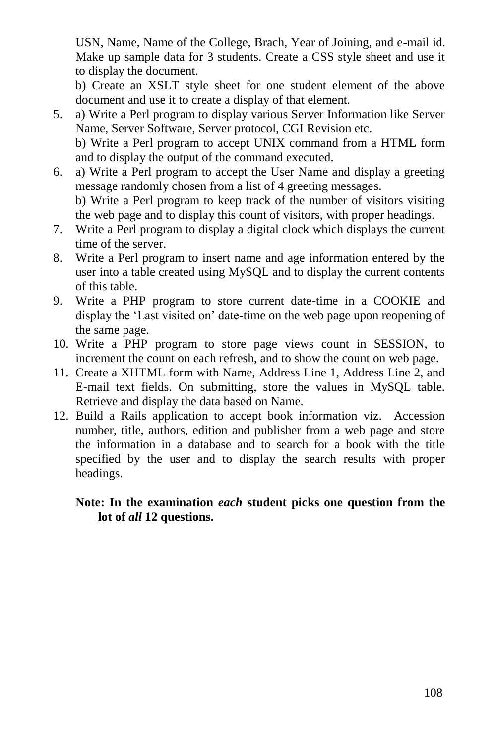USN, Name, Name of the College, Brach, Year of Joining, and e-mail id. Make up sample data for 3 students. Create a CSS style sheet and use it to display the document.

b) Create an XSLT style sheet for one student element of the above document and use it to create a display of that element.

5. a) Write a Perl program to display various Server Information like Server Name, Server Software, Server protocol, CGI Revision etc.

   b) Write a Perl program to accept UNIX command from a HTML form and to display the output of the command executed.

6. a) Write a Perl program to accept the User Name and display a greeting message randomly chosen from a list of 4 greeting messages.

   b) Write a Perl program to keep track of the number of visitors visiting the web page and to display this count of visitors, with proper headings.

7. Write a Perl program to display a digital clock which displays the current time of the server.

8. Write a Perl program to insert name and age information entered by the user into a table created using MySQL and to display the current contents of this table.

9. Write a PHP program to store current date-time in a COOKIE and display the 'Last visited on' date-time on the web page upon reopening of the same page.

10. Write a PHP program to store page views count in SESSION, to increment the count on each refresh, and to show the count on web page.

11. Create a XHTML form with Name, Address Line 1, Address Line 2, and E-mail text fields. On submitting, store the values in MySQL table. Retrieve and display the data based on Name.

12. Build a Rails application to accept book information viz. Accession number, title, authors, edition and publisher from a web page and store the information in a database and to search for a book with the title specified by the user and to display the search results with proper headings.

**Note: In the examination *each* student picks one question from the lot of *all* 12 questions.**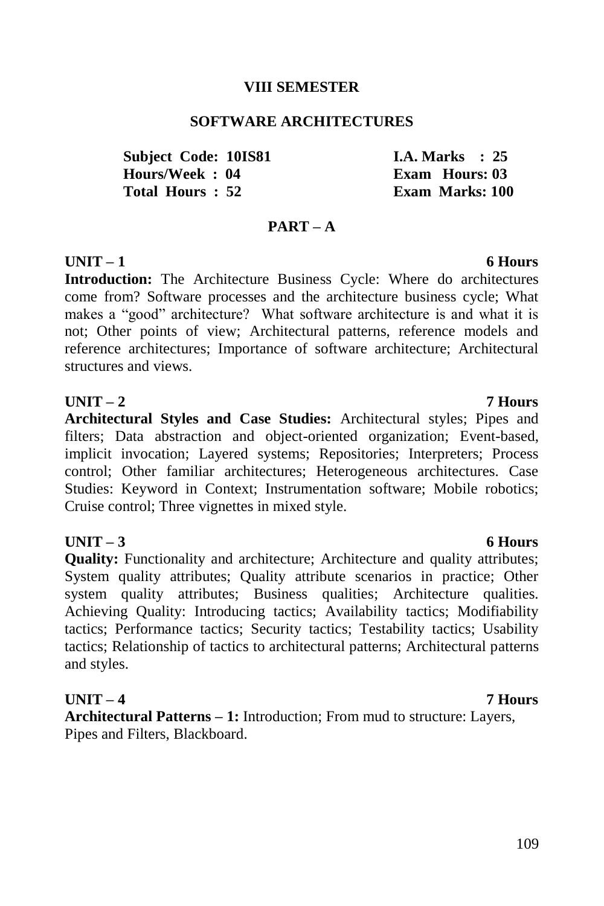**VIII SEMESTER**

# SOFTWARE ARCHITECTURES

| | |
|---|---|
| **Subject Code: 10IS81** | **I.A. Marks : 25** |
| **Hours/Week : 04** | **Exam Hours: 03** |
| **Total Hours : 52** | **Exam Marks: 100** |

## PART – A

### UNIT – 1 — 6 Hours

**Introduction:** The Architecture Business Cycle: Where do architectures come from? Software processes and the architecture business cycle; What makes a "good" architecture? What software architecture is and what it is not; Other points of view; Architectural patterns, reference models and reference architectures; Importance of software architecture; Architectural structures and views.

### UNIT – 2 — 7 Hours

**Architectural Styles and Case Studies:** Architectural styles; Pipes and filters; Data abstraction and object-oriented organization; Event-based, implicit invocation; Layered systems; Repositories; Interpreters; Process control; Other familiar architectures; Heterogeneous architectures. Case Studies: Keyword in Context; Instrumentation software; Mobile robotics; Cruise control; Three vignettes in mixed style.

### UNIT – 3 — 6 Hours

**Quality:** Functionality and architecture; Architecture and quality attributes; System quality attributes; Quality attribute scenarios in practice; Other system quality attributes; Business qualities; Architecture qualities. Achieving Quality: Introducing tactics; Availability tactics; Modifiability tactics; Performance tactics; Security tactics; Testability tactics; Usability tactics; Relationship of tactics to architectural patterns; Architectural patterns and styles.

### UNIT – 4 — 7 Hours

**Architectural Patterns – 1:** Introduction; From mud to structure: Layers, Pipes and Filters, Blackboard.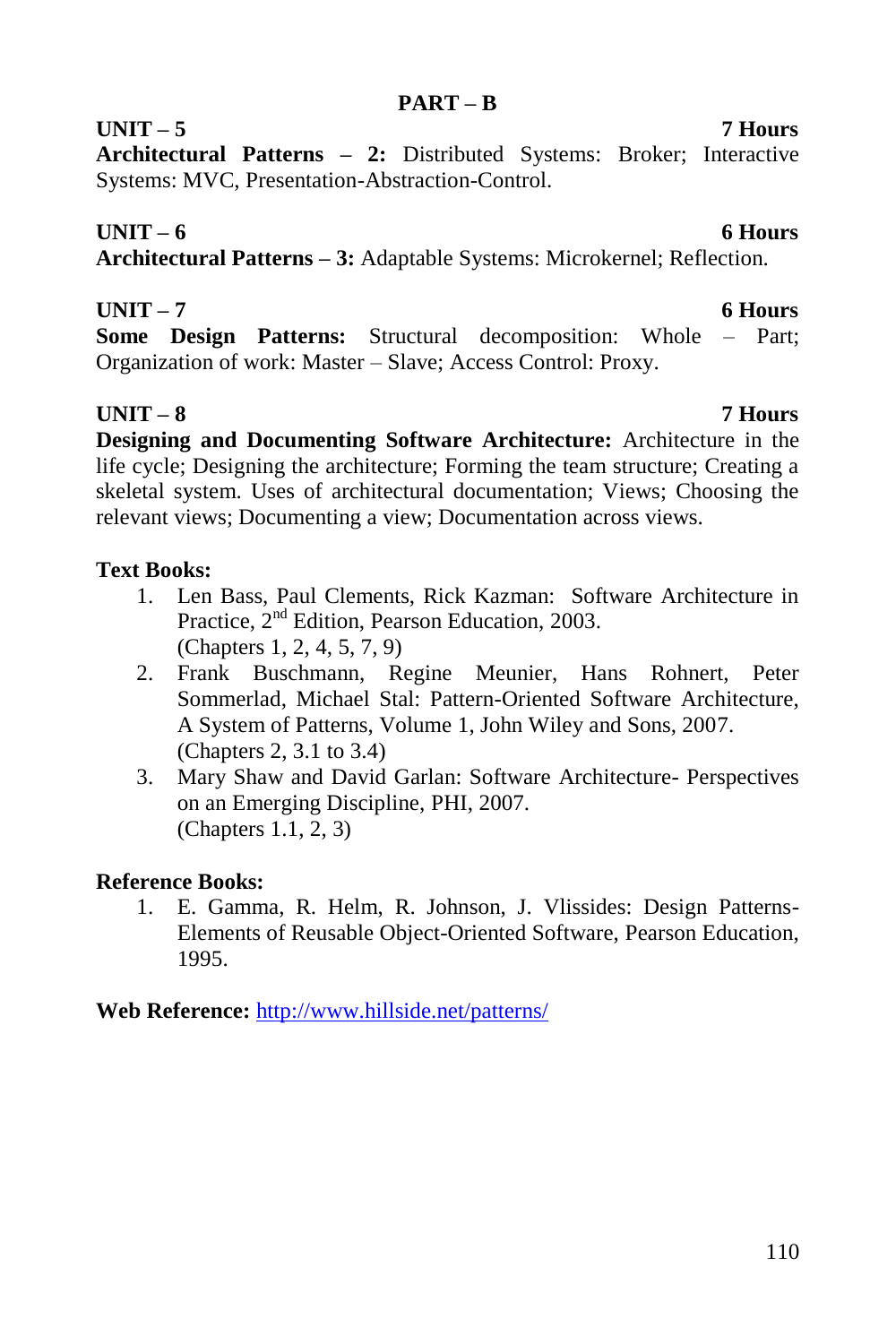## PART – B

**UNIT – 5** **7 Hours**

**Architectural Patterns – 2:** Distributed Systems: Broker; Interactive Systems: MVC, Presentation-Abstraction-Control.

**UNIT – 6** **6 Hours**

**Architectural Patterns – 3:** Adaptable Systems: Microkernel; Reflection.

**UNIT – 7** **6 Hours**

**Some Design Patterns:** Structural decomposition: Whole – Part; Organization of work: Master – Slave; Access Control: Proxy.

**UNIT – 8** **7 Hours**

**Designing and Documenting Software Architecture:** Architecture in the life cycle; Designing the architecture; Forming the team structure; Creating a skeletal system. Uses of architectural documentation; Views; Choosing the relevant views; Documenting a view; Documentation across views.

**Text Books:**

1. Len Bass, Paul Clements, Rick Kazman: Software Architecture in Practice, 2nd Edition, Pearson Education, 2003.
   (Chapters 1, 2, 4, 5, 7, 9)
2. Frank Buschmann, Regine Meunier, Hans Rohnert, Peter Sommerlad, Michael Stal: Pattern-Oriented Software Architecture, A System of Patterns, Volume 1, John Wiley and Sons, 2007.
   (Chapters 2, 3.1 to 3.4)
3. Mary Shaw and David Garlan: Software Architecture- Perspectives on an Emerging Discipline, PHI, 2007.
   (Chapters 1.1, 2, 3)

**Reference Books:**

1. E. Gamma, R. Helm, R. Johnson, J. Vlissides: Design Patterns- Elements of Reusable Object-Oriented Software, Pearson Education, 1995.

**Web Reference:** http://www.hillside.net/patterns/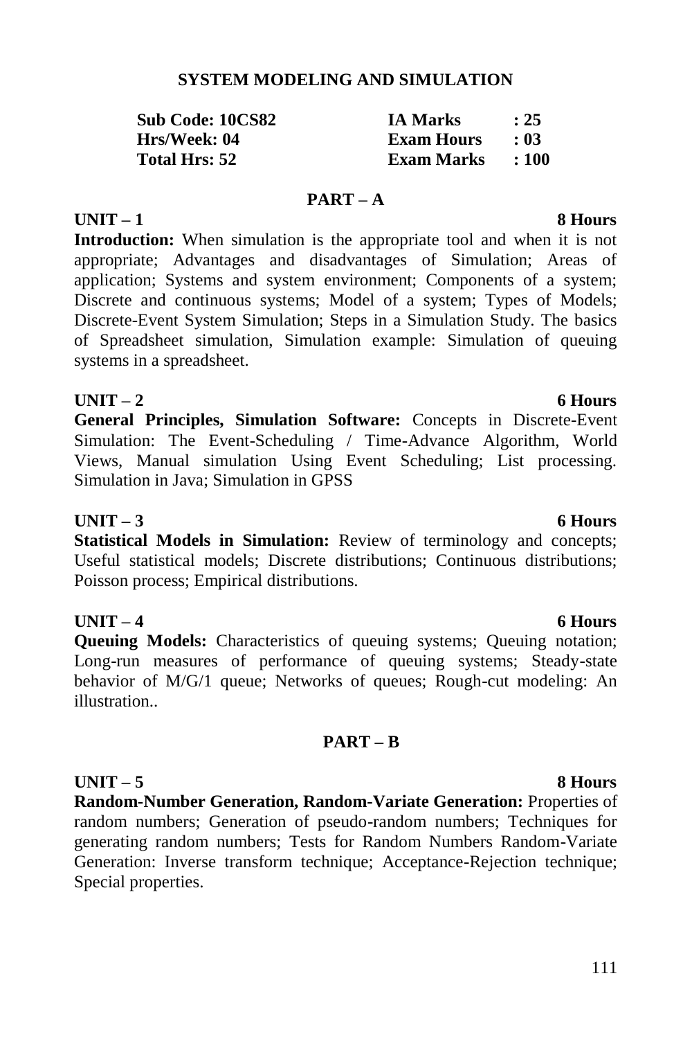# SYSTEM MODELING AND SIMULATION

| | | |
|---|---|---|
| **Sub Code: 10CS82** | **IA Marks** | **: 25** |
| **Hrs/Week: 04** | **Exam Hours** | **: 03** |
| **Total Hrs: 52** | **Exam Marks** | **: 100** |

## PART – A

**UNIT – 1** **8 Hours**

**Introduction:** When simulation is the appropriate tool and when it is not appropriate; Advantages and disadvantages of Simulation; Areas of application; Systems and system environment; Components of a system; Discrete and continuous systems; Model of a system; Types of Models; Discrete-Event System Simulation; Steps in a Simulation Study. The basics of Spreadsheet simulation, Simulation example: Simulation of queuing systems in a spreadsheet.

**UNIT – 2** **6 Hours**

**General Principles, Simulation Software:** Concepts in Discrete-Event Simulation: The Event-Scheduling / Time-Advance Algorithm, World Views, Manual simulation Using Event Scheduling; List processing. Simulation in Java; Simulation in GPSS

**UNIT – 3** **6 Hours**

**Statistical Models in Simulation:** Review of terminology and concepts; Useful statistical models; Discrete distributions; Continuous distributions; Poisson process; Empirical distributions.

**UNIT – 4** **6 Hours**

**Queuing Models:** Characteristics of queuing systems; Queuing notation; Long-run measures of performance of queuing systems; Steady-state behavior of M/G/1 queue; Networks of queues; Rough-cut modeling: An illustration..

## PART – B

**UNIT – 5** **8 Hours**

**Random-Number Generation, Random-Variate Generation:** Properties of random numbers; Generation of pseudo-random numbers; Techniques for generating random numbers; Tests for Random Numbers Random-Variate Generation: Inverse transform technique; Acceptance-Rejection technique; Special properties.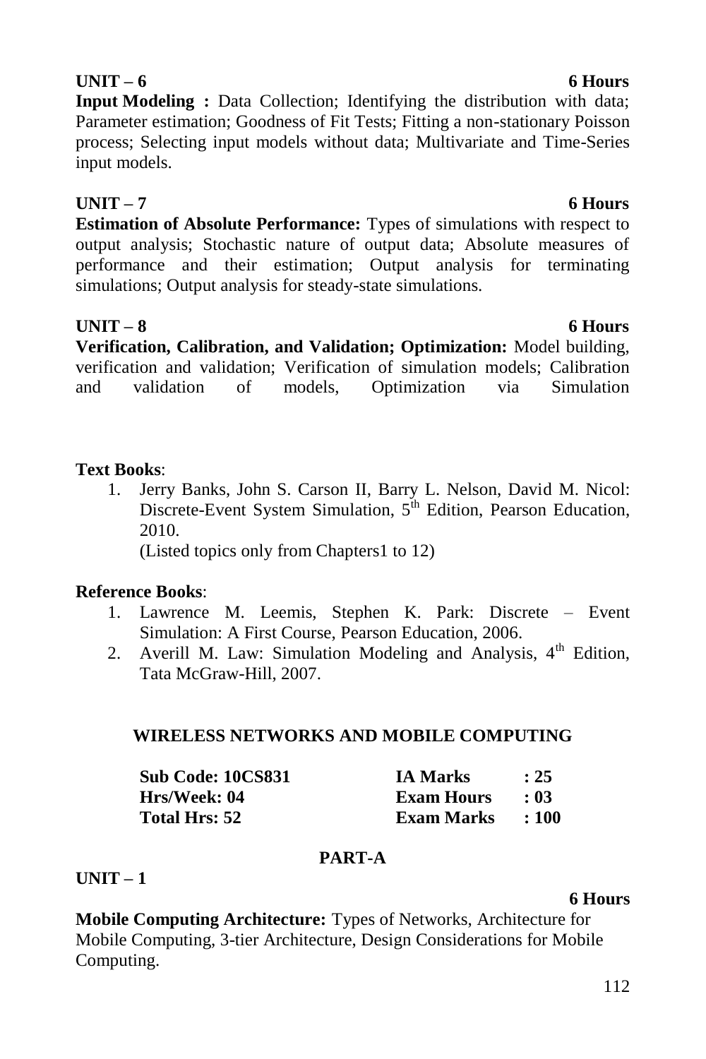**UNIT – 6** **6 Hours**

**Input Modeling :** Data Collection; Identifying the distribution with data; Parameter estimation; Goodness of Fit Tests; Fitting a non-stationary Poisson process; Selecting input models without data; Multivariate and Time-Series input models.

**UNIT – 7** **6 Hours**

**Estimation of Absolute Performance:** Types of simulations with respect to output analysis; Stochastic nature of output data; Absolute measures of performance and their estimation; Output analysis for terminating simulations; Output analysis for steady-state simulations.

**UNIT – 8** **6 Hours**

**Verification, Calibration, and Validation; Optimization:** Model building, verification and validation; Verification of simulation models; Calibration and validation of models, Optimization via Simulation

**Text Books**:

1. Jerry Banks, John S. Carson II, Barry L. Nelson, David M. Nicol: Discrete-Event System Simulation, 5th Edition, Pearson Education, 2010.
   (Listed topics only from Chapters1 to 12)

**Reference Books**:

1. Lawrence M. Leemis, Stephen K. Park: Discrete – Event Simulation: A First Course, Pearson Education, 2006.
2. Averill M. Law: Simulation Modeling and Analysis, 4th Edition, Tata McGraw-Hill, 2007.

## WIRELESS NETWORKS AND MOBILE COMPUTING

| | | |
|---|---|---|
| **Sub Code: 10CS831** | **IA Marks** | **: 25** |
| **Hrs/Week: 04** | **Exam Hours** | **: 03** |
| **Total Hrs: 52** | **Exam Marks** | **: 100** |

### PART-A

**UNIT – 1** **6 Hours**

**Mobile Computing Architecture:** Types of Networks, Architecture for Mobile Computing, 3-tier Architecture, Design Considerations for Mobile Computing.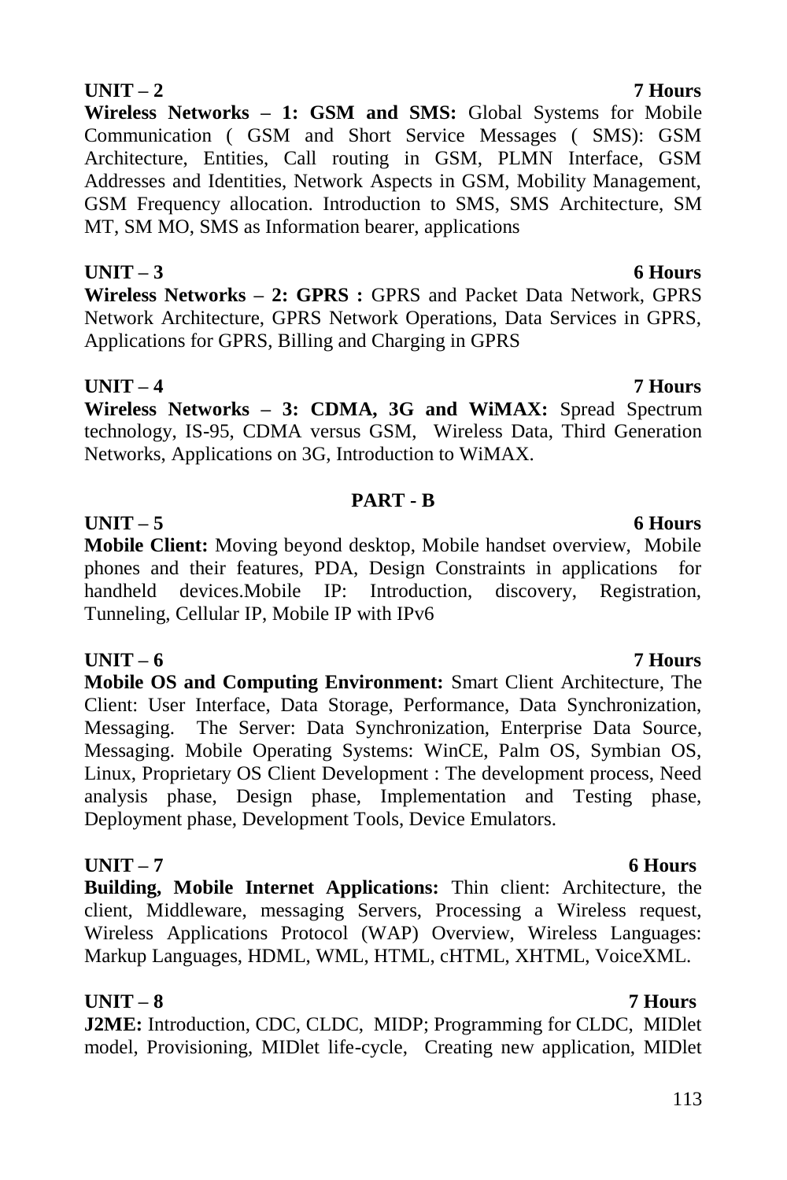**UNIT – 2** **7 Hours**

**Wireless Networks – 1: GSM and SMS:** Global Systems for Mobile Communication ( GSM and Short Service Messages ( SMS): GSM Architecture, Entities, Call routing in GSM, PLMN Interface, GSM Addresses and Identities, Network Aspects in GSM, Mobility Management, GSM Frequency allocation. Introduction to SMS, SMS Architecture, SM MT, SM MO, SMS as Information bearer, applications

**UNIT – 3** **6 Hours**

**Wireless Networks – 2: GPRS :** GPRS and Packet Data Network, GPRS Network Architecture, GPRS Network Operations, Data Services in GPRS, Applications for GPRS, Billing and Charging in GPRS

**UNIT – 4** **7 Hours**

**Wireless Networks – 3: CDMA, 3G and WiMAX:** Spread Spectrum technology, IS-95, CDMA versus GSM, Wireless Data, Third Generation Networks, Applications on 3G, Introduction to WiMAX.

## PART - B

**UNIT – 5** **6 Hours**

**Mobile Client:** Moving beyond desktop, Mobile handset overview, Mobile phones and their features, PDA, Design Constraints in applications for handheld devices.Mobile IP: Introduction, discovery, Registration, Tunneling, Cellular IP, Mobile IP with IPv6

**UNIT – 6** **7 Hours**

**Mobile OS and Computing Environment:** Smart Client Architecture, The Client: User Interface, Data Storage, Performance, Data Synchronization, Messaging. The Server: Data Synchronization, Enterprise Data Source, Messaging. Mobile Operating Systems: WinCE, Palm OS, Symbian OS, Linux, Proprietary OS Client Development : The development process, Need analysis phase, Design phase, Implementation and Testing phase, Deployment phase, Development Tools, Device Emulators.

**UNIT – 7** **6 Hours**

**Building, Mobile Internet Applications:** Thin client: Architecture, the client, Middleware, messaging Servers, Processing a Wireless request, Wireless Applications Protocol (WAP) Overview, Wireless Languages: Markup Languages, HDML, WML, HTML, cHTML, XHTML, VoiceXML.

**UNIT – 8** **7 Hours**

**J2ME:** Introduction, CDC, CLDC, MIDP; Programming for CLDC, MIDlet model, Provisioning, MIDlet life-cycle, Creating new application, MIDlet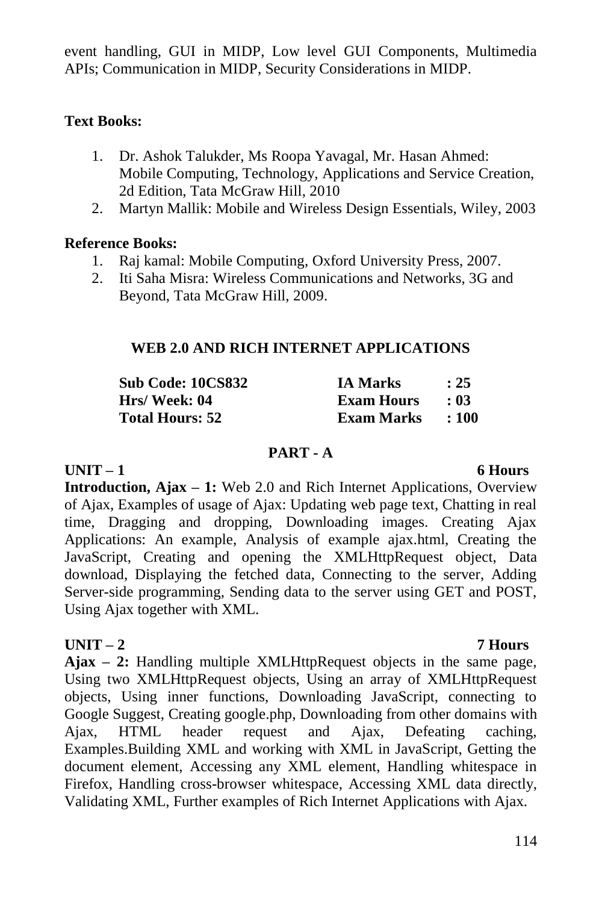event handling, GUI in MIDP, Low level GUI Components, Multimedia APIs; Communication in MIDP, Security Considerations in MIDP.

**Text Books:**

1. Dr. Ashok Talukder, Ms Roopa Yavagal, Mr. Hasan Ahmed: Mobile Computing, Technology, Applications and Service Creation, 2d Edition, Tata McGraw Hill, 2010
2. Martyn Mallik: Mobile and Wireless Design Essentials, Wiley, 2003

**Reference Books:**

1. Raj kamal: Mobile Computing, Oxford University Press, 2007.
2. Iti Saha Misra: Wireless Communications and Networks, 3G and Beyond, Tata McGraw Hill, 2009.

## WEB 2.0 AND RICH INTERNET APPLICATIONS

| | | |
|---|---|---|
| **Sub Code: 10CS832** | **IA Marks** | **: 25** |
| **Hrs/ Week: 04** | **Exam Hours** | **: 03** |
| **Total Hours: 52** | **Exam Marks** | **: 100** |

### PART - A

**UNIT – 1** **6 Hours**

**Introduction, Ajax – 1:** Web 2.0 and Rich Internet Applications, Overview of Ajax, Examples of usage of Ajax: Updating web page text, Chatting in real time, Dragging and dropping, Downloading images. Creating Ajax Applications: An example, Analysis of example ajax.html, Creating the JavaScript, Creating and opening the XMLHttpRequest object, Data download, Displaying the fetched data, Connecting to the server, Adding Server-side programming, Sending data to the server using GET and POST, Using Ajax together with XML.

**UNIT – 2** **7 Hours**

**Ajax – 2:** Handling multiple XMLHttpRequest objects in the same page, Using two XMLHttpRequest objects, Using an array of XMLHttpRequest objects, Using inner functions, Downloading JavaScript, connecting to Google Suggest, Creating google.php, Downloading from other domains with Ajax, HTML header request and Ajax, Defeating caching, Examples.Building XML and working with XML in JavaScript, Getting the document element, Accessing any XML element, Handling whitespace in Firefox, Handling cross-browser whitespace, Accessing XML data directly, Validating XML, Further examples of Rich Internet Applications with Ajax.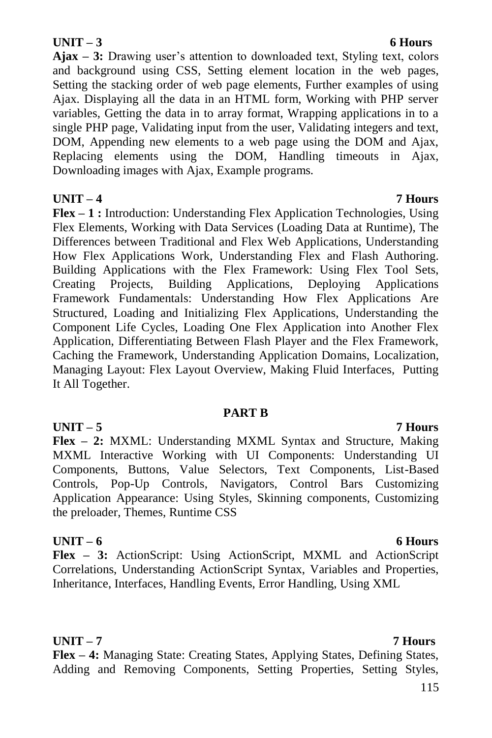**UNIT – 3 6 Hours**

**Ajax – 3:** Drawing user's attention to downloaded text, Styling text, colors and background using CSS, Setting element location in the web pages, Setting the stacking order of web page elements, Further examples of using Ajax. Displaying all the data in an HTML form, Working with PHP server variables, Getting the data in to array format, Wrapping applications in to a single PHP page, Validating input from the user, Validating integers and text, DOM, Appending new elements to a web page using the DOM and Ajax, Replacing elements using the DOM, Handling timeouts in Ajax, Downloading images with Ajax, Example programs.

**UNIT – 4 7 Hours**

**Flex – 1 :** Introduction: Understanding Flex Application Technologies, Using Flex Elements, Working with Data Services (Loading Data at Runtime), The Differences between Traditional and Flex Web Applications, Understanding How Flex Applications Work, Understanding Flex and Flash Authoring. Building Applications with the Flex Framework: Using Flex Tool Sets, Creating Projects, Building Applications, Deploying Applications Framework Fundamentals: Understanding How Flex Applications Are Structured, Loading and Initializing Flex Applications, Understanding the Component Life Cycles, Loading One Flex Application into Another Flex Application, Differentiating Between Flash Player and the Flex Framework, Caching the Framework, Understanding Application Domains, Localization, Managing Layout: Flex Layout Overview, Making Fluid Interfaces, Putting It All Together.

**PART B**

**UNIT – 5 7 Hours**

**Flex – 2:** MXML: Understanding MXML Syntax and Structure, Making MXML Interactive Working with UI Components: Understanding UI Components, Buttons, Value Selectors, Text Components, List-Based Controls, Pop-Up Controls, Navigators, Control Bars Customizing Application Appearance: Using Styles, Skinning components, Customizing the preloader, Themes, Runtime CSS

**UNIT – 6 6 Hours**

**Flex – 3:** ActionScript: Using ActionScript, MXML and ActionScript Correlations, Understanding ActionScript Syntax, Variables and Properties, Inheritance, Interfaces, Handling Events, Error Handling, Using XML

**UNIT – 7 7 Hours**

**Flex – 4:** Managing State: Creating States, Applying States, Defining States, Adding and Removing Components, Setting Properties, Setting Styles,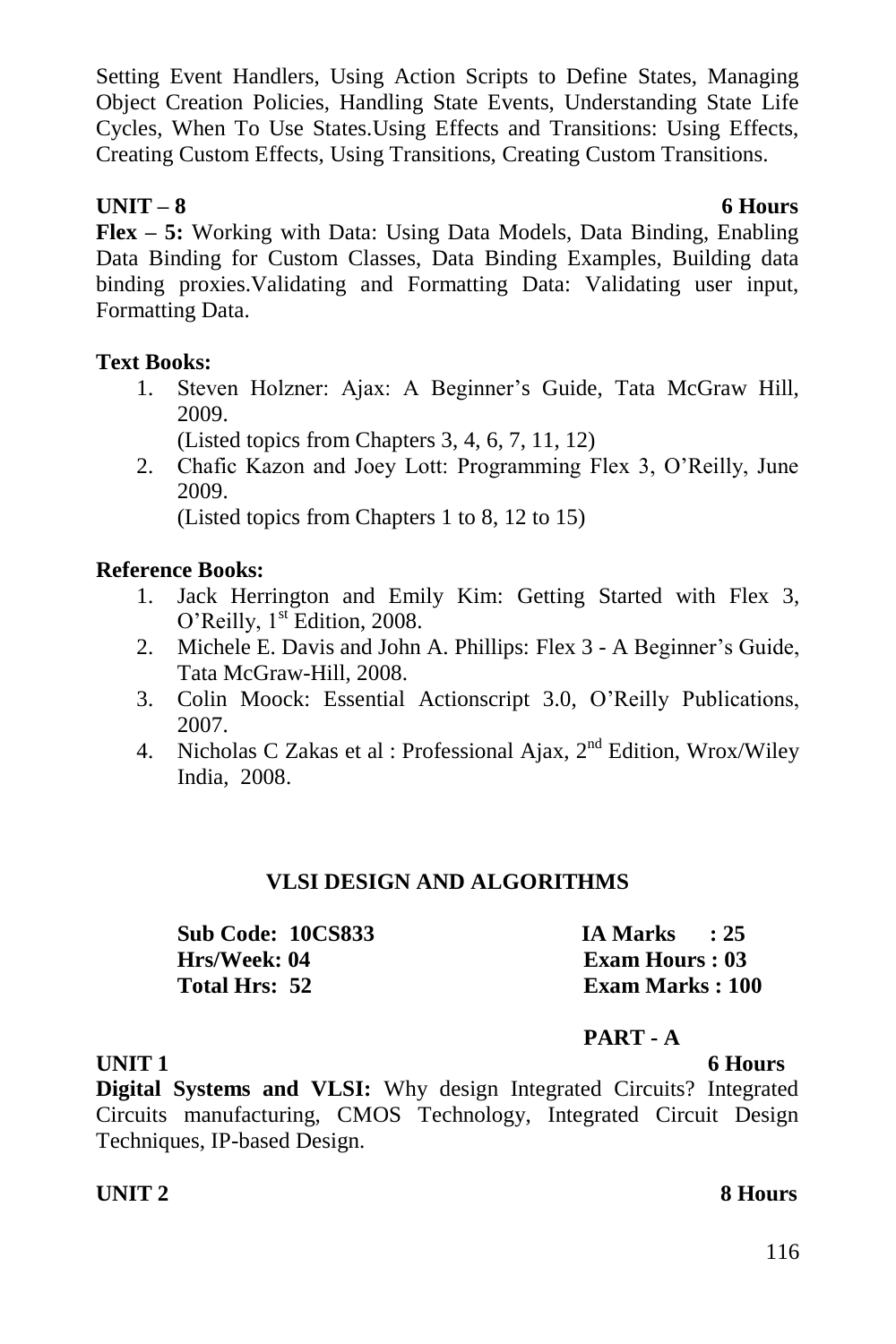Setting Event Handlers, Using Action Scripts to Define States, Managing Object Creation Policies, Handling State Events, Understanding State Life Cycles, When To Use States.Using Effects and Transitions: Using Effects, Creating Custom Effects, Using Transitions, Creating Custom Transitions.

**UNIT – 8** **6 Hours**

**Flex – 5:** Working with Data: Using Data Models, Data Binding, Enabling Data Binding for Custom Classes, Data Binding Examples, Building data binding proxies.Validating and Formatting Data: Validating user input, Formatting Data.

**Text Books:**

1. Steven Holzner: Ajax: A Beginner's Guide, Tata McGraw Hill, 2009.
   (Listed topics from Chapters 3, 4, 6, 7, 11, 12)
2. Chafic Kazon and Joey Lott: Programming Flex 3, O'Reilly, June 2009.
   (Listed topics from Chapters 1 to 8, 12 to 15)

**Reference Books:**

1. Jack Herrington and Emily Kim: Getting Started with Flex 3, O'Reilly, 1st Edition, 2008.
2. Michele E. Davis and John A. Phillips: Flex 3 - A Beginner's Guide, Tata McGraw-Hill, 2008.
3. Colin Moock: Essential Actionscript 3.0, O'Reilly Publications, 2007.
4. Nicholas C Zakas et al : Professional Ajax, 2nd Edition, Wrox/Wiley India, 2008.

## VLSI DESIGN AND ALGORITHMS

**Sub Code: 10CS833** **IA Marks : 25**
**Hrs/Week: 04** **Exam Hours : 03**
**Total Hrs: 52** **Exam Marks : 100**

**PART - A**

**UNIT 1** **6 Hours**

**Digital Systems and VLSI:** Why design Integrated Circuits? Integrated Circuits manufacturing, CMOS Technology, Integrated Circuit Design Techniques, IP-based Design.

**UNIT 2** **8 Hours**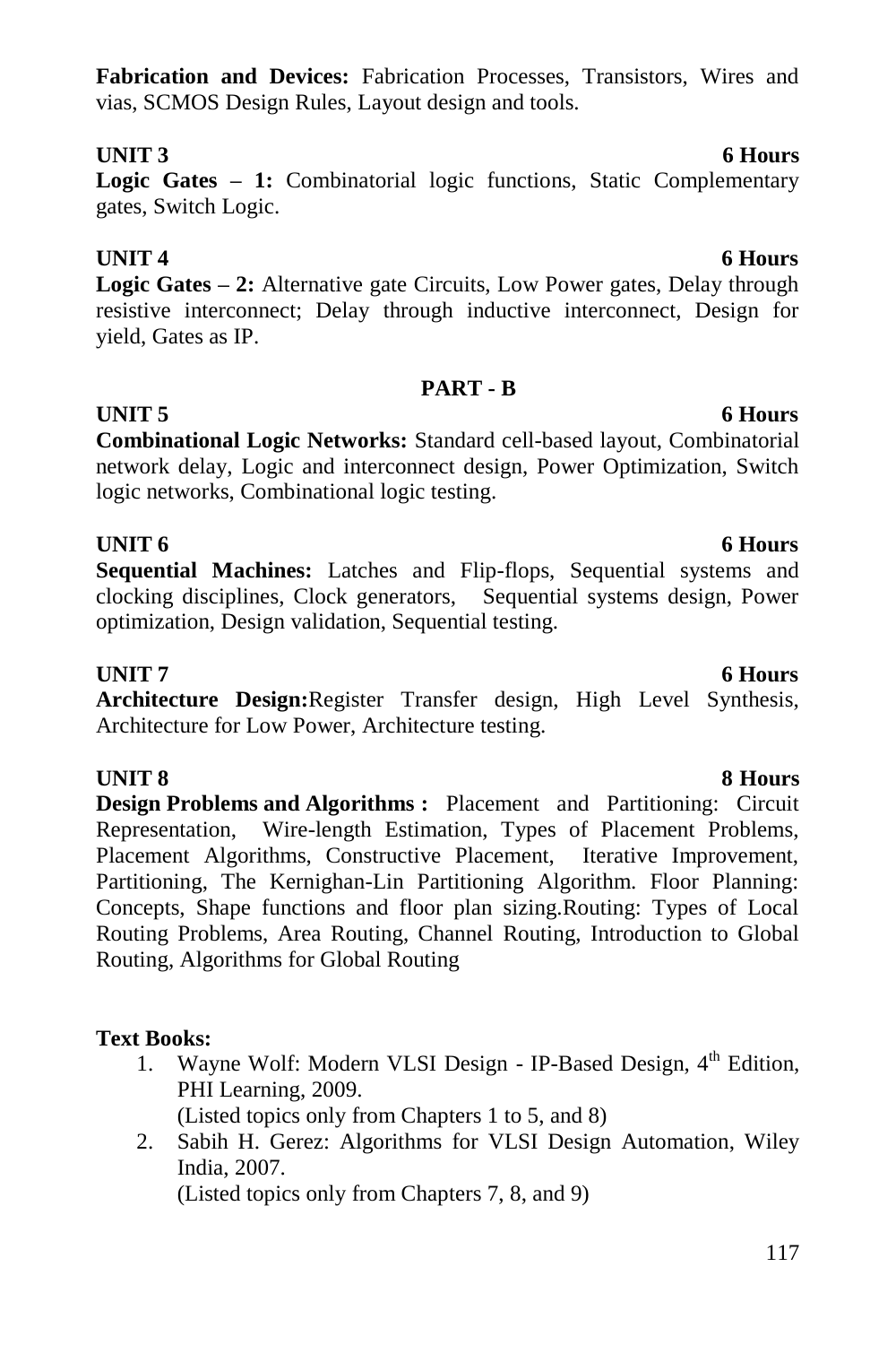**Fabrication and Devices:** Fabrication Processes, Transistors, Wires and vias, SCMOS Design Rules, Layout design and tools.

**UNIT 3** **6 Hours**

**Logic Gates – 1:** Combinatorial logic functions, Static Complementary gates, Switch Logic.

**UNIT 4** **6 Hours**

**Logic Gates – 2:** Alternative gate Circuits, Low Power gates, Delay through resistive interconnect; Delay through inductive interconnect, Design for yield, Gates as IP.

## PART - B

**UNIT 5** **6 Hours**

**Combinational Logic Networks:** Standard cell-based layout, Combinatorial network delay, Logic and interconnect design, Power Optimization, Switch logic networks, Combinational logic testing.

**UNIT 6** **6 Hours**

**Sequential Machines:** Latches and Flip-flops, Sequential systems and clocking disciplines, Clock generators, Sequential systems design, Power optimization, Design validation, Sequential testing.

**UNIT 7** **6 Hours**

**Architecture Design:**Register Transfer design, High Level Synthesis, Architecture for Low Power, Architecture testing.

**UNIT 8** **8 Hours**

**Design Problems and Algorithms :** Placement and Partitioning: Circuit Representation, Wire-length Estimation, Types of Placement Problems, Placement Algorithms, Constructive Placement, Iterative Improvement, Partitioning, The Kernighan-Lin Partitioning Algorithm. Floor Planning: Concepts, Shape functions and floor plan sizing.Routing: Types of Local Routing Problems, Area Routing, Channel Routing, Introduction to Global Routing, Algorithms for Global Routing

**Text Books:**

1. Wayne Wolf: Modern VLSI Design - IP-Based Design, 4th Edition, PHI Learning, 2009.
   (Listed topics only from Chapters 1 to 5, and 8)
2. Sabih H. Gerez: Algorithms for VLSI Design Automation, Wiley India, 2007.
   (Listed topics only from Chapters 7, 8, and 9)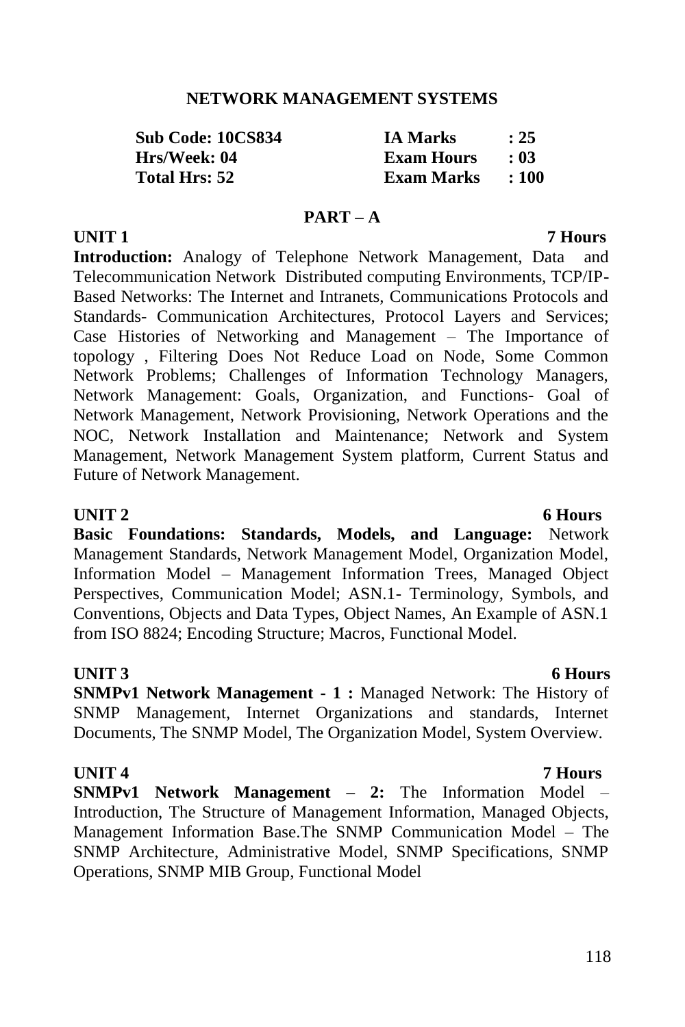# NETWORK MANAGEMENT SYSTEMS

| | | |
|---|---|---|
| **Sub Code: 10CS834** | **IA Marks** | **: 25** |
| **Hrs/Week: 04** | **Exam Hours** | **: 03** |
| **Total Hrs: 52** | **Exam Marks** | **: 100** |

## PART – A

**UNIT 1** **7 Hours**

**Introduction:** Analogy of Telephone Network Management, Data and Telecommunication Network Distributed computing Environments, TCP/IP-Based Networks: The Internet and Intranets, Communications Protocols and Standards- Communication Architectures, Protocol Layers and Services; Case Histories of Networking and Management – The Importance of topology , Filtering Does Not Reduce Load on Node, Some Common Network Problems; Challenges of Information Technology Managers, Network Management: Goals, Organization, and Functions- Goal of Network Management, Network Provisioning, Network Operations and the NOC, Network Installation and Maintenance; Network and System Management, Network Management System platform, Current Status and Future of Network Management.

**UNIT 2** **6 Hours**

**Basic Foundations: Standards, Models, and Language:** Network Management Standards, Network Management Model, Organization Model, Information Model – Management Information Trees, Managed Object Perspectives, Communication Model; ASN.1- Terminology, Symbols, and Conventions, Objects and Data Types, Object Names, An Example of ASN.1 from ISO 8824; Encoding Structure; Macros, Functional Model.

**UNIT 3** **6 Hours**

**SNMPv1 Network Management - 1 :** Managed Network: The History of SNMP Management, Internet Organizations and standards, Internet Documents, The SNMP Model, The Organization Model, System Overview.

**UNIT 4** **7 Hours**

**SNMPv1 Network Management – 2:** The Information Model – Introduction, The Structure of Management Information, Managed Objects, Management Information Base.The SNMP Communication Model – The SNMP Architecture, Administrative Model, SNMP Specifications, SNMP Operations, SNMP MIB Group, Functional Model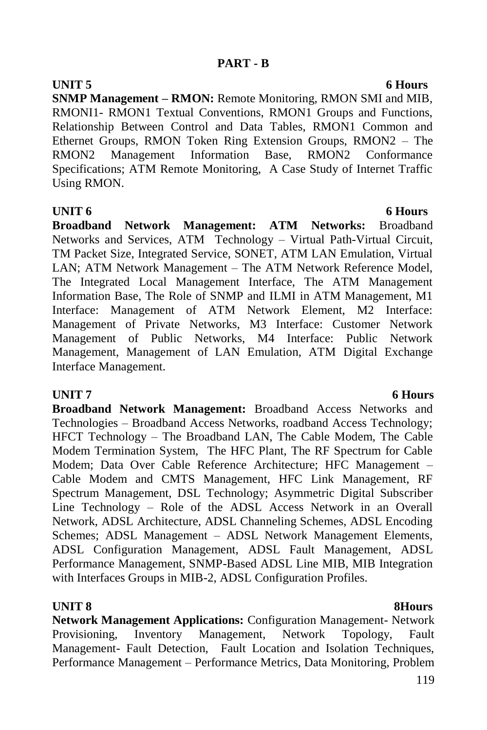## PART - B

**UNIT 5** **6 Hours**

**SNMP Management – RMON:** Remote Monitoring, RMON SMI and MIB, RMONI1- RMON1 Textual Conventions, RMON1 Groups and Functions, Relationship Between Control and Data Tables, RMON1 Common and Ethernet Groups, RMON Token Ring Extension Groups, RMON2 – The RMON2 Management Information Base, RMON2 Conformance Specifications; ATM Remote Monitoring, A Case Study of Internet Traffic Using RMON.

**UNIT 6** **6 Hours**

**Broadband Network Management: ATM Networks:** Broadband Networks and Services, ATM Technology – Virtual Path-Virtual Circuit, TM Packet Size, Integrated Service, SONET, ATM LAN Emulation, Virtual LAN; ATM Network Management – The ATM Network Reference Model, The Integrated Local Management Interface, The ATM Management Information Base, The Role of SNMP and ILMI in ATM Management, M1 Interface: Management of ATM Network Element, M2 Interface: Management of Private Networks, M3 Interface: Customer Network Management of Public Networks, M4 Interface: Public Network Management, Management of LAN Emulation, ATM Digital Exchange Interface Management.

**UNIT 7** **6 Hours**

**Broadband Network Management:** Broadband Access Networks and Technologies – Broadband Access Networks, roadband Access Technology; HFCT Technology – The Broadband LAN, The Cable Modem, The Cable Modem Termination System, The HFC Plant, The RF Spectrum for Cable Modem; Data Over Cable Reference Architecture; HFC Management – Cable Modem and CMTS Management, HFC Link Management, RF Spectrum Management, DSL Technology; Asymmetric Digital Subscriber Line Technology – Role of the ADSL Access Network in an Overall Network, ADSL Architecture, ADSL Channeling Schemes, ADSL Encoding Schemes; ADSL Management – ADSL Network Management Elements, ADSL Configuration Management, ADSL Fault Management, ADSL Performance Management, SNMP-Based ADSL Line MIB, MIB Integration with Interfaces Groups in MIB-2, ADSL Configuration Profiles.

**UNIT 8** **8Hours**

**Network Management Applications:** Configuration Management- Network Provisioning, Inventory Management, Network Topology, Fault Management- Fault Detection, Fault Location and Isolation Techniques, Performance Management – Performance Metrics, Data Monitoring, Problem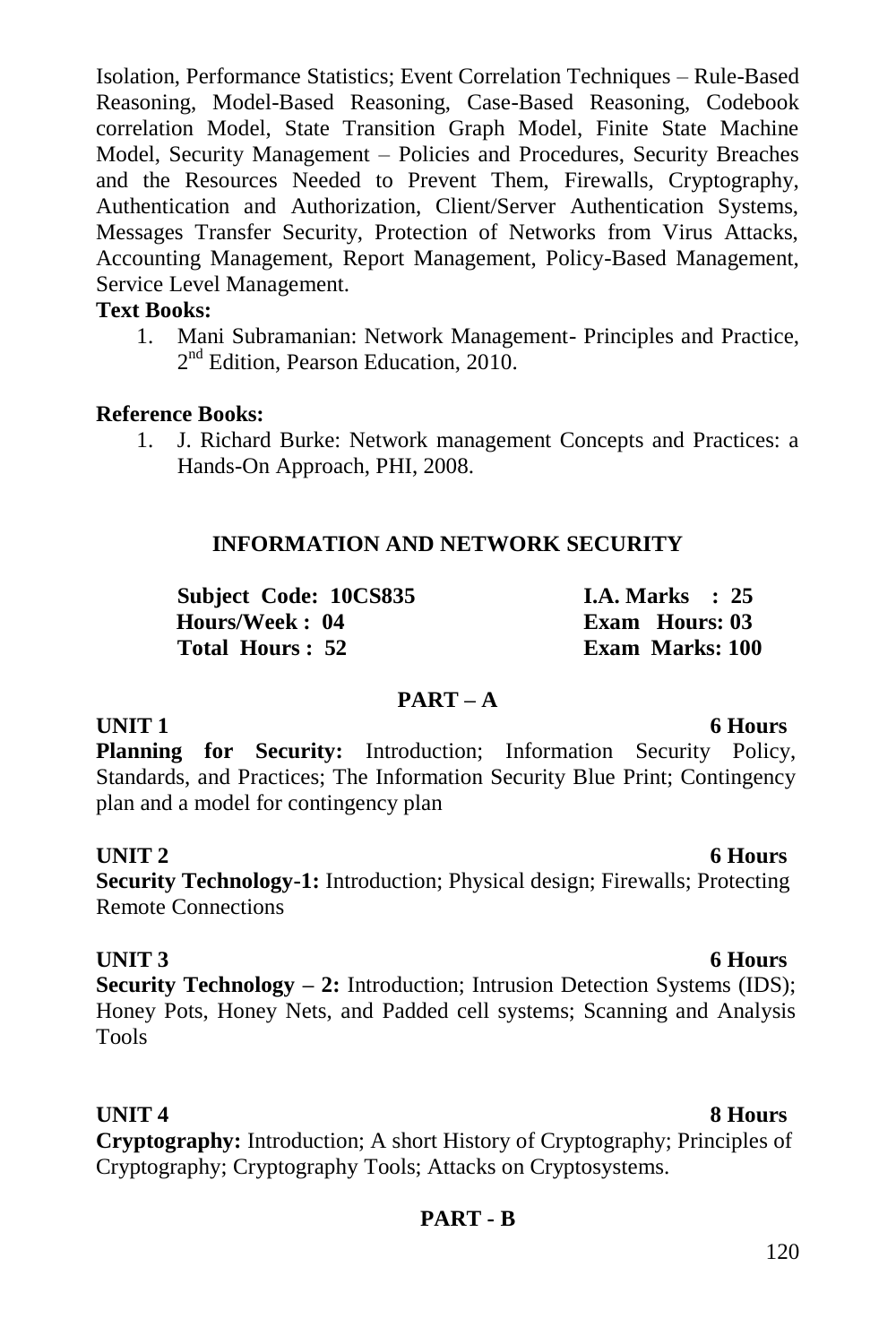Isolation, Performance Statistics; Event Correlation Techniques – Rule-Based Reasoning, Model-Based Reasoning, Case-Based Reasoning, Codebook correlation Model, State Transition Graph Model, Finite State Machine Model, Security Management – Policies and Procedures, Security Breaches and the Resources Needed to Prevent Them, Firewalls, Cryptography, Authentication and Authorization, Client/Server Authentication Systems, Messages Transfer Security, Protection of Networks from Virus Attacks, Accounting Management, Report Management, Policy-Based Management, Service Level Management.

**Text Books:**

1. Mani Subramanian: Network Management- Principles and Practice, 2nd Edition, Pearson Education, 2010.

**Reference Books:**

1. J. Richard Burke: Network management Concepts and Practices: a Hands-On Approach, PHI, 2008.

## INFORMATION AND NETWORK SECURITY

| | |
|---|---|
| **Subject Code: 10CS835** | **I.A. Marks : 25** |
| **Hours/Week : 04** | **Exam Hours: 03** |
| **Total Hours : 52** | **Exam Marks: 100** |

### PART – A

**UNIT 1** **6 Hours**

**Planning for Security:** Introduction; Information Security Policy, Standards, and Practices; The Information Security Blue Print; Contingency plan and a model for contingency plan

**UNIT 2** **6 Hours**

**Security Technology-1:** Introduction; Physical design; Firewalls; Protecting Remote Connections

**UNIT 3** **6 Hours**

**Security Technology – 2:** Introduction; Intrusion Detection Systems (IDS); Honey Pots, Honey Nets, and Padded cell systems; Scanning and Analysis Tools

**UNIT 4** **8 Hours**

**Cryptography:** Introduction; A short History of Cryptography; Principles of Cryptography; Cryptography Tools; Attacks on Cryptosystems.

### PART - B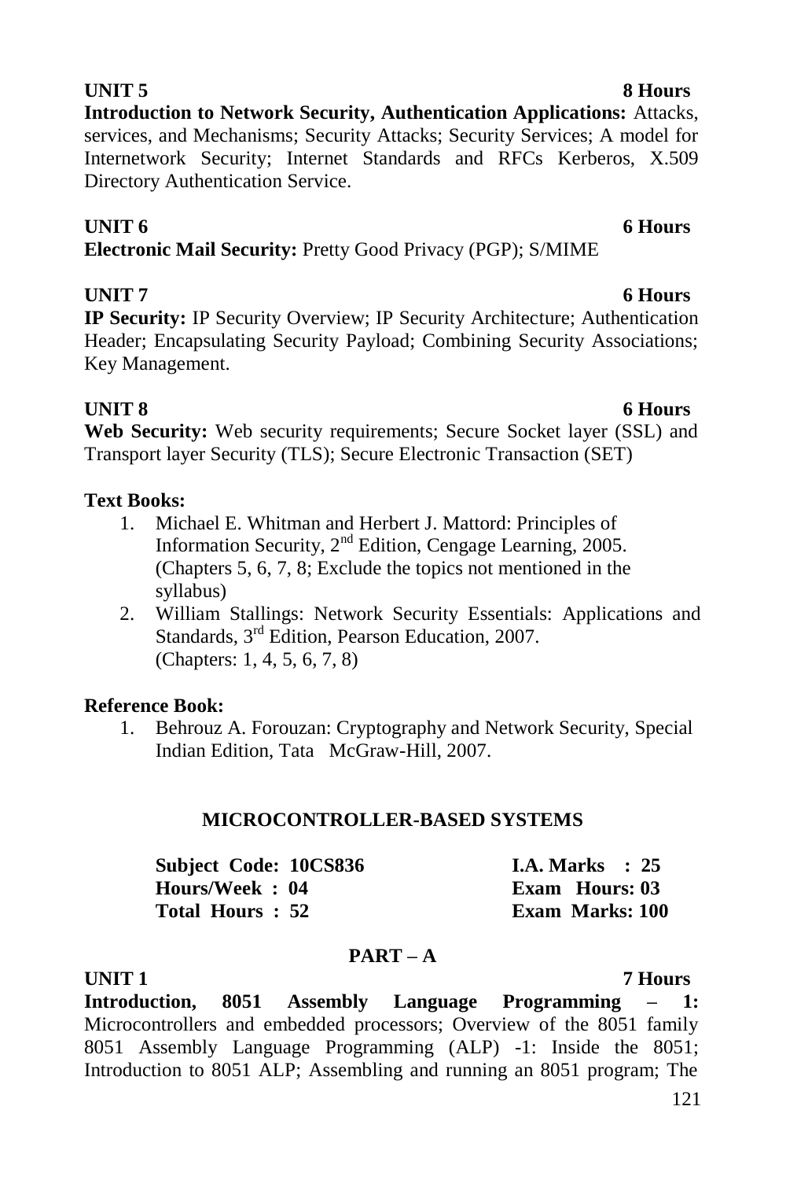**UNIT 5** **8 Hours**

**Introduction to Network Security, Authentication Applications:** Attacks, services, and Mechanisms; Security Attacks; Security Services; A model for Internetwork Security; Internet Standards and RFCs Kerberos, X.509 Directory Authentication Service.

**UNIT 6** **6 Hours**

**Electronic Mail Security:** Pretty Good Privacy (PGP); S/MIME

**UNIT 7** **6 Hours**

**IP Security:** IP Security Overview; IP Security Architecture; Authentication Header; Encapsulating Security Payload; Combining Security Associations; Key Management.

**UNIT 8** **6 Hours**

**Web Security:** Web security requirements; Secure Socket layer (SSL) and Transport layer Security (TLS); Secure Electronic Transaction (SET)

**Text Books:**

1. Michael E. Whitman and Herbert J. Mattord: Principles of Information Security, 2nd Edition, Cengage Learning, 2005. (Chapters 5, 6, 7, 8; Exclude the topics not mentioned in the syllabus)
2. William Stallings: Network Security Essentials: Applications and Standards, 3rd Edition, Pearson Education, 2007. (Chapters: 1, 4, 5, 6, 7, 8)

**Reference Book:**

1. Behrouz A. Forouzan: Cryptography and Network Security, Special Indian Edition, Tata McGraw-Hill, 2007.

## MICROCONTROLLER-BASED SYSTEMS

| | |
|---|---|
| **Subject Code: 10CS836** | **I.A. Marks : 25** |
| **Hours/Week : 04** | **Exam Hours: 03** |
| **Total Hours : 52** | **Exam Marks: 100** |

### PART – A

**UNIT 1** **7 Hours**

**Introduction, 8051 Assembly Language Programming – 1:** Microcontrollers and embedded processors; Overview of the 8051 family 8051 Assembly Language Programming (ALP) -1: Inside the 8051; Introduction to 8051 ALP; Assembling and running an 8051 program; The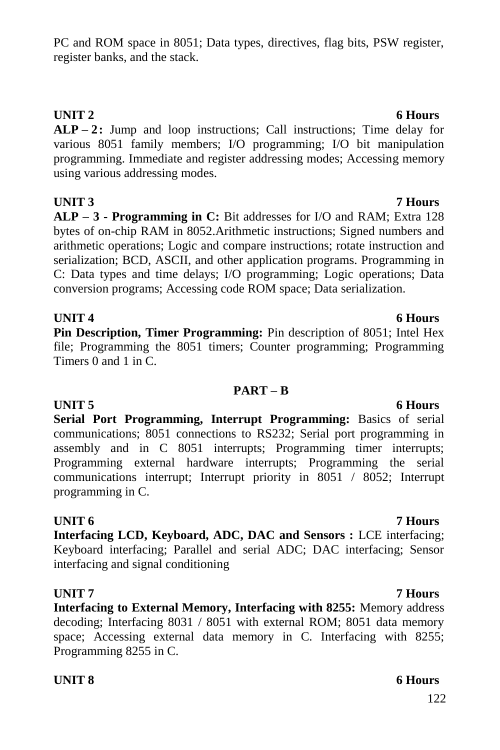PC and ROM space in 8051; Data types, directives, flag bits, PSW register, register banks, and the stack.

**UNIT 2** **6 Hours**

**ALP – 2:** Jump and loop instructions; Call instructions; Time delay for various 8051 family members; I/O programming; I/O bit manipulation programming. Immediate and register addressing modes; Accessing memory using various addressing modes.

**UNIT 3** **7 Hours**

**ALP – 3 - Programming in C:** Bit addresses for I/O and RAM; Extra 128 bytes of on-chip RAM in 8052.Arithmetic instructions; Signed numbers and arithmetic operations; Logic and compare instructions; rotate instruction and serialization; BCD, ASCII, and other application programs. Programming in C: Data types and time delays; I/O programming; Logic operations; Data conversion programs; Accessing code ROM space; Data serialization.

**UNIT 4** **6 Hours**

**Pin Description, Timer Programming:** Pin description of 8051; Intel Hex file; Programming the 8051 timers; Counter programming; Programming Timers 0 and 1 in C.

## PART – B

**UNIT 5** **6 Hours**

**Serial Port Programming, Interrupt Programming:** Basics of serial communications; 8051 connections to RS232; Serial port programming in assembly and in C 8051 interrupts; Programming timer interrupts; Programming external hardware interrupts; Programming the serial communications interrupt; Interrupt priority in 8051 / 8052; Interrupt programming in C.

**UNIT 6** **7 Hours**

**Interfacing LCD, Keyboard, ADC, DAC and Sensors :** LCE interfacing; Keyboard interfacing; Parallel and serial ADC; DAC interfacing; Sensor interfacing and signal conditioning

**UNIT 7** **7 Hours**

**Interfacing to External Memory, Interfacing with 8255:** Memory address decoding; Interfacing 8031 / 8051 with external ROM; 8051 data memory space; Accessing external data memory in C. Interfacing with 8255; Programming 8255 in C.

**UNIT 8** **6 Hours**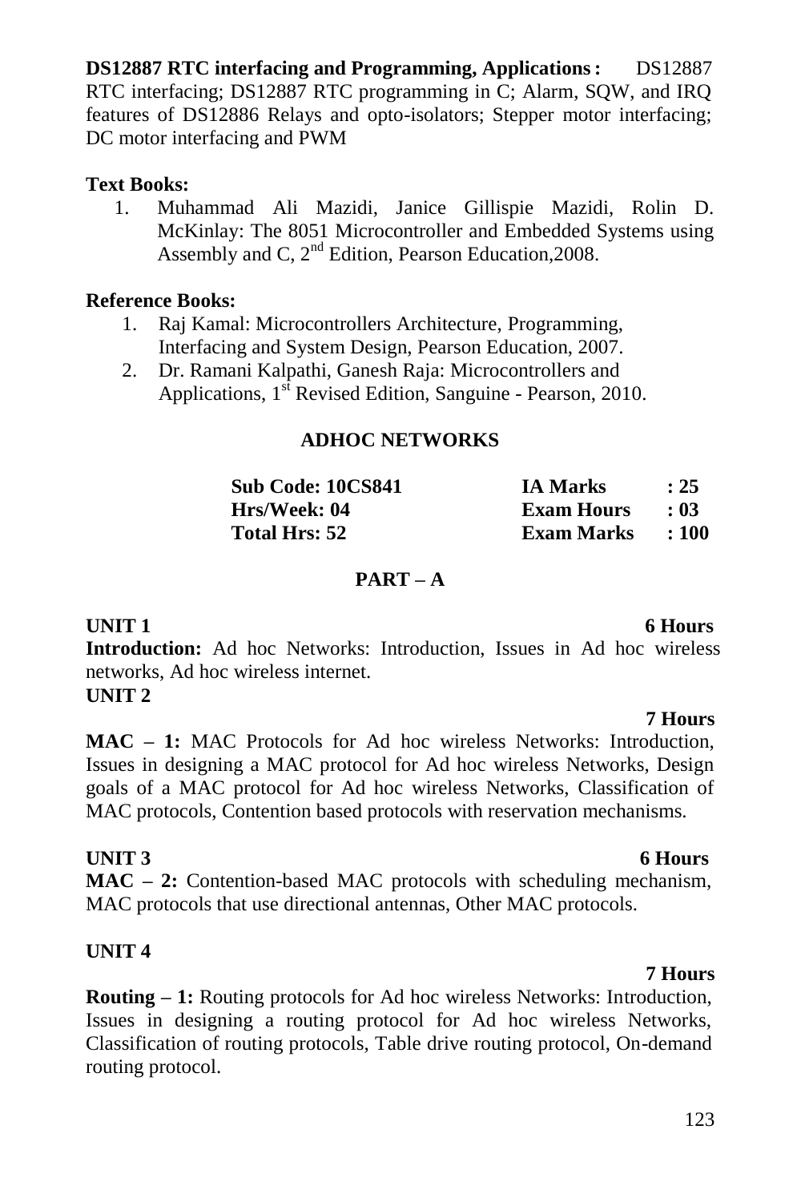**DS12887 RTC interfacing and Programming, Applications :** DS12887 RTC interfacing; DS12887 RTC programming in C; Alarm, SQW, and IRQ features of DS12886 Relays and opto-isolators; Stepper motor interfacing; DC motor interfacing and PWM

**Text Books:**

1. Muhammad Ali Mazidi, Janice Gillispie Mazidi, Rolin D. McKinlay: The 8051 Microcontroller and Embedded Systems using Assembly and C, 2nd Edition, Pearson Education,2008.

**Reference Books:**

1. Raj Kamal: Microcontrollers Architecture, Programming, Interfacing and System Design, Pearson Education, 2007.
2. Dr. Ramani Kalpathi, Ganesh Raja: Microcontrollers and Applications, 1st Revised Edition, Sanguine - Pearson, 2010.

## ADHOC NETWORKS

| | | |
|---|---|---|
| **Sub Code: 10CS841** | **IA Marks** | **: 25** |
| **Hrs/Week: 04** | **Exam Hours** | **: 03** |
| **Total Hrs: 52** | **Exam Marks** | **: 100** |

### PART – A

**UNIT 1** **6 Hours**

**Introduction:** Ad hoc Networks: Introduction, Issues in Ad hoc wireless networks, Ad hoc wireless internet.

**UNIT 2** **7 Hours**

**MAC – 1:** MAC Protocols for Ad hoc wireless Networks: Introduction, Issues in designing a MAC protocol for Ad hoc wireless Networks, Design goals of a MAC protocol for Ad hoc wireless Networks, Classification of MAC protocols, Contention based protocols with reservation mechanisms.

**UNIT 3** **6 Hours**

**MAC – 2:** Contention-based MAC protocols with scheduling mechanism, MAC protocols that use directional antennas, Other MAC protocols.

**UNIT 4** **7 Hours**

**Routing – 1:** Routing protocols for Ad hoc wireless Networks: Introduction, Issues in designing a routing protocol for Ad hoc wireless Networks, Classification of routing protocols, Table drive routing protocol, On-demand routing protocol.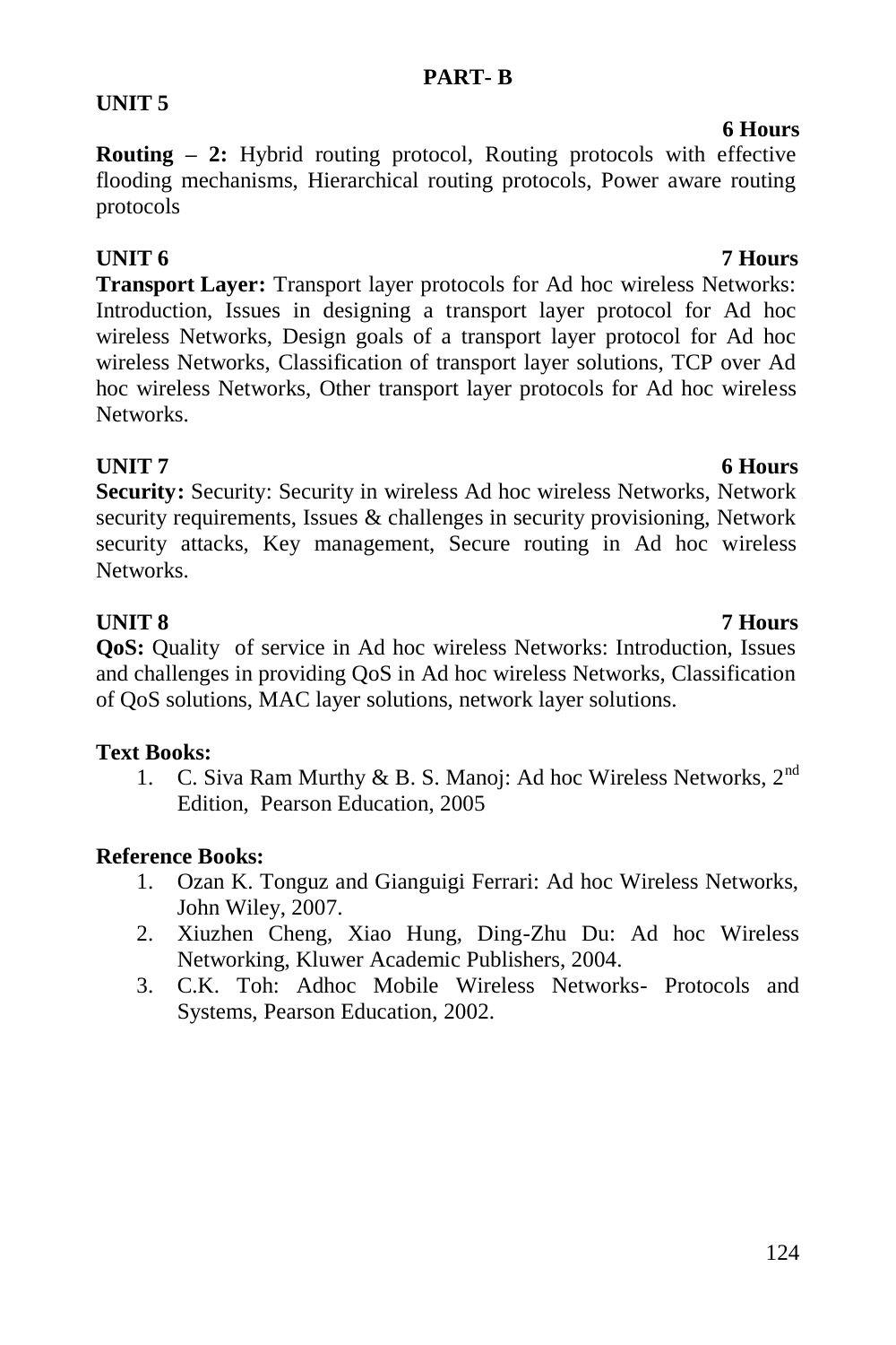## PART- B

**UNIT 5**

**6 Hours**

**Routing – 2:** Hybrid routing protocol, Routing protocols with effective flooding mechanisms, Hierarchical routing protocols, Power aware routing protocols

**UNIT 6** **7 Hours**

**Transport Layer:** Transport layer protocols for Ad hoc wireless Networks: Introduction, Issues in designing a transport layer protocol for Ad hoc wireless Networks, Design goals of a transport layer protocol for Ad hoc wireless Networks, Classification of transport layer solutions, TCP over Ad hoc wireless Networks, Other transport layer protocols for Ad hoc wireless Networks.

**UNIT 7** **6 Hours**

**Security:** Security: Security in wireless Ad hoc wireless Networks, Network security requirements, Issues & challenges in security provisioning, Network security attacks, Key management, Secure routing in Ad hoc wireless Networks.

**UNIT 8** **7 Hours**

**QoS:** Quality of service in Ad hoc wireless Networks: Introduction, Issues and challenges in providing QoS in Ad hoc wireless Networks, Classification of QoS solutions, MAC layer solutions, network layer solutions.

**Text Books:**

1. C. Siva Ram Murthy & B. S. Manoj: Ad hoc Wireless Networks, 2nd Edition, Pearson Education, 2005

**Reference Books:**

1. Ozan K. Tonguz and Gianguigi Ferrari: Ad hoc Wireless Networks, John Wiley, 2007.
2. Xiuzhen Cheng, Xiao Hung, Ding-Zhu Du: Ad hoc Wireless Networking, Kluwer Academic Publishers, 2004.
3. C.K. Toh: Adhoc Mobile Wireless Networks- Protocols and Systems, Pearson Education, 2002.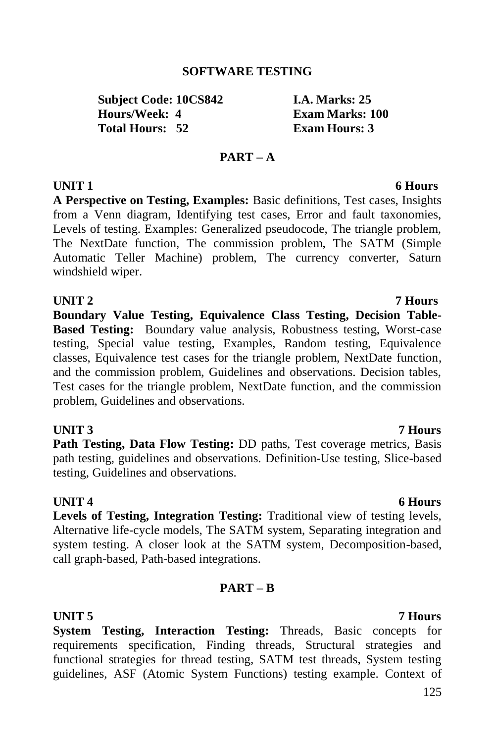# SOFTWARE TESTING

**Subject Code: 10CS842** **I.A. Marks: 25**
**Hours/Week: 4** **Exam Marks: 100**
**Total Hours: 52** **Exam Hours: 3**

## PART – A

**UNIT 1** **6 Hours**

**A Perspective on Testing, Examples:** Basic definitions, Test cases, Insights from a Venn diagram, Identifying test cases, Error and fault taxonomies, Levels of testing. Examples: Generalized pseudocode, The triangle problem, The NextDate function, The commission problem, The SATM (Simple Automatic Teller Machine) problem, The currency converter, Saturn windshield wiper.

**UNIT 2** **7 Hours**

**Boundary Value Testing, Equivalence Class Testing, Decision Table-Based Testing:** Boundary value analysis, Robustness testing, Worst-case testing, Special value testing, Examples, Random testing, Equivalence classes, Equivalence test cases for the triangle problem, NextDate function, and the commission problem, Guidelines and observations. Decision tables, Test cases for the triangle problem, NextDate function, and the commission problem, Guidelines and observations.

**UNIT 3** **7 Hours**

**Path Testing, Data Flow Testing:** DD paths, Test coverage metrics, Basis path testing, guidelines and observations. Definition-Use testing, Slice-based testing, Guidelines and observations.

**UNIT 4** **6 Hours**

**Levels of Testing, Integration Testing:** Traditional view of testing levels, Alternative life-cycle models, The SATM system, Separating integration and system testing. A closer look at the SATM system, Decomposition-based, call graph-based, Path-based integrations.

## PART – B

**UNIT 5** **7 Hours**

**System Testing, Interaction Testing:** Threads, Basic concepts for requirements specification, Finding threads, Structural strategies and functional strategies for thread testing, SATM test threads, System testing guidelines, ASF (Atomic System Functions) testing example. Context of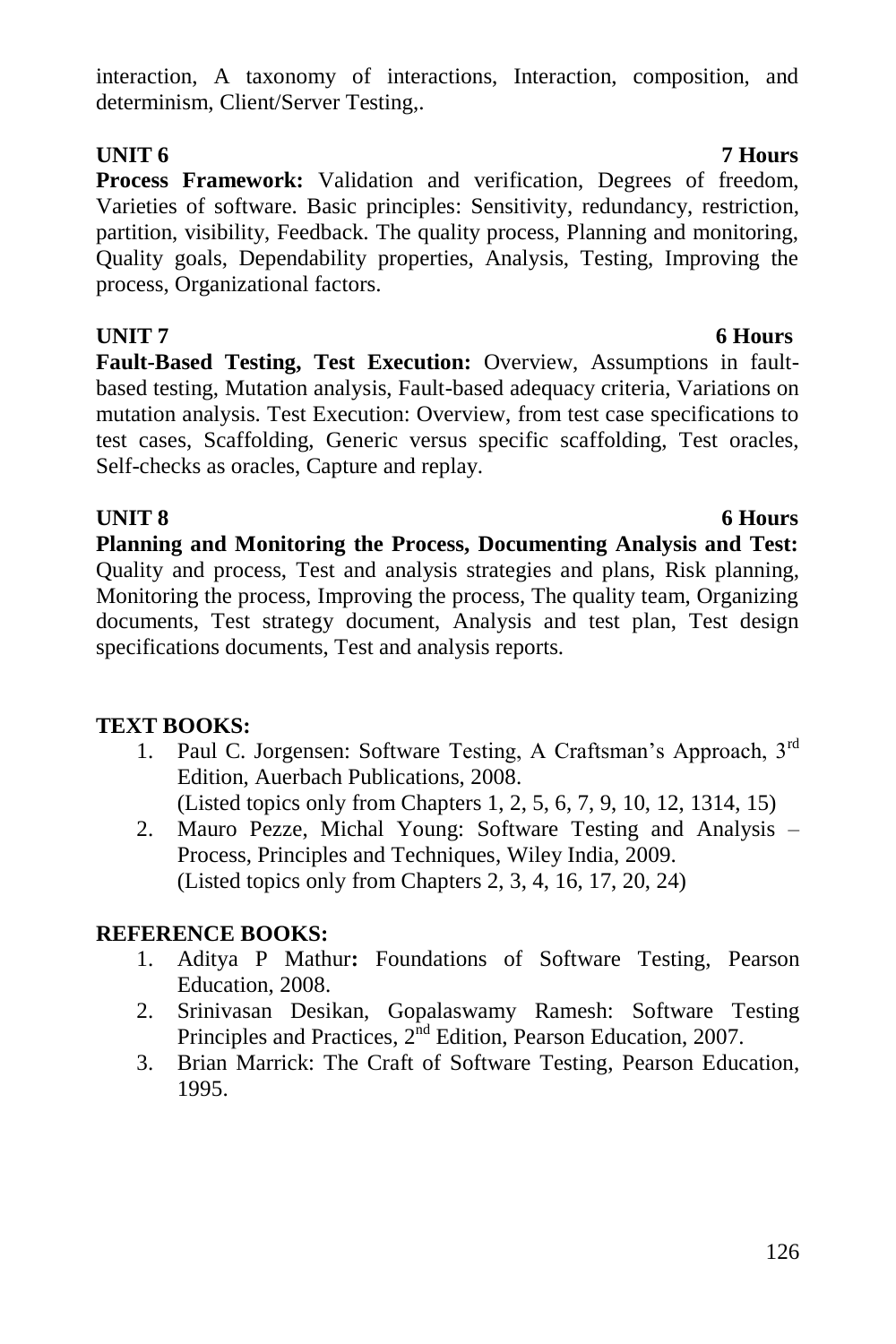interaction, A taxonomy of interactions, Interaction, composition, and determinism, Client/Server Testing,.

**UNIT 6** **7 Hours**

**Process Framework:** Validation and verification, Degrees of freedom, Varieties of software. Basic principles: Sensitivity, redundancy, restriction, partition, visibility, Feedback. The quality process, Planning and monitoring, Quality goals, Dependability properties, Analysis, Testing, Improving the process, Organizational factors.

**UNIT 7** **6 Hours**

**Fault-Based Testing, Test Execution:** Overview, Assumptions in fault-based testing, Mutation analysis, Fault-based adequacy criteria, Variations on mutation analysis. Test Execution: Overview, from test case specifications to test cases, Scaffolding, Generic versus specific scaffolding, Test oracles, Self-checks as oracles, Capture and replay.

**UNIT 8** **6 Hours**

**Planning and Monitoring the Process, Documenting Analysis and Test:** Quality and process, Test and analysis strategies and plans, Risk planning, Monitoring the process, Improving the process, The quality team, Organizing documents, Test strategy document, Analysis and test plan, Test design specifications documents, Test and analysis reports.

**TEXT BOOKS:**

1. Paul C. Jorgensen: Software Testing, A Craftsman's Approach, 3rd Edition, Auerbach Publications, 2008.
   (Listed topics only from Chapters 1, 2, 5, 6, 7, 9, 10, 12, 1314, 15)
2. Mauro Pezze, Michal Young: Software Testing and Analysis – Process, Principles and Techniques, Wiley India, 2009.
   (Listed topics only from Chapters 2, 3, 4, 16, 17, 20, 24)

**REFERENCE BOOKS:**

1. Aditya P Mathur**:** Foundations of Software Testing, Pearson Education, 2008.
2. Srinivasan Desikan, Gopalaswamy Ramesh: Software Testing Principles and Practices, 2nd Edition, Pearson Education, 2007.
3. Brian Marrick: The Craft of Software Testing, Pearson Education, 1995.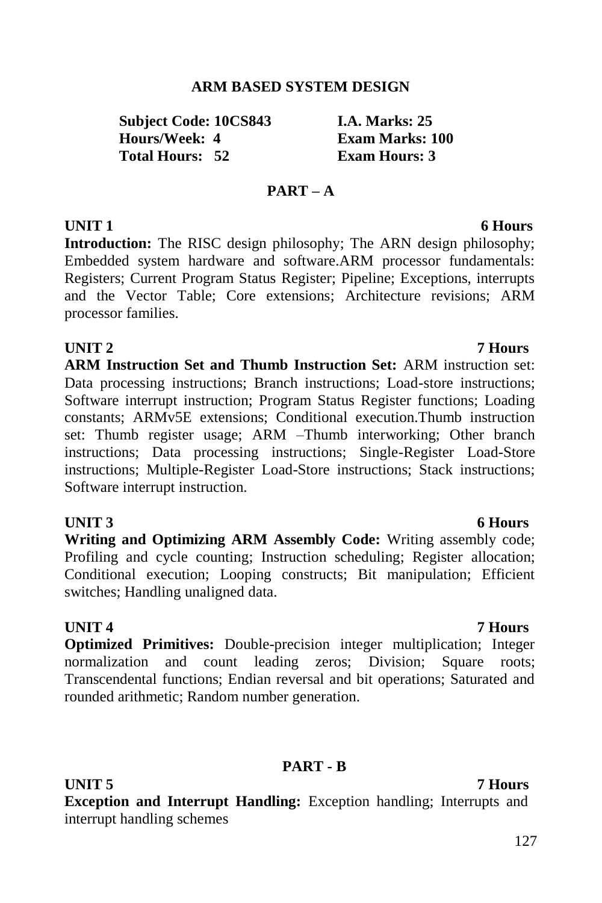# ARM BASED SYSTEM DESIGN

**Subject Code: 10CS843** | **I.A. Marks: 25**
**Hours/Week: 4** | **Exam Marks: 100**
**Total Hours: 52** | **Exam Hours: 3**

## PART – A

**UNIT 1** **6 Hours**

**Introduction:** The RISC design philosophy; The ARN design philosophy; Embedded system hardware and software.ARM processor fundamentals: Registers; Current Program Status Register; Pipeline; Exceptions, interrupts and the Vector Table; Core extensions; Architecture revisions; ARM processor families.

**UNIT 2** **7 Hours**

**ARM Instruction Set and Thumb Instruction Set:** ARM instruction set: Data processing instructions; Branch instructions; Load-store instructions; Software interrupt instruction; Program Status Register functions; Loading constants; ARMv5E extensions; Conditional execution.Thumb instruction set: Thumb register usage; ARM –Thumb interworking; Other branch instructions; Data processing instructions; Single-Register Load-Store instructions; Multiple-Register Load-Store instructions; Stack instructions; Software interrupt instruction.

**UNIT 3** **6 Hours**

**Writing and Optimizing ARM Assembly Code:** Writing assembly code; Profiling and cycle counting; Instruction scheduling; Register allocation; Conditional execution; Looping constructs; Bit manipulation; Efficient switches; Handling unaligned data.

**UNIT 4** **7 Hours**

**Optimized Primitives:** Double-precision integer multiplication; Integer normalization and count leading zeros; Division; Square roots; Transcendental functions; Endian reversal and bit operations; Saturated and rounded arithmetic; Random number generation.

## PART - B

**UNIT 5** **7 Hours**

**Exception and Interrupt Handling:** Exception handling; Interrupts and interrupt handling schemes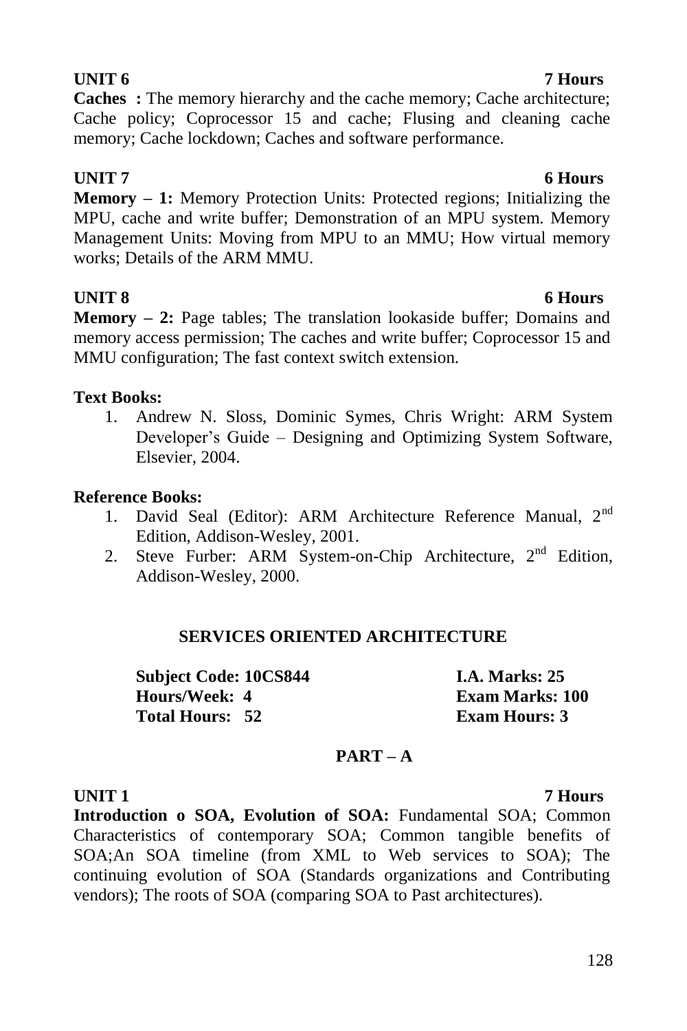**UNIT 6 7 Hours**

**Caches :** The memory hierarchy and the cache memory; Cache architecture; Cache policy; Coprocessor 15 and cache; Flusing and cleaning cache memory; Cache lockdown; Caches and software performance.

**UNIT 7 6 Hours**

**Memory – 1:** Memory Protection Units: Protected regions; Initializing the MPU, cache and write buffer; Demonstration of an MPU system. Memory Management Units: Moving from MPU to an MMU; How virtual memory works; Details of the ARM MMU.

**UNIT 8 6 Hours**

**Memory – 2:** Page tables; The translation lookaside buffer; Domains and memory access permission; The caches and write buffer; Coprocessor 15 and MMU configuration; The fast context switch extension.

**Text Books:**

1. Andrew N. Sloss, Dominic Symes, Chris Wright: ARM System Developer's Guide – Designing and Optimizing System Software, Elsevier, 2004.

**Reference Books:**

1. David Seal (Editor): ARM Architecture Reference Manual, 2nd Edition, Addison-Wesley, 2001.
2. Steve Furber: ARM System-on-Chip Architecture, 2nd Edition, Addison-Wesley, 2000.

## SERVICES ORIENTED ARCHITECTURE

**Subject Code: 10CS844** **I.A. Marks: 25**
**Hours/Week: 4** **Exam Marks: 100**
**Total Hours: 52** **Exam Hours: 3**

### PART – A

**UNIT 1 7 Hours**

**Introduction o SOA, Evolution of SOA:** Fundamental SOA; Common Characteristics of contemporary SOA; Common tangible benefits of SOA;An SOA timeline (from XML to Web services to SOA); The continuing evolution of SOA (Standards organizations and Contributing vendors); The roots of SOA (comparing SOA to Past architectures).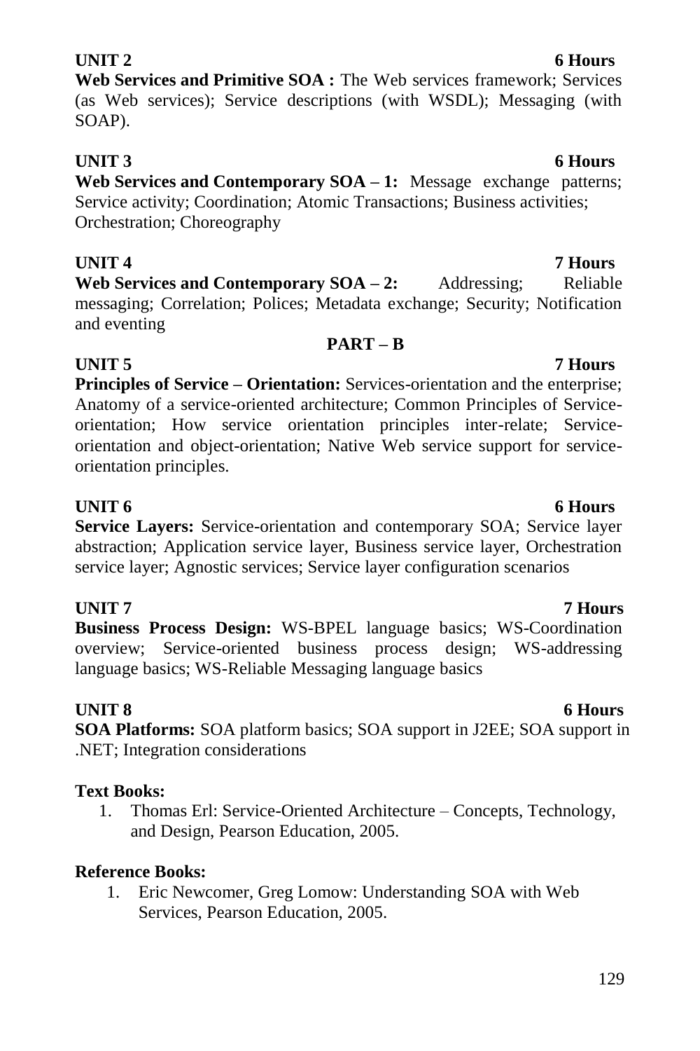**UNIT 2** **6 Hours**

**Web Services and Primitive SOA :** The Web services framework; Services (as Web services); Service descriptions (with WSDL); Messaging (with SOAP).

**UNIT 3** **6 Hours**

**Web Services and Contemporary SOA – 1:** Message exchange patterns; Service activity; Coordination; Atomic Transactions; Business activities; Orchestration; Choreography

**UNIT 4** **7 Hours**

**Web Services and Contemporary SOA – 2:** Addressing; Reliable messaging; Correlation; Polices; Metadata exchange; Security; Notification and eventing

**PART – B**

**UNIT 5** **7 Hours**

**Principles of Service – Orientation:** Services-orientation and the enterprise; Anatomy of a service-oriented architecture; Common Principles of Service-orientation; How service orientation principles inter-relate; Service-orientation and object-orientation; Native Web service support for service-orientation principles.

**UNIT 6** **6 Hours**

**Service Layers:** Service-orientation and contemporary SOA; Service layer abstraction; Application service layer, Business service layer, Orchestration service layer; Agnostic services; Service layer configuration scenarios

**UNIT 7** **7 Hours**

**Business Process Design:** WS-BPEL language basics; WS-Coordination overview; Service-oriented business process design; WS-addressing language basics; WS-Reliable Messaging language basics

**UNIT 8** **6 Hours**

**SOA Platforms:** SOA platform basics; SOA support in J2EE; SOA support in .NET; Integration considerations

**Text Books:**

1. Thomas Erl: Service-Oriented Architecture – Concepts, Technology, and Design, Pearson Education, 2005.

**Reference Books:**

1. Eric Newcomer, Greg Lomow: Understanding SOA with Web Services, Pearson Education, 2005.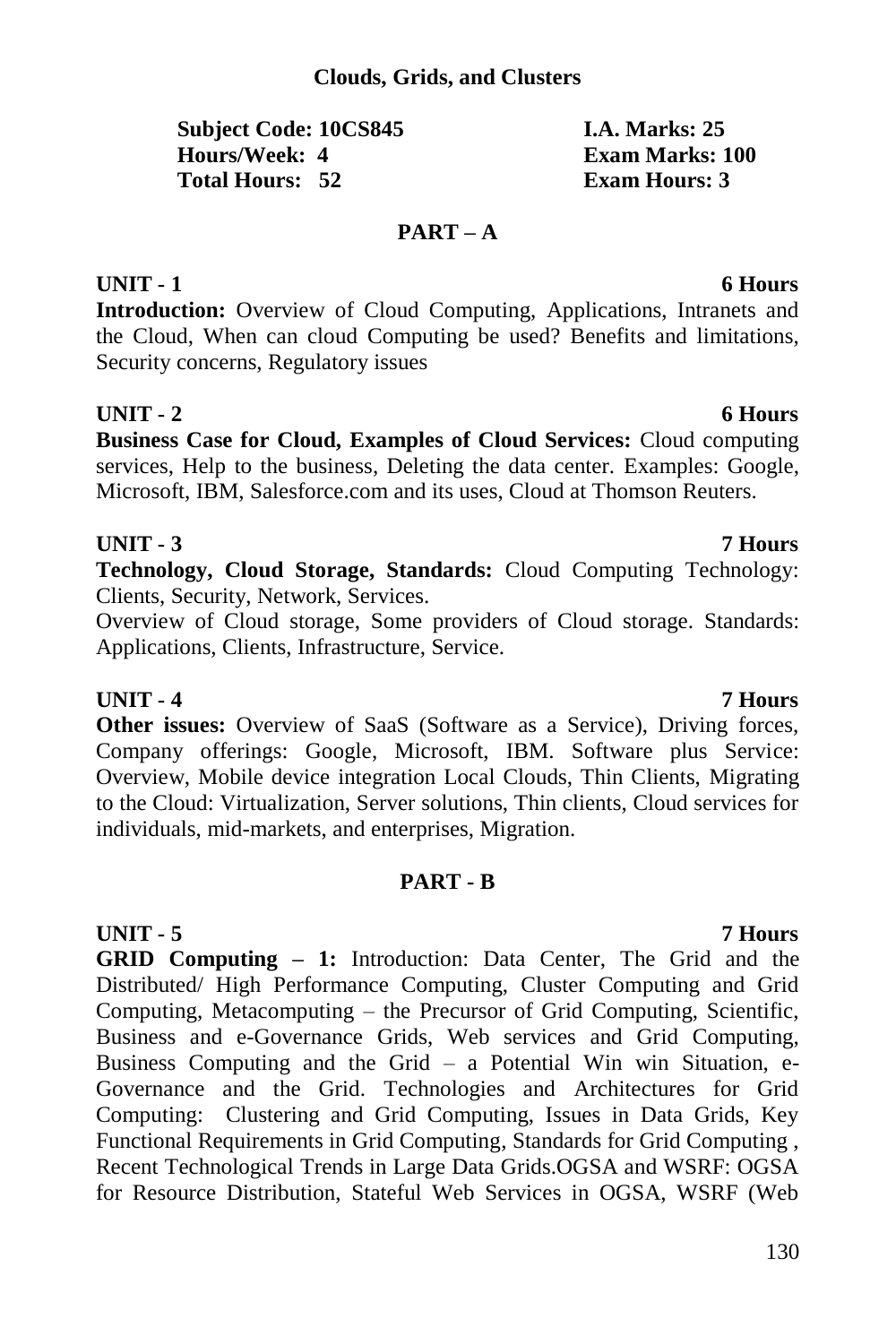## Clouds, Grids, and Clusters

| | |
|---|---|
| **Subject Code: 10CS845** | **I.A. Marks: 25** |
| **Hours/Week: 4** | **Exam Marks: 100** |
| **Total Hours: 52** | **Exam Hours: 3** |

### PART – A

**UNIT - 1** **6 Hours**

**Introduction:** Overview of Cloud Computing, Applications, Intranets and the Cloud, When can cloud Computing be used? Benefits and limitations, Security concerns, Regulatory issues

**UNIT - 2** **6 Hours**

**Business Case for Cloud, Examples of Cloud Services:** Cloud computing services, Help to the business, Deleting the data center. Examples: Google, Microsoft, IBM, Salesforce.com and its uses, Cloud at Thomson Reuters.

**UNIT - 3** **7 Hours**

**Technology, Cloud Storage, Standards:** Cloud Computing Technology: Clients, Security, Network, Services.

Overview of Cloud storage, Some providers of Cloud storage. Standards: Applications, Clients, Infrastructure, Service.

**UNIT - 4** **7 Hours**

**Other issues:** Overview of SaaS (Software as a Service), Driving forces, Company offerings: Google, Microsoft, IBM. Software plus Service: Overview, Mobile device integration Local Clouds, Thin Clients, Migrating to the Cloud: Virtualization, Server solutions, Thin clients, Cloud services for individuals, mid-markets, and enterprises, Migration.

### PART - B

**UNIT - 5** **7 Hours**

**GRID Computing – 1:** Introduction: Data Center, The Grid and the Distributed/ High Performance Computing, Cluster Computing and Grid Computing, Metacomputing – the Precursor of Grid Computing, Scientific, Business and e-Governance Grids, Web services and Grid Computing, Business Computing and the Grid – a Potential Win win Situation, e-Governance and the Grid. Technologies and Architectures for Grid Computing: Clustering and Grid Computing, Issues in Data Grids, Key Functional Requirements in Grid Computing, Standards for Grid Computing , Recent Technological Trends in Large Data Grids.OGSA and WSRF: OGSA for Resource Distribution, Stateful Web Services in OGSA, WSRF (Web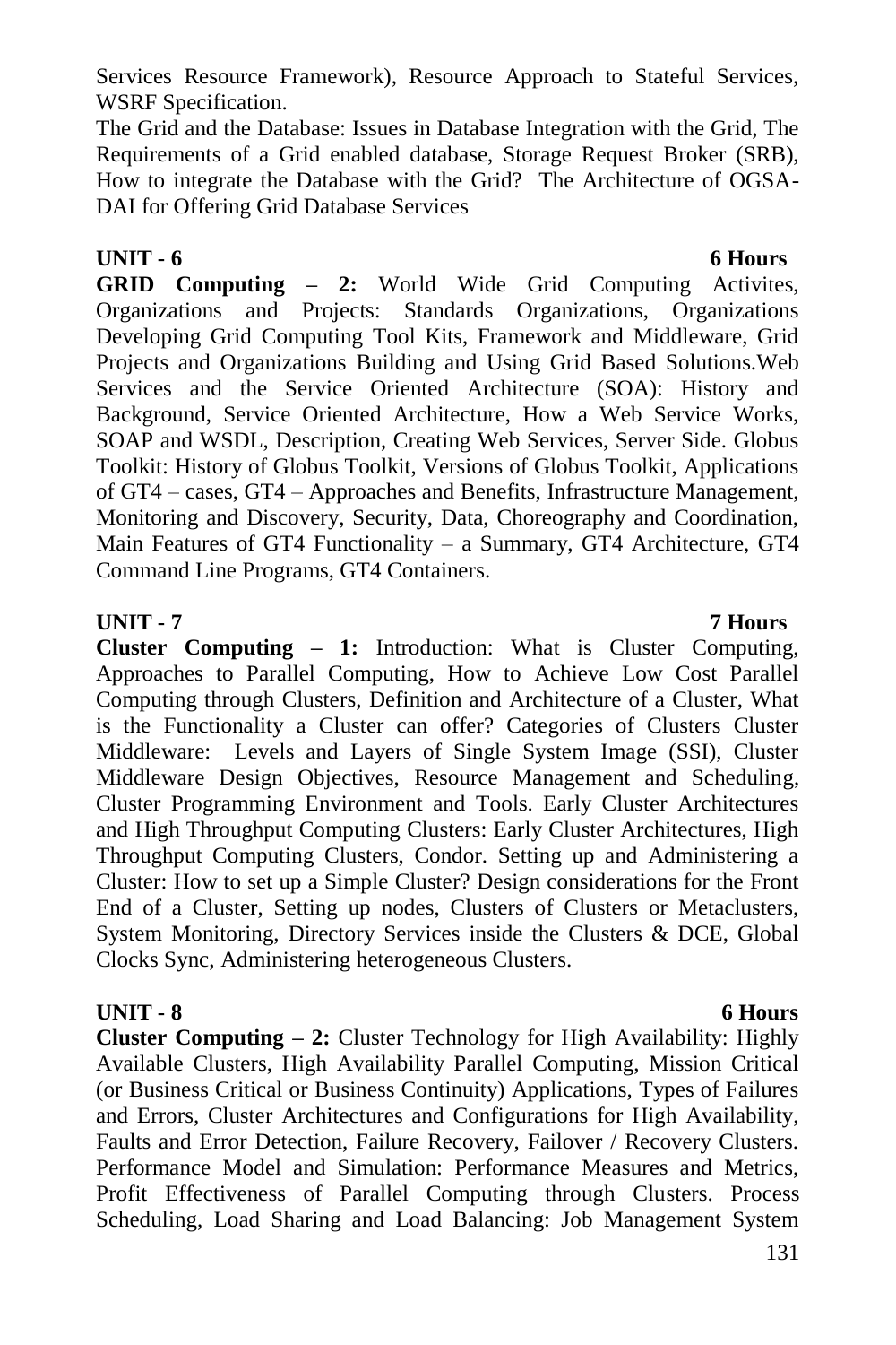Services Resource Framework), Resource Approach to Stateful Services, WSRF Specification.

The Grid and the Database: Issues in Database Integration with the Grid, The Requirements of a Grid enabled database, Storage Request Broker (SRB), How to integrate the Database with the Grid? The Architecture of OGSA-DAI for Offering Grid Database Services

**UNIT - 6** **6 Hours**

**GRID Computing – 2:** World Wide Grid Computing Activites, Organizations and Projects: Standards Organizations, Organizations Developing Grid Computing Tool Kits, Framework and Middleware, Grid Projects and Organizations Building and Using Grid Based Solutions.Web Services and the Service Oriented Architecture (SOA): History and Background, Service Oriented Architecture, How a Web Service Works, SOAP and WSDL, Description, Creating Web Services, Server Side. Globus Toolkit: History of Globus Toolkit, Versions of Globus Toolkit, Applications of GT4 – cases, GT4 – Approaches and Benefits, Infrastructure Management, Monitoring and Discovery, Security, Data, Choreography and Coordination, Main Features of GT4 Functionality – a Summary, GT4 Architecture, GT4 Command Line Programs, GT4 Containers.

**UNIT - 7** **7 Hours**

**Cluster Computing – 1:** Introduction: What is Cluster Computing, Approaches to Parallel Computing, How to Achieve Low Cost Parallel Computing through Clusters, Definition and Architecture of a Cluster, What is the Functionality a Cluster can offer? Categories of Clusters Cluster Middleware: Levels and Layers of Single System Image (SSI), Cluster Middleware Design Objectives, Resource Management and Scheduling, Cluster Programming Environment and Tools. Early Cluster Architectures and High Throughput Computing Clusters: Early Cluster Architectures, High Throughput Computing Clusters, Condor. Setting up and Administering a Cluster: How to set up a Simple Cluster? Design considerations for the Front End of a Cluster, Setting up nodes, Clusters of Clusters or Metaclusters, System Monitoring, Directory Services inside the Clusters & DCE, Global Clocks Sync, Administering heterogeneous Clusters.

**UNIT - 8** **6 Hours**

**Cluster Computing – 2:** Cluster Technology for High Availability: Highly Available Clusters, High Availability Parallel Computing, Mission Critical (or Business Critical or Business Continuity) Applications, Types of Failures and Errors, Cluster Architectures and Configurations for High Availability, Faults and Error Detection, Failure Recovery, Failover / Recovery Clusters. Performance Model and Simulation: Performance Measures and Metrics, Profit Effectiveness of Parallel Computing through Clusters. Process Scheduling, Load Sharing and Load Balancing: Job Management System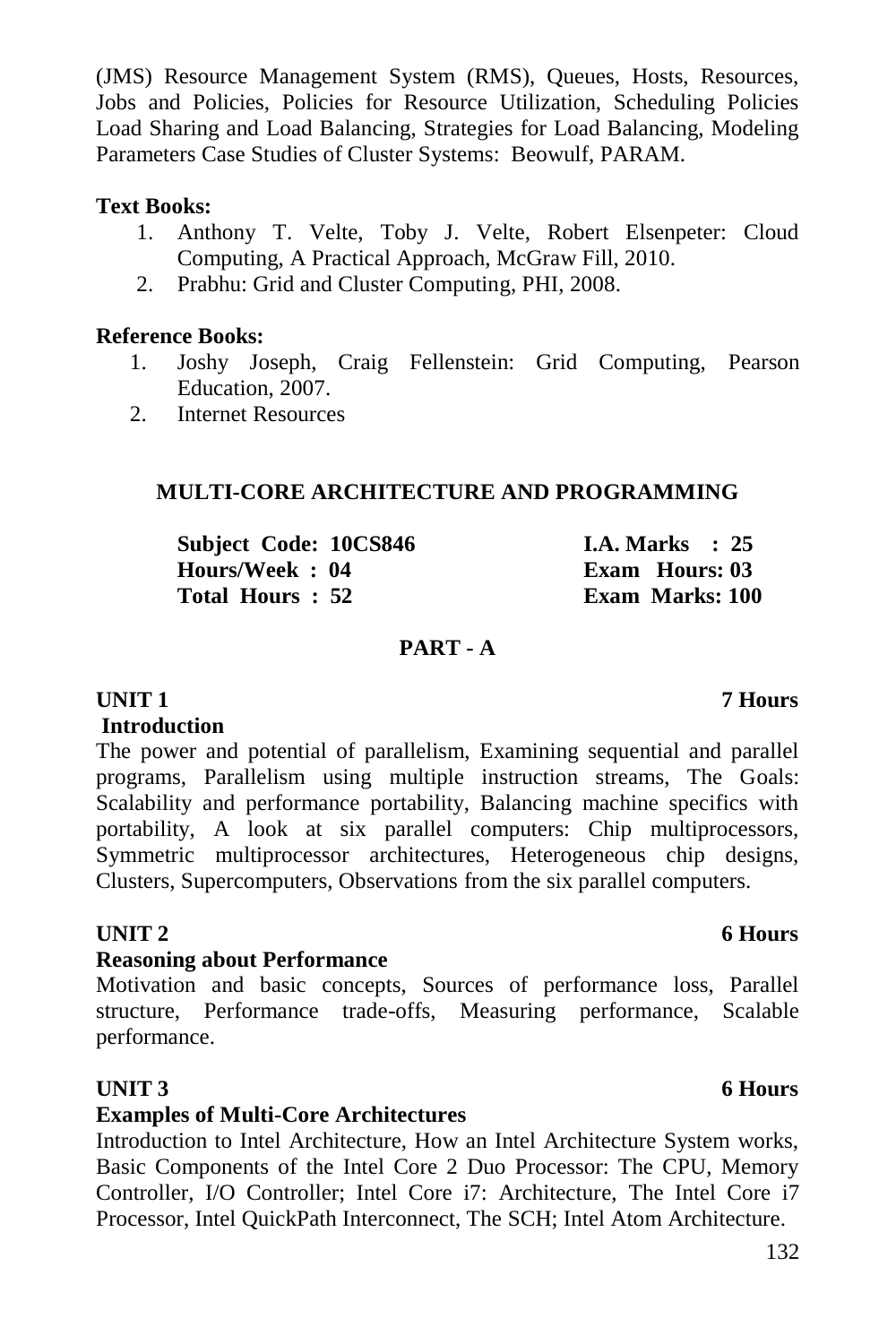(JMS) Resource Management System (RMS), Queues, Hosts, Resources, Jobs and Policies, Policies for Resource Utilization, Scheduling Policies Load Sharing and Load Balancing, Strategies for Load Balancing, Modeling Parameters Case Studies of Cluster Systems: Beowulf, PARAM.

**Text Books:**

1. Anthony T. Velte, Toby J. Velte, Robert Elsenpeter: Cloud Computing, A Practical Approach, McGraw Fill, 2010.
2. Prabhu: Grid and Cluster Computing, PHI, 2008.

**Reference Books:**

1. Joshy Joseph, Craig Fellenstein: Grid Computing, Pearson Education, 2007.
2. Internet Resources

## MULTI-CORE ARCHITECTURE AND PROGRAMMING

| | |
|---|---|
| **Subject Code: 10CS846** | **I.A. Marks : 25** |
| **Hours/Week : 04** | **Exam Hours: 03** |
| **Total Hours : 52** | **Exam Marks: 100** |

### PART - A

**UNIT 1** **7 Hours**

**Introduction**

The power and potential of parallelism, Examining sequential and parallel programs, Parallelism using multiple instruction streams, The Goals: Scalability and performance portability, Balancing machine specifics with portability, A look at six parallel computers: Chip multiprocessors, Symmetric multiprocessor architectures, Heterogeneous chip designs, Clusters, Supercomputers, Observations from the six parallel computers.

**UNIT 2** **6 Hours**

**Reasoning about Performance**

Motivation and basic concepts, Sources of performance loss, Parallel structure, Performance trade-offs, Measuring performance, Scalable performance.

**UNIT 3** **6 Hours**

**Examples of Multi-Core Architectures**

Introduction to Intel Architecture, How an Intel Architecture System works, Basic Components of the Intel Core 2 Duo Processor: The CPU, Memory Controller, I/O Controller; Intel Core i7: Architecture, The Intel Core i7 Processor, Intel QuickPath Interconnect, The SCH; Intel Atom Architecture.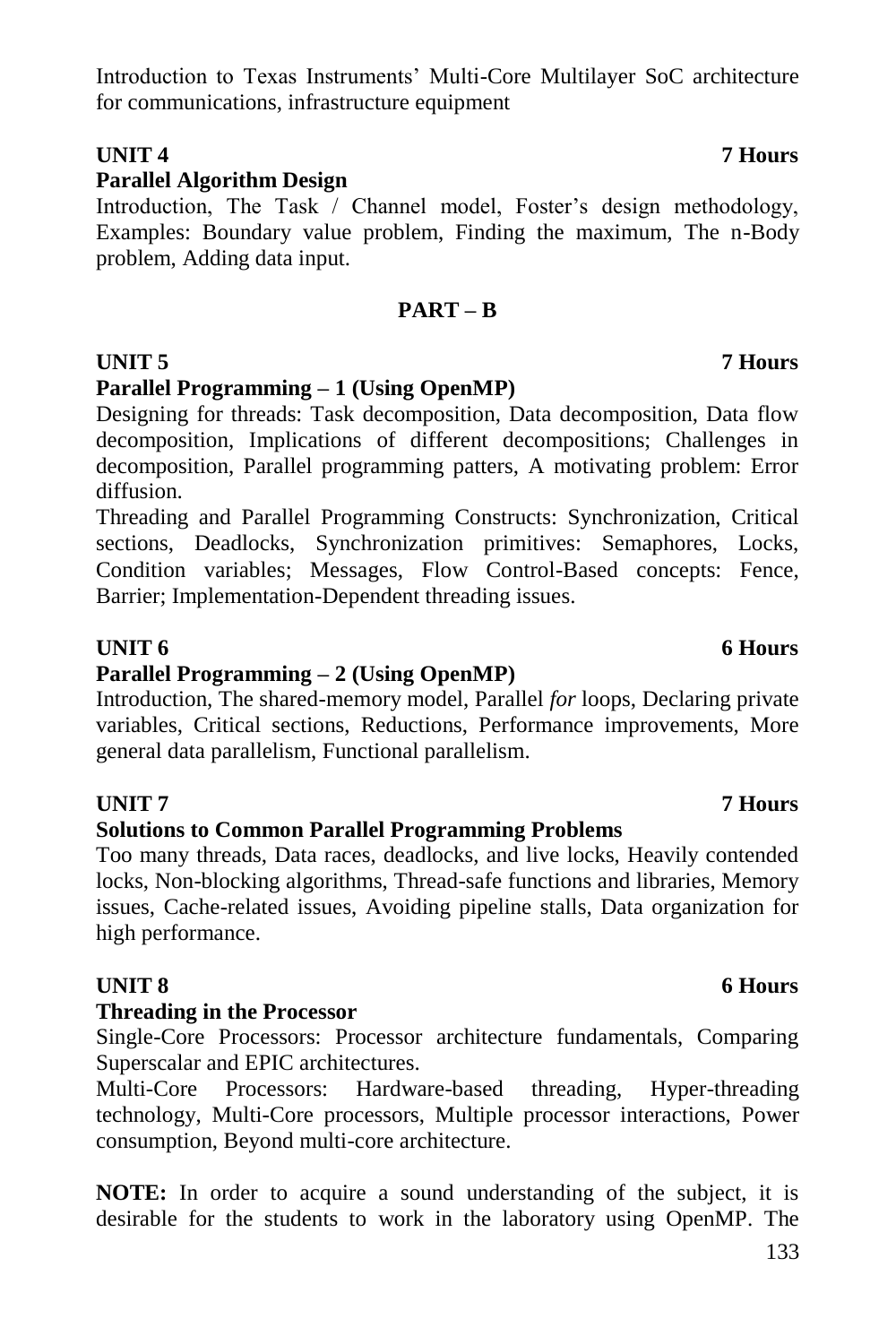Introduction to Texas Instruments' Multi-Core Multilayer SoC architecture for communications, infrastructure equipment

**UNIT 4** **7 Hours**

**Parallel Algorithm Design**

Introduction, The Task / Channel model, Foster's design methodology, Examples: Boundary value problem, Finding the maximum, The n-Body problem, Adding data input.

## PART – B

**UNIT 5** **7 Hours**

**Parallel Programming – 1 (Using OpenMP)**

Designing for threads: Task decomposition, Data decomposition, Data flow decomposition, Implications of different decompositions; Challenges in decomposition, Parallel programming patters, A motivating problem: Error diffusion.

Threading and Parallel Programming Constructs: Synchronization, Critical sections, Deadlocks, Synchronization primitives: Semaphores, Locks, Condition variables; Messages, Flow Control-Based concepts: Fence, Barrier; Implementation-Dependent threading issues.

**UNIT 6** **6 Hours**

**Parallel Programming – 2 (Using OpenMP)**

Introduction, The shared-memory model, Parallel *for* loops, Declaring private variables, Critical sections, Reductions, Performance improvements, More general data parallelism, Functional parallelism.

**UNIT 7** **7 Hours**

**Solutions to Common Parallel Programming Problems**

Too many threads, Data races, deadlocks, and live locks, Heavily contended locks, Non-blocking algorithms, Thread-safe functions and libraries, Memory issues, Cache-related issues, Avoiding pipeline stalls, Data organization for high performance.

**UNIT 8** **6 Hours**

**Threading in the Processor**

Single-Core Processors: Processor architecture fundamentals, Comparing Superscalar and EPIC architectures.

Multi-Core Processors: Hardware-based threading, Hyper-threading technology, Multi-Core processors, Multiple processor interactions, Power consumption, Beyond multi-core architecture.

**NOTE:** In order to acquire a sound understanding of the subject, it is desirable for the students to work in the laboratory using OpenMP. The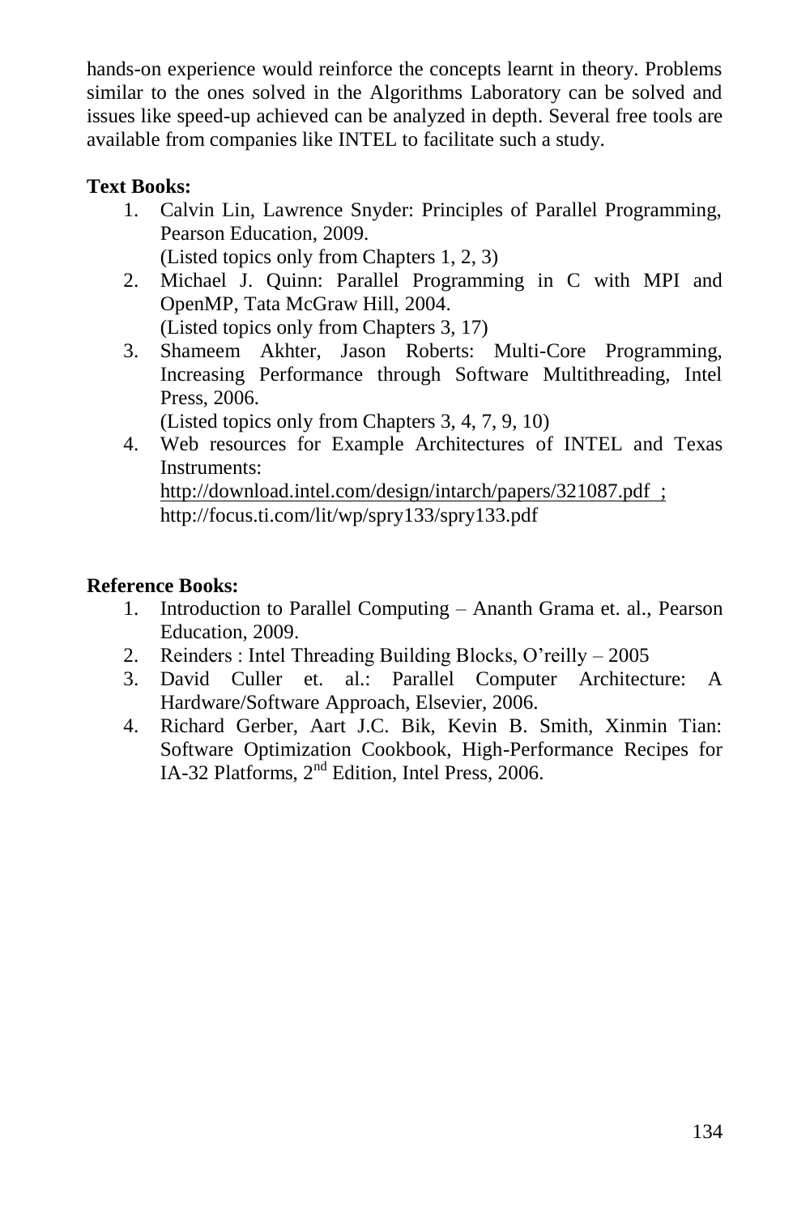hands-on experience would reinforce the concepts learnt in theory. Problems similar to the ones solved in the Algorithms Laboratory can be solved and issues like speed-up achieved can be analyzed in depth. Several free tools are available from companies like INTEL to facilitate such a study.

**Text Books:**

1. Calvin Lin, Lawrence Snyder: Principles of Parallel Programming, Pearson Education, 2009.
   (Listed topics only from Chapters 1, 2, 3)
2. Michael J. Quinn: Parallel Programming in C with MPI and OpenMP, Tata McGraw Hill, 2004.
   (Listed topics only from Chapters 3, 17)
3. Shameem Akhter, Jason Roberts: Multi-Core Programming, Increasing Performance through Software Multithreading, Intel Press, 2006.
   (Listed topics only from Chapters 3, 4, 7, 9, 10)
4. Web resources for Example Architectures of INTEL and Texas Instruments:
   http://download.intel.com/design/intarch/papers/321087.pdf ;
   http://focus.ti.com/lit/wp/spry133/spry133.pdf

**Reference Books:**

1. Introduction to Parallel Computing – Ananth Grama et. al., Pearson Education, 2009.
2. Reinders : Intel Threading Building Blocks, O'reilly – 2005
3. David Culler et. al.: Parallel Computer Architecture: A Hardware/Software Approach, Elsevier, 2006.
4. Richard Gerber, Aart J.C. Bik, Kevin B. Smith, Xinmin Tian: Software Optimization Cookbook, High-Performance Recipes for IA-32 Platforms, 2nd Edition, Intel Press, 2006.